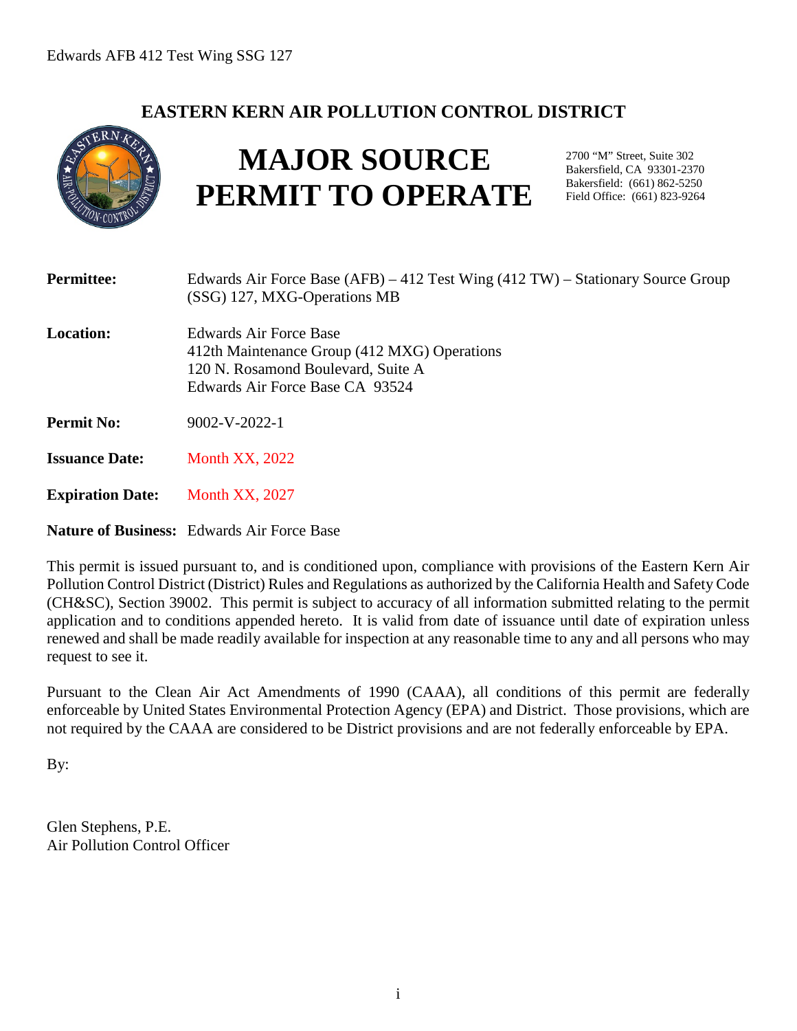# EASTERN KERN AIR POLLUTION CONTROL DISTRICT

# MAJOR SOURCE PERMIT TO OPERATE

2700 "M" Street, Suite 302
Bakersfield, CA 93301-2370
Bakersfield: (661) 862-5250
Field Office: (661) 823-9264

**Permittee:** Edwards Air Force Base (AFB) – 412 Test Wing (412 TW) – Stationary Source Group (SSG) 127, MXG-Operations MB

**Location:** Edwards Air Force Base
412th Maintenance Group (412 MXG) Operations
120 N. Rosamond Boulevard, Suite A
Edwards Air Force Base CA 93524

**Permit No:** 9002-V-2022-1

**Issuance Date:** Month XX, 2022

**Expiration Date:** Month XX, 2027

**Nature of Business:** Edwards Air Force Base

This permit is issued pursuant to, and is conditioned upon, compliance with provisions of the Eastern Kern Air Pollution Control District (District) Rules and Regulations as authorized by the California Health and Safety Code (CH&SC), Section 39002. This permit is subject to accuracy of all information submitted relating to the permit application and to conditions appended hereto. It is valid from date of issuance until date of expiration unless renewed and shall be made readily available for inspection at any reasonable time to any and all persons who may request to see it.

Pursuant to the Clean Air Act Amendments of 1990 (CAAA), all conditions of this permit are federally enforceable by United States Environmental Protection Agency (EPA) and District. Those provisions, which are not required by the CAAA are considered to be District provisions and are not federally enforceable by EPA.

By:

Glen Stephens, P.E.
Air Pollution Control Officer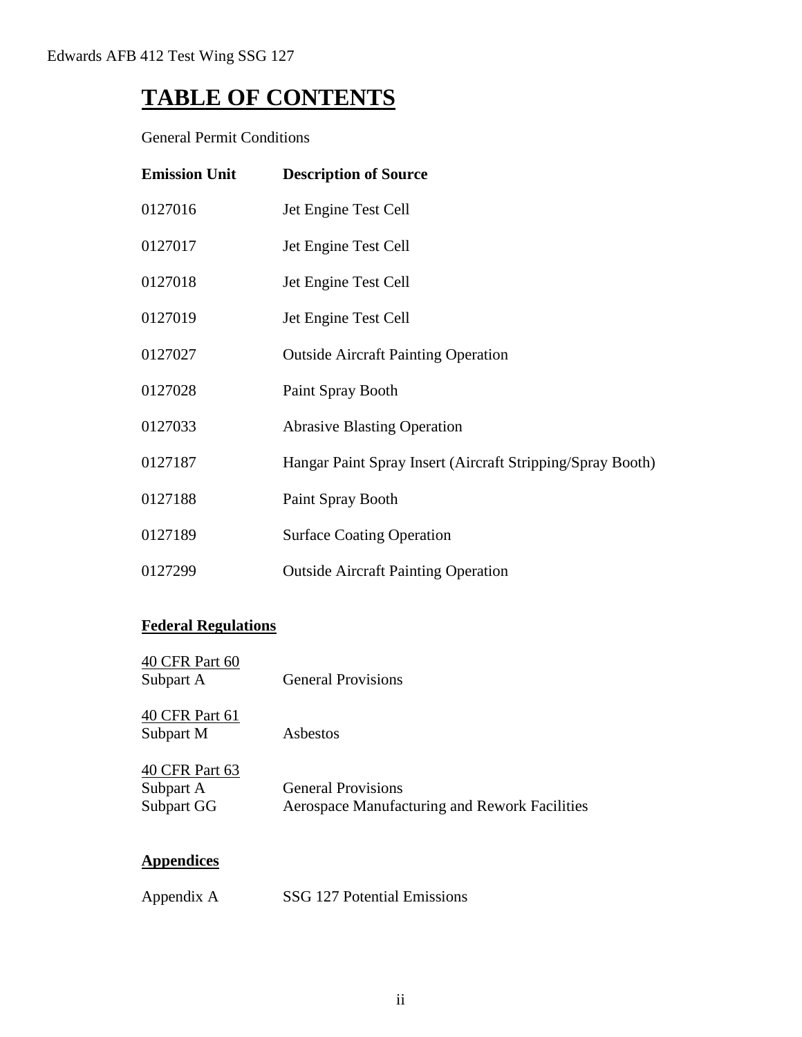# TABLE OF CONTENTS

General Permit Conditions

| Emission Unit | Description of Source |
|---|---|
| 0127016 | Jet Engine Test Cell |
| 0127017 | Jet Engine Test Cell |
| 0127018 | Jet Engine Test Cell |
| 0127019 | Jet Engine Test Cell |
| 0127027 | Outside Aircraft Painting Operation |
| 0127028 | Paint Spray Booth |
| 0127033 | Abrasive Blasting Operation |
| 0127187 | Hangar Paint Spray Insert (Aircraft Stripping/Spray Booth) |
| 0127188 | Paint Spray Booth |
| 0127189 | Surface Coating Operation |
| 0127299 | Outside Aircraft Painting Operation |

**Federal Regulations**

40 CFR Part 60
Subpart A — General Provisions

40 CFR Part 61
Subpart M — Asbestos

40 CFR Part 63
Subpart A — General Provisions
Subpart GG — Aerospace Manufacturing and Rework Facilities

**Appendices**

Appendix A — SSG 127 Potential Emissions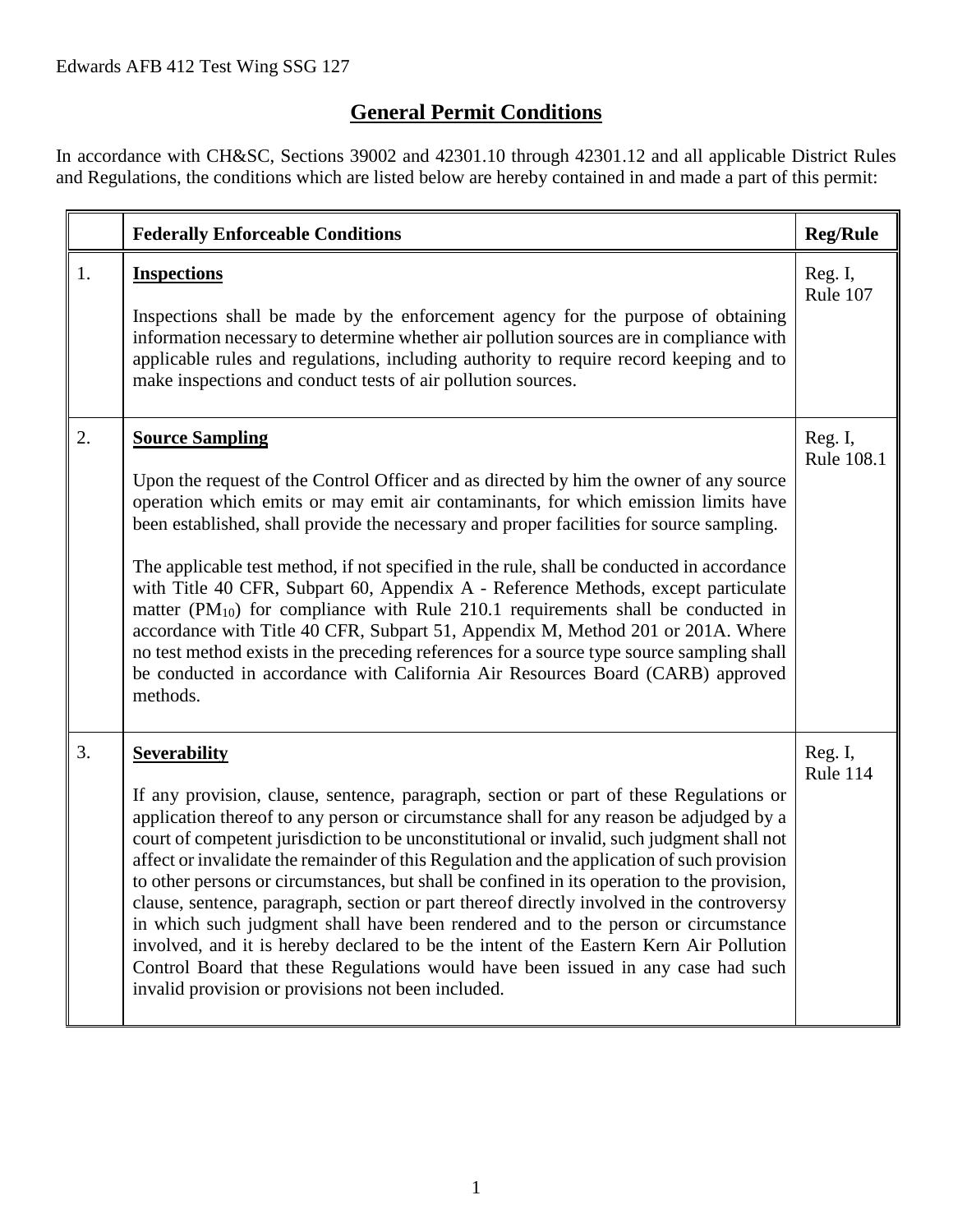## General Permit Conditions

In accordance with CH&SC, Sections 39002 and 42301.10 through 42301.12 and all applicable District Rules and Regulations, the conditions which are listed below are hereby contained in and made a part of this permit:

| | Federally Enforceable Conditions | Reg/Rule |
|---|---|---|
| 1. | **Inspections**<br><br>Inspections shall be made by the enforcement agency for the purpose of obtaining information necessary to determine whether air pollution sources are in compliance with applicable rules and regulations, including authority to require record keeping and to make inspections and conduct tests of air pollution sources. | Reg. I, Rule 107 |
| 2. | **Source Sampling**<br><br>Upon the request of the Control Officer and as directed by him the owner of any source operation which emits or may emit air contaminants, for which emission limits have been established, shall provide the necessary and proper facilities for source sampling.<br><br>The applicable test method, if not specified in the rule, shall be conducted in accordance with Title 40 CFR, Subpart 60, Appendix A - Reference Methods, except particulate matter ($PM_{10}$) for compliance with Rule 210.1 requirements shall be conducted in accordance with Title 40 CFR, Subpart 51, Appendix M, Method 201 or 201A. Where no test method exists in the preceding references for a source type source sampling shall be conducted in accordance with California Air Resources Board (CARB) approved methods. | Reg. I, Rule 108.1 |
| 3. | **Severability**<br><br>If any provision, clause, sentence, paragraph, section or part of these Regulations or application thereof to any person or circumstance shall for any reason be adjudged by a court of competent jurisdiction to be unconstitutional or invalid, such judgment shall not affect or invalidate the remainder of this Regulation and the application of such provision to other persons or circumstances, but shall be confined in its operation to the provision, clause, sentence, paragraph, section or part thereof directly involved in the controversy in which such judgment shall have been rendered and to the person or circumstance involved, and it is hereby declared to be the intent of the Eastern Kern Air Pollution Control Board that these Regulations would have been issued in any case had such invalid provision or provisions not been included. | Reg. I, Rule 114 |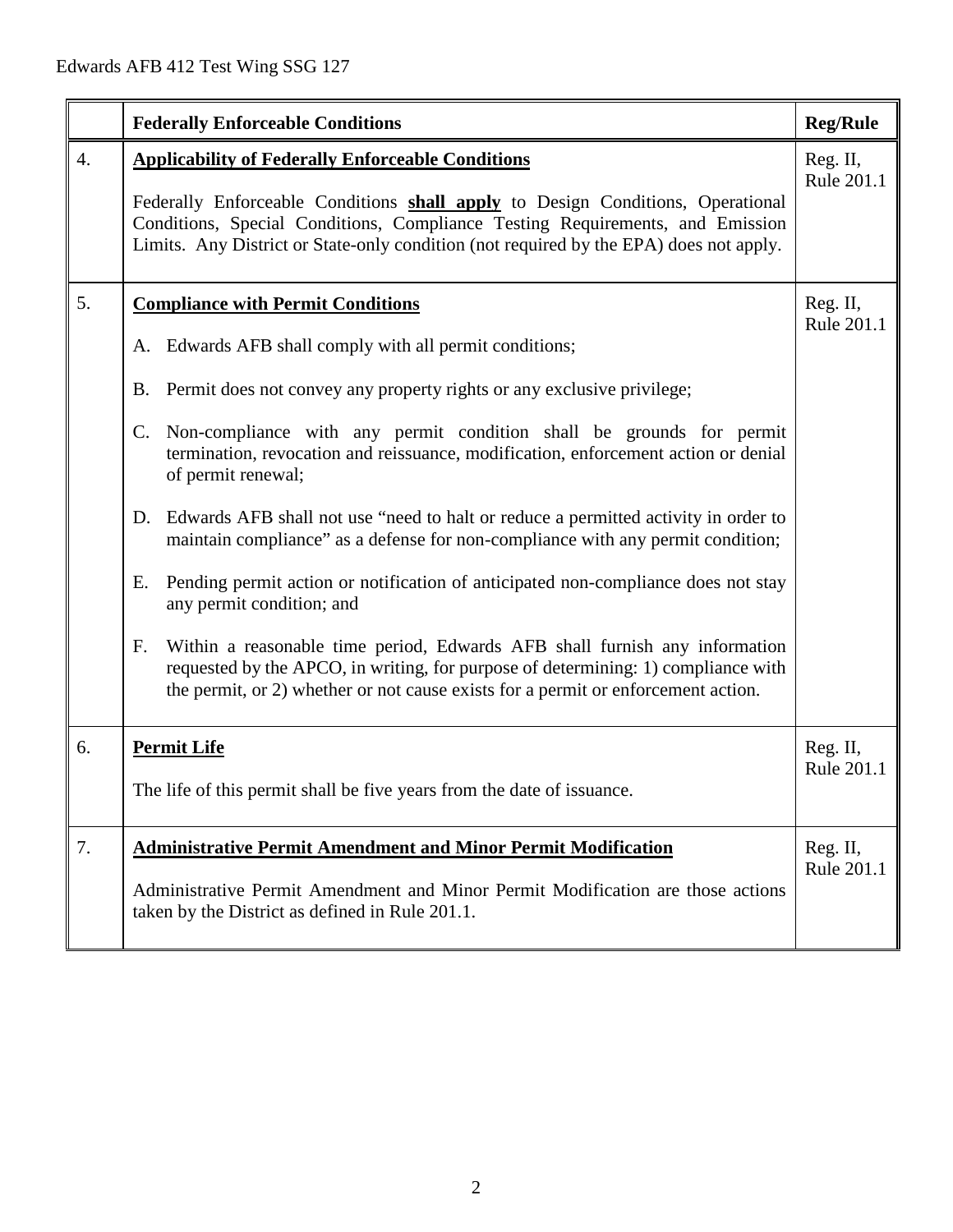|  | **Federally Enforceable Conditions** | **Reg/Rule** |
|---|---|---|
| 4. | **<u>Applicability of Federally Enforceable Conditions</u>**<br><br>Federally Enforceable Conditions **<u>shall apply</u>** to Design Conditions, Operational Conditions, Special Conditions, Compliance Testing Requirements, and Emission Limits. Any District or State-only condition (not required by the EPA) does not apply. | Reg. II, Rule 201.1 |
| 5. | **<u>Compliance with Permit Conditions</u>**<br><br>A. Edwards AFB shall comply with all permit conditions;<br><br>B. Permit does not convey any property rights or any exclusive privilege;<br><br>C. Non-compliance with any permit condition shall be grounds for permit termination, revocation and reissuance, modification, enforcement action or denial of permit renewal;<br><br>D. Edwards AFB shall not use "need to halt or reduce a permitted activity in order to maintain compliance" as a defense for non-compliance with any permit condition;<br><br>E. Pending permit action or notification of anticipated non-compliance does not stay any permit condition; and<br><br>F. Within a reasonable time period, Edwards AFB shall furnish any information requested by the APCO, in writing, for purpose of determining: 1) compliance with the permit, or 2) whether or not cause exists for a permit or enforcement action. | Reg. II, Rule 201.1 |
| 6. | **<u>Permit Life</u>**<br><br>The life of this permit shall be five years from the date of issuance. | Reg. II, Rule 201.1 |
| 7. | **<u>Administrative Permit Amendment and Minor Permit Modification</u>**<br><br>Administrative Permit Amendment and Minor Permit Modification are those actions taken by the District as defined in Rule 201.1. | Reg. II, Rule 201.1 |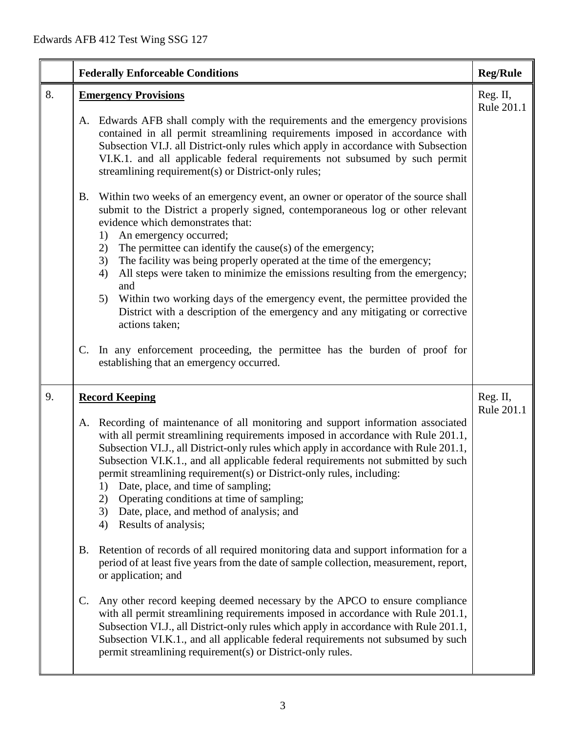| | Federally Enforceable Conditions | Reg/Rule |
|---|---|---|
| 8. | **Emergency Provisions**<br><br>A. Edwards AFB shall comply with the requirements and the emergency provisions contained in all permit streamlining requirements imposed in accordance with Subsection VI.J. all District-only rules which apply in accordance with Subsection VI.K.1. and all applicable federal requirements not subsumed by such permit streamlining requirement(s) or District-only rules;<br><br>B. Within two weeks of an emergency event, an owner or operator of the source shall submit to the District a properly signed, contemporaneous log or other relevant evidence which demonstrates that:<br>1) An emergency occurred;<br>2) The permittee can identify the cause(s) of the emergency;<br>3) The facility was being properly operated at the time of the emergency;<br>4) All steps were taken to minimize the emissions resulting from the emergency; and<br>5) Within two working days of the emergency event, the permittee provided the District with a description of the emergency and any mitigating or corrective actions taken;<br><br>C. In any enforcement proceeding, the permittee has the burden of proof for establishing that an emergency occurred. | Reg. II, Rule 201.1 |
| 9. | **Record Keeping**<br><br>A. Recording of maintenance of all monitoring and support information associated with all permit streamlining requirements imposed in accordance with Rule 201.1, Subsection VI.J., all District-only rules which apply in accordance with Rule 201.1, Subsection VI.K.1., and all applicable federal requirements not submitted by such permit streamlining requirement(s) or District-only rules, including:<br>1) Date, place, and time of sampling;<br>2) Operating conditions at time of sampling;<br>3) Date, place, and method of analysis; and<br>4) Results of analysis;<br><br>B. Retention of records of all required monitoring data and support information for a period of at least five years from the date of sample collection, measurement, report, or application; and<br><br>C. Any other record keeping deemed necessary by the APCO to ensure compliance with all permit streamlining requirements imposed in accordance with Rule 201.1, Subsection VI.J., all District-only rules which apply in accordance with Rule 201.1, Subsection VI.K.1., and all applicable federal requirements not subsumed by such permit streamlining requirement(s) or District-only rules. | Reg. II, Rule 201.1 |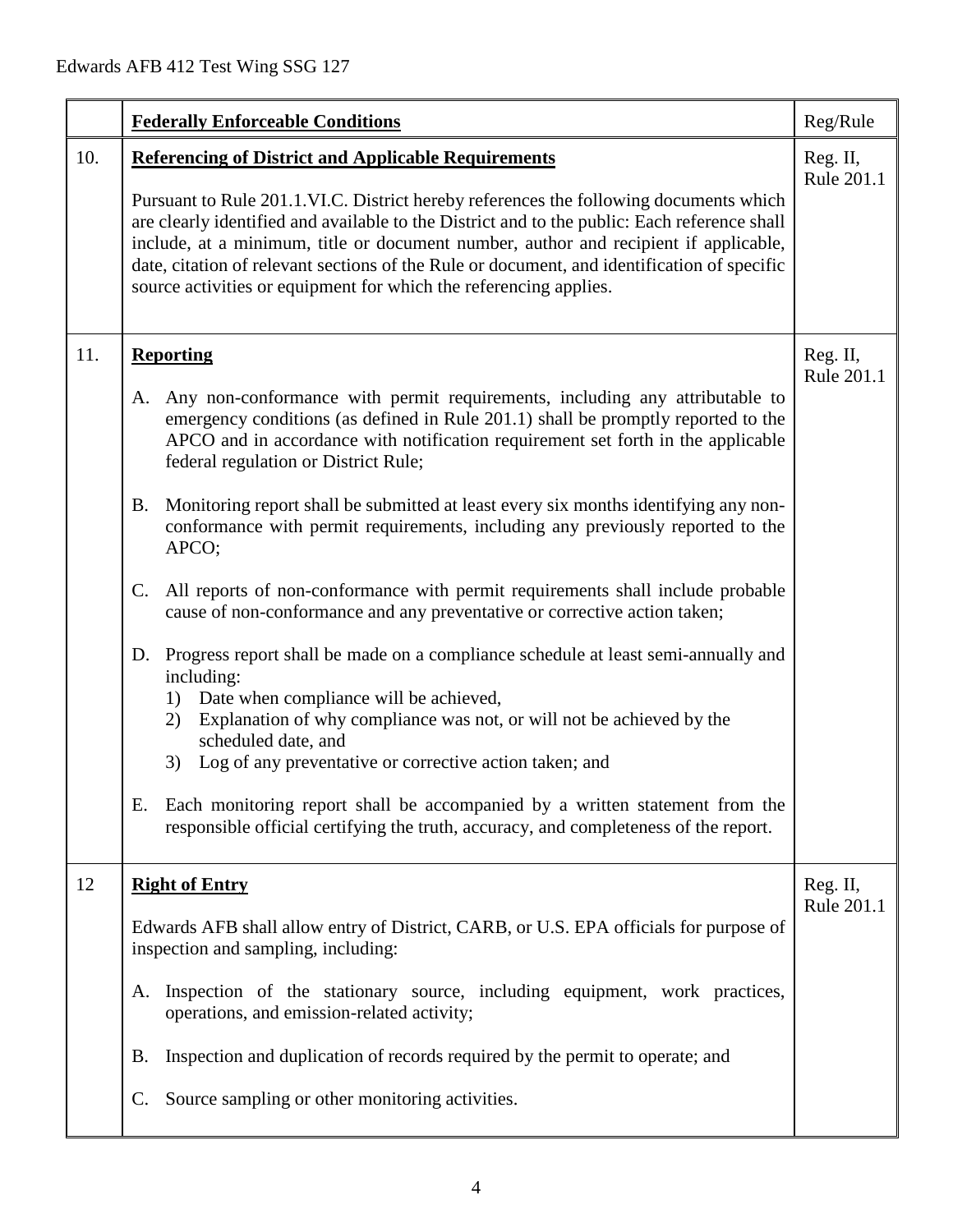| | **Federally Enforceable Conditions** | Reg/Rule |
|---|---|---|
| 10. | **Referencing of District and Applicable Requirements**<br><br>Pursuant to Rule 201.1.VI.C. District hereby references the following documents which are clearly identified and available to the District and to the public: Each reference shall include, at a minimum, title or document number, author and recipient if applicable, date, citation of relevant sections of the Rule or document, and identification of specific source activities or equipment for which the referencing applies. | Reg. II, Rule 201.1 |
| 11. | **Reporting**<br><br>A. Any non-conformance with permit requirements, including any attributable to emergency conditions (as defined in Rule 201.1) shall be promptly reported to the APCO and in accordance with notification requirement set forth in the applicable federal regulation or District Rule;<br><br>B. Monitoring report shall be submitted at least every six months identifying any non-conformance with permit requirements, including any previously reported to the APCO;<br><br>C. All reports of non-conformance with permit requirements shall include probable cause of non-conformance and any preventative or corrective action taken;<br><br>D. Progress report shall be made on a compliance schedule at least semi-annually and including:<br>1) Date when compliance will be achieved,<br>2) Explanation of why compliance was not, or will not be achieved by the scheduled date, and<br>3) Log of any preventative or corrective action taken; and<br><br>E. Each monitoring report shall be accompanied by a written statement from the responsible official certifying the truth, accuracy, and completeness of the report. | Reg. II, Rule 201.1 |
| 12 | **Right of Entry**<br><br>Edwards AFB shall allow entry of District, CARB, or U.S. EPA officials for purpose of inspection and sampling, including:<br><br>A. Inspection of the stationary source, including equipment, work practices, operations, and emission-related activity;<br><br>B. Inspection and duplication of records required by the permit to operate; and<br><br>C. Source sampling or other monitoring activities. | Reg. II, Rule 201.1 |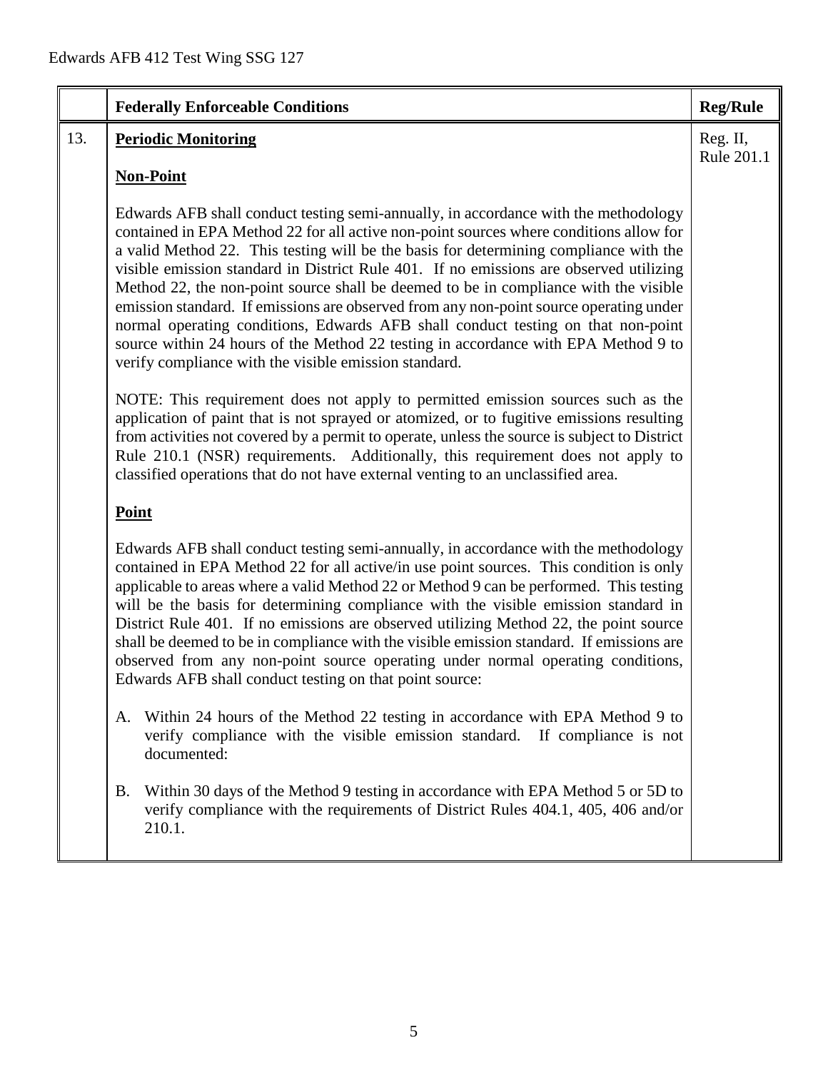| | Federally Enforceable Conditions | Reg/Rule |
|---|---|---|
| 13. | **Periodic Monitoring**<br><br>**Non-Point**<br><br>Edwards AFB shall conduct testing semi-annually, in accordance with the methodology contained in EPA Method 22 for all active non-point sources where conditions allow for a valid Method 22. This testing will be the basis for determining compliance with the visible emission standard in District Rule 401. If no emissions are observed utilizing Method 22, the non-point source shall be deemed to be in compliance with the visible emission standard. If emissions are observed from any non-point source operating under normal operating conditions, Edwards AFB shall conduct testing on that non-point source within 24 hours of the Method 22 testing in accordance with EPA Method 9 to verify compliance with the visible emission standard.<br><br>NOTE: This requirement does not apply to permitted emission sources such as the application of paint that is not sprayed or atomized, or to fugitive emissions resulting from activities not covered by a permit to operate, unless the source is subject to District Rule 210.1 (NSR) requirements. Additionally, this requirement does not apply to classified operations that do not have external venting to an unclassified area.<br><br>**Point**<br><br>Edwards AFB shall conduct testing semi-annually, in accordance with the methodology contained in EPA Method 22 for all active/in use point sources. This condition is only applicable to areas where a valid Method 22 or Method 9 can be performed. This testing will be the basis for determining compliance with the visible emission standard in District Rule 401. If no emissions are observed utilizing Method 22, the point source shall be deemed to be in compliance with the visible emission standard. If emissions are observed from any non-point source operating under normal operating conditions, Edwards AFB shall conduct testing on that point source:<br><br>A. Within 24 hours of the Method 22 testing in accordance with EPA Method 9 to verify compliance with the visible emission standard. If compliance is not documented:<br><br>B. Within 30 days of the Method 9 testing in accordance with EPA Method 5 or 5D to verify compliance with the requirements of District Rules 404.1, 405, 406 and/or 210.1. | Reg. II, Rule 201.1 |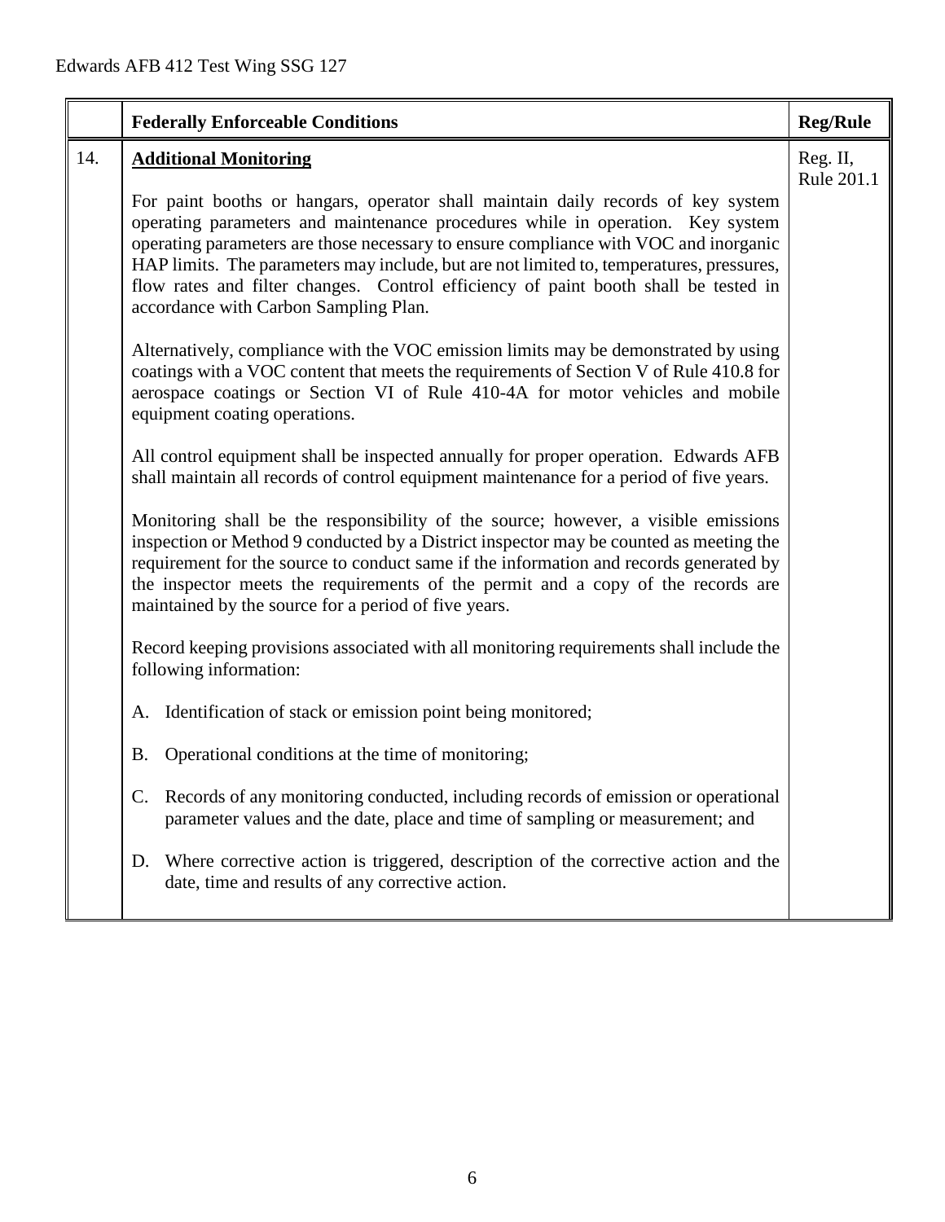| | Federally Enforceable Conditions | Reg/Rule |
|---|---|---|
| 14. | **Additional Monitoring**<br><br>For paint booths or hangars, operator shall maintain daily records of key system operating parameters and maintenance procedures while in operation. Key system operating parameters are those necessary to ensure compliance with VOC and inorganic HAP limits. The parameters may include, but are not limited to, temperatures, pressures, flow rates and filter changes. Control efficiency of paint booth shall be tested in accordance with Carbon Sampling Plan.<br><br>Alternatively, compliance with the VOC emission limits may be demonstrated by using coatings with a VOC content that meets the requirements of Section V of Rule 410.8 for aerospace coatings or Section VI of Rule 410-4A for motor vehicles and mobile equipment coating operations.<br><br>All control equipment shall be inspected annually for proper operation. Edwards AFB shall maintain all records of control equipment maintenance for a period of five years.<br><br>Monitoring shall be the responsibility of the source; however, a visible emissions inspection or Method 9 conducted by a District inspector may be counted as meeting the requirement for the source to conduct same if the information and records generated by the inspector meets the requirements of the permit and a copy of the records are maintained by the source for a period of five years.<br><br>Record keeping provisions associated with all monitoring requirements shall include the following information:<br><br>A. Identification of stack or emission point being monitored;<br><br>B. Operational conditions at the time of monitoring;<br><br>C. Records of any monitoring conducted, including records of emission or operational parameter values and the date, place and time of sampling or measurement; and<br><br>D. Where corrective action is triggered, description of the corrective action and the date, time and results of any corrective action. | Reg. II, Rule 201.1 |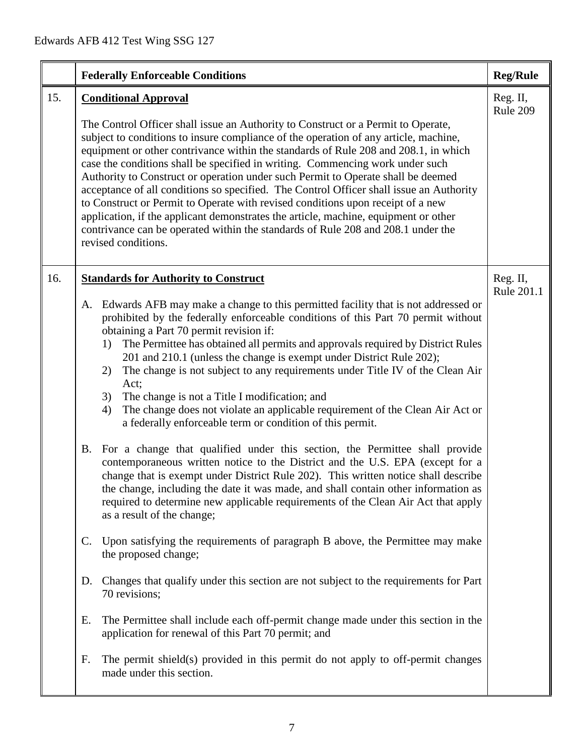| | Federally Enforceable Conditions | Reg/Rule |
|---|---|---|
| 15. | **<u>Conditional Approval</u>**<br><br>The Control Officer shall issue an Authority to Construct or a Permit to Operate, subject to conditions to insure compliance of the operation of any article, machine, equipment or other contrivance within the standards of Rule 208 and 208.1, in which case the conditions shall be specified in writing. Commencing work under such Authority to Construct or operation under such Permit to Operate shall be deemed acceptance of all conditions so specified. The Control Officer shall issue an Authority to Construct or Permit to Operate with revised conditions upon receipt of a new application, if the applicant demonstrates the article, machine, equipment or other contrivance can be operated within the standards of Rule 208 and 208.1 under the revised conditions. | Reg. II, Rule 209 |
| 16. | **<u>Standards for Authority to Construct</u>**<br><br>A. Edwards AFB may make a change to this permitted facility that is not addressed or prohibited by the federally enforceable conditions of this Part 70 permit without obtaining a Part 70 permit revision if:<br>1) The Permittee has obtained all permits and approvals required by District Rules 201 and 210.1 (unless the change is exempt under District Rule 202);<br>2) The change is not subject to any requirements under Title IV of the Clean Air Act;<br>3) The change is not a Title I modification; and<br>4) The change does not violate an applicable requirement of the Clean Air Act or a federally enforceable term or condition of this permit.<br><br>B. For a change that qualified under this section, the Permittee shall provide contemporaneous written notice to the District and the U.S. EPA (except for a change that is exempt under District Rule 202). This written notice shall describe the change, including the date it was made, and shall contain other information as required to determine new applicable requirements of the Clean Air Act that apply as a result of the change;<br><br>C. Upon satisfying the requirements of paragraph B above, the Permittee may make the proposed change;<br><br>D. Changes that qualify under this section are not subject to the requirements for Part 70 revisions;<br><br>E. The Permittee shall include each off-permit change made under this section in the application for renewal of this Part 70 permit; and<br><br>F. The permit shield(s) provided in this permit do not apply to off-permit changes made under this section. | Reg. II, Rule 201.1 |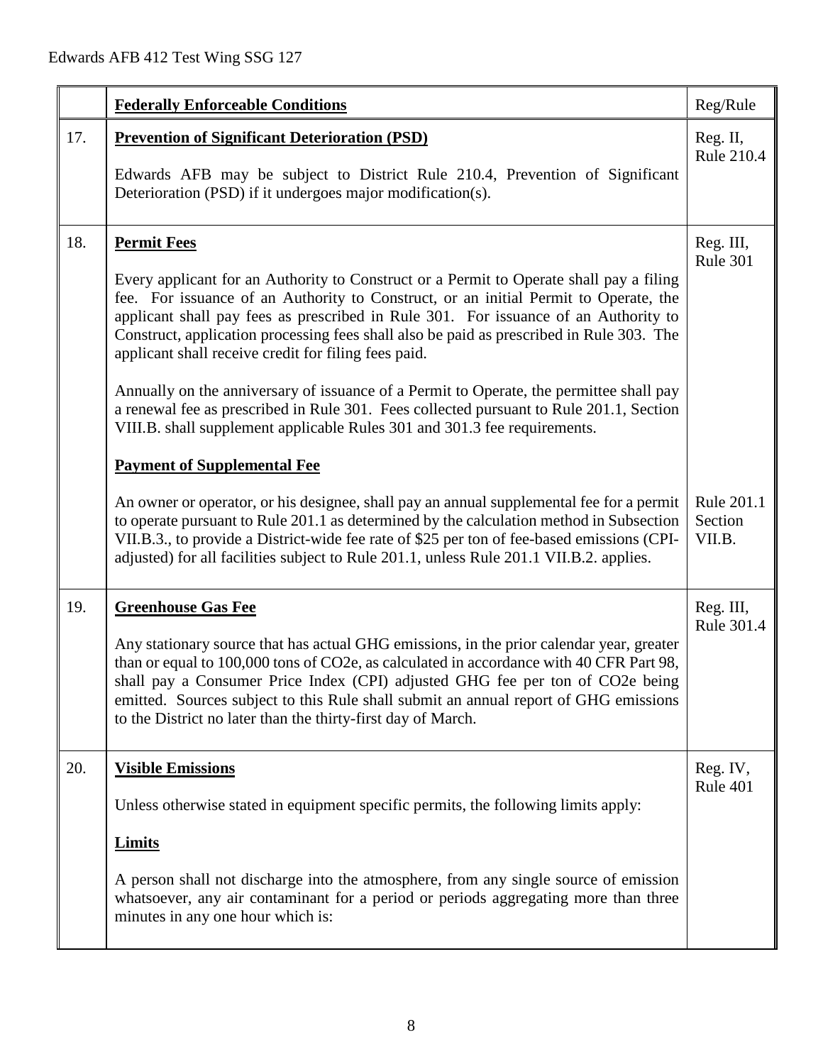| | **Federally Enforceable Conditions** | Reg/Rule |
|---|---|---|
| 17. | **Prevention of Significant Deterioration (PSD)**<br><br>Edwards AFB may be subject to District Rule 210.4, Prevention of Significant Deterioration (PSD) if it undergoes major modification(s). | Reg. II, Rule 210.4 |
| 18. | **Permit Fees**<br><br>Every applicant for an Authority to Construct or a Permit to Operate shall pay a filing fee. For issuance of an Authority to Construct, or an initial Permit to Operate, the applicant shall pay fees as prescribed in Rule 301. For issuance of an Authority to Construct, application processing fees shall also be paid as prescribed in Rule 303. The applicant shall receive credit for filing fees paid.<br><br>Annually on the anniversary of issuance of a Permit to Operate, the permittee shall pay a renewal fee as prescribed in Rule 301. Fees collected pursuant to Rule 201.1, Section VIII.B. shall supplement applicable Rules 301 and 301.3 fee requirements. | Reg. III, Rule 301 |
| | **Payment of Supplemental Fee**<br><br>An owner or operator, or his designee, shall pay an annual supplemental fee for a permit to operate pursuant to Rule 201.1 as determined by the calculation method in Subsection VII.B.3., to provide a District-wide fee rate of $25 per ton of fee-based emissions (CPI-adjusted) for all facilities subject to Rule 201.1, unless Rule 201.1 VII.B.2. applies. | Rule 201.1 Section VII.B. |
| 19. | **Greenhouse Gas Fee**<br><br>Any stationary source that has actual GHG emissions, in the prior calendar year, greater than or equal to 100,000 tons of CO2e, as calculated in accordance with 40 CFR Part 98, shall pay a Consumer Price Index (CPI) adjusted GHG fee per ton of CO2e being emitted. Sources subject to this Rule shall submit an annual report of GHG emissions to the District no later than the thirty-first day of March. | Reg. III, Rule 301.4 |
| 20. | **Visible Emissions**<br><br>Unless otherwise stated in equipment specific permits, the following limits apply:<br><br>**Limits**<br><br>A person shall not discharge into the atmosphere, from any single source of emission whatsoever, any air contaminant for a period or periods aggregating more than three minutes in any one hour which is: | Reg. IV, Rule 401 |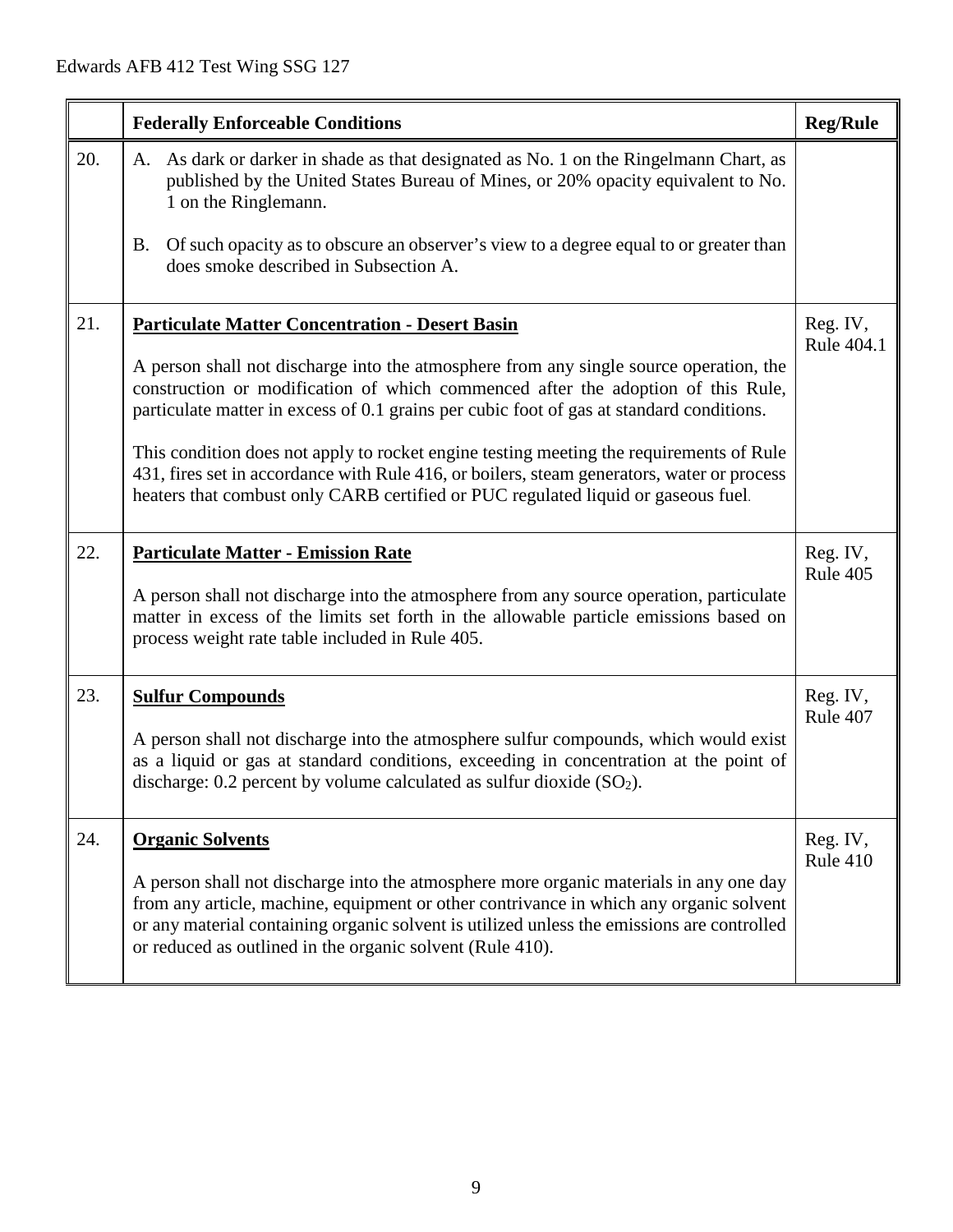| | Federally Enforceable Conditions | Reg/Rule |
|---|---|---|
| 20. | A. As dark or darker in shade as that designated as No. 1 on the Ringelmann Chart, as published by the United States Bureau of Mines, or 20% opacity equivalent to No. 1 on the Ringlemann.<br><br>B. Of such opacity as to obscure an observer's view to a degree equal to or greater than does smoke described in Subsection A. | |
| 21. | **Particulate Matter Concentration - Desert Basin**<br><br>A person shall not discharge into the atmosphere from any single source operation, the construction or modification of which commenced after the adoption of this Rule, particulate matter in excess of 0.1 grains per cubic foot of gas at standard conditions.<br><br>This condition does not apply to rocket engine testing meeting the requirements of Rule 431, fires set in accordance with Rule 416, or boilers, steam generators, water or process heaters that combust only CARB certified or PUC regulated liquid or gaseous fuel. | Reg. IV, Rule 404.1 |
| 22. | **Particulate Matter - Emission Rate**<br><br>A person shall not discharge into the atmosphere from any source operation, particulate matter in excess of the limits set forth in the allowable particle emissions based on process weight rate table included in Rule 405. | Reg. IV, Rule 405 |
| 23. | **Sulfur Compounds**<br><br>A person shall not discharge into the atmosphere sulfur compounds, which would exist as a liquid or gas at standard conditions, exceeding in concentration at the point of discharge: 0.2 percent by volume calculated as sulfur dioxide ($SO_2$). | Reg. IV, Rule 407 |
| 24. | **Organic Solvents**<br><br>A person shall not discharge into the atmosphere more organic materials in any one day from any article, machine, equipment or other contrivance in which any organic solvent or any material containing organic solvent is utilized unless the emissions are controlled or reduced as outlined in the organic solvent (Rule 410). | Reg. IV, Rule 410 |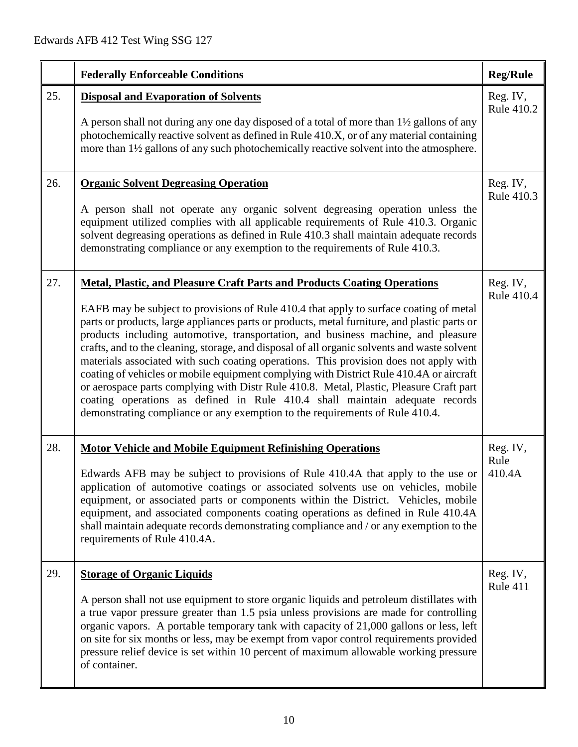|  | Federally Enforceable Conditions | Reg/Rule |
|---|---|---|
| 25. | **Disposal and Evaporation of Solvents**<br><br>A person shall not during any one day disposed of a total of more than 1½ gallons of any photochemically reactive solvent as defined in Rule 410.X, or of any material containing more than 1½ gallons of any such photochemically reactive solvent into the atmosphere. | Reg. IV, Rule 410.2 |
| 26. | **Organic Solvent Degreasing Operation**<br><br>A person shall not operate any organic solvent degreasing operation unless the equipment utilized complies with all applicable requirements of Rule 410.3. Organic solvent degreasing operations as defined in Rule 410.3 shall maintain adequate records demonstrating compliance or any exemption to the requirements of Rule 410.3. | Reg. IV, Rule 410.3 |
| 27. | **Metal, Plastic, and Pleasure Craft Parts and Products Coating Operations**<br><br>EAFB may be subject to provisions of Rule 410.4 that apply to surface coating of metal parts or products, large appliances parts or products, metal furniture, and plastic parts or products including automotive, transportation, and business machine, and pleasure crafts, and to the cleaning, storage, and disposal of all organic solvents and waste solvent materials associated with such coating operations. This provision does not apply with coating of vehicles or mobile equipment complying with District Rule 410.4A or aircraft or aerospace parts complying with Distr Rule 410.8. Metal, Plastic, Pleasure Craft part coating operations as defined in Rule 410.4 shall maintain adequate records demonstrating compliance or any exemption to the requirements of Rule 410.4. | Reg. IV, Rule 410.4 |
| 28. | **Motor Vehicle and Mobile Equipment Refinishing Operations**<br><br>Edwards AFB may be subject to provisions of Rule 410.4A that apply to the use or application of automotive coatings or associated solvents use on vehicles, mobile equipment, or associated parts or components within the District. Vehicles, mobile equipment, and associated components coating operations as defined in Rule 410.4A shall maintain adequate records demonstrating compliance and / or any exemption to the requirements of Rule 410.4A. | Reg. IV, Rule 410.4A |
| 29. | **Storage of Organic Liquids**<br><br>A person shall not use equipment to store organic liquids and petroleum distillates with a true vapor pressure greater than 1.5 psia unless provisions are made for controlling organic vapors. A portable temporary tank with capacity of 21,000 gallons or less, left on site for six months or less, may be exempt from vapor control requirements provided pressure relief device is set within 10 percent of maximum allowable working pressure of container. | Reg. IV, Rule 411 |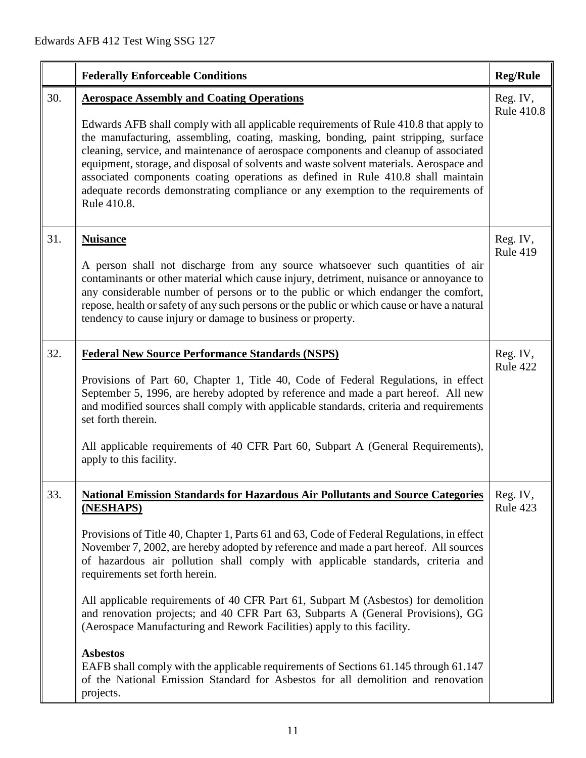| | Federally Enforceable Conditions | Reg/Rule |
|---|---|---|
| 30. | **Aerospace Assembly and Coating Operations**<br><br>Edwards AFB shall comply with all applicable requirements of Rule 410.8 that apply to the manufacturing, assembling, coating, masking, bonding, paint stripping, surface cleaning, service, and maintenance of aerospace components and cleanup of associated equipment, storage, and disposal of solvents and waste solvent materials. Aerospace and associated components coating operations as defined in Rule 410.8 shall maintain adequate records demonstrating compliance or any exemption to the requirements of Rule 410.8. | Reg. IV, Rule 410.8 |
| 31. | **Nuisance**<br><br>A person shall not discharge from any source whatsoever such quantities of air contaminants or other material which cause injury, detriment, nuisance or annoyance to any considerable number of persons or to the public or which endanger the comfort, repose, health or safety of any such persons or the public or which cause or have a natural tendency to cause injury or damage to business or property. | Reg. IV, Rule 419 |
| 32. | **Federal New Source Performance Standards (NSPS)**<br><br>Provisions of Part 60, Chapter 1, Title 40, Code of Federal Regulations, in effect September 5, 1996, are hereby adopted by reference and made a part hereof. All new and modified sources shall comply with applicable standards, criteria and requirements set forth therein.<br><br>All applicable requirements of 40 CFR Part 60, Subpart A (General Requirements), apply to this facility. | Reg. IV, Rule 422 |
| 33. | **National Emission Standards for Hazardous Air Pollutants and Source Categories (NESHAPS)**<br><br>Provisions of Title 40, Chapter 1, Parts 61 and 63, Code of Federal Regulations, in effect November 7, 2002, are hereby adopted by reference and made a part hereof. All sources of hazardous air pollution shall comply with applicable standards, criteria and requirements set forth herein.<br><br>All applicable requirements of 40 CFR Part 61, Subpart M (Asbestos) for demolition and renovation projects; and 40 CFR Part 63, Subparts A (General Provisions), GG (Aerospace Manufacturing and Rework Facilities) apply to this facility.<br><br>**Asbestos**<br>EAFB shall comply with the applicable requirements of Sections 61.145 through 61.147 of the National Emission Standard for Asbestos for all demolition and renovation projects. | Reg. IV, Rule 423 |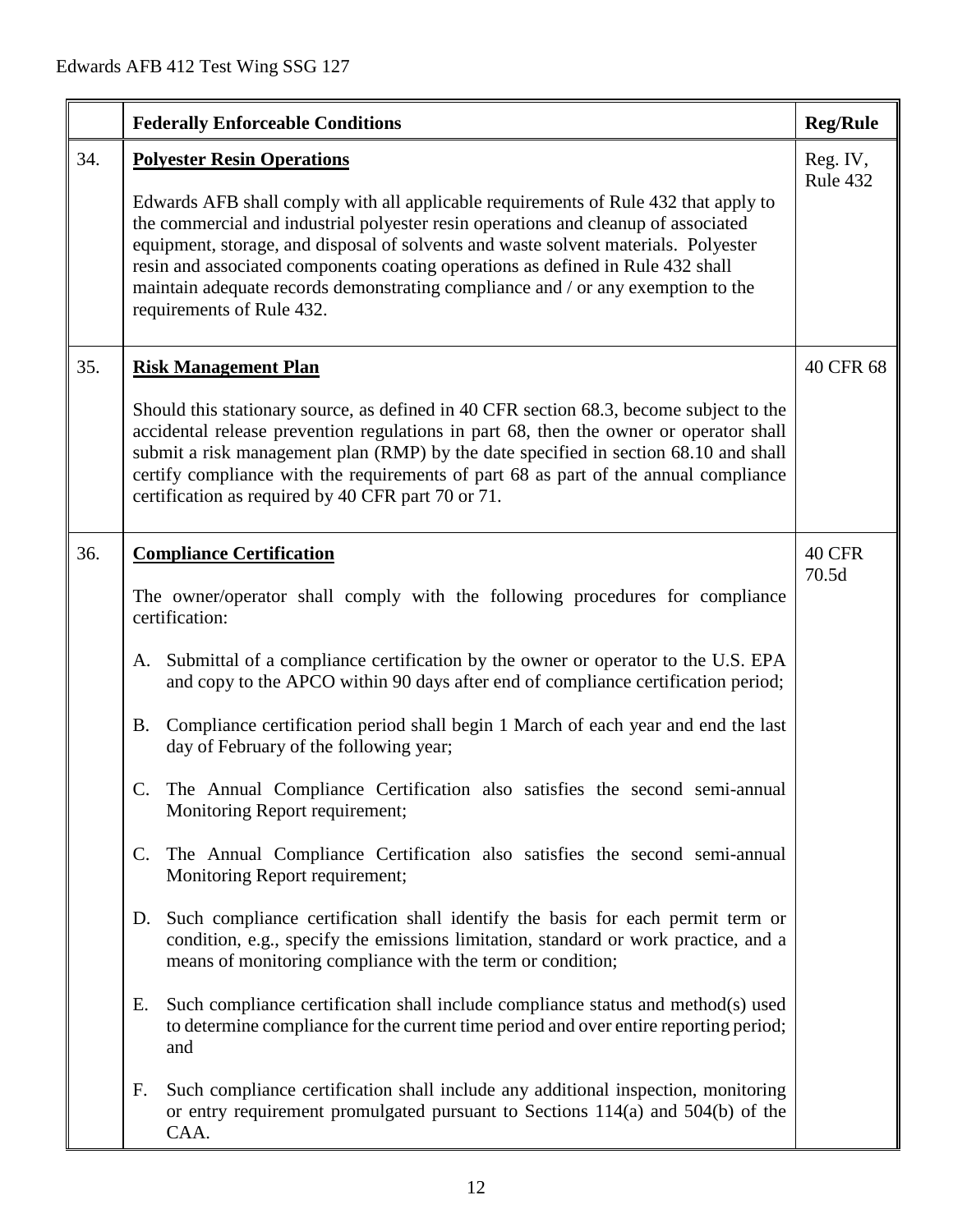| | Federally Enforceable Conditions | Reg/Rule |
|---|---|---|
| 34. | **Polyester Resin Operations**<br><br>Edwards AFB shall comply with all applicable requirements of Rule 432 that apply to the commercial and industrial polyester resin operations and cleanup of associated equipment, storage, and disposal of solvents and waste solvent materials. Polyester resin and associated components coating operations as defined in Rule 432 shall maintain adequate records demonstrating compliance and / or any exemption to the requirements of Rule 432. | Reg. IV, Rule 432 |
| 35. | **Risk Management Plan**<br><br>Should this stationary source, as defined in 40 CFR section 68.3, become subject to the accidental release prevention regulations in part 68, then the owner or operator shall submit a risk management plan (RMP) by the date specified in section 68.10 and shall certify compliance with the requirements of part 68 as part of the annual compliance certification as required by 40 CFR part 70 or 71. | 40 CFR 68 |
| 36. | **Compliance Certification**<br><br>The owner/operator shall comply with the following procedures for compliance certification:<br><br>A. Submittal of a compliance certification by the owner or operator to the U.S. EPA and copy to the APCO within 90 days after end of compliance certification period;<br><br>B. Compliance certification period shall begin 1 March of each year and end the last day of February of the following year;<br><br>C. The Annual Compliance Certification also satisfies the second semi-annual Monitoring Report requirement;<br><br>C. The Annual Compliance Certification also satisfies the second semi-annual Monitoring Report requirement;<br><br>D. Such compliance certification shall identify the basis for each permit term or condition, e.g., specify the emissions limitation, standard or work practice, and a means of monitoring compliance with the term or condition;<br><br>E. Such compliance certification shall include compliance status and method(s) used to determine compliance for the current time period and over entire reporting period; and<br><br>F. Such compliance certification shall include any additional inspection, monitoring or entry requirement promulgated pursuant to Sections 114(a) and 504(b) of the CAA. | 40 CFR 70.5d |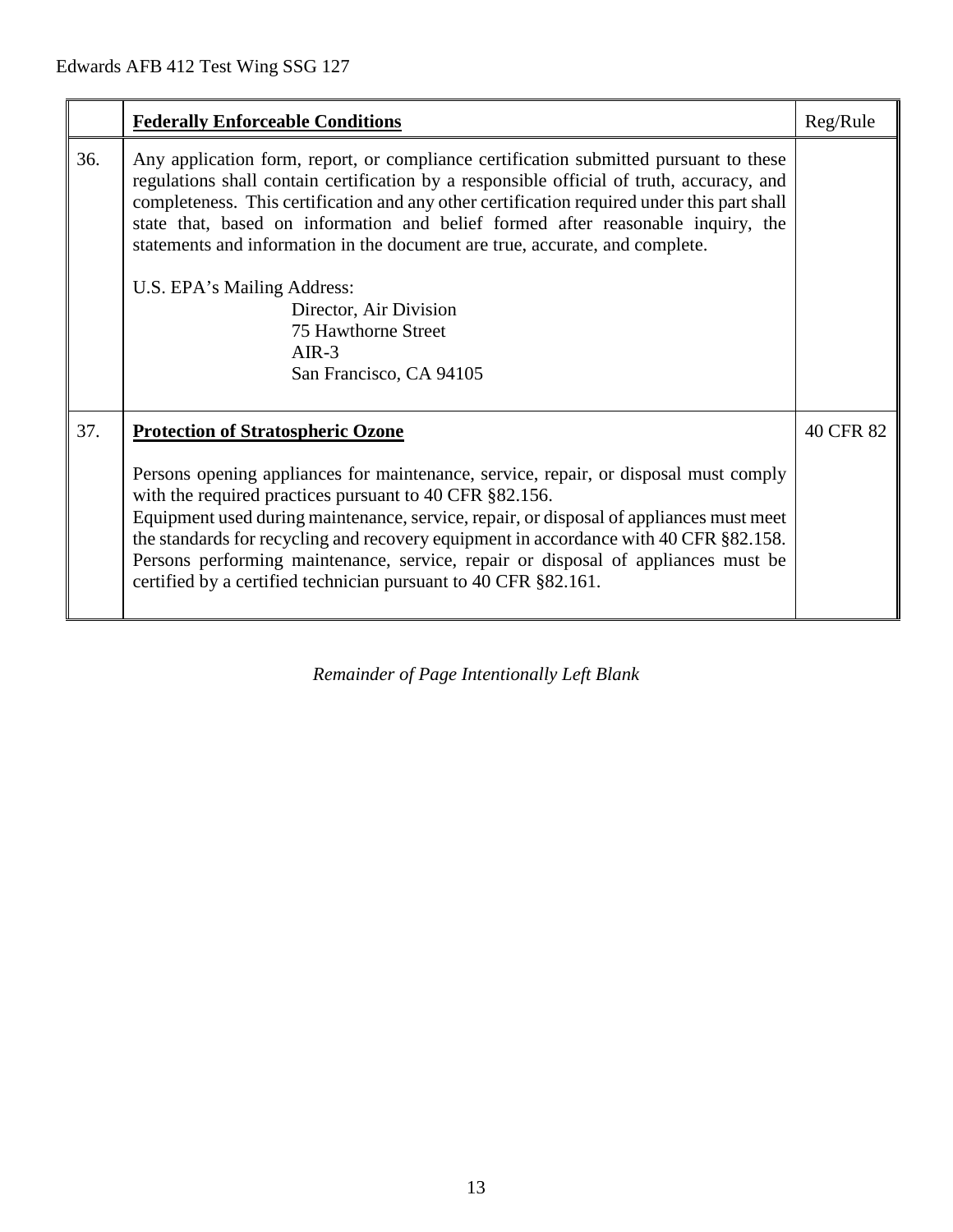| | **Federally Enforceable Conditions** | Reg/Rule |
|---|---|---|
| 36. | Any application form, report, or compliance certification submitted pursuant to these regulations shall contain certification by a responsible official of truth, accuracy, and completeness. This certification and any other certification required under this part shall state that, based on information and belief formed after reasonable inquiry, the statements and information in the document are true, accurate, and complete.<br><br>U.S. EPA's Mailing Address:<br>Director, Air Division<br>75 Hawthorne Street<br>AIR-3<br>San Francisco, CA 94105 | |
| 37. | **Protection of Stratospheric Ozone**<br><br>Persons opening appliances for maintenance, service, repair, or disposal must comply with the required practices pursuant to 40 CFR §82.156.<br>Equipment used during maintenance, service, repair, or disposal of appliances must meet the standards for recycling and recovery equipment in accordance with 40 CFR §82.158.<br>Persons performing maintenance, service, repair or disposal of appliances must be certified by a certified technician pursuant to 40 CFR §82.161. | 40 CFR 82 |

*Remainder of Page Intentionally Left Blank*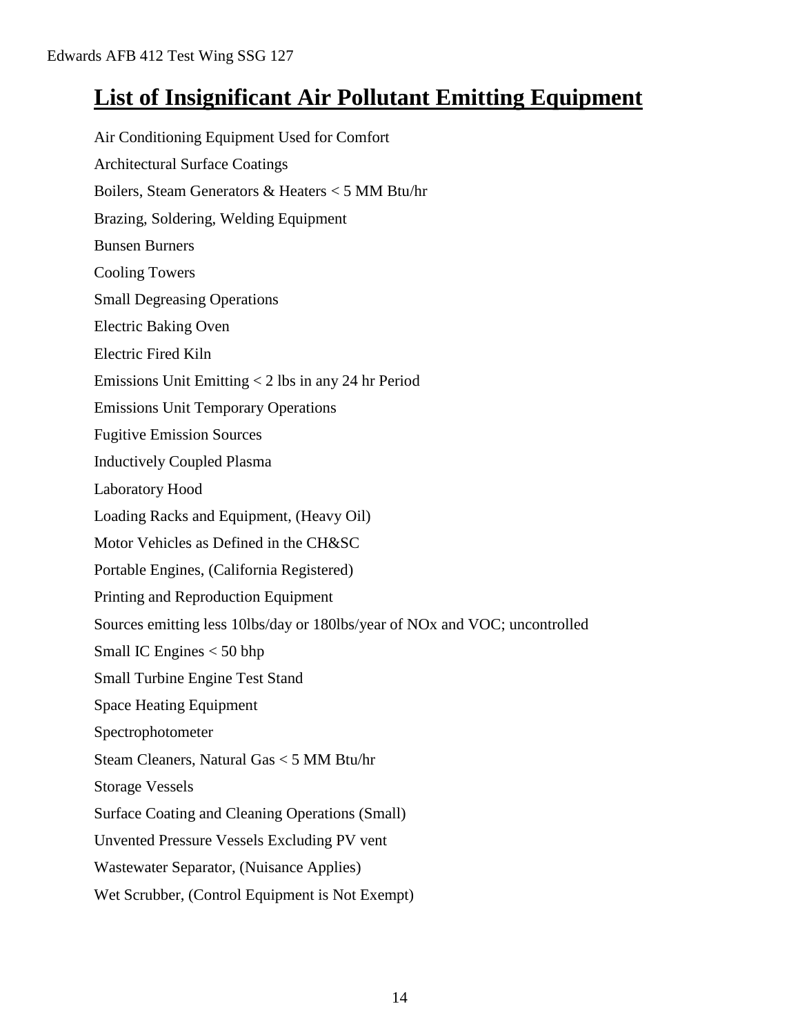## List of Insignificant Air Pollutant Emitting Equipment

Air Conditioning Equipment Used for Comfort

Architectural Surface Coatings

Boilers, Steam Generators & Heaters < 5 MM Btu/hr

Brazing, Soldering, Welding Equipment

Bunsen Burners

Cooling Towers

Small Degreasing Operations

Electric Baking Oven

Electric Fired Kiln

Emissions Unit Emitting < 2 lbs in any 24 hr Period

Emissions Unit Temporary Operations

Fugitive Emission Sources

Inductively Coupled Plasma

Laboratory Hood

Loading Racks and Equipment, (Heavy Oil)

Motor Vehicles as Defined in the CH&SC

Portable Engines, (California Registered)

Printing and Reproduction Equipment

Sources emitting less 10lbs/day or 180lbs/year of NOx and VOC; uncontrolled

Small IC Engines < 50 bhp

Small Turbine Engine Test Stand

Space Heating Equipment

Spectrophotometer

Steam Cleaners, Natural Gas < 5 MM Btu/hr

Storage Vessels

Surface Coating and Cleaning Operations (Small)

Unvented Pressure Vessels Excluding PV vent

Wastewater Separator, (Nuisance Applies)

Wet Scrubber, (Control Equipment is Not Exempt)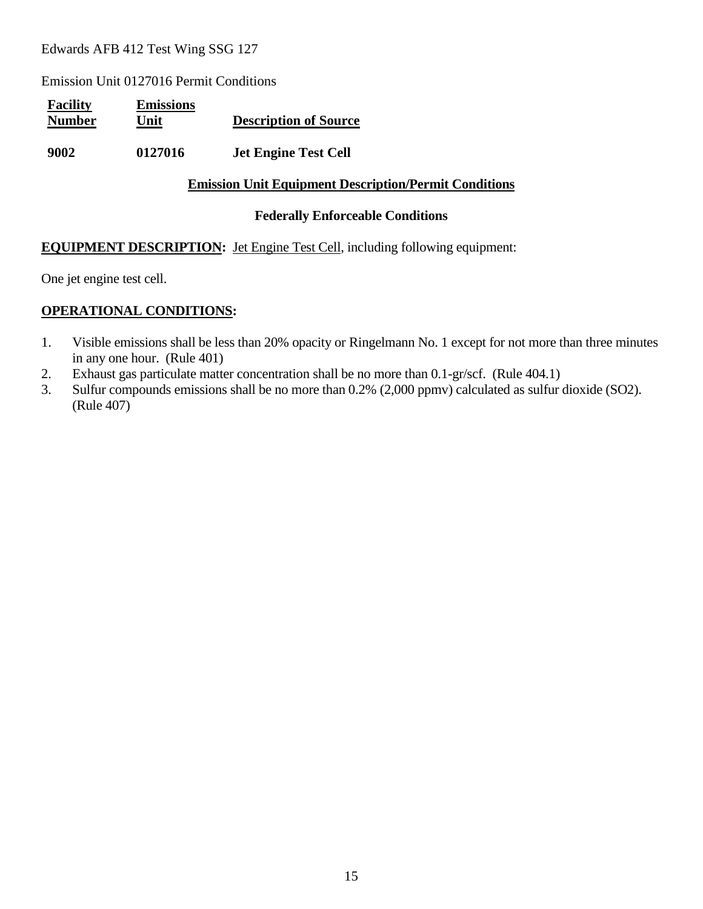Edwards AFB 412 Test Wing SSG 127

Emission Unit 0127016 Permit Conditions

| Facility Number | Emissions Unit | Description of Source |
|---|---|---|
| **9002** | **0127016** | **Jet Engine Test Cell** |

## Emission Unit Equipment Description/Permit Conditions

### Federally Enforceable Conditions

**EQUIPMENT DESCRIPTION:** Jet Engine Test Cell, including following equipment:

One jet engine test cell.

**OPERATIONAL CONDITIONS:**

1. Visible emissions shall be less than 20% opacity or Ringelmann No. 1 except for not more than three minutes in any one hour. (Rule 401)
2. Exhaust gas particulate matter concentration shall be no more than 0.1-gr/scf. (Rule 404.1)
3. Sulfur compounds emissions shall be no more than 0.2% (2,000 ppmv) calculated as sulfur dioxide ($SO_2$). (Rule 407)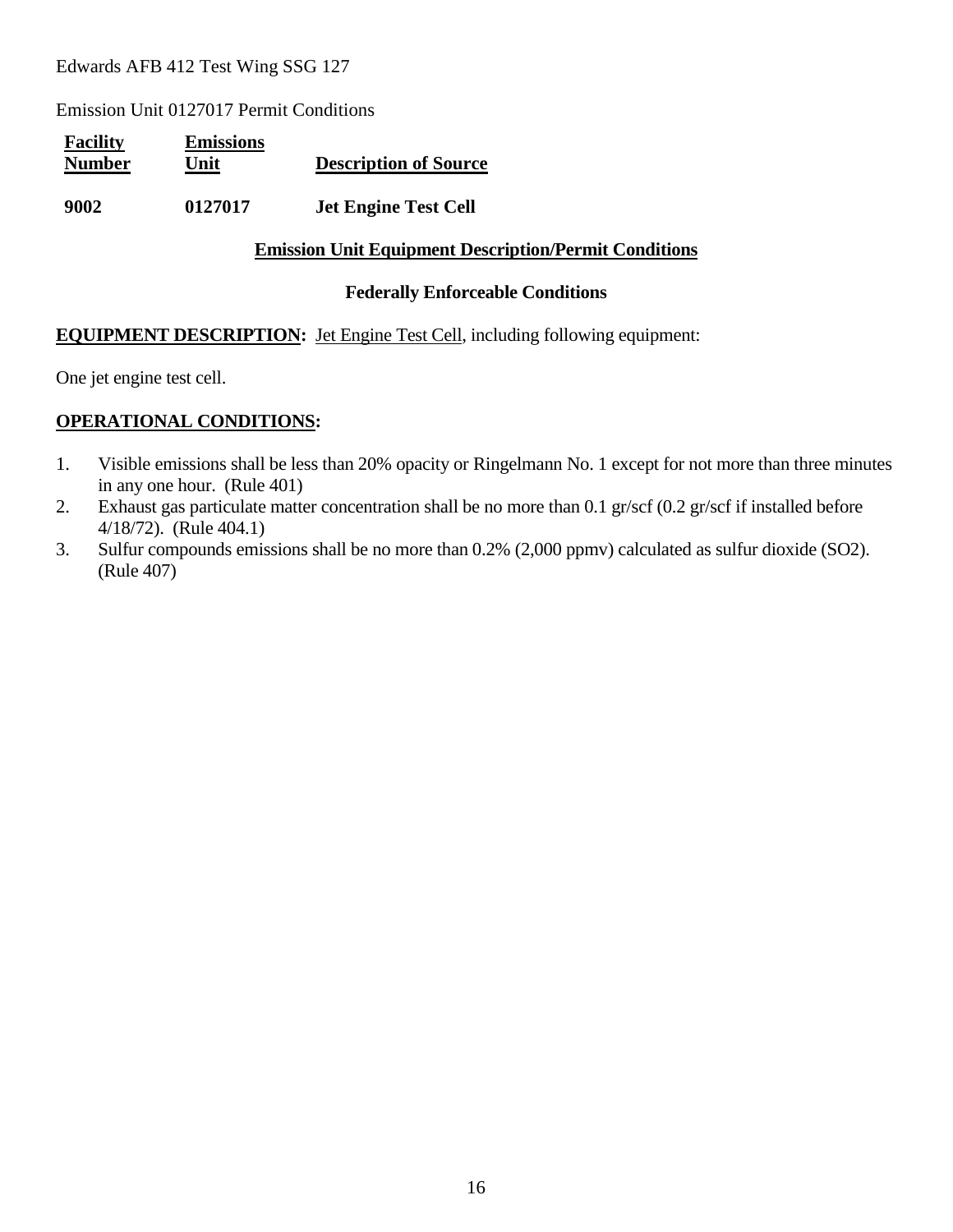Edwards AFB 412 Test Wing SSG 127

Emission Unit 0127017 Permit Conditions

| Facility Number | Emissions Unit | Description of Source |
|---|---|---|
| **9002** | **0127017** | **Jet Engine Test Cell** |

**Emission Unit Equipment Description/Permit Conditions**

**Federally Enforceable Conditions**

**EQUIPMENT DESCRIPTION:** Jet Engine Test Cell, including following equipment:

One jet engine test cell.

**OPERATIONAL CONDITIONS:**

1. Visible emissions shall be less than 20% opacity or Ringelmann No. 1 except for not more than three minutes in any one hour. (Rule 401)
2. Exhaust gas particulate matter concentration shall be no more than 0.1 gr/scf (0.2 gr/scf if installed before 4/18/72). (Rule 404.1)
3. Sulfur compounds emissions shall be no more than 0.2% (2,000 ppmv) calculated as sulfur dioxide ($SO_2$). (Rule 407)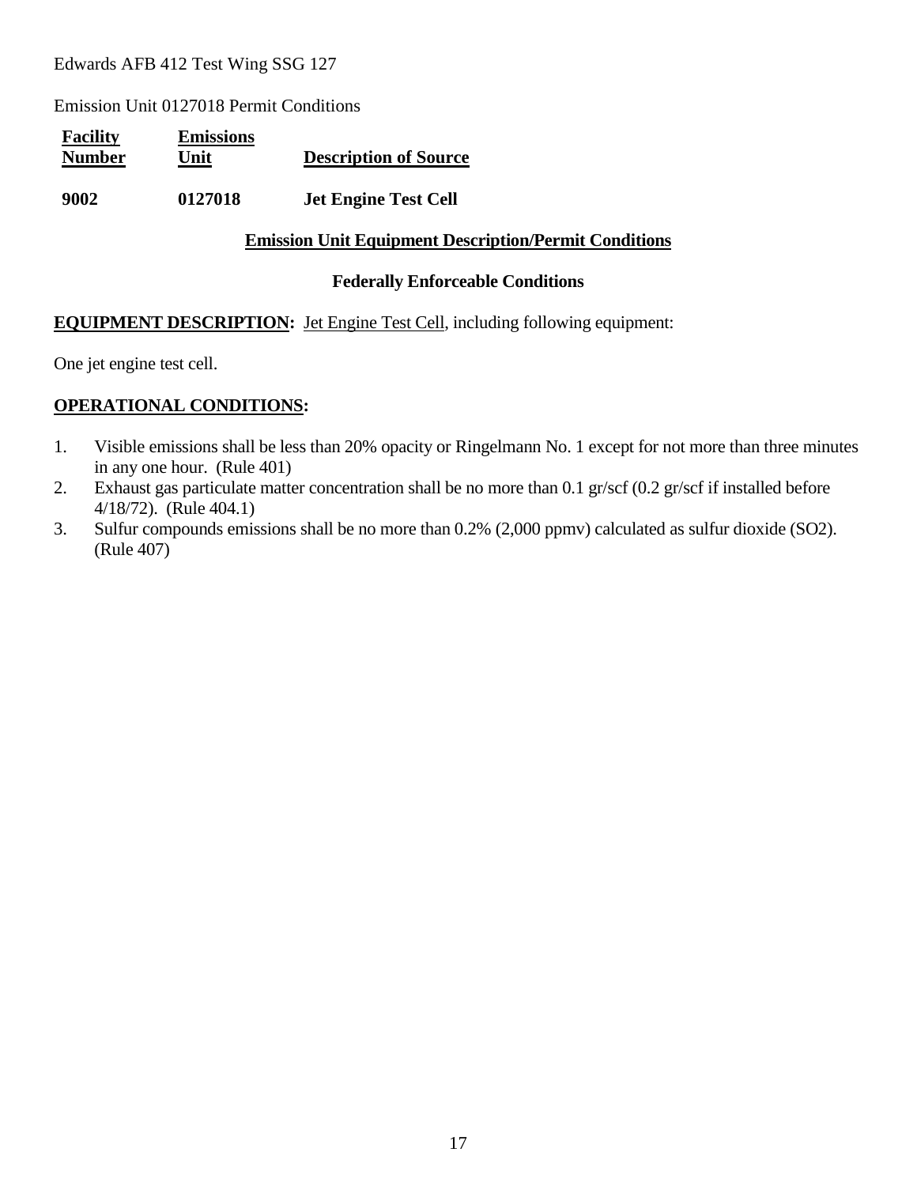Edwards AFB 412 Test Wing SSG 127

Emission Unit 0127018 Permit Conditions

| Facility Number | Emissions Unit | Description of Source |
|---|---|---|
| **9002** | **0127018** | **Jet Engine Test Cell** |

## Emission Unit Equipment Description/Permit Conditions

### Federally Enforceable Conditions

**EQUIPMENT DESCRIPTION:** Jet Engine Test Cell, including following equipment:

One jet engine test cell.

**OPERATIONAL CONDITIONS:**

1. Visible emissions shall be less than 20% opacity or Ringelmann No. 1 except for not more than three minutes in any one hour. (Rule 401)
2. Exhaust gas particulate matter concentration shall be no more than 0.1 gr/scf (0.2 gr/scf if installed before 4/18/72). (Rule 404.1)
3. Sulfur compounds emissions shall be no more than 0.2% (2,000 ppmv) calculated as sulfur dioxide ($SO_2$). (Rule 407)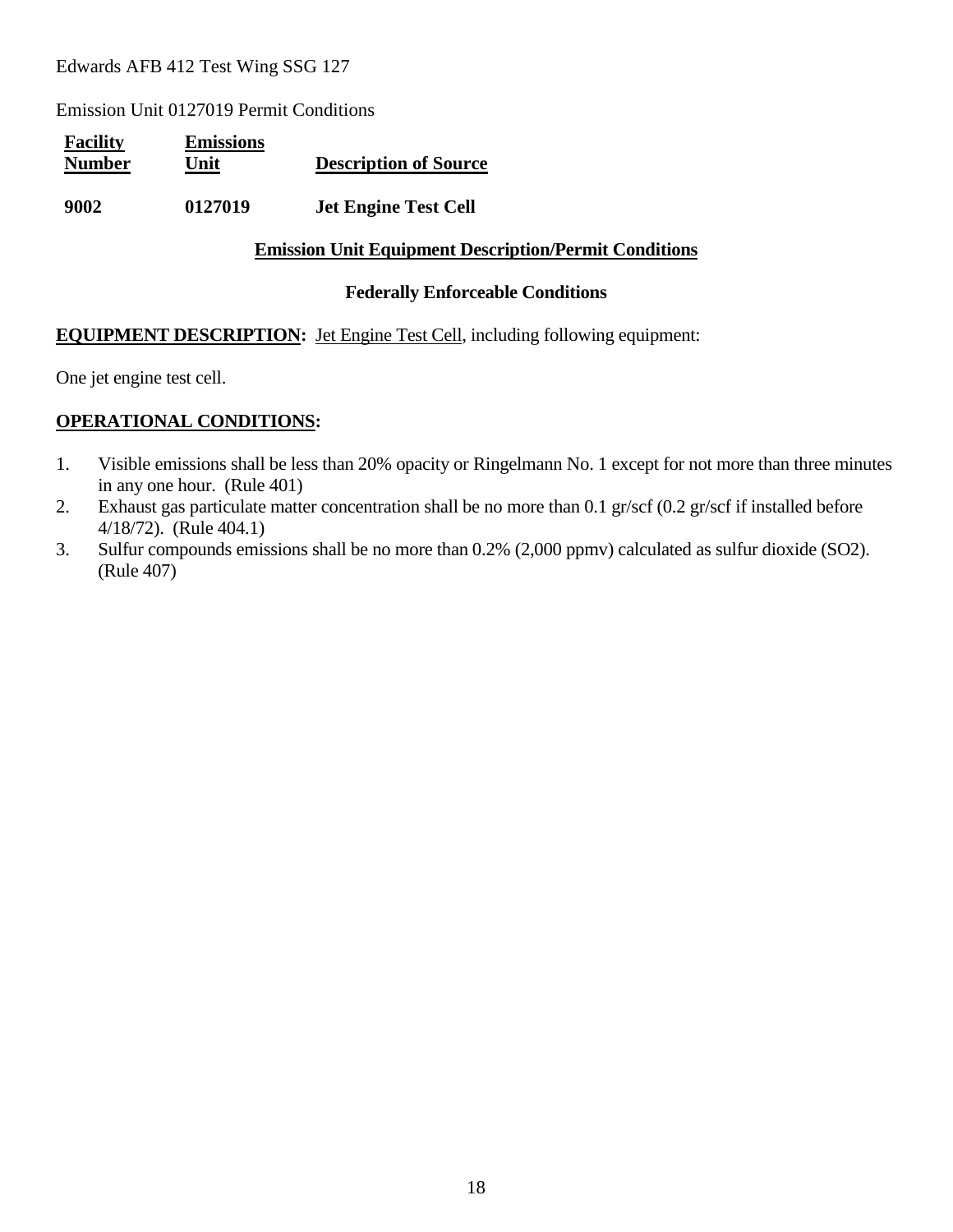Edwards AFB 412 Test Wing SSG 127

Emission Unit 0127019 Permit Conditions

| Facility Number | Emissions Unit | Description of Source |
|---|---|---|
| **9002** | **0127019** | **Jet Engine Test Cell** |

## Emission Unit Equipment Description/Permit Conditions

### Federally Enforceable Conditions

**EQUIPMENT DESCRIPTION:** Jet Engine Test Cell, including following equipment:

One jet engine test cell.

**OPERATIONAL CONDITIONS:**

1. Visible emissions shall be less than 20% opacity or Ringelmann No. 1 except for not more than three minutes in any one hour. (Rule 401)
2. Exhaust gas particulate matter concentration shall be no more than 0.1 gr/scf (0.2 gr/scf if installed before 4/18/72). (Rule 404.1)
3. Sulfur compounds emissions shall be no more than 0.2% (2,000 ppmv) calculated as sulfur dioxide ($SO_2$). (Rule 407)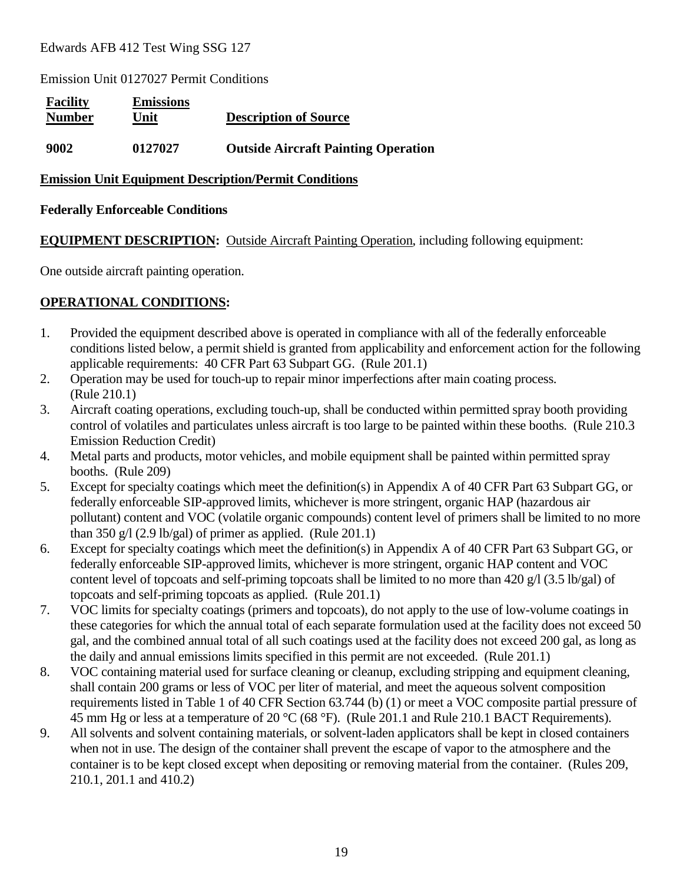Edwards AFB 412 Test Wing SSG 127

Emission Unit 0127027 Permit Conditions

| Facility Number | Emissions Unit | Description of Source |
|---|---|---|
| **9002** | **0127027** | **Outside Aircraft Painting Operation** |

**Emission Unit Equipment Description/Permit Conditions**

**Federally Enforceable Conditions**

**EQUIPMENT DESCRIPTION:** Outside Aircraft Painting Operation, including following equipment:

One outside aircraft painting operation.

**OPERATIONAL CONDITIONS:**

1. Provided the equipment described above is operated in compliance with all of the federally enforceable conditions listed below, a permit shield is granted from applicability and enforcement action for the following applicable requirements: 40 CFR Part 63 Subpart GG. (Rule 201.1)
2. Operation may be used for touch-up to repair minor imperfections after main coating process. (Rule 210.1)
3. Aircraft coating operations, excluding touch-up, shall be conducted within permitted spray booth providing control of volatiles and particulates unless aircraft is too large to be painted within these booths. (Rule 210.3 Emission Reduction Credit)
4. Metal parts and products, motor vehicles, and mobile equipment shall be painted within permitted spray booths. (Rule 209)
5. Except for specialty coatings which meet the definition(s) in Appendix A of 40 CFR Part 63 Subpart GG, or federally enforceable SIP-approved limits, whichever is more stringent, organic HAP (hazardous air pollutant) content and VOC (volatile organic compounds) content level of primers shall be limited to no more than 350 g/l (2.9 lb/gal) of primer as applied. (Rule 201.1)
6. Except for specialty coatings which meet the definition(s) in Appendix A of 40 CFR Part 63 Subpart GG, or federally enforceable SIP-approved limits, whichever is more stringent, organic HAP content and VOC content level of topcoats and self-priming topcoats shall be limited to no more than 420 g/l (3.5 lb/gal) of topcoats and self-priming topcoats as applied. (Rule 201.1)
7. VOC limits for specialty coatings (primers and topcoats), do not apply to the use of low-volume coatings in these categories for which the annual total of each separate formulation used at the facility does not exceed 50 gal, and the combined annual total of all such coatings used at the facility does not exceed 200 gal, as long as the daily and annual emissions limits specified in this permit are not exceeded. (Rule 201.1)
8. VOC containing material used for surface cleaning or cleanup, excluding stripping and equipment cleaning, shall contain 200 grams or less of VOC per liter of material, and meet the aqueous solvent composition requirements listed in Table 1 of 40 CFR Section 63.744 (b) (1) or meet a VOC composite partial pressure of 45 mm Hg or less at a temperature of 20 °C (68 °F). (Rule 201.1 and Rule 210.1 BACT Requirements).
9. All solvents and solvent containing materials, or solvent-laden applicators shall be kept in closed containers when not in use. The design of the container shall prevent the escape of vapor to the atmosphere and the container is to be kept closed except when depositing or removing material from the container. (Rules 209, 210.1, 201.1 and 410.2)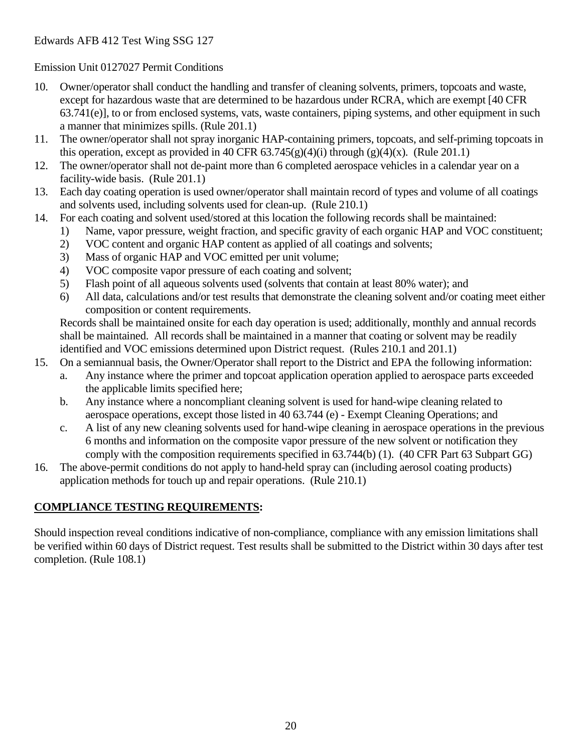Edwards AFB 412 Test Wing SSG 127

Emission Unit 0127027 Permit Conditions

10. Owner/operator shall conduct the handling and transfer of cleaning solvents, primers, topcoats and waste, except for hazardous waste that are determined to be hazardous under RCRA, which are exempt [40 CFR 63.741(e)], to or from enclosed systems, vats, waste containers, piping systems, and other equipment in such a manner that minimizes spills. (Rule 201.1)
11. The owner/operator shall not spray inorganic HAP-containing primers, topcoats, and self-priming topcoats in this operation, except as provided in 40 CFR 63.745(g)(4)(i) through (g)(4)(x). (Rule 201.1)
12. The owner/operator shall not de-paint more than 6 completed aerospace vehicles in a calendar year on a facility-wide basis. (Rule 201.1)
13. Each day coating operation is used owner/operator shall maintain record of types and volume of all coatings and solvents used, including solvents used for clean-up. (Rule 210.1)
14. For each coating and solvent used/stored at this location the following records shall be maintained:
    1) Name, vapor pressure, weight fraction, and specific gravity of each organic HAP and VOC constituent;
    2) VOC content and organic HAP content as applied of all coatings and solvents;
    3) Mass of organic HAP and VOC emitted per unit volume;
    4) VOC composite vapor pressure of each coating and solvent;
    5) Flash point of all aqueous solvents used (solvents that contain at least 80% water); and
    6) All data, calculations and/or test results that demonstrate the cleaning solvent and/or coating meet either composition or content requirements.

    Records shall be maintained onsite for each day operation is used; additionally, monthly and annual records shall be maintained. All records shall be maintained in a manner that coating or solvent may be readily identified and VOC emissions determined upon District request. (Rules 210.1 and 201.1)
15. On a semiannual basis, the Owner/Operator shall report to the District and EPA the following information:
    a. Any instance where the primer and topcoat application operation applied to aerospace parts exceeded the applicable limits specified here;
    b. Any instance where a noncompliant cleaning solvent is used for hand-wipe cleaning related to aerospace operations, except those listed in 40 63.744 (e) - Exempt Cleaning Operations; and
    c. A list of any new cleaning solvents used for hand-wipe cleaning in aerospace operations in the previous 6 months and information on the composite vapor pressure of the new solvent or notification they comply with the composition requirements specified in 63.744(b) (1). (40 CFR Part 63 Subpart GG)
16. The above-permit conditions do not apply to hand-held spray can (including aerosol coating products) application methods for touch up and repair operations. (Rule 210.1)

**COMPLIANCE TESTING REQUIREMENTS:**

Should inspection reveal conditions indicative of non-compliance, compliance with any emission limitations shall be verified within 60 days of District request. Test results shall be submitted to the District within 30 days after test completion. (Rule 108.1)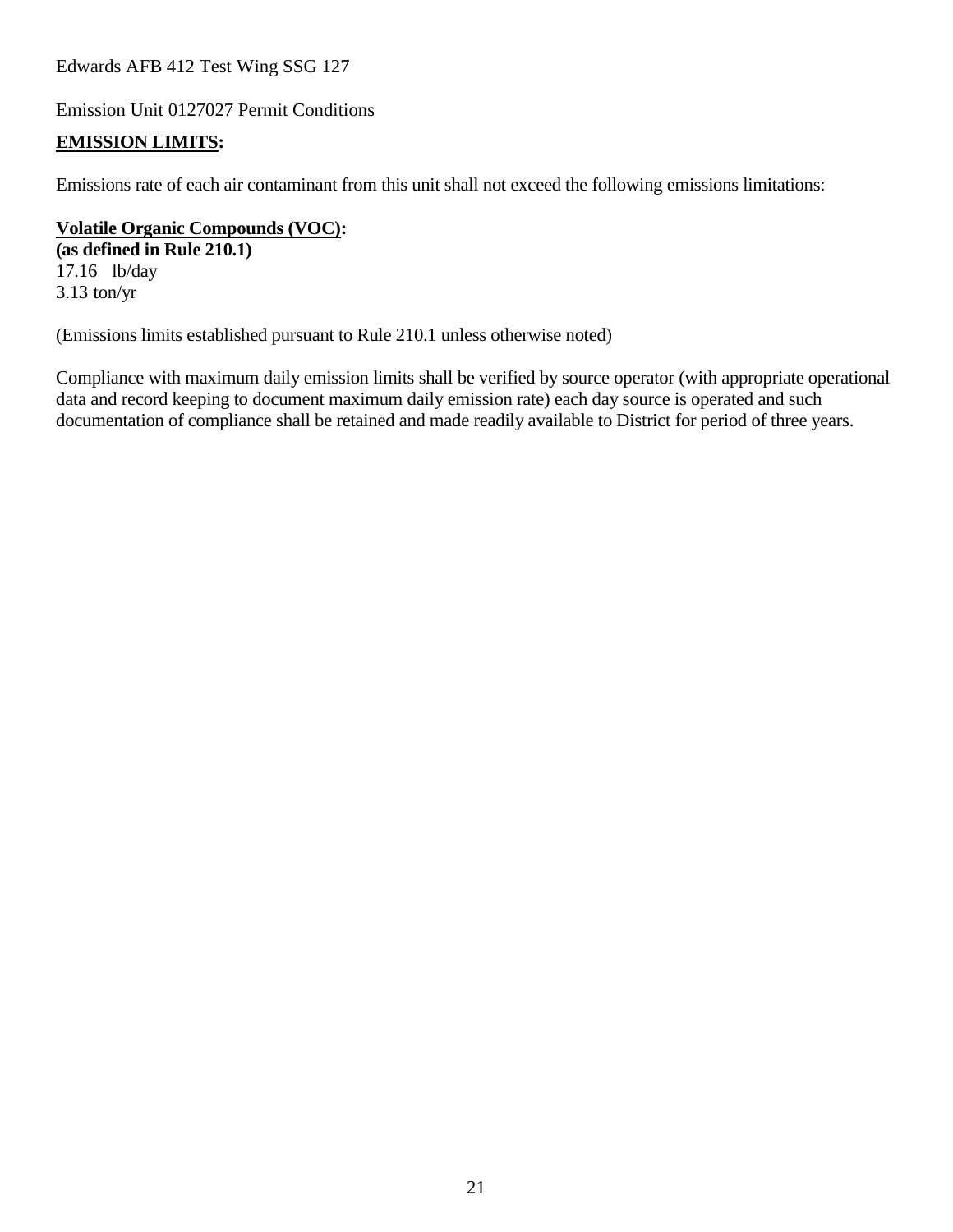Edwards AFB 412 Test Wing SSG 127

Emission Unit 0127027 Permit Conditions

**EMISSION LIMITS:**

Emissions rate of each air contaminant from this unit shall not exceed the following emissions limitations:

**Volatile Organic Compounds (VOC):**
**(as defined in Rule 210.1)**
17.16 lb/day
3.13 ton/yr

(Emissions limits established pursuant to Rule 210.1 unless otherwise noted)

Compliance with maximum daily emission limits shall be verified by source operator (with appropriate operational data and record keeping to document maximum daily emission rate) each day source is operated and such documentation of compliance shall be retained and made readily available to District for period of three years.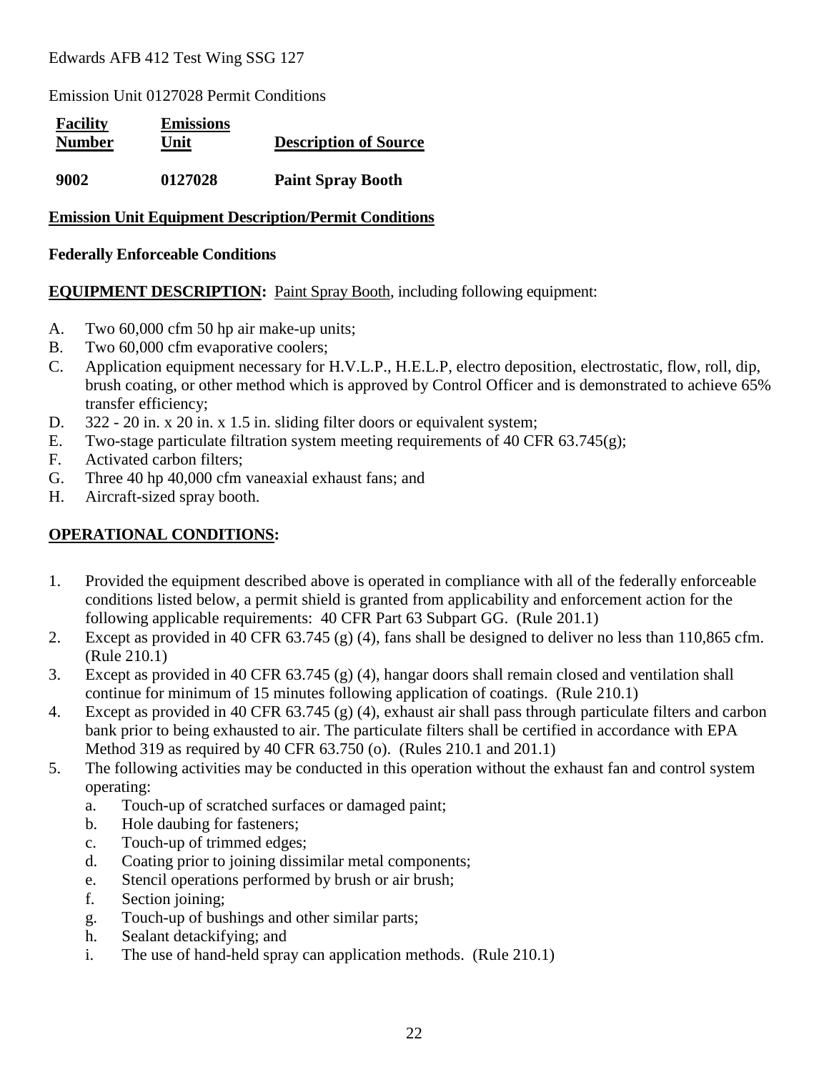Edwards AFB 412 Test Wing SSG 127

Emission Unit 0127028 Permit Conditions

| **Facility Number** | **Emissions Unit** | **Description of Source** |
|---|---|---|
| **9002** | **0127028** | **Paint Spray Booth** |

**Emission Unit Equipment Description/Permit Conditions**

**Federally Enforceable Conditions**

**EQUIPMENT DESCRIPTION:** Paint Spray Booth, including following equipment:

A. Two 60,000 cfm 50 hp air make-up units;
B. Two 60,000 cfm evaporative coolers;
C. Application equipment necessary for H.V.L.P., H.E.L.P, electro deposition, electrostatic, flow, roll, dip, brush coating, or other method which is approved by Control Officer and is demonstrated to achieve 65% transfer efficiency;
D. 322 - 20 in. x 20 in. x 1.5 in. sliding filter doors or equivalent system;
E. Two-stage particulate filtration system meeting requirements of 40 CFR 63.745(g);
F. Activated carbon filters;
G. Three 40 hp 40,000 cfm vaneaxial exhaust fans; and
H. Aircraft-sized spray booth.

**OPERATIONAL CONDITIONS:**

1. Provided the equipment described above is operated in compliance with all of the federally enforceable conditions listed below, a permit shield is granted from applicability and enforcement action for the following applicable requirements: 40 CFR Part 63 Subpart GG. (Rule 201.1)
2. Except as provided in 40 CFR 63.745 (g) (4), fans shall be designed to deliver no less than 110,865 cfm. (Rule 210.1)
3. Except as provided in 40 CFR 63.745 (g) (4), hangar doors shall remain closed and ventilation shall continue for minimum of 15 minutes following application of coatings. (Rule 210.1)
4. Except as provided in 40 CFR 63.745 (g) (4), exhaust air shall pass through particulate filters and carbon bank prior to being exhausted to air. The particulate filters shall be certified in accordance with EPA Method 319 as required by 40 CFR 63.750 (o). (Rules 210.1 and 201.1)
5. The following activities may be conducted in this operation without the exhaust fan and control system operating:
   a. Touch-up of scratched surfaces or damaged paint;
   b. Hole daubing for fasteners;
   c. Touch-up of trimmed edges;
   d. Coating prior to joining dissimilar metal components;
   e. Stencil operations performed by brush or air brush;
   f. Section joining;
   g. Touch-up of bushings and other similar parts;
   h. Sealant detackifying; and
   i. The use of hand-held spray can application methods. (Rule 210.1)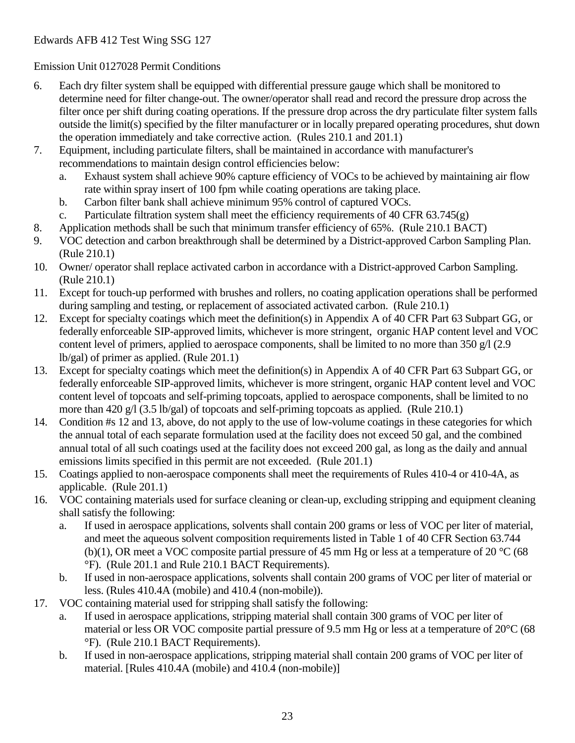Edwards AFB 412 Test Wing SSG 127

Emission Unit 0127028 Permit Conditions

6. Each dry filter system shall be equipped with differential pressure gauge which shall be monitored to determine need for filter change-out. The owner/operator shall read and record the pressure drop across the filter once per shift during coating operations. If the pressure drop across the dry particulate filter system falls outside the limit(s) specified by the filter manufacturer or in locally prepared operating procedures, shut down the operation immediately and take corrective action. (Rules 210.1 and 201.1)
7. Equipment, including particulate filters, shall be maintained in accordance with manufacturer's recommendations to maintain design control efficiencies below:
   a. Exhaust system shall achieve 90% capture efficiency of VOCs to be achieved by maintaining air flow rate within spray insert of 100 fpm while coating operations are taking place.
   b. Carbon filter bank shall achieve minimum 95% control of captured VOCs.
   c. Particulate filtration system shall meet the efficiency requirements of 40 CFR 63.745(g)
8. Application methods shall be such that minimum transfer efficiency of 65%. (Rule 210.1 BACT)
9. VOC detection and carbon breakthrough shall be determined by a District-approved Carbon Sampling Plan. (Rule 210.1)
10. Owner/ operator shall replace activated carbon in accordance with a District-approved Carbon Sampling. (Rule 210.1)
11. Except for touch-up performed with brushes and rollers, no coating application operations shall be performed during sampling and testing, or replacement of associated activated carbon. (Rule 210.1)
12. Except for specialty coatings which meet the definition(s) in Appendix A of 40 CFR Part 63 Subpart GG, or federally enforceable SIP-approved limits, whichever is more stringent, organic HAP content level and VOC content level of primers, applied to aerospace components, shall be limited to no more than 350 g/l (2.9 lb/gal) of primer as applied. (Rule 201.1)
13. Except for specialty coatings which meet the definition(s) in Appendix A of 40 CFR Part 63 Subpart GG, or federally enforceable SIP-approved limits, whichever is more stringent, organic HAP content level and VOC content level of topcoats and self-priming topcoats, applied to aerospace components, shall be limited to no more than 420 g/l (3.5 lb/gal) of topcoats and self-priming topcoats as applied. (Rule 210.1)
14. Condition #s 12 and 13, above, do not apply to the use of low-volume coatings in these categories for which the annual total of each separate formulation used at the facility does not exceed 50 gal, and the combined annual total of all such coatings used at the facility does not exceed 200 gal, as long as the daily and annual emissions limits specified in this permit are not exceeded. (Rule 201.1)
15. Coatings applied to non-aerospace components shall meet the requirements of Rules 410-4 or 410-4A, as applicable. (Rule 201.1)
16. VOC containing materials used for surface cleaning or clean-up, excluding stripping and equipment cleaning shall satisfy the following:
   a. If used in aerospace applications, solvents shall contain 200 grams or less of VOC per liter of material, and meet the aqueous solvent composition requirements listed in Table 1 of 40 CFR Section 63.744 (b)(1), OR meet a VOC composite partial pressure of 45 mm Hg or less at a temperature of 20 °C (68 °F). (Rule 201.1 and Rule 210.1 BACT Requirements).
   b. If used in non-aerospace applications, solvents shall contain 200 grams of VOC per liter of material or less. (Rules 410.4A (mobile) and 410.4 (non-mobile)).
17. VOC containing material used for stripping shall satisfy the following:
   a. If used in aerospace applications, stripping material shall contain 300 grams of VOC per liter of material or less OR VOC composite partial pressure of 9.5 mm Hg or less at a temperature of 20°C (68 °F). (Rule 210.1 BACT Requirements).
   b. If used in non-aerospace applications, stripping material shall contain 200 grams of VOC per liter of material. [Rules 410.4A (mobile) and 410.4 (non-mobile)]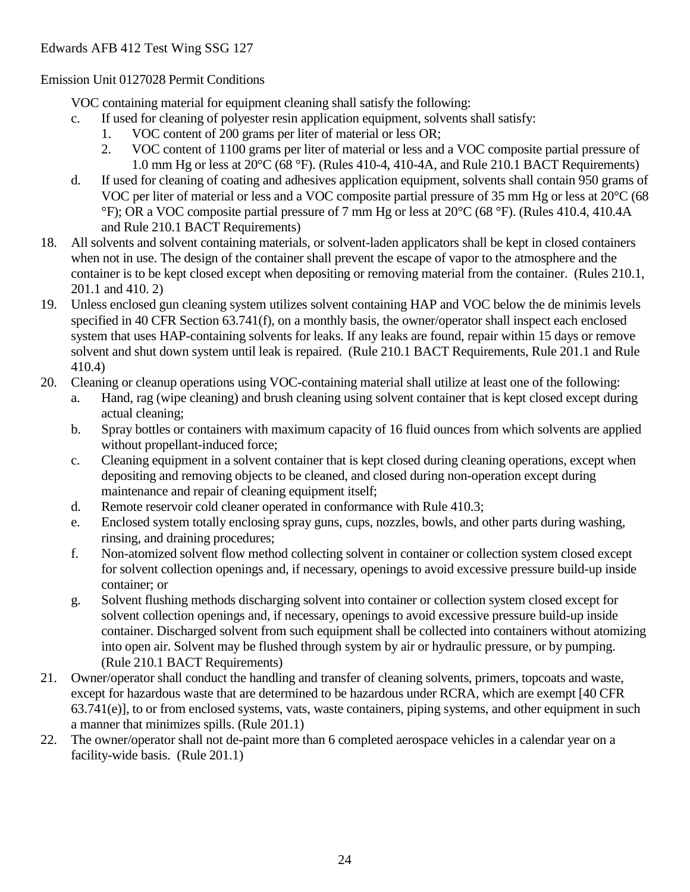VOC containing material for equipment cleaning shall satisfy the following:

c. If used for cleaning of polyester resin application equipment, solvents shall satisfy:
    1. VOC content of 200 grams per liter of material or less OR;
    2. VOC content of 1100 grams per liter of material or less and a VOC composite partial pressure of 1.0 mm Hg or less at 20°C (68 °F). (Rules 410-4, 410-4A, and Rule 210.1 BACT Requirements)
d. If used for cleaning of coating and adhesives application equipment, solvents shall contain 950 grams of VOC per liter of material or less and a VOC composite partial pressure of 35 mm Hg or less at 20°C (68 °F); OR a VOC composite partial pressure of 7 mm Hg or less at 20°C (68 °F). (Rules 410.4, 410.4A and Rule 210.1 BACT Requirements)

18. All solvents and solvent containing materials, or solvent-laden applicators shall be kept in closed containers when not in use. The design of the container shall prevent the escape of vapor to the atmosphere and the container is to be kept closed except when depositing or removing material from the container. (Rules 210.1, 201.1 and 410. 2)
19. Unless enclosed gun cleaning system utilizes solvent containing HAP and VOC below the de minimis levels specified in 40 CFR Section 63.741(f), on a monthly basis, the owner/operator shall inspect each enclosed system that uses HAP-containing solvents for leaks. If any leaks are found, repair within 15 days or remove solvent and shut down system until leak is repaired. (Rule 210.1 BACT Requirements, Rule 201.1 and Rule 410.4)
20. Cleaning or cleanup operations using VOC-containing material shall utilize at least one of the following:
    a. Hand, rag (wipe cleaning) and brush cleaning using solvent container that is kept closed except during actual cleaning;
    b. Spray bottles or containers with maximum capacity of 16 fluid ounces from which solvents are applied without propellant-induced force;
    c. Cleaning equipment in a solvent container that is kept closed during cleaning operations, except when depositing and removing objects to be cleaned, and closed during non-operation except during maintenance and repair of cleaning equipment itself;
    d. Remote reservoir cold cleaner operated in conformance with Rule 410.3;
    e. Enclosed system totally enclosing spray guns, cups, nozzles, bowls, and other parts during washing, rinsing, and draining procedures;
    f. Non-atomized solvent flow method collecting solvent in container or collection system closed except for solvent collection openings and, if necessary, openings to avoid excessive pressure build-up inside container; or
    g. Solvent flushing methods discharging solvent into container or collection system closed except for solvent collection openings and, if necessary, openings to avoid excessive pressure build-up inside container. Discharged solvent from such equipment shall be collected into containers without atomizing into open air. Solvent may be flushed through system by air or hydraulic pressure, or by pumping. (Rule 210.1 BACT Requirements)
21. Owner/operator shall conduct the handling and transfer of cleaning solvents, primers, topcoats and waste, except for hazardous waste that are determined to be hazardous under RCRA, which are exempt [40 CFR 63.741(e)], to or from enclosed systems, vats, waste containers, piping systems, and other equipment in such a manner that minimizes spills. (Rule 201.1)
22. The owner/operator shall not de-paint more than 6 completed aerospace vehicles in a calendar year on a facility-wide basis. (Rule 201.1)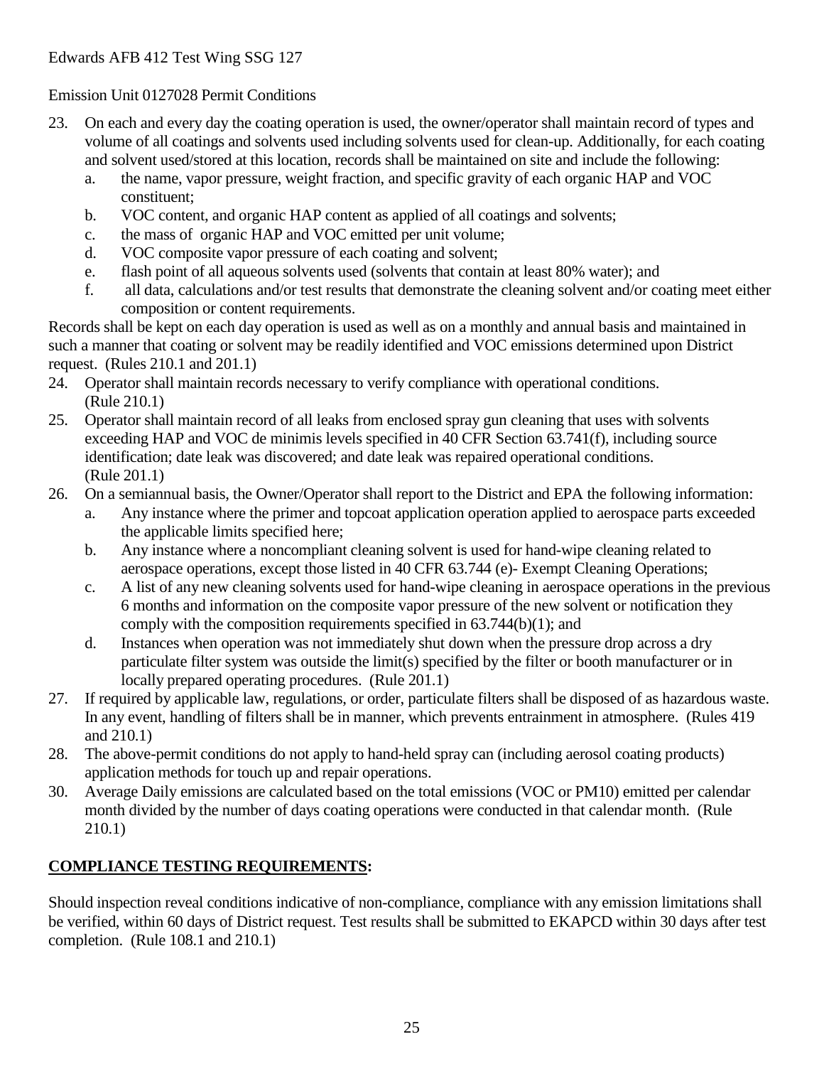Edwards AFB 412 Test Wing SSG 127

Emission Unit 0127028 Permit Conditions

23. On each and every day the coating operation is used, the owner/operator shall maintain record of types and volume of all coatings and solvents used including solvents used for clean-up. Additionally, for each coating and solvent used/stored at this location, records shall be maintained on site and include the following:
    a. the name, vapor pressure, weight fraction, and specific gravity of each organic HAP and VOC constituent;
    b. VOC content, and organic HAP content as applied of all coatings and solvents;
    c. the mass of organic HAP and VOC emitted per unit volume;
    d. VOC composite vapor pressure of each coating and solvent;
    e. flash point of all aqueous solvents used (solvents that contain at least 80% water); and
    f. all data, calculations and/or test results that demonstrate the cleaning solvent and/or coating meet either composition or content requirements.

Records shall be kept on each day operation is used as well as on a monthly and annual basis and maintained in such a manner that coating or solvent may be readily identified and VOC emissions determined upon District request. (Rules 210.1 and 201.1)

24. Operator shall maintain records necessary to verify compliance with operational conditions. (Rule 210.1)
25. Operator shall maintain record of all leaks from enclosed spray gun cleaning that uses with solvents exceeding HAP and VOC de minimis levels specified in 40 CFR Section 63.741(f), including source identification; date leak was discovered; and date leak was repaired operational conditions. (Rule 201.1)
26. On a semiannual basis, the Owner/Operator shall report to the District and EPA the following information:
    a. Any instance where the primer and topcoat application operation applied to aerospace parts exceeded the applicable limits specified here;
    b. Any instance where a noncompliant cleaning solvent is used for hand-wipe cleaning related to aerospace operations, except those listed in 40 CFR 63.744 (e)- Exempt Cleaning Operations;
    c. A list of any new cleaning solvents used for hand-wipe cleaning in aerospace operations in the previous 6 months and information on the composite vapor pressure of the new solvent or notification they comply with the composition requirements specified in 63.744(b)(1); and
    d. Instances when operation was not immediately shut down when the pressure drop across a dry particulate filter system was outside the limit(s) specified by the filter or booth manufacturer or in locally prepared operating procedures. (Rule 201.1)
27. If required by applicable law, regulations, or order, particulate filters shall be disposed of as hazardous waste. In any event, handling of filters shall be in manner, which prevents entrainment in atmosphere. (Rules 419 and 210.1)
28. The above-permit conditions do not apply to hand-held spray can (including aerosol coating products) application methods for touch up and repair operations.
30. Average Daily emissions are calculated based on the total emissions (VOC or PM10) emitted per calendar month divided by the number of days coating operations were conducted in that calendar month. (Rule 210.1)

**COMPLIANCE TESTING REQUIREMENTS:**

Should inspection reveal conditions indicative of non-compliance, compliance with any emission limitations shall be verified, within 60 days of District request. Test results shall be submitted to EKAPCD within 30 days after test completion. (Rule 108.1 and 210.1)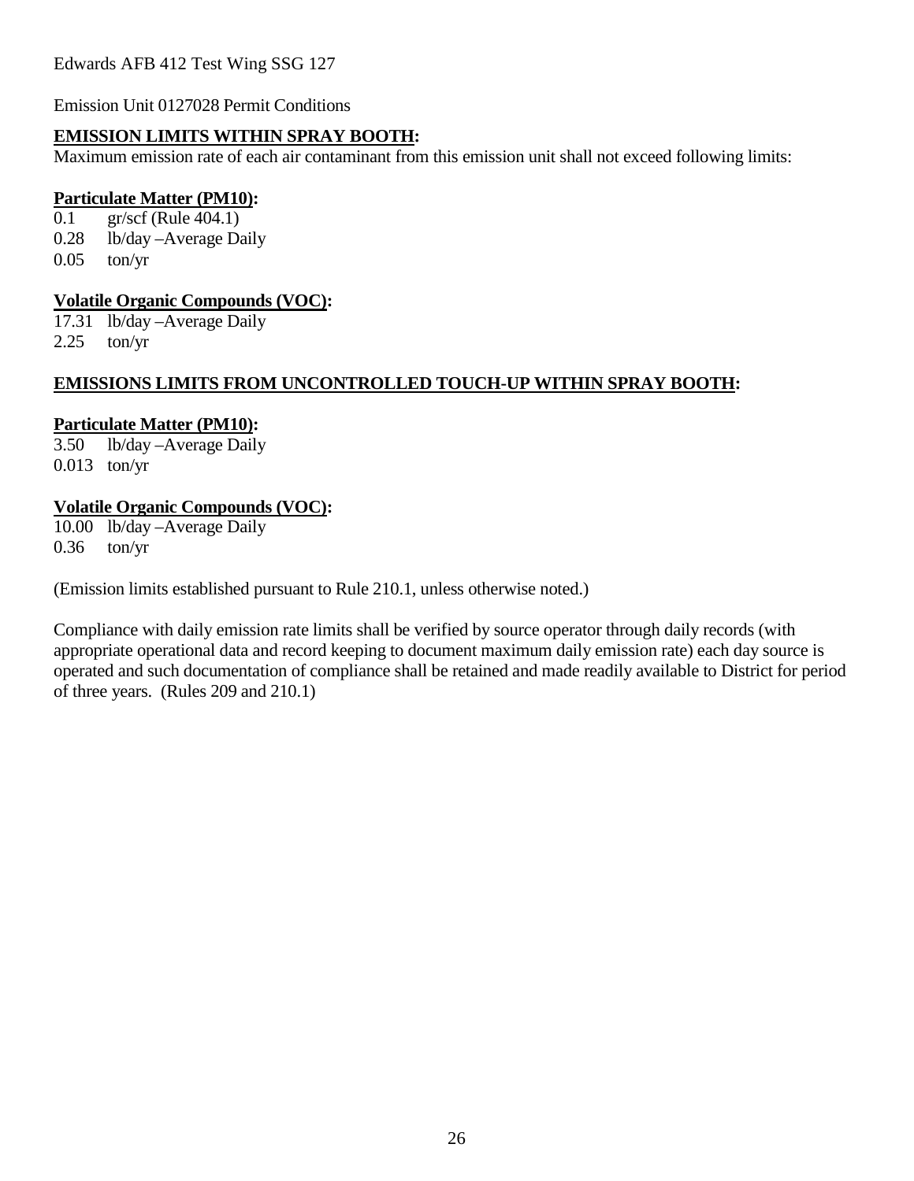Edwards AFB 412 Test Wing SSG 127

Emission Unit 0127028 Permit Conditions

**EMISSION LIMITS WITHIN SPRAY BOOTH:**

Maximum emission rate of each air contaminant from this emission unit shall not exceed following limits:

**Particulate Matter (PM10):**

0.1 gr/scf (Rule 404.1)
0.28 lb/day –Average Daily
0.05 ton/yr

**Volatile Organic Compounds (VOC):**

17.31 lb/day –Average Daily
2.25 ton/yr

**EMISSIONS LIMITS FROM UNCONTROLLED TOUCH-UP WITHIN SPRAY BOOTH:**

**Particulate Matter (PM10):**

3.50 lb/day –Average Daily
0.013 ton/yr

**Volatile Organic Compounds (VOC):**

10.00 lb/day –Average Daily
0.36 ton/yr

(Emission limits established pursuant to Rule 210.1, unless otherwise noted.)

Compliance with daily emission rate limits shall be verified by source operator through daily records (with appropriate operational data and record keeping to document maximum daily emission rate) each day source is operated and such documentation of compliance shall be retained and made readily available to District for period of three years. (Rules 209 and 210.1)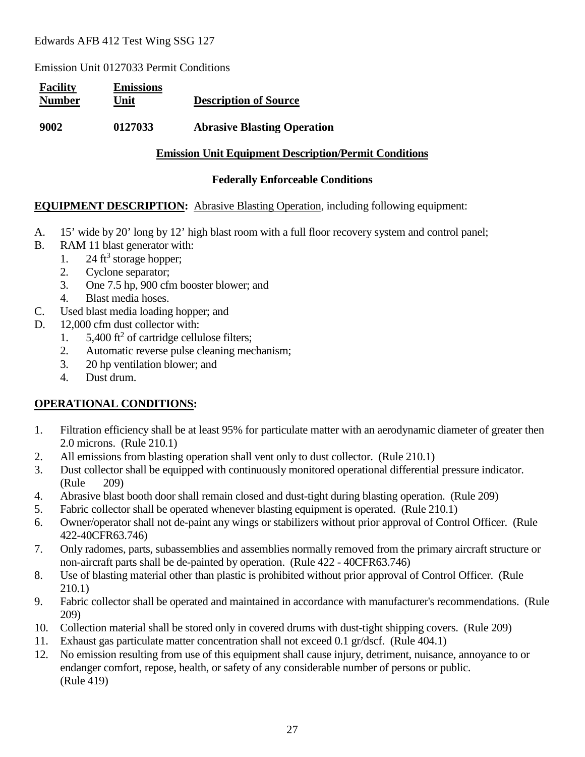Edwards AFB 412 Test Wing SSG 127

Emission Unit 0127033 Permit Conditions

| Facility Number | Emissions Unit | Description of Source |
|---|---|---|
| **9002** | **0127033** | **Abrasive Blasting Operation** |

**Emission Unit Equipment Description/Permit Conditions**

**Federally Enforceable Conditions**

**EQUIPMENT DESCRIPTION:** Abrasive Blasting Operation, including following equipment:

A. 15' wide by 20' long by 12' high blast room with a full floor recovery system and control panel;
B. RAM 11 blast generator with:
   1. 24 $ft^3$ storage hopper;
   2. Cyclone separator;
   3. One 7.5 hp, 900 cfm booster blower; and
   4. Blast media hoses.
C. Used blast media loading hopper; and
D. 12,000 cfm dust collector with:
   1. 5,400 $ft^2$ of cartridge cellulose filters;
   2. Automatic reverse pulse cleaning mechanism;
   3. 20 hp ventilation blower; and
   4. Dust drum.

**OPERATIONAL CONDITIONS:**

1. Filtration efficiency shall be at least 95% for particulate matter with an aerodynamic diameter of greater then 2.0 microns. (Rule 210.1)
2. All emissions from blasting operation shall vent only to dust collector. (Rule 210.1)
3. Dust collector shall be equipped with continuously monitored operational differential pressure indicator. (Rule 209)
4. Abrasive blast booth door shall remain closed and dust-tight during blasting operation. (Rule 209)
5. Fabric collector shall be operated whenever blasting equipment is operated. (Rule 210.1)
6. Owner/operator shall not de-paint any wings or stabilizers without prior approval of Control Officer. (Rule 422-40CFR63.746)
7. Only radomes, parts, subassemblies and assemblies normally removed from the primary aircraft structure or non-aircraft parts shall be de-painted by operation. (Rule 422 - 40CFR63.746)
8. Use of blasting material other than plastic is prohibited without prior approval of Control Officer. (Rule 210.1)
9. Fabric collector shall be operated and maintained in accordance with manufacturer's recommendations. (Rule 209)
10. Collection material shall be stored only in covered drums with dust-tight shipping covers. (Rule 209)
11. Exhaust gas particulate matter concentration shall not exceed 0.1 gr/dscf. (Rule 404.1)
12. No emission resulting from use of this equipment shall cause injury, detriment, nuisance, annoyance to or endanger comfort, repose, health, or safety of any considerable number of persons or public. (Rule 419)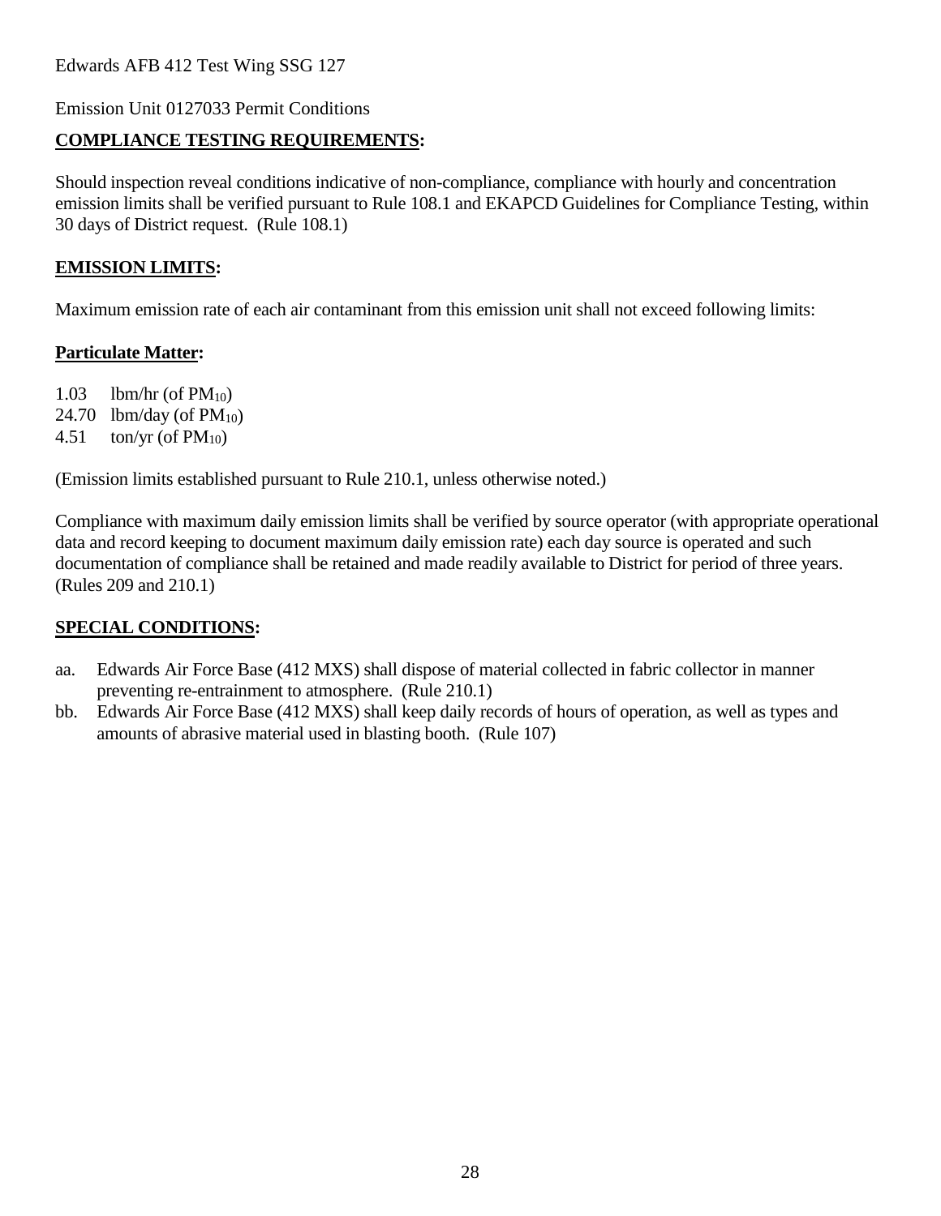Edwards AFB 412 Test Wing SSG 127

Emission Unit 0127033 Permit Conditions

**COMPLIANCE TESTING REQUIREMENTS:**

Should inspection reveal conditions indicative of non-compliance, compliance with hourly and concentration emission limits shall be verified pursuant to Rule 108.1 and EKAPCD Guidelines for Compliance Testing, within 30 days of District request. (Rule 108.1)

**EMISSION LIMITS:**

Maximum emission rate of each air contaminant from this emission unit shall not exceed following limits:

**Particulate Matter:**

1.03 lbm/hr (of $PM_{10}$)
24.70 lbm/day (of $PM_{10}$)
4.51 ton/yr (of $PM_{10}$)

(Emission limits established pursuant to Rule 210.1, unless otherwise noted.)

Compliance with maximum daily emission limits shall be verified by source operator (with appropriate operational data and record keeping to document maximum daily emission rate) each day source is operated and such documentation of compliance shall be retained and made readily available to District for period of three years. (Rules 209 and 210.1)

**SPECIAL CONDITIONS:**

aa. Edwards Air Force Base (412 MXS) shall dispose of material collected in fabric collector in manner preventing re-entrainment to atmosphere. (Rule 210.1)

bb. Edwards Air Force Base (412 MXS) shall keep daily records of hours of operation, as well as types and amounts of abrasive material used in blasting booth. (Rule 107)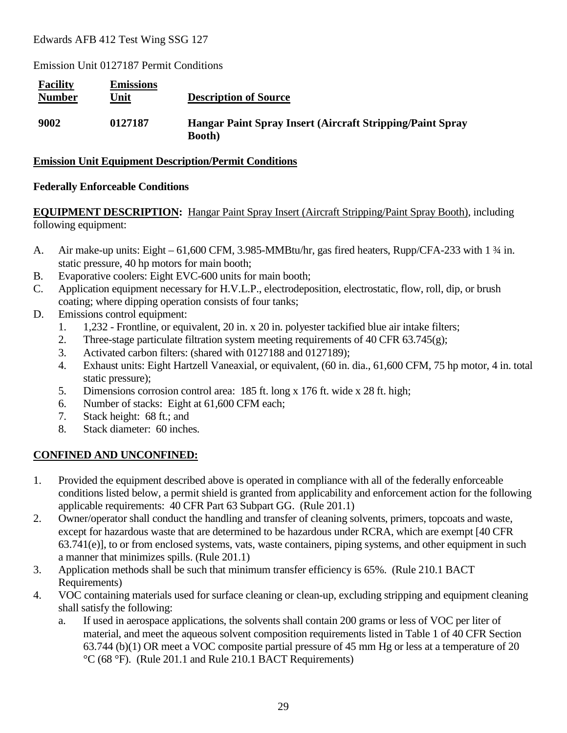Edwards AFB 412 Test Wing SSG 127

Emission Unit 0127187 Permit Conditions

| Facility Number | Emissions Unit | Description of Source |
| --- | --- | --- |
| **9002** | **0127187** | **Hangar Paint Spray Insert (Aircraft Stripping/Paint Spray Booth)** |

## Emission Unit Equipment Description/Permit Conditions

### Federally Enforceable Conditions

**EQUIPMENT DESCRIPTION:** Hangar Paint Spray Insert (Aircraft Stripping/Paint Spray Booth), including following equipment:

A. Air make-up units: Eight – 61,600 CFM, 3.985-MMBtu/hr, gas fired heaters, Rupp/CFA-233 with 1 ¾ in. static pressure, 40 hp motors for main booth;
B. Evaporative coolers: Eight EVC-600 units for main booth;
C. Application equipment necessary for H.V.L.P., electrodeposition, electrostatic, flow, roll, dip, or brush coating; where dipping operation consists of four tanks;
D. Emissions control equipment:
   1. 1,232 - Frontline, or equivalent, 20 in. x 20 in. polyester tackified blue air intake filters;
   2. Three-stage particulate filtration system meeting requirements of 40 CFR 63.745(g);
   3. Activated carbon filters: (shared with 0127188 and 0127189);
   4. Exhaust units: Eight Hartzell Vaneaxial, or equivalent, (60 in. dia., 61,600 CFM, 75 hp motor, 4 in. total static pressure);
   5. Dimensions corrosion control area: 185 ft. long x 176 ft. wide x 28 ft. high;
   6. Number of stacks: Eight at 61,600 CFM each;
   7. Stack height: 68 ft.; and
   8. Stack diameter: 60 inches.

### CONFINED AND UNCONFINED:

1. Provided the equipment described above is operated in compliance with all of the federally enforceable conditions listed below, a permit shield is granted from applicability and enforcement action for the following applicable requirements: 40 CFR Part 63 Subpart GG. (Rule 201.1)
2. Owner/operator shall conduct the handling and transfer of cleaning solvents, primers, topcoats and waste, except for hazardous waste that are determined to be hazardous under RCRA, which are exempt [40 CFR 63.741(e)], to or from enclosed systems, vats, waste containers, piping systems, and other equipment in such a manner that minimizes spills. (Rule 201.1)
3. Application methods shall be such that minimum transfer efficiency is 65%. (Rule 210.1 BACT Requirements)
4. VOC containing materials used for surface cleaning or clean-up, excluding stripping and equipment cleaning shall satisfy the following:
   a. If used in aerospace applications, the solvents shall contain 200 grams or less of VOC per liter of material, and meet the aqueous solvent composition requirements listed in Table 1 of 40 CFR Section 63.744 (b)(1) OR meet a VOC composite partial pressure of 45 mm Hg or less at a temperature of 20 °C (68 °F). (Rule 201.1 and Rule 210.1 BACT Requirements)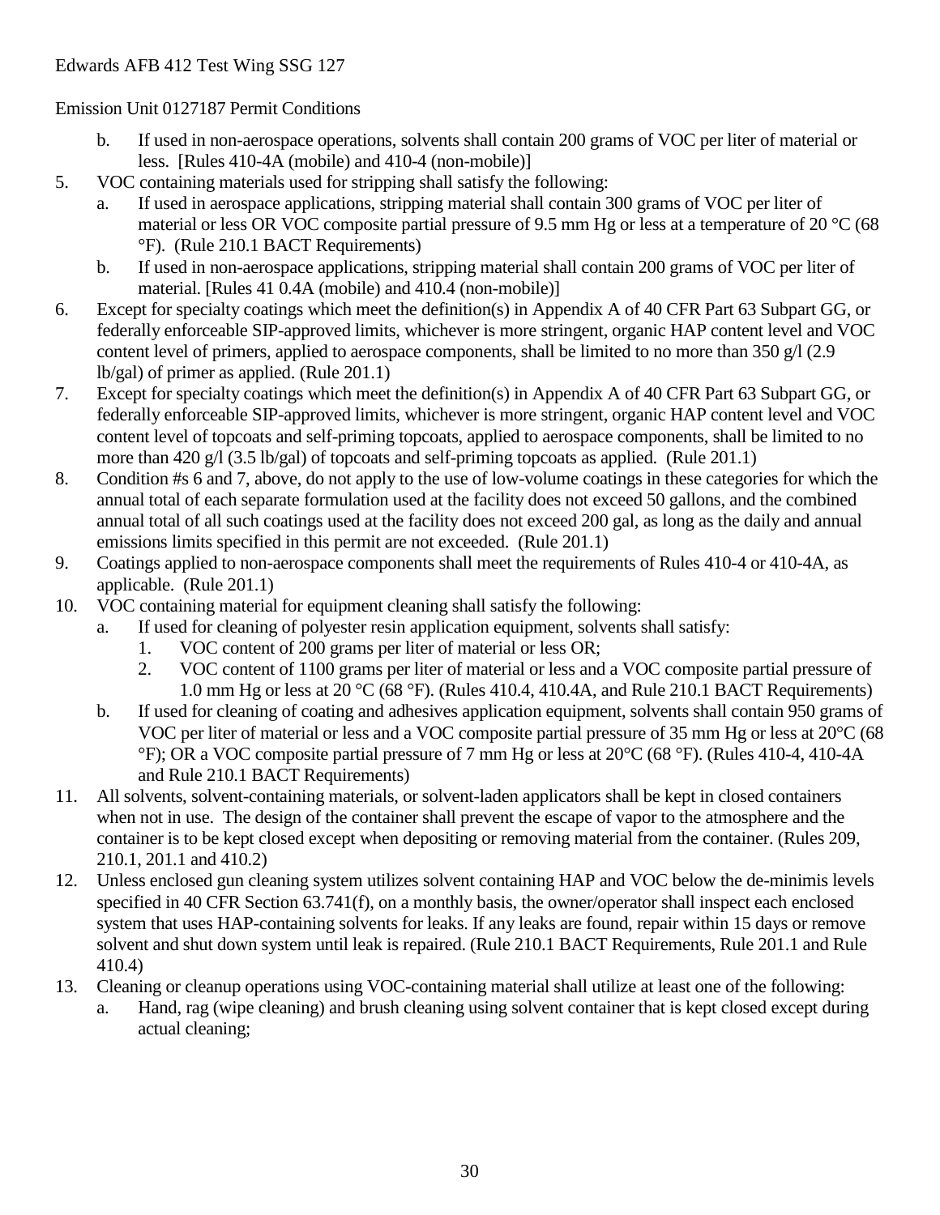Edwards AFB 412 Test Wing SSG 127

Emission Unit 0127187 Permit Conditions

   b. If used in non-aerospace operations, solvents shall contain 200 grams of VOC per liter of material or less. [Rules 410-4A (mobile) and 410-4 (non-mobile)]

5. VOC containing materials used for stripping shall satisfy the following:
   a. If used in aerospace applications, stripping material shall contain 300 grams of VOC per liter of material or less OR VOC composite partial pressure of 9.5 mm Hg or less at a temperature of 20 °C (68 °F). (Rule 210.1 BACT Requirements)
   b. If used in non-aerospace applications, stripping material shall contain 200 grams of VOC per liter of material. [Rules 41 0.4A (mobile) and 410.4 (non-mobile)]
6. Except for specialty coatings which meet the definition(s) in Appendix A of 40 CFR Part 63 Subpart GG, or federally enforceable SIP-approved limits, whichever is more stringent, organic HAP content level and VOC content level of primers, applied to aerospace components, shall be limited to no more than 350 g/l (2.9 lb/gal) of primer as applied. (Rule 201.1)
7. Except for specialty coatings which meet the definition(s) in Appendix A of 40 CFR Part 63 Subpart GG, or federally enforceable SIP-approved limits, whichever is more stringent, organic HAP content level and VOC content level of topcoats and self-priming topcoats, applied to aerospace components, shall be limited to no more than 420 g/l (3.5 lb/gal) of topcoats and self-priming topcoats as applied. (Rule 201.1)
8. Condition #s 6 and 7, above, do not apply to the use of low-volume coatings in these categories for which the annual total of each separate formulation used at the facility does not exceed 50 gallons, and the combined annual total of all such coatings used at the facility does not exceed 200 gal, as long as the daily and annual emissions limits specified in this permit are not exceeded. (Rule 201.1)
9. Coatings applied to non-aerospace components shall meet the requirements of Rules 410-4 or 410-4A, as applicable. (Rule 201.1)
10. VOC containing material for equipment cleaning shall satisfy the following:
    a. If used for cleaning of polyester resin application equipment, solvents shall satisfy:
       1. VOC content of 200 grams per liter of material or less OR;
       2. VOC content of 1100 grams per liter of material or less and a VOC composite partial pressure of 1.0 mm Hg or less at 20 °C (68 °F). (Rules 410.4, 410.4A, and Rule 210.1 BACT Requirements)
    b. If used for cleaning of coating and adhesives application equipment, solvents shall contain 950 grams of VOC per liter of material or less and a VOC composite partial pressure of 35 mm Hg or less at 20°C (68 °F); OR a VOC composite partial pressure of 7 mm Hg or less at 20°C (68 °F). (Rules 410-4, 410-4A and Rule 210.1 BACT Requirements)
11. All solvents, solvent-containing materials, or solvent-laden applicators shall be kept in closed containers when not in use. The design of the container shall prevent the escape of vapor to the atmosphere and the container is to be kept closed except when depositing or removing material from the container. (Rules 209, 210.1, 201.1 and 410.2)
12. Unless enclosed gun cleaning system utilizes solvent containing HAP and VOC below the de-minimis levels specified in 40 CFR Section 63.741(f), on a monthly basis, the owner/operator shall inspect each enclosed system that uses HAP-containing solvents for leaks. If any leaks are found, repair within 15 days or remove solvent and shut down system until leak is repaired. (Rule 210.1 BACT Requirements, Rule 201.1 and Rule 410.4)
13. Cleaning or cleanup operations using VOC-containing material shall utilize at least one of the following:
    a. Hand, rag (wipe cleaning) and brush cleaning using solvent container that is kept closed except during actual cleaning;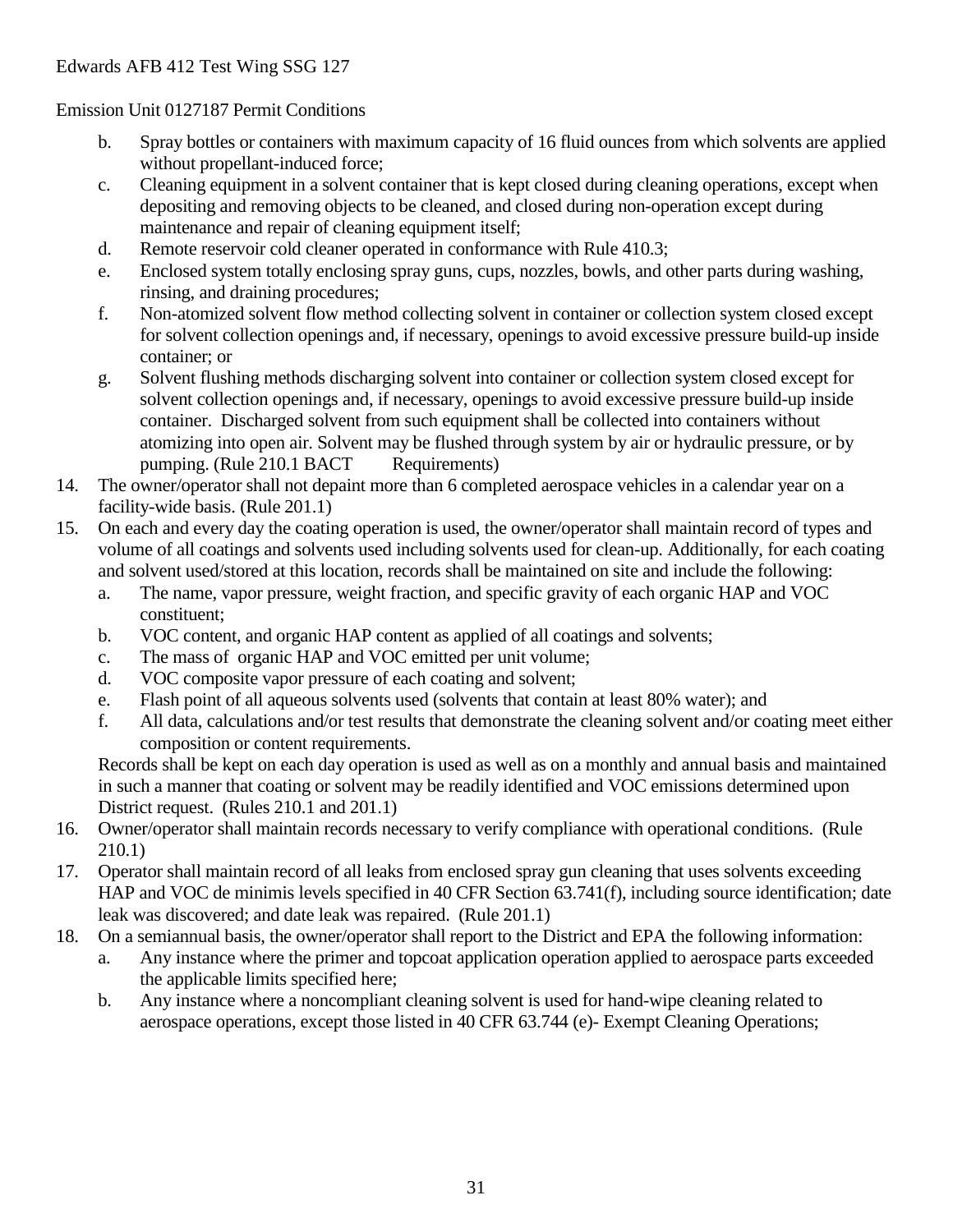Edwards AFB 412 Test Wing SSG 127

Emission Unit 0127187 Permit Conditions

   b. Spray bottles or containers with maximum capacity of 16 fluid ounces from which solvents are applied without propellant-induced force;
   c. Cleaning equipment in a solvent container that is kept closed during cleaning operations, except when depositing and removing objects to be cleaned, and closed during non-operation except during maintenance and repair of cleaning equipment itself;
   d. Remote reservoir cold cleaner operated in conformance with Rule 410.3;
   e. Enclosed system totally enclosing spray guns, cups, nozzles, bowls, and other parts during washing, rinsing, and draining procedures;
   f. Non-atomized solvent flow method collecting solvent in container or collection system closed except for solvent collection openings and, if necessary, openings to avoid excessive pressure build-up inside container; or
   g. Solvent flushing methods discharging solvent into container or collection system closed except for solvent collection openings and, if necessary, openings to avoid excessive pressure build-up inside container. Discharged solvent from such equipment shall be collected into containers without atomizing into open air. Solvent may be flushed through system by air or hydraulic pressure, or by pumping. (Rule 210.1 BACT Requirements)

14. The owner/operator shall not depaint more than 6 completed aerospace vehicles in a calendar year on a facility-wide basis. (Rule 201.1)
15. On each and every day the coating operation is used, the owner/operator shall maintain record of types and volume of all coatings and solvents used including solvents used for clean-up. Additionally, for each coating and solvent used/stored at this location, records shall be maintained on site and include the following:
    a. The name, vapor pressure, weight fraction, and specific gravity of each organic HAP and VOC constituent;
    b. VOC content, and organic HAP content as applied of all coatings and solvents;
    c. The mass of organic HAP and VOC emitted per unit volume;
    d. VOC composite vapor pressure of each coating and solvent;
    e. Flash point of all aqueous solvents used (solvents that contain at least 80% water); and
    f. All data, calculations and/or test results that demonstrate the cleaning solvent and/or coating meet either composition or content requirements.

    Records shall be kept on each day operation is used as well as on a monthly and annual basis and maintained in such a manner that coating or solvent may be readily identified and VOC emissions determined upon District request. (Rules 210.1 and 201.1)
16. Owner/operator shall maintain records necessary to verify compliance with operational conditions. (Rule 210.1)
17. Operator shall maintain record of all leaks from enclosed spray gun cleaning that uses solvents exceeding HAP and VOC de minimis levels specified in 40 CFR Section 63.741(f), including source identification; date leak was discovered; and date leak was repaired. (Rule 201.1)
18. On a semiannual basis, the owner/operator shall report to the District and EPA the following information:
    a. Any instance where the primer and topcoat application operation applied to aerospace parts exceeded the applicable limits specified here;
    b. Any instance where a noncompliant cleaning solvent is used for hand-wipe cleaning related to aerospace operations, except those listed in 40 CFR 63.744 (e)- Exempt Cleaning Operations;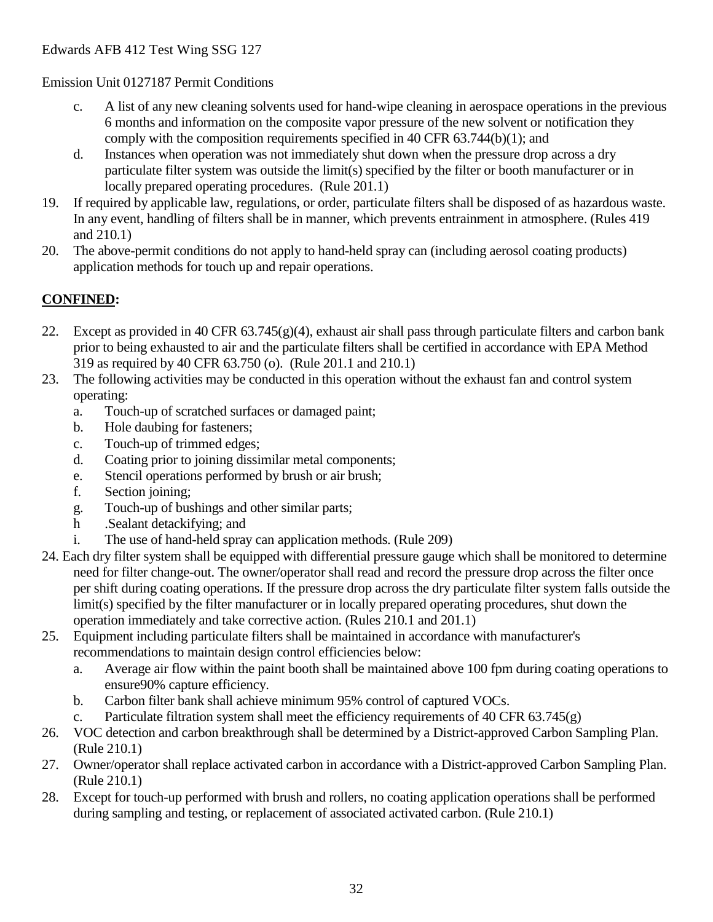Edwards AFB 412 Test Wing SSG 127

Emission Unit 0127187 Permit Conditions

   c. A list of any new cleaning solvents used for hand-wipe cleaning in aerospace operations in the previous 6 months and information on the composite vapor pressure of the new solvent or notification they comply with the composition requirements specified in 40 CFR 63.744(b)(1); and
   d. Instances when operation was not immediately shut down when the pressure drop across a dry particulate filter system was outside the limit(s) specified by the filter or booth manufacturer or in locally prepared operating procedures. (Rule 201.1)

19. If required by applicable law, regulations, or order, particulate filters shall be disposed of as hazardous waste. In any event, handling of filters shall be in manner, which prevents entrainment in atmosphere. (Rules 419 and 210.1)
20. The above-permit conditions do not apply to hand-held spray can (including aerosol coating products) application methods for touch up and repair operations.

**CONFINED:**

22. Except as provided in 40 CFR 63.745(g)(4), exhaust air shall pass through particulate filters and carbon bank prior to being exhausted to air and the particulate filters shall be certified in accordance with EPA Method 319 as required by 40 CFR 63.750 (o). (Rule 201.1 and 210.1)
23. The following activities may be conducted in this operation without the exhaust fan and control system operating:
   a. Touch-up of scratched surfaces or damaged paint;
   b. Hole daubing for fasteners;
   c. Touch-up of trimmed edges;
   d. Coating prior to joining dissimilar metal components;
   e. Stencil operations performed by brush or air brush;
   f. Section joining;
   g. Touch-up of bushings and other similar parts;
   h .Sealant detackifying; and
   i. The use of hand-held spray can application methods. (Rule 209)
24. Each dry filter system shall be equipped with differential pressure gauge which shall be monitored to determine need for filter change-out. The owner/operator shall read and record the pressure drop across the filter once per shift during coating operations. If the pressure drop across the dry particulate filter system falls outside the limit(s) specified by the filter manufacturer or in locally prepared operating procedures, shut down the operation immediately and take corrective action. (Rules 210.1 and 201.1)
25. Equipment including particulate filters shall be maintained in accordance with manufacturer's recommendations to maintain design control efficiencies below:
   a. Average air flow within the paint booth shall be maintained above 100 fpm during coating operations to ensure90% capture efficiency.
   b. Carbon filter bank shall achieve minimum 95% control of captured VOCs.
   c. Particulate filtration system shall meet the efficiency requirements of 40 CFR 63.745(g)
26. VOC detection and carbon breakthrough shall be determined by a District-approved Carbon Sampling Plan. (Rule 210.1)
27. Owner/operator shall replace activated carbon in accordance with a District-approved Carbon Sampling Plan. (Rule 210.1)
28. Except for touch-up performed with brush and rollers, no coating application operations shall be performed during sampling and testing, or replacement of associated activated carbon. (Rule 210.1)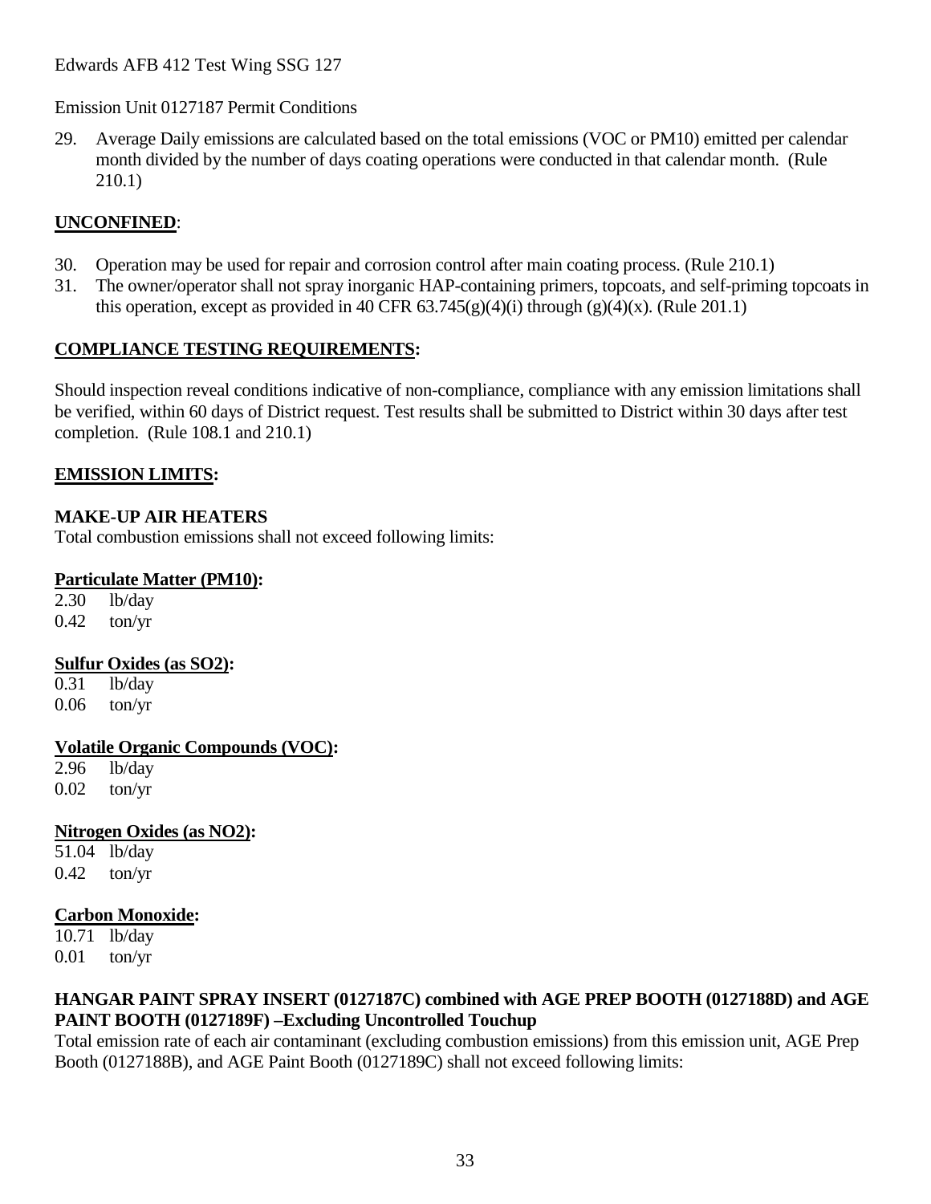Edwards AFB 412 Test Wing SSG 127

Emission Unit 0127187 Permit Conditions

29. Average Daily emissions are calculated based on the total emissions (VOC or PM10) emitted per calendar month divided by the number of days coating operations were conducted in that calendar month. (Rule 210.1)

**UNCONFINED**:

30. Operation may be used for repair and corrosion control after main coating process. (Rule 210.1)
31. The owner/operator shall not spray inorganic HAP-containing primers, topcoats, and self-priming topcoats in this operation, except as provided in 40 CFR 63.745(g)(4)(i) through (g)(4)(x). (Rule 201.1)

**COMPLIANCE TESTING REQUIREMENTS:**

Should inspection reveal conditions indicative of non-compliance, compliance with any emission limitations shall be verified, within 60 days of District request. Test results shall be submitted to District within 30 days after test completion. (Rule 108.1 and 210.1)

**EMISSION LIMITS:**

**MAKE-UP AIR HEATERS**

Total combustion emissions shall not exceed following limits:

**Particulate Matter (PM10):**

2.30 lb/day
0.42 ton/yr

**Sulfur Oxides (as SO2):**

0.31 lb/day
0.06 ton/yr

**Volatile Organic Compounds (VOC):**

2.96 lb/day
0.02 ton/yr

**Nitrogen Oxides (as NO2):**

51.04 lb/day
0.42 ton/yr

**Carbon Monoxide:**

10.71 lb/day
0.01 ton/yr

**HANGAR PAINT SPRAY INSERT (0127187C) combined with AGE PREP BOOTH (0127188D) and AGE PAINT BOOTH (0127189F) –Excluding Uncontrolled Touchup**

Total emission rate of each air contaminant (excluding combustion emissions) from this emission unit, AGE Prep Booth (0127188B), and AGE Paint Booth (0127189C) shall not exceed following limits: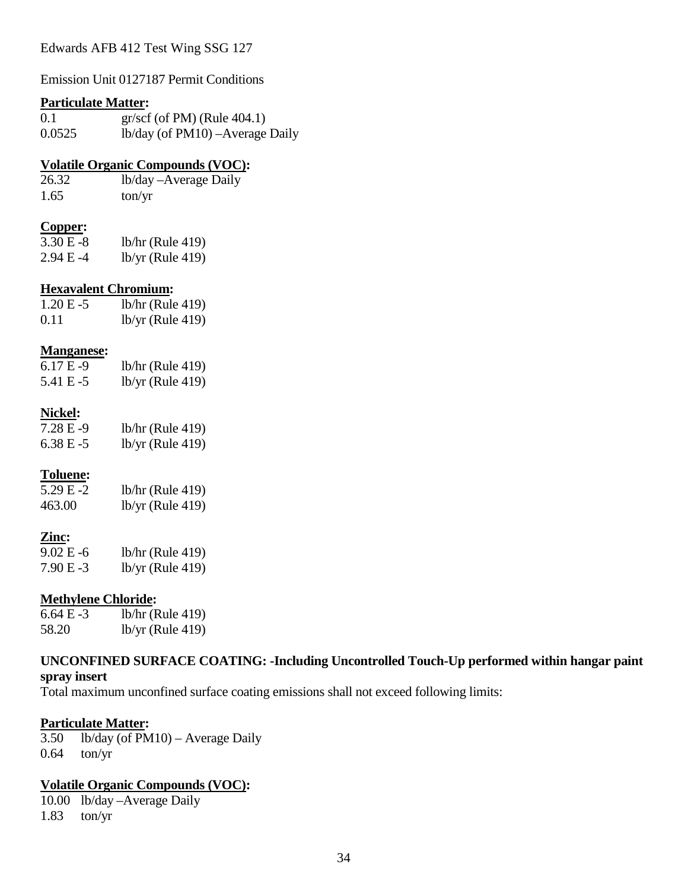Edwards AFB 412 Test Wing SSG 127

Emission Unit 0127187 Permit Conditions

**Particulate Matter:**

| | |
|---|---|
| 0.1 | gr/scf (of PM) (Rule 404.1) |
| 0.0525 | lb/day (of PM10) –Average Daily |

**Volatile Organic Compounds (VOC):**

| | |
|---|---|
| 26.32 | lb/day –Average Daily |
| 1.65 | ton/yr |

**Copper:**

| | |
|---|---|
| 3.30 E -8 | lb/hr (Rule 419) |
| 2.94 E -4 | lb/yr (Rule 419) |

**Hexavalent Chromium:**

| | |
|---|---|
| 1.20 E -5 | lb/hr (Rule 419) |
| 0.11 | lb/yr (Rule 419) |

**Manganese:**

| | |
|---|---|
| 6.17 E -9 | lb/hr (Rule 419) |
| 5.41 E -5 | lb/yr (Rule 419) |

**Nickel:**

| | |
|---|---|
| 7.28 E -9 | lb/hr (Rule 419) |
| 6.38 E -5 | lb/yr (Rule 419) |

**Toluene:**

| | |
|---|---|
| 5.29 E -2 | lb/hr (Rule 419) |
| 463.00 | lb/yr (Rule 419) |

**Zinc:**

| | |
|---|---|
| 9.02 E -6 | lb/hr (Rule 419) |
| 7.90 E -3 | lb/yr (Rule 419) |

**Methylene Chloride:**

| | |
|---|---|
| 6.64 E -3 | lb/hr (Rule 419) |
| 58.20 | lb/yr (Rule 419) |

**UNCONFINED SURFACE COATING: -Including Uncontrolled Touch-Up performed within hangar paint spray insert**

Total maximum unconfined surface coating emissions shall not exceed following limits:

**Particulate Matter:**

| | |
|---|---|
| 3.50 | lb/day (of PM10) – Average Daily |
| 0.64 | ton/yr |

**Volatile Organic Compounds (VOC):**

| | |
|---|---|
| 10.00 | lb/day –Average Daily |
| 1.83 | ton/yr |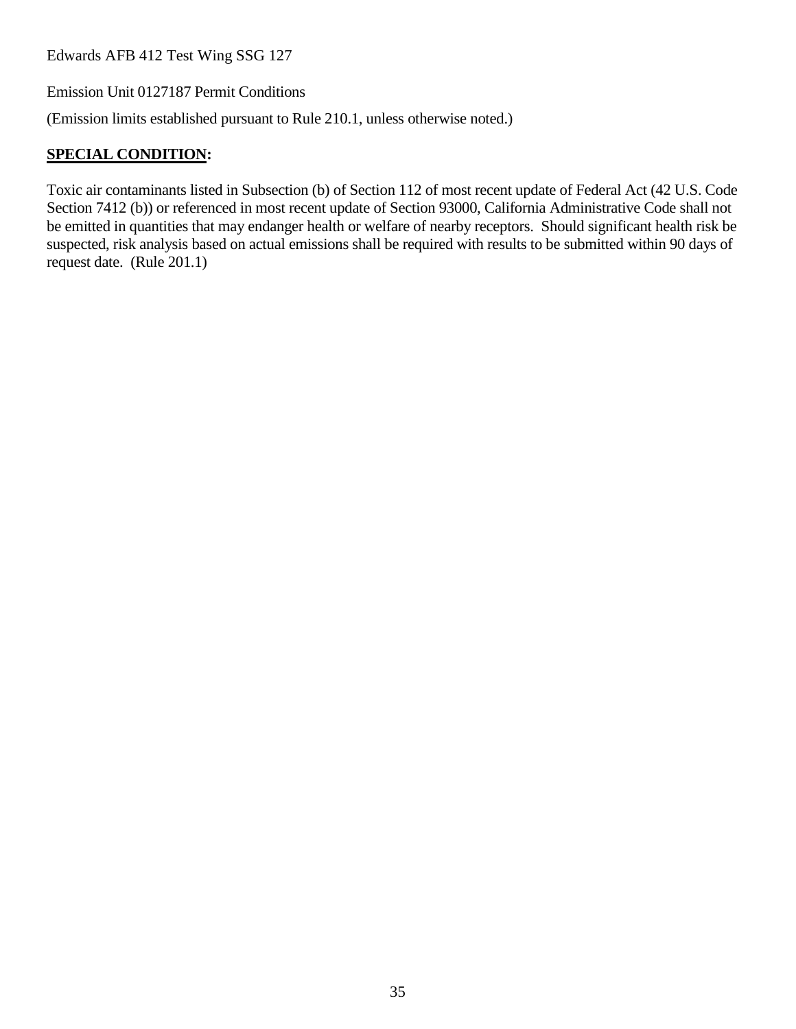Edwards AFB 412 Test Wing SSG 127

Emission Unit 0127187 Permit Conditions

(Emission limits established pursuant to Rule 210.1, unless otherwise noted.)

**SPECIAL CONDITION:**

Toxic air contaminants listed in Subsection (b) of Section 112 of most recent update of Federal Act (42 U.S. Code Section 7412 (b)) or referenced in most recent update of Section 93000, California Administrative Code shall not be emitted in quantities that may endanger health or welfare of nearby receptors. Should significant health risk be suspected, risk analysis based on actual emissions shall be required with results to be submitted within 90 days of request date. (Rule 201.1)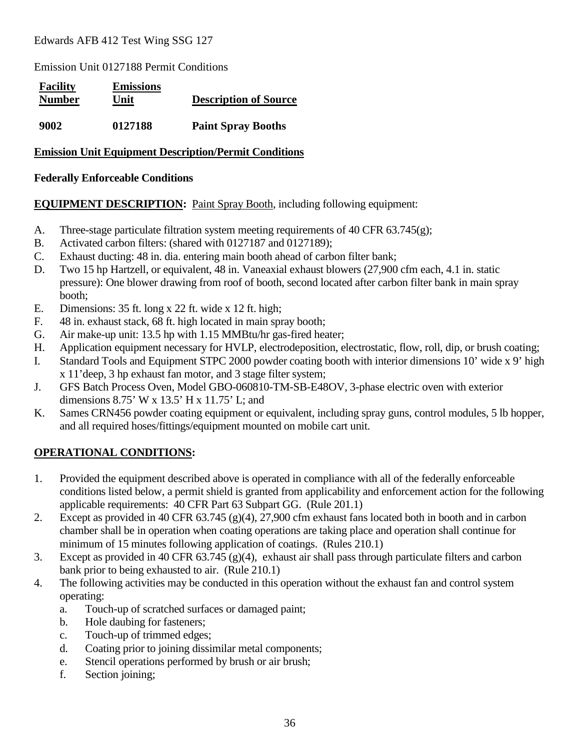Edwards AFB 412 Test Wing SSG 127

Emission Unit 0127188 Permit Conditions

| Facility Number | Emissions Unit | Description of Source |
|---|---|---|
| **9002** | **0127188** | **Paint Spray Booths** |

**Emission Unit Equipment Description/Permit Conditions**

**Federally Enforceable Conditions**

**EQUIPMENT DESCRIPTION:** Paint Spray Booth, including following equipment:

A. Three-stage particulate filtration system meeting requirements of 40 CFR 63.745(g);
B. Activated carbon filters: (shared with 0127187 and 0127189);
C. Exhaust ducting: 48 in. dia. entering main booth ahead of carbon filter bank;
D. Two 15 hp Hartzell, or equivalent, 48 in. Vaneaxial exhaust blowers (27,900 cfm each, 4.1 in. static pressure): One blower drawing from roof of booth, second located after carbon filter bank in main spray booth;
E. Dimensions: 35 ft. long x 22 ft. wide x 12 ft. high;
F. 48 in. exhaust stack, 68 ft. high located in main spray booth;
G. Air make-up unit: 13.5 hp with 1.15 MMBtu/hr gas-fired heater;
H. Application equipment necessary for HVLP, electrodeposition, electrostatic, flow, roll, dip, or brush coating;
I. Standard Tools and Equipment STPC 2000 powder coating booth with interior dimensions 10' wide x 9' high x 11'deep, 3 hp exhaust fan motor, and 3 stage filter system;
J. GFS Batch Process Oven, Model GBO-060810-TM-SB-E48OV, 3-phase electric oven with exterior dimensions 8.75' W x 13.5' H x 11.75' L; and
K. Sames CRN456 powder coating equipment or equivalent, including spray guns, control modules, 5 lb hopper, and all required hoses/fittings/equipment mounted on mobile cart unit.

**OPERATIONAL CONDITIONS:**

1. Provided the equipment described above is operated in compliance with all of the federally enforceable conditions listed below, a permit shield is granted from applicability and enforcement action for the following applicable requirements: 40 CFR Part 63 Subpart GG. (Rule 201.1)
2. Except as provided in 40 CFR 63.745 (g)(4), 27,900 cfm exhaust fans located both in booth and in carbon chamber shall be in operation when coating operations are taking place and operation shall continue for minimum of 15 minutes following application of coatings. (Rules 210.1)
3. Except as provided in 40 CFR 63.745 (g)(4), exhaust air shall pass through particulate filters and carbon bank prior to being exhausted to air. (Rule 210.1)
4. The following activities may be conducted in this operation without the exhaust fan and control system operating:
   a. Touch-up of scratched surfaces or damaged paint;
   b. Hole daubing for fasteners;
   c. Touch-up of trimmed edges;
   d. Coating prior to joining dissimilar metal components;
   e. Stencil operations performed by brush or air brush;
   f. Section joining;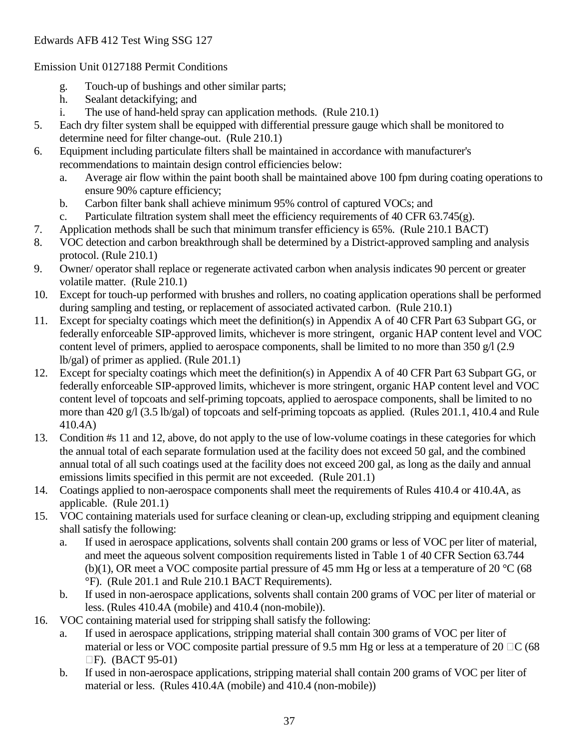Edwards AFB 412 Test Wing SSG 127

Emission Unit 0127188 Permit Conditions

   g. Touch-up of bushings and other similar parts;
   h. Sealant detackifying; and
   i. The use of hand-held spray can application methods. (Rule 210.1)
5. Each dry filter system shall be equipped with differential pressure gauge which shall be monitored to determine need for filter change-out. (Rule 210.1)
6. Equipment including particulate filters shall be maintained in accordance with manufacturer's recommendations to maintain design control efficiencies below:
   a. Average air flow within the paint booth shall be maintained above 100 fpm during coating operations to ensure 90% capture efficiency;
   b. Carbon filter bank shall achieve minimum 95% control of captured VOCs; and
   c. Particulate filtration system shall meet the efficiency requirements of 40 CFR 63.745(g).
7. Application methods shall be such that minimum transfer efficiency is 65%. (Rule 210.1 BACT)
8. VOC detection and carbon breakthrough shall be determined by a District-approved sampling and analysis protocol. (Rule 210.1)
9. Owner/ operator shall replace or regenerate activated carbon when analysis indicates 90 percent or greater volatile matter. (Rule 210.1)
10. Except for touch-up performed with brushes and rollers, no coating application operations shall be performed during sampling and testing, or replacement of associated activated carbon. (Rule 210.1)
11. Except for specialty coatings which meet the definition(s) in Appendix A of 40 CFR Part 63 Subpart GG, or federally enforceable SIP-approved limits, whichever is more stringent, organic HAP content level and VOC content level of primers, applied to aerospace components, shall be limited to no more than 350 g/l (2.9 lb/gal) of primer as applied. (Rule 201.1)
12. Except for specialty coatings which meet the definition(s) in Appendix A of 40 CFR Part 63 Subpart GG, or federally enforceable SIP-approved limits, whichever is more stringent, organic HAP content level and VOC content level of topcoats and self-priming topcoats, applied to aerospace components, shall be limited to no more than 420 g/l (3.5 lb/gal) of topcoats and self-priming topcoats as applied. (Rules 201.1, 410.4 and Rule 410.4A)
13. Condition #s 11 and 12, above, do not apply to the use of low-volume coatings in these categories for which the annual total of each separate formulation used at the facility does not exceed 50 gal, and the combined annual total of all such coatings used at the facility does not exceed 200 gal, as long as the daily and annual emissions limits specified in this permit are not exceeded. (Rule 201.1)
14. Coatings applied to non-aerospace components shall meet the requirements of Rules 410.4 or 410.4A, as applicable. (Rule 201.1)
15. VOC containing materials used for surface cleaning or clean-up, excluding stripping and equipment cleaning shall satisfy the following:
   a. If used in aerospace applications, solvents shall contain 200 grams or less of VOC per liter of material, and meet the aqueous solvent composition requirements listed in Table 1 of 40 CFR Section 63.744 (b)(1), OR meet a VOC composite partial pressure of 45 mm Hg or less at a temperature of 20 °C (68 °F). (Rule 201.1 and Rule 210.1 BACT Requirements).
   b. If used in non-aerospace applications, solvents shall contain 200 grams of VOC per liter of material or less. (Rules 410.4A (mobile) and 410.4 (non-mobile)).
16. VOC containing material used for stripping shall satisfy the following:
   a. If used in aerospace applications, stripping material shall contain 300 grams of VOC per liter of material or less or VOC composite partial pressure of 9.5 mm Hg or less at a temperature of 20 °C (68 °F). (BACT 95-01)
   b. If used in non-aerospace applications, stripping material shall contain 200 grams of VOC per liter of material or less. (Rules 410.4A (mobile) and 410.4 (non-mobile))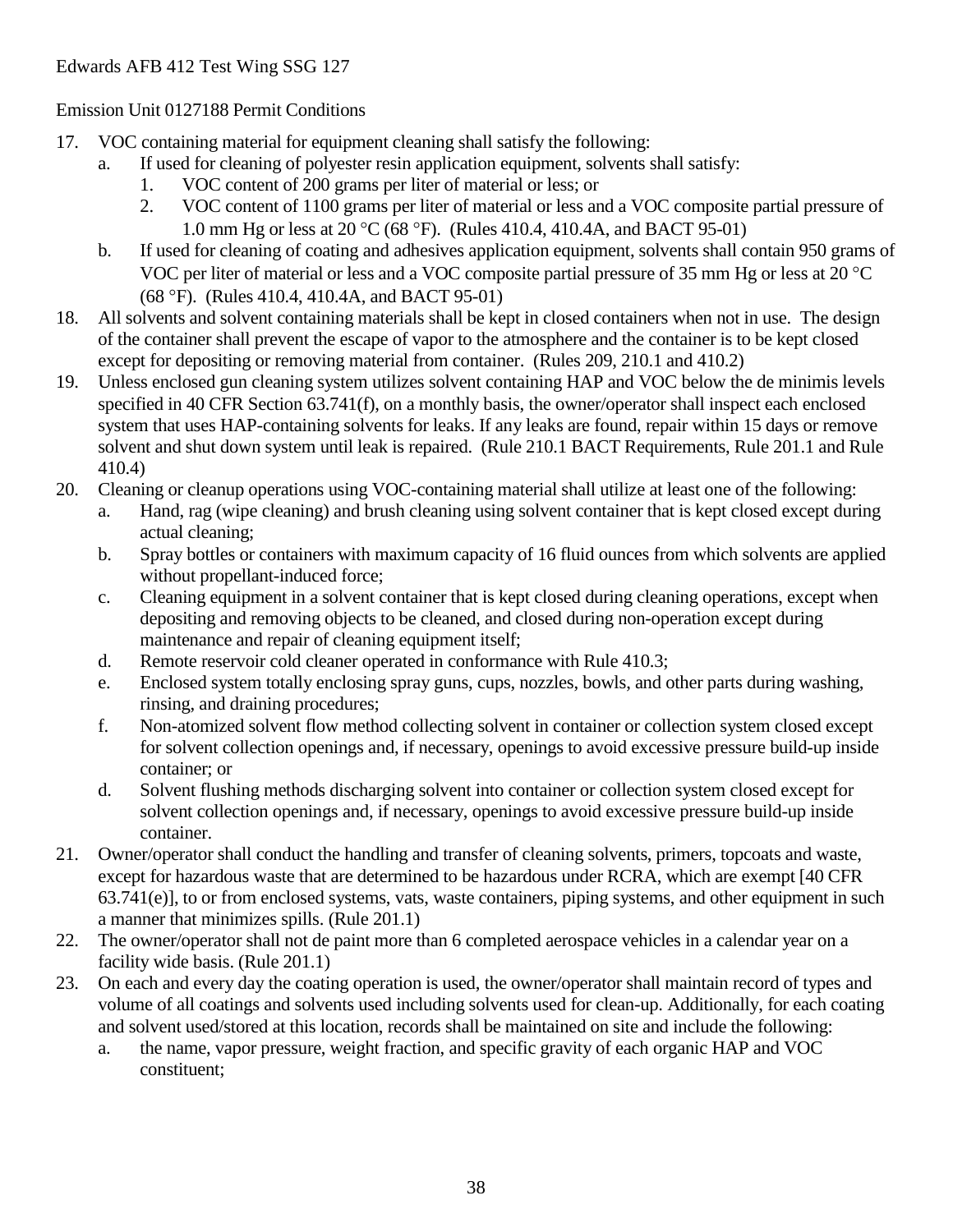Edwards AFB 412 Test Wing SSG 127

Emission Unit 0127188 Permit Conditions

17. VOC containing material for equipment cleaning shall satisfy the following:
    a. If used for cleaning of polyester resin application equipment, solvents shall satisfy:
        1. VOC content of 200 grams per liter of material or less; or
        2. VOC content of 1100 grams per liter of material or less and a VOC composite partial pressure of 1.0 mm Hg or less at 20 °C (68 °F). (Rules 410.4, 410.4A, and BACT 95-01)
    b. If used for cleaning of coating and adhesives application equipment, solvents shall contain 950 grams of VOC per liter of material or less and a VOC composite partial pressure of 35 mm Hg or less at 20 °C (68 °F). (Rules 410.4, 410.4A, and BACT 95-01)
18. All solvents and solvent containing materials shall be kept in closed containers when not in use. The design of the container shall prevent the escape of vapor to the atmosphere and the container is to be kept closed except for depositing or removing material from container. (Rules 209, 210.1 and 410.2)
19. Unless enclosed gun cleaning system utilizes solvent containing HAP and VOC below the de minimis levels specified in 40 CFR Section 63.741(f), on a monthly basis, the owner/operator shall inspect each enclosed system that uses HAP-containing solvents for leaks. If any leaks are found, repair within 15 days or remove solvent and shut down system until leak is repaired. (Rule 210.1 BACT Requirements, Rule 201.1 and Rule 410.4)
20. Cleaning or cleanup operations using VOC-containing material shall utilize at least one of the following:
    a. Hand, rag (wipe cleaning) and brush cleaning using solvent container that is kept closed except during actual cleaning;
    b. Spray bottles or containers with maximum capacity of 16 fluid ounces from which solvents are applied without propellant-induced force;
    c. Cleaning equipment in a solvent container that is kept closed during cleaning operations, except when depositing and removing objects to be cleaned, and closed during non-operation except during maintenance and repair of cleaning equipment itself;
    d. Remote reservoir cold cleaner operated in conformance with Rule 410.3;
    e. Enclosed system totally enclosing spray guns, cups, nozzles, bowls, and other parts during washing, rinsing, and draining procedures;
    f. Non-atomized solvent flow method collecting solvent in container or collection system closed except for solvent collection openings and, if necessary, openings to avoid excessive pressure build-up inside container; or
    d. Solvent flushing methods discharging solvent into container or collection system closed except for solvent collection openings and, if necessary, openings to avoid excessive pressure build-up inside container.
21. Owner/operator shall conduct the handling and transfer of cleaning solvents, primers, topcoats and waste, except for hazardous waste that are determined to be hazardous under RCRA, which are exempt [40 CFR 63.741(e)], to or from enclosed systems, vats, waste containers, piping systems, and other equipment in such a manner that minimizes spills. (Rule 201.1)
22. The owner/operator shall not de paint more than 6 completed aerospace vehicles in a calendar year on a facility wide basis. (Rule 201.1)
23. On each and every day the coating operation is used, the owner/operator shall maintain record of types and volume of all coatings and solvents used including solvents used for clean-up. Additionally, for each coating and solvent used/stored at this location, records shall be maintained on site and include the following:
    a. the name, vapor pressure, weight fraction, and specific gravity of each organic HAP and VOC constituent;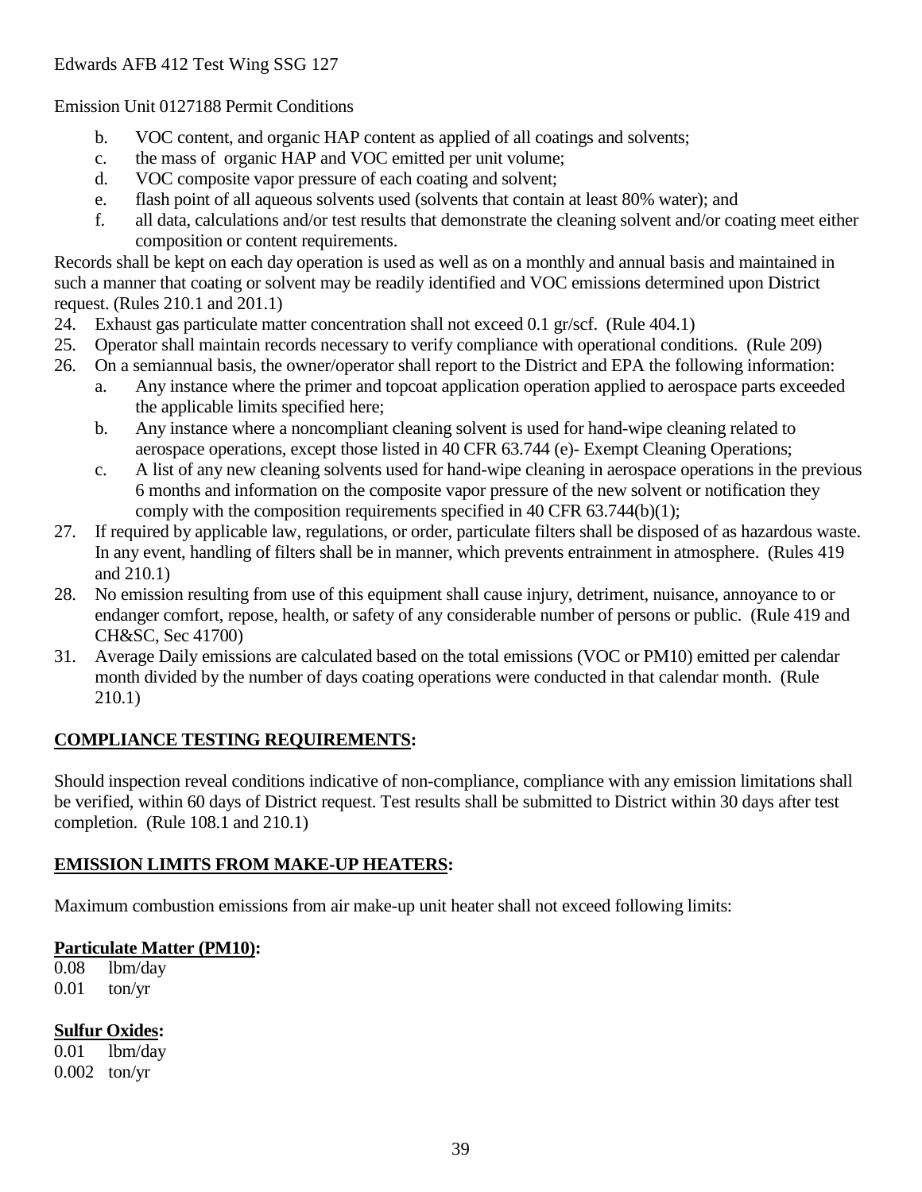Emission Unit 0127188 Permit Conditions

   b. VOC content, and organic HAP content as applied of all coatings and solvents;
   c. the mass of organic HAP and VOC emitted per unit volume;
   d. VOC composite vapor pressure of each coating and solvent;
   e. flash point of all aqueous solvents used (solvents that contain at least 80% water); and
   f. all data, calculations and/or test results that demonstrate the cleaning solvent and/or coating meet either composition or content requirements.

Records shall be kept on each day operation is used as well as on a monthly and annual basis and maintained in such a manner that coating or solvent may be readily identified and VOC emissions determined upon District request. (Rules 210.1 and 201.1)

24. Exhaust gas particulate matter concentration shall not exceed 0.1 gr/scf. (Rule 404.1)
25. Operator shall maintain records necessary to verify compliance with operational conditions. (Rule 209)
26. On a semiannual basis, the owner/operator shall report to the District and EPA the following information:
    a. Any instance where the primer and topcoat application operation applied to aerospace parts exceeded the applicable limits specified here;
    b. Any instance where a noncompliant cleaning solvent is used for hand-wipe cleaning related to aerospace operations, except those listed in 40 CFR 63.744 (e)- Exempt Cleaning Operations;
    c. A list of any new cleaning solvents used for hand-wipe cleaning in aerospace operations in the previous 6 months and information on the composite vapor pressure of the new solvent or notification they comply with the composition requirements specified in 40 CFR 63.744(b)(1);
27. If required by applicable law, regulations, or order, particulate filters shall be disposed of as hazardous waste. In any event, handling of filters shall be in manner, which prevents entrainment in atmosphere. (Rules 419 and 210.1)
28. No emission resulting from use of this equipment shall cause injury, detriment, nuisance, annoyance to or endanger comfort, repose, health, or safety of any considerable number of persons or public. (Rule 419 and CH&SC, Sec 41700)
31. Average Daily emissions are calculated based on the total emissions (VOC or PM10) emitted per calendar month divided by the number of days coating operations were conducted in that calendar month. (Rule 210.1)

**COMPLIANCE TESTING REQUIREMENTS:**

Should inspection reveal conditions indicative of non-compliance, compliance with any emission limitations shall be verified, within 60 days of District request. Test results shall be submitted to District within 30 days after test completion. (Rule 108.1 and 210.1)

**EMISSION LIMITS FROM MAKE-UP HEATERS:**

Maximum combustion emissions from air make-up unit heater shall not exceed following limits:

**Particulate Matter (PM10):**

0.08 lbm/day
0.01 ton/yr

**Sulfur Oxides:**

0.01 lbm/day
0.002 ton/yr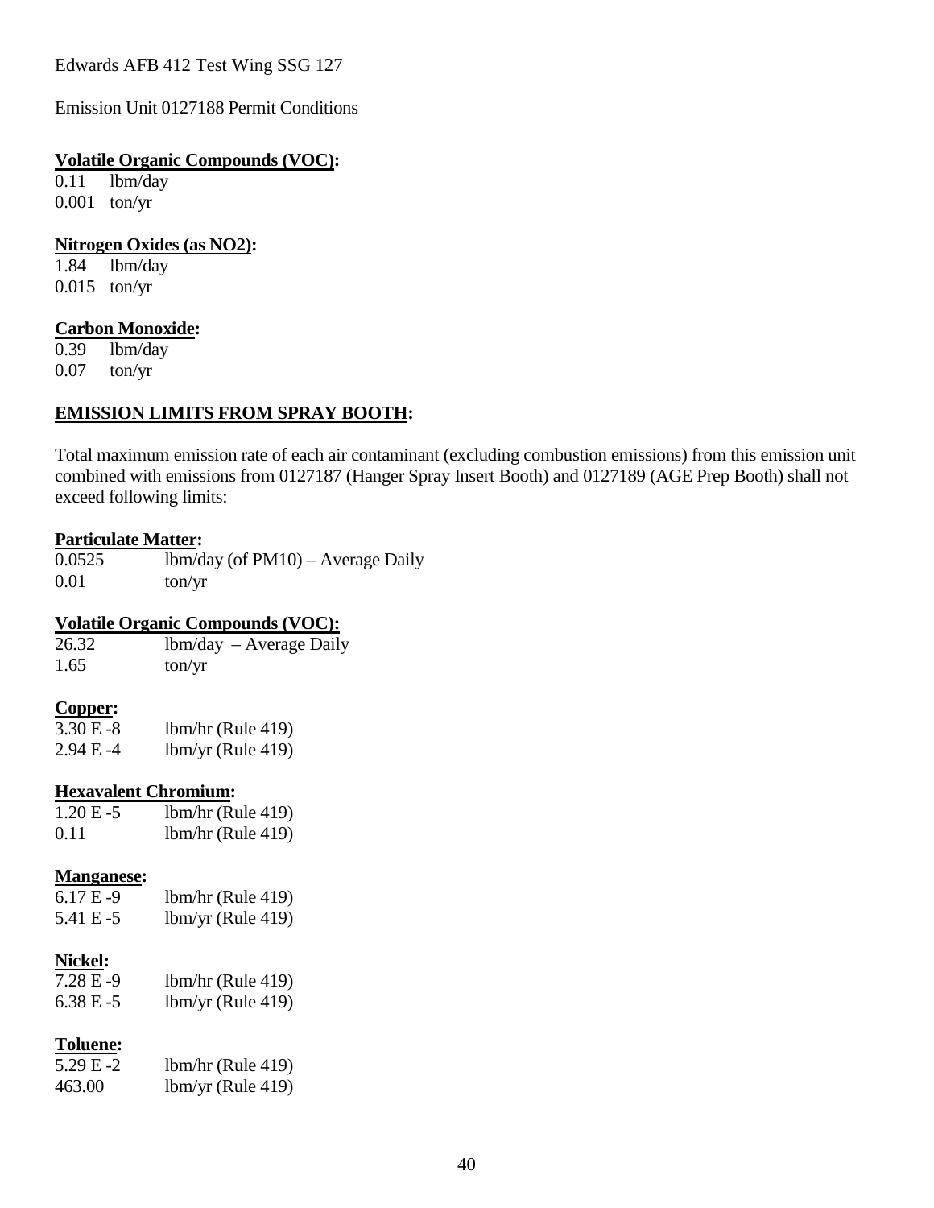Edwards AFB 412 Test Wing SSG 127

Emission Unit 0127188 Permit Conditions

**Volatile Organic Compounds (VOC):**

0.11 lbm/day
0.001 ton/yr

**Nitrogen Oxides (as NO2):**

1.84 lbm/day
0.015 ton/yr

**Carbon Monoxide:**

0.39 lbm/day
0.07 ton/yr

**EMISSION LIMITS FROM SPRAY BOOTH:**

Total maximum emission rate of each air contaminant (excluding combustion emissions) from this emission unit combined with emissions from 0127187 (Hanger Spray Insert Booth) and 0127189 (AGE Prep Booth) shall not exceed following limits:

**Particulate Matter:**

0.0525 lbm/day (of PM10) – Average Daily
0.01 ton/yr

**Volatile Organic Compounds (VOC):**

26.32 lbm/day – Average Daily
1.65 ton/yr

**Copper:**

3.30 E -8 lbm/hr (Rule 419)
2.94 E -4 lbm/yr (Rule 419)

**Hexavalent Chromium:**

1.20 E -5 lbm/hr (Rule 419)
0.11 lbm/hr (Rule 419)

**Manganese:**

6.17 E -9 lbm/hr (Rule 419)
5.41 E -5 lbm/yr (Rule 419)

**Nickel:**

7.28 E -9 lbm/hr (Rule 419)
6.38 E -5 lbm/yr (Rule 419)

**Toluene:**

5.29 E -2 lbm/hr (Rule 419)
463.00 lbm/yr (Rule 419)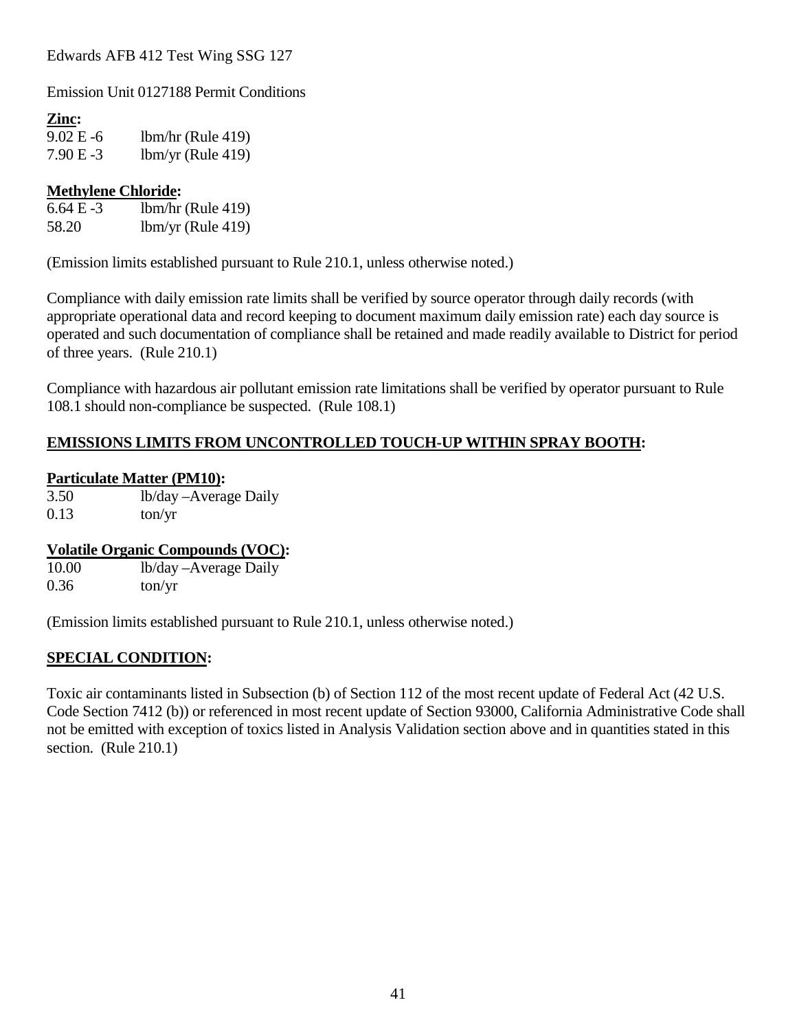Edwards AFB 412 Test Wing SSG 127

Emission Unit 0127188 Permit Conditions

**Zinc:**

9.02 E -6 lbm/hr (Rule 419)
7.90 E -3 lbm/yr (Rule 419)

**Methylene Chloride:**

6.64 E -3 lbm/hr (Rule 419)
58.20 lbm/yr (Rule 419)

(Emission limits established pursuant to Rule 210.1, unless otherwise noted.)

Compliance with daily emission rate limits shall be verified by source operator through daily records (with appropriate operational data and record keeping to document maximum daily emission rate) each day source is operated and such documentation of compliance shall be retained and made readily available to District for period of three years. (Rule 210.1)

Compliance with hazardous air pollutant emission rate limitations shall be verified by operator pursuant to Rule 108.1 should non-compliance be suspected. (Rule 108.1)

## EMISSIONS LIMITS FROM UNCONTROLLED TOUCH-UP WITHIN SPRAY BOOTH:

**Particulate Matter (PM10):**

3.50 lb/day –Average Daily
0.13 ton/yr

**Volatile Organic Compounds (VOC):**

10.00 lb/day –Average Daily
0.36 ton/yr

(Emission limits established pursuant to Rule 210.1, unless otherwise noted.)

## SPECIAL CONDITION:

Toxic air contaminants listed in Subsection (b) of Section 112 of the most recent update of Federal Act (42 U.S. Code Section 7412 (b)) or referenced in most recent update of Section 93000, California Administrative Code shall not be emitted with exception of toxics listed in Analysis Validation section above and in quantities stated in this section. (Rule 210.1)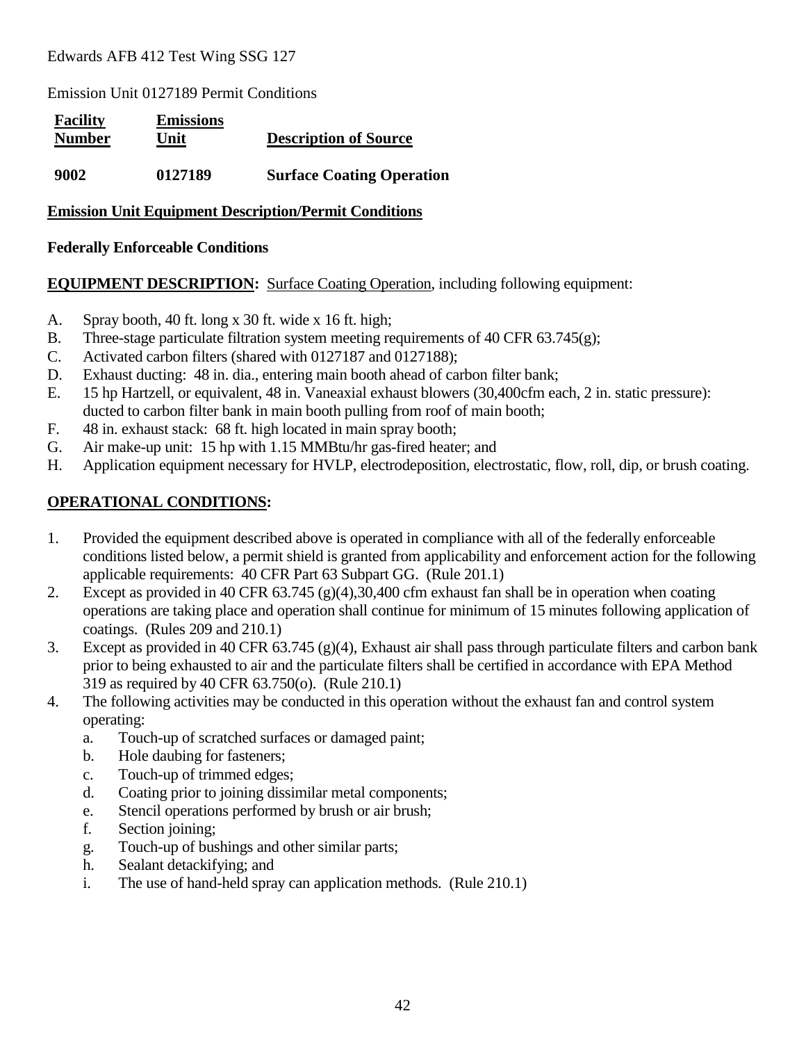Edwards AFB 412 Test Wing SSG 127

Emission Unit 0127189 Permit Conditions

| Facility Number | Emissions Unit | Description of Source |
|---|---|---|
| **9002** | **0127189** | **Surface Coating Operation** |

**Emission Unit Equipment Description/Permit Conditions**

**Federally Enforceable Conditions**

**EQUIPMENT DESCRIPTION:** Surface Coating Operation, including following equipment:

A. Spray booth, 40 ft. long x 30 ft. wide x 16 ft. high;
B. Three-stage particulate filtration system meeting requirements of 40 CFR 63.745(g);
C. Activated carbon filters (shared with 0127187 and 0127188);
D. Exhaust ducting: 48 in. dia., entering main booth ahead of carbon filter bank;
E. 15 hp Hartzell, or equivalent, 48 in. Vaneaxial exhaust blowers (30,400cfm each, 2 in. static pressure): ducted to carbon filter bank in main booth pulling from roof of main booth;
F. 48 in. exhaust stack: 68 ft. high located in main spray booth;
G. Air make-up unit: 15 hp with 1.15 MMBtu/hr gas-fired heater; and
H. Application equipment necessary for HVLP, electrodeposition, electrostatic, flow, roll, dip, or brush coating.

**OPERATIONAL CONDITIONS:**

1. Provided the equipment described above is operated in compliance with all of the federally enforceable conditions listed below, a permit shield is granted from applicability and enforcement action for the following applicable requirements: 40 CFR Part 63 Subpart GG. (Rule 201.1)
2. Except as provided in 40 CFR 63.745 (g)(4),30,400 cfm exhaust fan shall be in operation when coating operations are taking place and operation shall continue for minimum of 15 minutes following application of coatings. (Rules 209 and 210.1)
3. Except as provided in 40 CFR 63.745 (g)(4), Exhaust air shall pass through particulate filters and carbon bank prior to being exhausted to air and the particulate filters shall be certified in accordance with EPA Method 319 as required by 40 CFR 63.750(o). (Rule 210.1)
4. The following activities may be conducted in this operation without the exhaust fan and control system operating:
   a. Touch-up of scratched surfaces or damaged paint;
   b. Hole daubing for fasteners;
   c. Touch-up of trimmed edges;
   d. Coating prior to joining dissimilar metal components;
   e. Stencil operations performed by brush or air brush;
   f. Section joining;
   g. Touch-up of bushings and other similar parts;
   h. Sealant detackifying; and
   i. The use of hand-held spray can application methods. (Rule 210.1)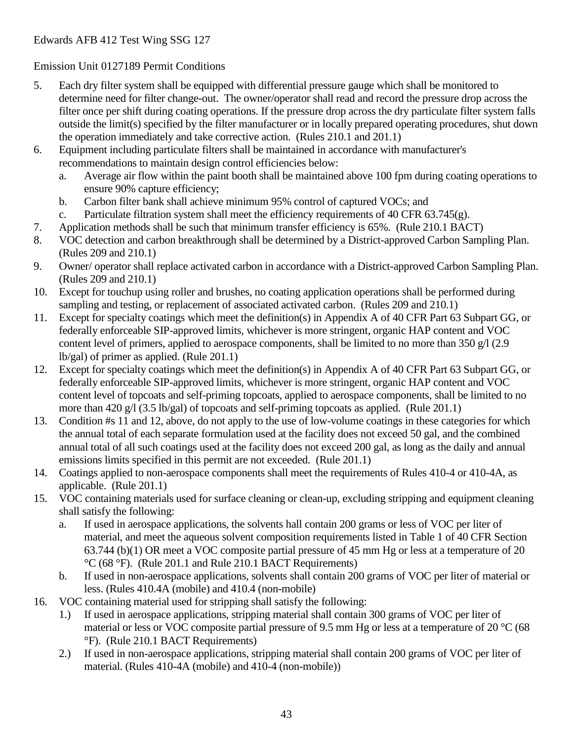Edwards AFB 412 Test Wing SSG 127

Emission Unit 0127189 Permit Conditions

5. Each dry filter system shall be equipped with differential pressure gauge which shall be monitored to determine need for filter change-out. The owner/operator shall read and record the pressure drop across the filter once per shift during coating operations. If the pressure drop across the dry particulate filter system falls outside the limit(s) specified by the filter manufacturer or in locally prepared operating procedures, shut down the operation immediately and take corrective action. (Rules 210.1 and 201.1)
6. Equipment including particulate filters shall be maintained in accordance with manufacturer's recommendations to maintain design control efficiencies below:
   a. Average air flow within the paint booth shall be maintained above 100 fpm during coating operations to ensure 90% capture efficiency;
   b. Carbon filter bank shall achieve minimum 95% control of captured VOCs; and
   c. Particulate filtration system shall meet the efficiency requirements of 40 CFR 63.745(g).
7. Application methods shall be such that minimum transfer efficiency is 65%. (Rule 210.1 BACT)
8. VOC detection and carbon breakthrough shall be determined by a District-approved Carbon Sampling Plan. (Rules 209 and 210.1)
9. Owner/ operator shall replace activated carbon in accordance with a District-approved Carbon Sampling Plan. (Rules 209 and 210.1)
10. Except for touchup using roller and brushes, no coating application operations shall be performed during sampling and testing, or replacement of associated activated carbon. (Rules 209 and 210.1)
11. Except for specialty coatings which meet the definition(s) in Appendix A of 40 CFR Part 63 Subpart GG, or federally enforceable SIP-approved limits, whichever is more stringent, organic HAP content and VOC content level of primers, applied to aerospace components, shall be limited to no more than 350 g/l (2.9 lb/gal) of primer as applied. (Rule 201.1)
12. Except for specialty coatings which meet the definition(s) in Appendix A of 40 CFR Part 63 Subpart GG, or federally enforceable SIP-approved limits, whichever is more stringent, organic HAP content and VOC content level of topcoats and self-priming topcoats, applied to aerospace components, shall be limited to no more than 420 g/l (3.5 lb/gal) of topcoats and self-priming topcoats as applied. (Rule 201.1)
13. Condition #s 11 and 12, above, do not apply to the use of low-volume coatings in these categories for which the annual total of each separate formulation used at the facility does not exceed 50 gal, and the combined annual total of all such coatings used at the facility does not exceed 200 gal, as long as the daily and annual emissions limits specified in this permit are not exceeded. (Rule 201.1)
14. Coatings applied to non-aerospace components shall meet the requirements of Rules 410-4 or 410-4A, as applicable. (Rule 201.1)
15. VOC containing materials used for surface cleaning or clean-up, excluding stripping and equipment cleaning shall satisfy the following:
   a. If used in aerospace applications, the solvents hall contain 200 grams or less of VOC per liter of material, and meet the aqueous solvent composition requirements listed in Table 1 of 40 CFR Section 63.744 (b)(1) OR meet a VOC composite partial pressure of 45 mm Hg or less at a temperature of 20 °C (68 °F). (Rule 201.1 and Rule 210.1 BACT Requirements)
   b. If used in non-aerospace applications, solvents shall contain 200 grams of VOC per liter of material or less. (Rules 410.4A (mobile) and 410.4 (non-mobile)
16. VOC containing material used for stripping shall satisfy the following:
   1.) If used in aerospace applications, stripping material shall contain 300 grams of VOC per liter of material or less or VOC composite partial pressure of 9.5 mm Hg or less at a temperature of 20 °C (68 °F). (Rule 210.1 BACT Requirements)
   2.) If used in non-aerospace applications, stripping material shall contain 200 grams of VOC per liter of material. (Rules 410-4A (mobile) and 410-4 (non-mobile))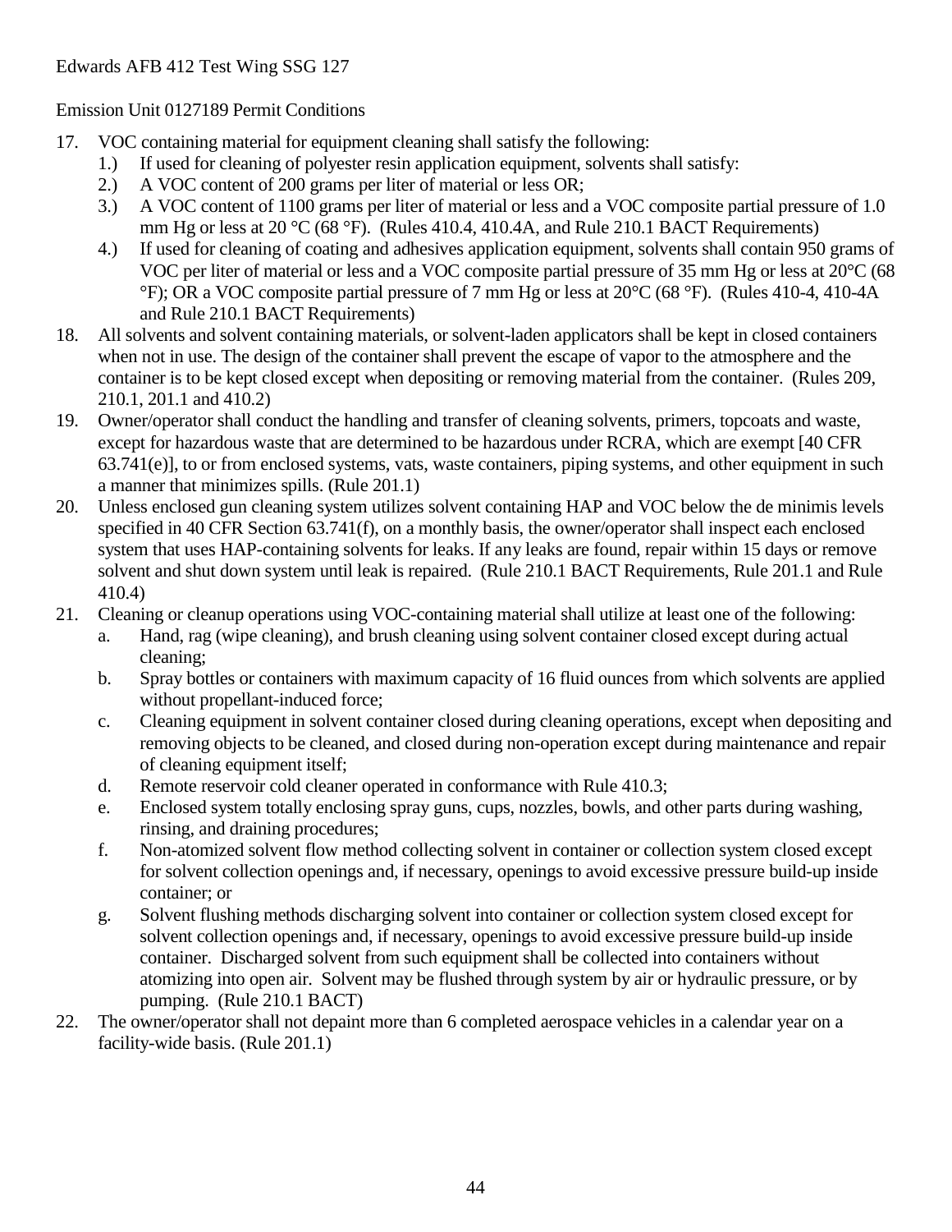Edwards AFB 412 Test Wing SSG 127

Emission Unit 0127189 Permit Conditions

17. VOC containing material for equipment cleaning shall satisfy the following:
    1.) If used for cleaning of polyester resin application equipment, solvents shall satisfy:
    2.) A VOC content of 200 grams per liter of material or less OR;
    3.) A VOC content of 1100 grams per liter of material or less and a VOC composite partial pressure of 1.0 mm Hg or less at 20 °C (68 °F). (Rules 410.4, 410.4A, and Rule 210.1 BACT Requirements)
    4.) If used for cleaning of coating and adhesives application equipment, solvents shall contain 950 grams of VOC per liter of material or less and a VOC composite partial pressure of 35 mm Hg or less at 20°C (68 °F); OR a VOC composite partial pressure of 7 mm Hg or less at 20°C (68 °F). (Rules 410-4, 410-4A and Rule 210.1 BACT Requirements)
18. All solvents and solvent containing materials, or solvent-laden applicators shall be kept in closed containers when not in use. The design of the container shall prevent the escape of vapor to the atmosphere and the container is to be kept closed except when depositing or removing material from the container. (Rules 209, 210.1, 201.1 and 410.2)
19. Owner/operator shall conduct the handling and transfer of cleaning solvents, primers, topcoats and waste, except for hazardous waste that are determined to be hazardous under RCRA, which are exempt [40 CFR 63.741(e)], to or from enclosed systems, vats, waste containers, piping systems, and other equipment in such a manner that minimizes spills. (Rule 201.1)
20. Unless enclosed gun cleaning system utilizes solvent containing HAP and VOC below the de minimis levels specified in 40 CFR Section 63.741(f), on a monthly basis, the owner/operator shall inspect each enclosed system that uses HAP-containing solvents for leaks. If any leaks are found, repair within 15 days or remove solvent and shut down system until leak is repaired. (Rule 210.1 BACT Requirements, Rule 201.1 and Rule 410.4)
21. Cleaning or cleanup operations using VOC-containing material shall utilize at least one of the following:
    a. Hand, rag (wipe cleaning), and brush cleaning using solvent container closed except during actual cleaning;
    b. Spray bottles or containers with maximum capacity of 16 fluid ounces from which solvents are applied without propellant-induced force;
    c. Cleaning equipment in solvent container closed during cleaning operations, except when depositing and removing objects to be cleaned, and closed during non-operation except during maintenance and repair of cleaning equipment itself;
    d. Remote reservoir cold cleaner operated in conformance with Rule 410.3;
    e. Enclosed system totally enclosing spray guns, cups, nozzles, bowls, and other parts during washing, rinsing, and draining procedures;
    f. Non-atomized solvent flow method collecting solvent in container or collection system closed except for solvent collection openings and, if necessary, openings to avoid excessive pressure build-up inside container; or
    g. Solvent flushing methods discharging solvent into container or collection system closed except for solvent collection openings and, if necessary, openings to avoid excessive pressure build-up inside container. Discharged solvent from such equipment shall be collected into containers without atomizing into open air. Solvent may be flushed through system by air or hydraulic pressure, or by pumping. (Rule 210.1 BACT)
22. The owner/operator shall not depaint more than 6 completed aerospace vehicles in a calendar year on a facility-wide basis. (Rule 201.1)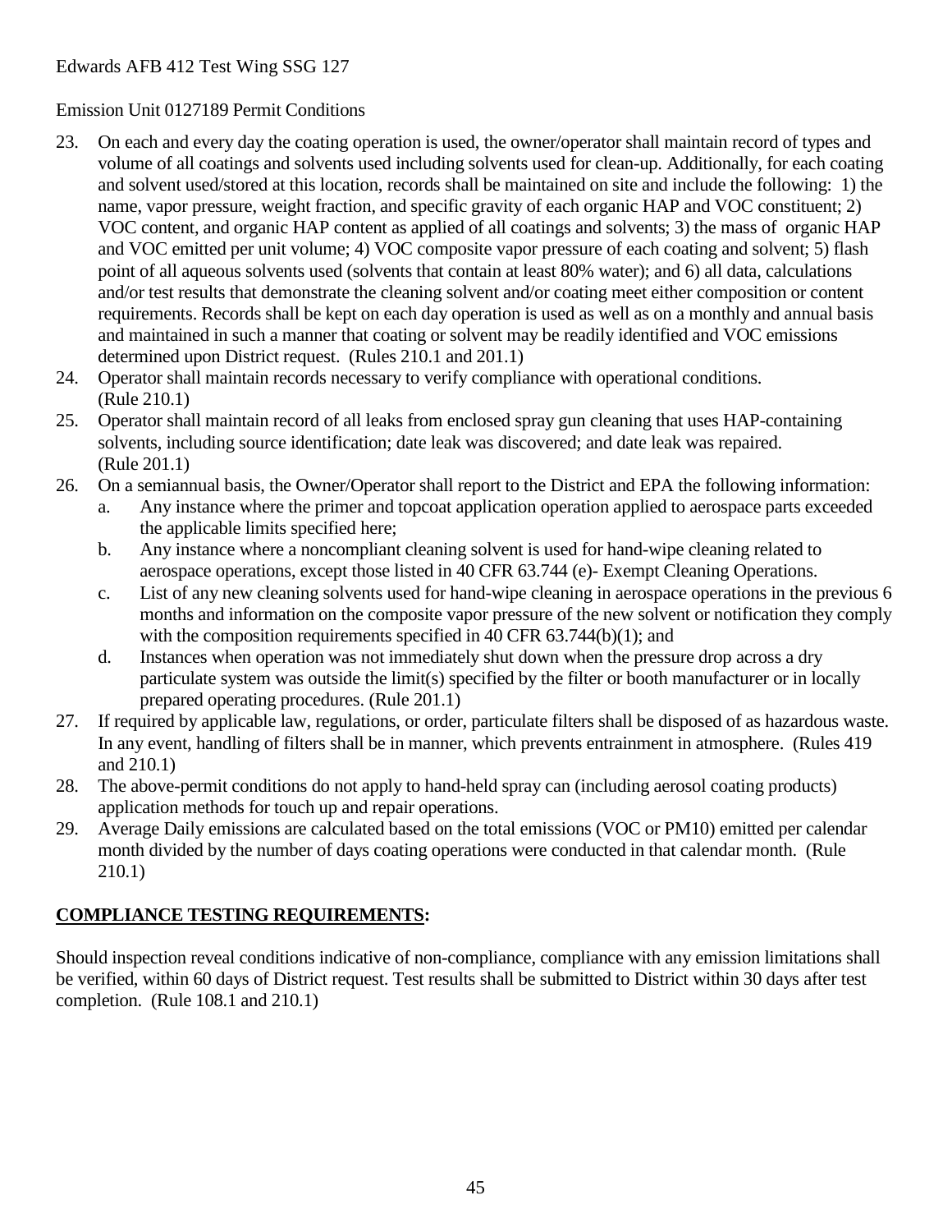Edwards AFB 412 Test Wing SSG 127

Emission Unit 0127189 Permit Conditions

23. On each and every day the coating operation is used, the owner/operator shall maintain record of types and volume of all coatings and solvents used including solvents used for clean-up. Additionally, for each coating and solvent used/stored at this location, records shall be maintained on site and include the following: 1) the name, vapor pressure, weight fraction, and specific gravity of each organic HAP and VOC constituent; 2) VOC content, and organic HAP content as applied of all coatings and solvents; 3) the mass of organic HAP and VOC emitted per unit volume; 4) VOC composite vapor pressure of each coating and solvent; 5) flash point of all aqueous solvents used (solvents that contain at least 80% water); and 6) all data, calculations and/or test results that demonstrate the cleaning solvent and/or coating meet either composition or content requirements. Records shall be kept on each day operation is used as well as on a monthly and annual basis and maintained in such a manner that coating or solvent may be readily identified and VOC emissions determined upon District request. (Rules 210.1 and 201.1)
24. Operator shall maintain records necessary to verify compliance with operational conditions. (Rule 210.1)
25. Operator shall maintain record of all leaks from enclosed spray gun cleaning that uses HAP-containing solvents, including source identification; date leak was discovered; and date leak was repaired. (Rule 201.1)
26. On a semiannual basis, the Owner/Operator shall report to the District and EPA the following information:
    a. Any instance where the primer and topcoat application operation applied to aerospace parts exceeded the applicable limits specified here;
    b. Any instance where a noncompliant cleaning solvent is used for hand-wipe cleaning related to aerospace operations, except those listed in 40 CFR 63.744 (e)- Exempt Cleaning Operations.
    c. List of any new cleaning solvents used for hand-wipe cleaning in aerospace operations in the previous 6 months and information on the composite vapor pressure of the new solvent or notification they comply with the composition requirements specified in 40 CFR 63.744(b)(1); and
    d. Instances when operation was not immediately shut down when the pressure drop across a dry particulate system was outside the limit(s) specified by the filter or booth manufacturer or in locally prepared operating procedures. (Rule 201.1)
27. If required by applicable law, regulations, or order, particulate filters shall be disposed of as hazardous waste. In any event, handling of filters shall be in manner, which prevents entrainment in atmosphere. (Rules 419 and 210.1)
28. The above-permit conditions do not apply to hand-held spray can (including aerosol coating products) application methods for touch up and repair operations.
29. Average Daily emissions are calculated based on the total emissions (VOC or PM10) emitted per calendar month divided by the number of days coating operations were conducted in that calendar month. (Rule 210.1)

## COMPLIANCE TESTING REQUIREMENTS:

Should inspection reveal conditions indicative of non-compliance, compliance with any emission limitations shall be verified, within 60 days of District request. Test results shall be submitted to District within 30 days after test completion. (Rule 108.1 and 210.1)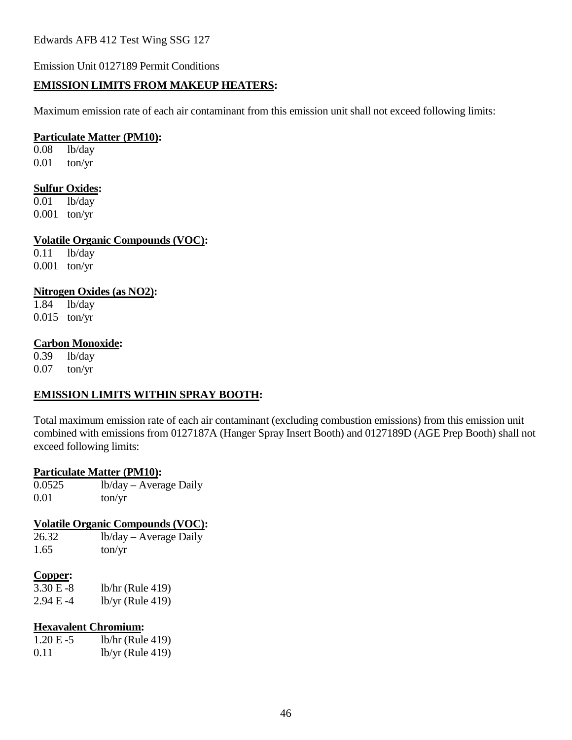Edwards AFB 412 Test Wing SSG 127

Emission Unit 0127189 Permit Conditions

**EMISSION LIMITS FROM MAKEUP HEATERS:**

Maximum emission rate of each air contaminant from this emission unit shall not exceed following limits:

**Particulate Matter (PM10):**

0.08 lb/day
0.01 ton/yr

**Sulfur Oxides:**

0.01 lb/day
0.001 ton/yr

**Volatile Organic Compounds (VOC):**

0.11 lb/day
0.001 ton/yr

**Nitrogen Oxides (as NO2):**

1.84 lb/day
0.015 ton/yr

**Carbon Monoxide:**

0.39 lb/day
0.07 ton/yr

**EMISSION LIMITS WITHIN SPRAY BOOTH:**

Total maximum emission rate of each air contaminant (excluding combustion emissions) from this emission unit combined with emissions from 0127187A (Hanger Spray Insert Booth) and 0127189D (AGE Prep Booth) shall not exceed following limits:

**Particulate Matter (PM10):**

0.0525 lb/day – Average Daily
0.01 ton/yr

**Volatile Organic Compounds (VOC):**

26.32 lb/day – Average Daily
1.65 ton/yr

**Copper:**

3.30 E -8 lb/hr (Rule 419)
2.94 E -4 lb/yr (Rule 419)

**Hexavalent Chromium:**

1.20 E -5 lb/hr (Rule 419)
0.11 lb/yr (Rule 419)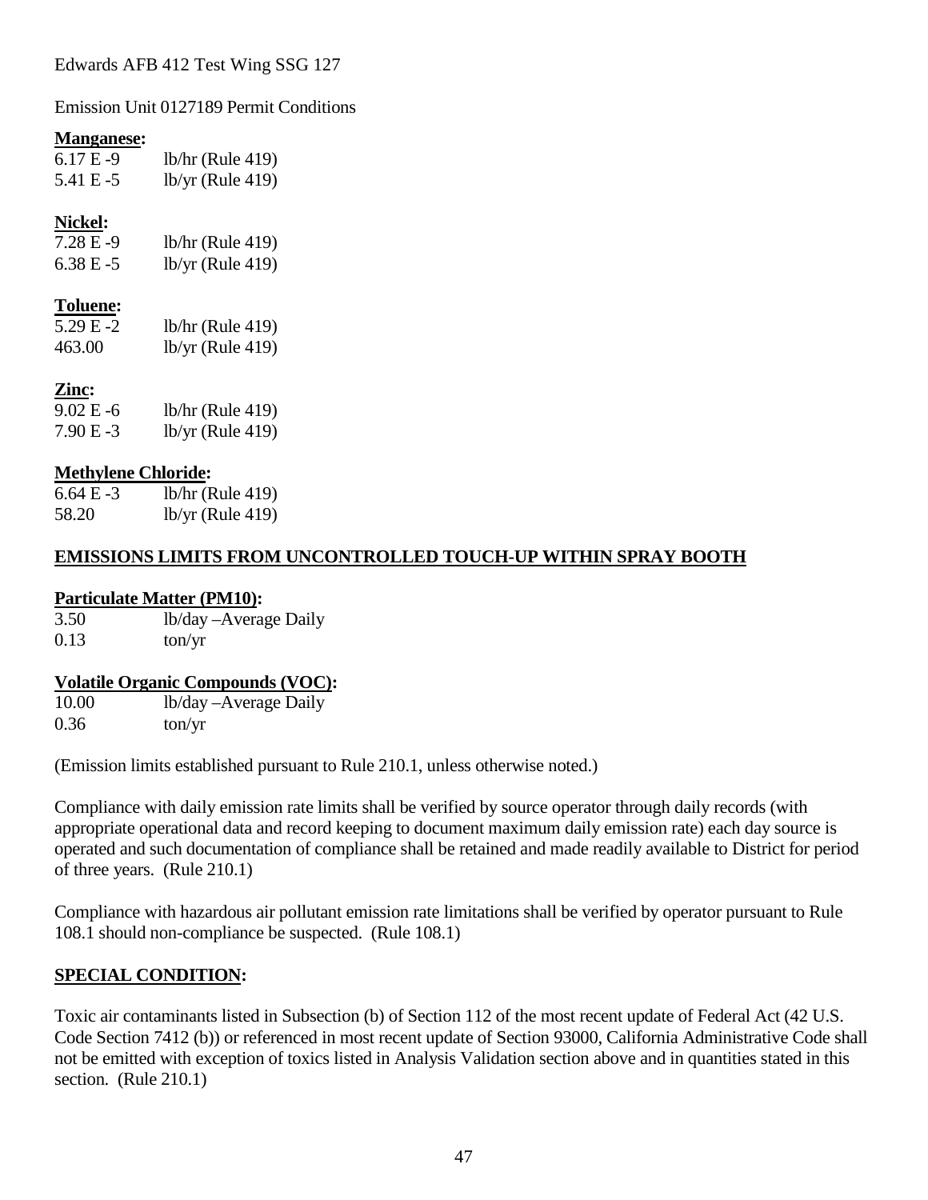Edwards AFB 412 Test Wing SSG 127

Emission Unit 0127189 Permit Conditions

**Manganese:**

| | |
|---|---|
| 6.17 E -9 | lb/hr (Rule 419) |
| 5.41 E -5 | lb/yr (Rule 419) |

**Nickel:**

| | |
|---|---|
| 7.28 E -9 | lb/hr (Rule 419) |
| 6.38 E -5 | lb/yr (Rule 419) |

**Toluene:**

| | |
|---|---|
| 5.29 E -2 | lb/hr (Rule 419) |
| 463.00 | lb/yr (Rule 419) |

**Zinc:**

| | |
|---|---|
| 9.02 E -6 | lb/hr (Rule 419) |
| 7.90 E -3 | lb/yr (Rule 419) |

**Methylene Chloride:**

| | |
|---|---|
| 6.64 E -3 | lb/hr (Rule 419) |
| 58.20 | lb/yr (Rule 419) |

**EMISSIONS LIMITS FROM UNCONTROLLED TOUCH-UP WITHIN SPRAY BOOTH**

**Particulate Matter (PM10):**

| | |
|---|---|
| 3.50 | lb/day –Average Daily |
| 0.13 | ton/yr |

**Volatile Organic Compounds (VOC):**

| | |
|---|---|
| 10.00 | lb/day –Average Daily |
| 0.36 | ton/yr |

(Emission limits established pursuant to Rule 210.1, unless otherwise noted.)

Compliance with daily emission rate limits shall be verified by source operator through daily records (with appropriate operational data and record keeping to document maximum daily emission rate) each day source is operated and such documentation of compliance shall be retained and made readily available to District for period of three years. (Rule 210.1)

Compliance with hazardous air pollutant emission rate limitations shall be verified by operator pursuant to Rule 108.1 should non-compliance be suspected. (Rule 108.1)

**SPECIAL CONDITION:**

Toxic air contaminants listed in Subsection (b) of Section 112 of the most recent update of Federal Act (42 U.S. Code Section 7412 (b)) or referenced in most recent update of Section 93000, California Administrative Code shall not be emitted with exception of toxics listed in Analysis Validation section above and in quantities stated in this section. (Rule 210.1)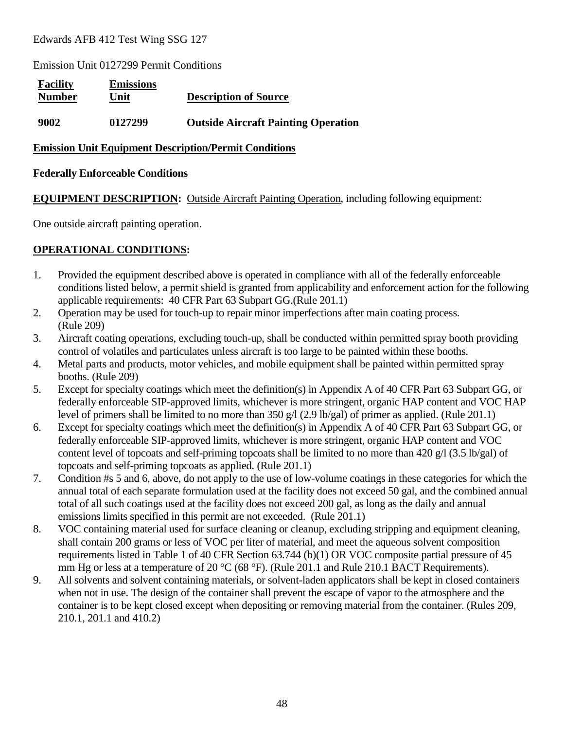Edwards AFB 412 Test Wing SSG 127

Emission Unit 0127299 Permit Conditions

| **Facility Number** | **Emissions Unit** | **Description of Source** |
|---|---|---|
| **9002** | **0127299** | **Outside Aircraft Painting Operation** |

**Emission Unit Equipment Description/Permit Conditions**

**Federally Enforceable Conditions**

**EQUIPMENT DESCRIPTION:** Outside Aircraft Painting Operation, including following equipment:

One outside aircraft painting operation.

**OPERATIONAL CONDITIONS:**

1. Provided the equipment described above is operated in compliance with all of the federally enforceable conditions listed below, a permit shield is granted from applicability and enforcement action for the following applicable requirements: 40 CFR Part 63 Subpart GG.(Rule 201.1)
2. Operation may be used for touch-up to repair minor imperfections after main coating process. (Rule 209)
3. Aircraft coating operations, excluding touch-up, shall be conducted within permitted spray booth providing control of volatiles and particulates unless aircraft is too large to be painted within these booths.
4. Metal parts and products, motor vehicles, and mobile equipment shall be painted within permitted spray booths. (Rule 209)
5. Except for specialty coatings which meet the definition(s) in Appendix A of 40 CFR Part 63 Subpart GG, or federally enforceable SIP-approved limits, whichever is more stringent, organic HAP content and VOC HAP level of primers shall be limited to no more than 350 g/l (2.9 lb/gal) of primer as applied. (Rule 201.1)
6. Except for specialty coatings which meet the definition(s) in Appendix A of 40 CFR Part 63 Subpart GG, or federally enforceable SIP-approved limits, whichever is more stringent, organic HAP content and VOC content level of topcoats and self-priming topcoats shall be limited to no more than 420 g/l (3.5 lb/gal) of topcoats and self-priming topcoats as applied. (Rule 201.1)
7. Condition #s 5 and 6, above, do not apply to the use of low-volume coatings in these categories for which the annual total of each separate formulation used at the facility does not exceed 50 gal, and the combined annual total of all such coatings used at the facility does not exceed 200 gal, as long as the daily and annual emissions limits specified in this permit are not exceeded. (Rule 201.1)
8. VOC containing material used for surface cleaning or cleanup, excluding stripping and equipment cleaning, shall contain 200 grams or less of VOC per liter of material, and meet the aqueous solvent composition requirements listed in Table 1 of 40 CFR Section 63.744 (b)(1) OR VOC composite partial pressure of 45 mm Hg or less at a temperature of 20 °C (68 °F). (Rule 201.1 and Rule 210.1 BACT Requirements).
9. All solvents and solvent containing materials, or solvent-laden applicators shall be kept in closed containers when not in use. The design of the container shall prevent the escape of vapor to the atmosphere and the container is to be kept closed except when depositing or removing material from the container. (Rules 209, 210.1, 201.1 and 410.2)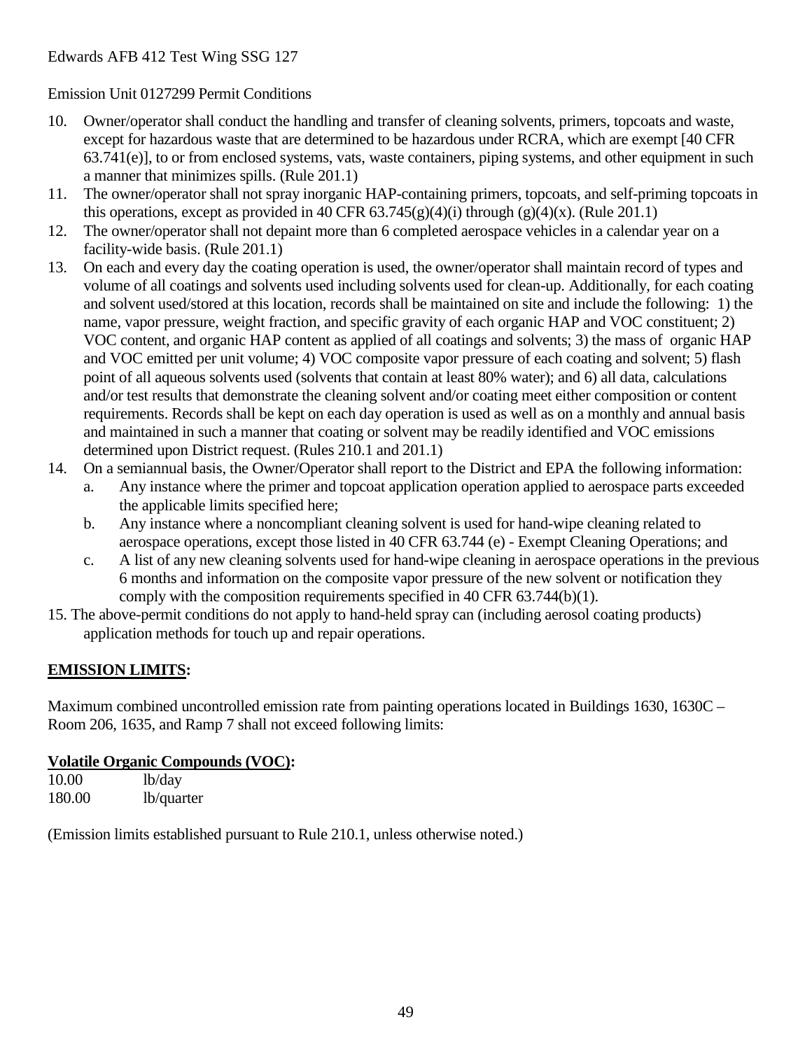Edwards AFB 412 Test Wing SSG 127

Emission Unit 0127299 Permit Conditions

10. Owner/operator shall conduct the handling and transfer of cleaning solvents, primers, topcoats and waste, except for hazardous waste that are determined to be hazardous under RCRA, which are exempt [40 CFR 63.741(e)], to or from enclosed systems, vats, waste containers, piping systems, and other equipment in such a manner that minimizes spills. (Rule 201.1)
11. The owner/operator shall not spray inorganic HAP-containing primers, topcoats, and self-priming topcoats in this operations, except as provided in 40 CFR 63.745(g)(4)(i) through (g)(4)(x). (Rule 201.1)
12. The owner/operator shall not depaint more than 6 completed aerospace vehicles in a calendar year on a facility-wide basis. (Rule 201.1)
13. On each and every day the coating operation is used, the owner/operator shall maintain record of types and volume of all coatings and solvents used including solvents used for clean-up. Additionally, for each coating and solvent used/stored at this location, records shall be maintained on site and include the following: 1) the name, vapor pressure, weight fraction, and specific gravity of each organic HAP and VOC constituent; 2) VOC content, and organic HAP content as applied of all coatings and solvents; 3) the mass of organic HAP and VOC emitted per unit volume; 4) VOC composite vapor pressure of each coating and solvent; 5) flash point of all aqueous solvents used (solvents that contain at least 80% water); and 6) all data, calculations and/or test results that demonstrate the cleaning solvent and/or coating meet either composition or content requirements. Records shall be kept on each day operation is used as well as on a monthly and annual basis and maintained in such a manner that coating or solvent may be readily identified and VOC emissions determined upon District request. (Rules 210.1 and 201.1)
14. On a semiannual basis, the Owner/Operator shall report to the District and EPA the following information:
    a. Any instance where the primer and topcoat application operation applied to aerospace parts exceeded the applicable limits specified here;
    b. Any instance where a noncompliant cleaning solvent is used for hand-wipe cleaning related to aerospace operations, except those listed in 40 CFR 63.744 (e) - Exempt Cleaning Operations; and
    c. A list of any new cleaning solvents used for hand-wipe cleaning in aerospace operations in the previous 6 months and information on the composite vapor pressure of the new solvent or notification they comply with the composition requirements specified in 40 CFR 63.744(b)(1).
15. The above-permit conditions do not apply to hand-held spray can (including aerosol coating products) application methods for touch up and repair operations.

**EMISSION LIMITS:**

Maximum combined uncontrolled emission rate from painting operations located in Buildings 1630, 1630C – Room 206, 1635, and Ramp 7 shall not exceed following limits:

**Volatile Organic Compounds (VOC):**

| | |
|---|---|
| 10.00 | lb/day |
| 180.00 | lb/quarter |

(Emission limits established pursuant to Rule 210.1, unless otherwise noted.)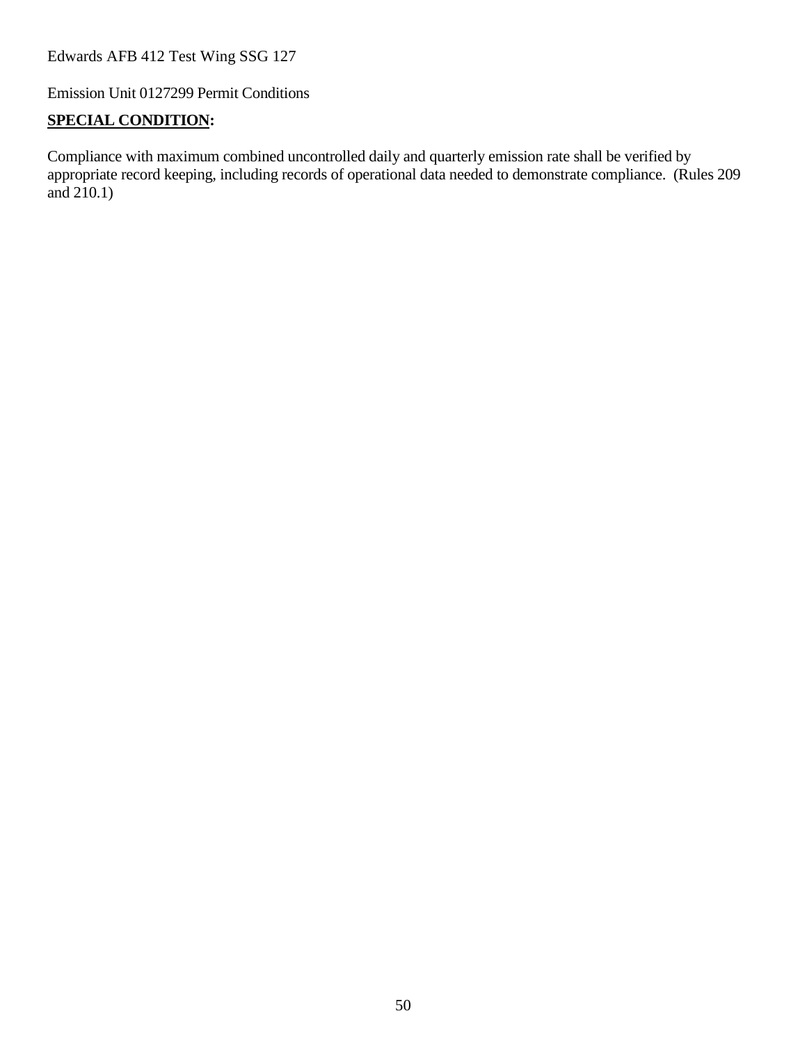Edwards AFB 412 Test Wing SSG 127

Emission Unit 0127299 Permit Conditions

**SPECIAL CONDITION:**

Compliance with maximum combined uncontrolled daily and quarterly emission rate shall be verified by appropriate record keeping, including records of operational data needed to demonstrate compliance. (Rules 209 and 210.1)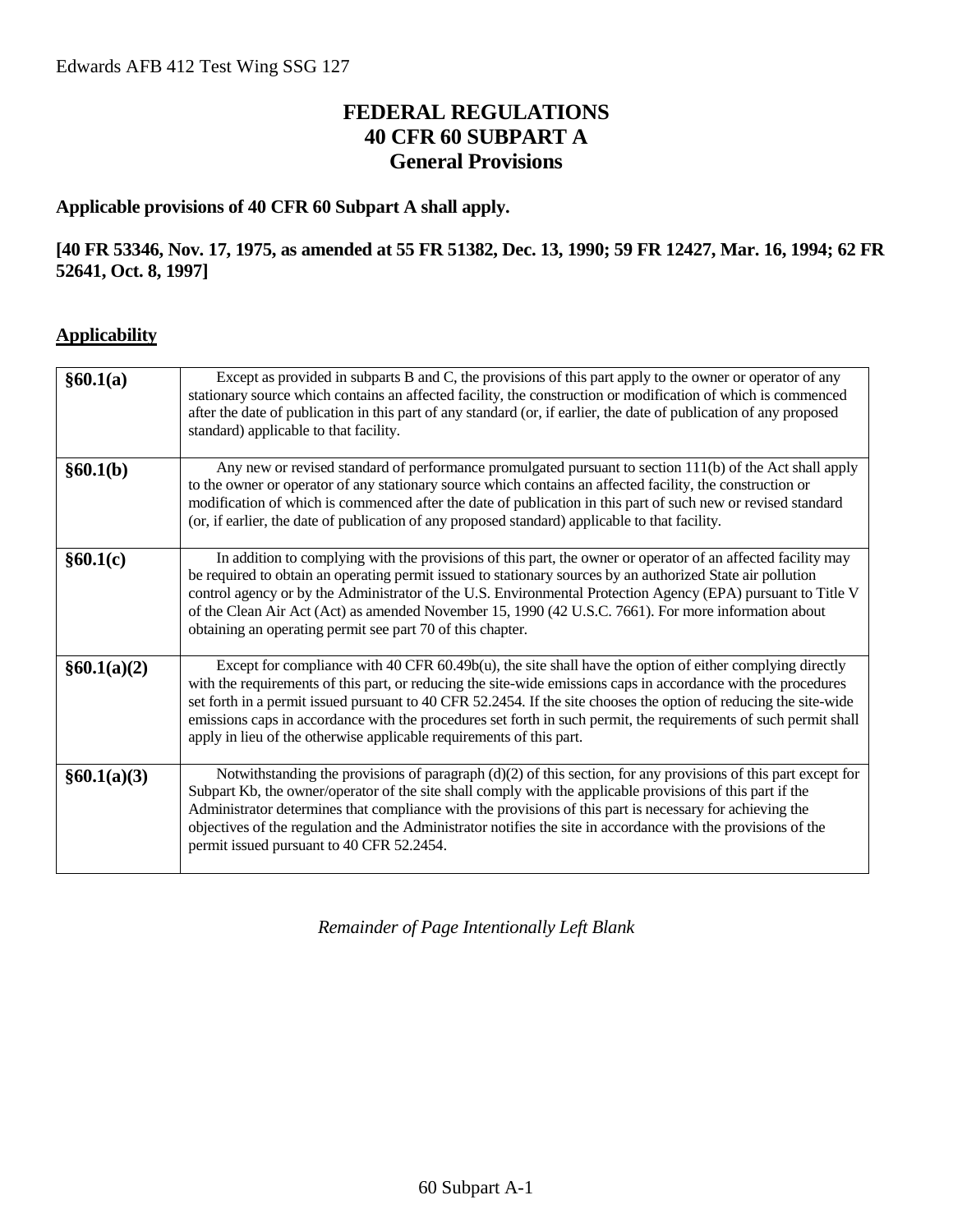# FEDERAL REGULATIONS
# 40 CFR 60 SUBPART A
# General Provisions

**Applicable provisions of 40 CFR 60 Subpart A shall apply.**

**[40 FR 53346, Nov. 17, 1975, as amended at 55 FR 51382, Dec. 13, 1990; 59 FR 12427, Mar. 16, 1994; 62 FR 52641, Oct. 8, 1997]**

## Applicability

| | |
|---|---|
| **§60.1(a)** | Except as provided in subparts B and C, the provisions of this part apply to the owner or operator of any stationary source which contains an affected facility, the construction or modification of which is commenced after the date of publication in this part of any standard (or, if earlier, the date of publication of any proposed standard) applicable to that facility. |
| **§60.1(b)** | Any new or revised standard of performance promulgated pursuant to section 111(b) of the Act shall apply to the owner or operator of any stationary source which contains an affected facility, the construction or modification of which is commenced after the date of publication in this part of such new or revised standard (or, if earlier, the date of publication of any proposed standard) applicable to that facility. |
| **§60.1(c)** | In addition to complying with the provisions of this part, the owner or operator of an affected facility may be required to obtain an operating permit issued to stationary sources by an authorized State air pollution control agency or by the Administrator of the U.S. Environmental Protection Agency (EPA) pursuant to Title V of the Clean Air Act (Act) as amended November 15, 1990 (42 U.S.C. 7661). For more information about obtaining an operating permit see part 70 of this chapter. |
| **§60.1(a)(2)** | Except for compliance with 40 CFR 60.49b(u), the site shall have the option of either complying directly with the requirements of this part, or reducing the site-wide emissions caps in accordance with the procedures set forth in a permit issued pursuant to 40 CFR 52.2454. If the site chooses the option of reducing the site-wide emissions caps in accordance with the procedures set forth in such permit, the requirements of such permit shall apply in lieu of the otherwise applicable requirements of this part. |
| **§60.1(a)(3)** | Notwithstanding the provisions of paragraph (d)(2) of this section, for any provisions of this part except for Subpart Kb, the owner/operator of the site shall comply with the applicable provisions of this part if the Administrator determines that compliance with the provisions of this part is necessary for achieving the objectives of the regulation and the Administrator notifies the site in accordance with the provisions of the permit issued pursuant to 40 CFR 52.2454. |

*Remainder of Page Intentionally Left Blank*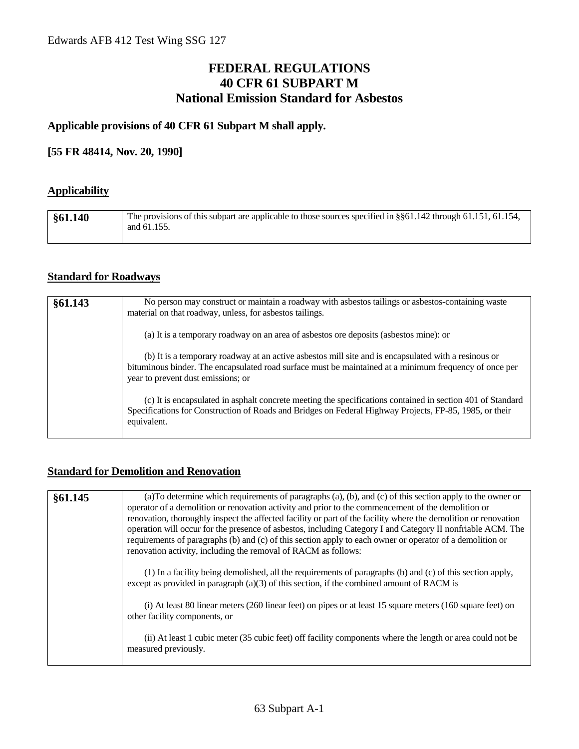# FEDERAL REGULATIONS
# 40 CFR 61 SUBPART M
# National Emission Standard for Asbestos

**Applicable provisions of 40 CFR 61 Subpart M shall apply.**

**[55 FR 48414, Nov. 20, 1990]**

## Applicability

| §61.140 | The provisions of this subpart are applicable to those sources specified in §§61.142 through 61.151, 61.154, and 61.155. |
|---|---|

## Standard for Roadways

| §61.143 | No person may construct or maintain a roadway with asbestos tailings or asbestos-containing waste material on that roadway, unless, for asbestos tailings.<br><br>(a) It is a temporary roadway on an area of asbestos ore deposits (asbestos mine): or<br><br>(b) It is a temporary roadway at an active asbestos mill site and is encapsulated with a resinous or bituminous binder. The encapsulated road surface must be maintained at a minimum frequency of once per year to prevent dust emissions; or<br><br>(c) It is encapsulated in asphalt concrete meeting the specifications contained in section 401 of Standard Specifications for Construction of Roads and Bridges on Federal Highway Projects, FP-85, 1985, or their equivalent. |
|---|---|

## Standard for Demolition and Renovation

| §61.145 | (a)To determine which requirements of paragraphs (a), (b), and (c) of this section apply to the owner or operator of a demolition or renovation activity and prior to the commencement of the demolition or renovation, thoroughly inspect the affected facility or part of the facility where the demolition or renovation operation will occur for the presence of asbestos, including Category I and Category II nonfriable ACM. The requirements of paragraphs (b) and (c) of this section apply to each owner or operator of a demolition or renovation activity, including the removal of RACM as follows:<br><br>(1) In a facility being demolished, all the requirements of paragraphs (b) and (c) of this section apply, except as provided in paragraph (a)(3) of this section, if the combined amount of RACM is<br><br>(i) At least 80 linear meters (260 linear feet) on pipes or at least 15 square meters (160 square feet) on other facility components, or<br><br>(ii) At least 1 cubic meter (35 cubic feet) off facility components where the length or area could not be measured previously. |
|---|---|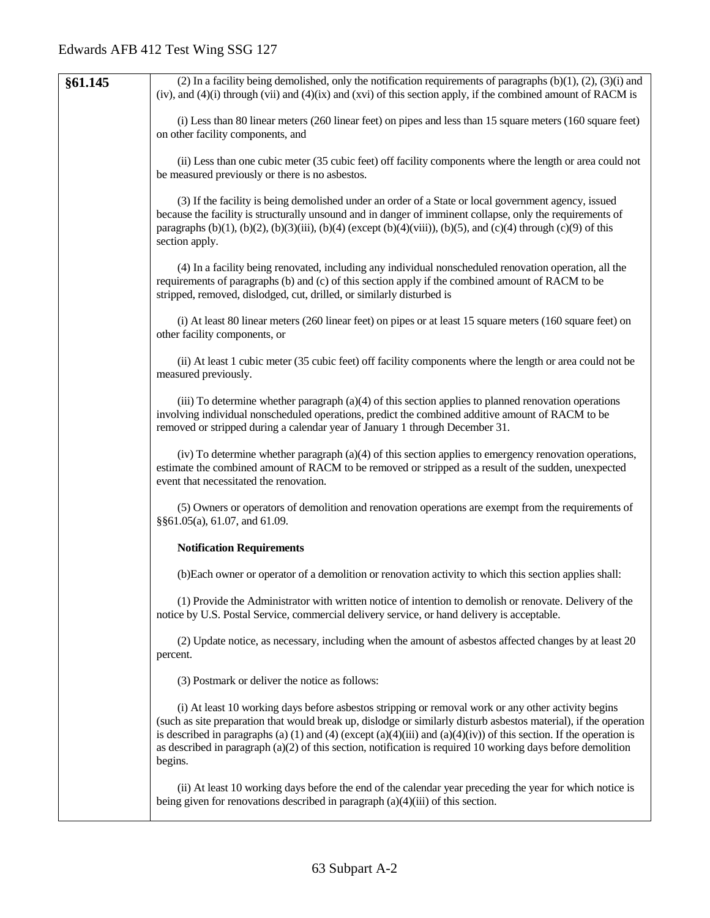| §61.145 | (2) In a facility being demolished, only the notification requirements of paragraphs (b)(1), (2), (3)(i) and (iv), and (4)(i) through (vii) and (4)(ix) and (xvi) of this section apply, if the combined amount of RACM is<br><br>(i) Less than 80 linear meters (260 linear feet) on pipes and less than 15 square meters (160 square feet) on other facility components, and<br><br>(ii) Less than one cubic meter (35 cubic feet) off facility components where the length or area could not be measured previously or there is no asbestos.<br><br>(3) If the facility is being demolished under an order of a State or local government agency, issued because the facility is structurally unsound and in danger of imminent collapse, only the requirements of paragraphs (b)(1), (b)(2), (b)(3)(iii), (b)(4) (except (b)(4)(viii)), (b)(5), and (c)(4) through (c)(9) of this section apply.<br><br>(4) In a facility being renovated, including any individual nonscheduled renovation operation, all the requirements of paragraphs (b) and (c) of this section apply if the combined amount of RACM to be stripped, removed, dislodged, cut, drilled, or similarly disturbed is<br><br>(i) At least 80 linear meters (260 linear feet) on pipes or at least 15 square meters (160 square feet) on other facility components, or<br><br>(ii) At least 1 cubic meter (35 cubic feet) off facility components where the length or area could not be measured previously.<br><br>(iii) To determine whether paragraph (a)(4) of this section applies to planned renovation operations involving individual nonscheduled operations, predict the combined additive amount of RACM to be removed or stripped during a calendar year of January 1 through December 31.<br><br>(iv) To determine whether paragraph (a)(4) of this section applies to emergency renovation operations, estimate the combined amount of RACM to be removed or stripped as a result of the sudden, unexpected event that necessitated the renovation.<br><br>(5) Owners or operators of demolition and renovation operations are exempt from the requirements of §§61.05(a), 61.07, and 61.09.<br><br>**Notification Requirements**<br><br>(b)Each owner or operator of a demolition or renovation activity to which this section applies shall:<br><br>(1) Provide the Administrator with written notice of intention to demolish or renovate. Delivery of the notice by U.S. Postal Service, commercial delivery service, or hand delivery is acceptable.<br><br>(2) Update notice, as necessary, including when the amount of asbestos affected changes by at least 20 percent.<br><br>(3) Postmark or deliver the notice as follows:<br><br>(i) At least 10 working days before asbestos stripping or removal work or any other activity begins (such as site preparation that would break up, dislodge or similarly disturb asbestos material), if the operation is described in paragraphs (a) (1) and (4) (except (a)(4)(iii) and (a)(4)(iv)) of this section. If the operation is as described in paragraph (a)(2) of this section, notification is required 10 working days before demolition begins.<br><br>(ii) At least 10 working days before the end of the calendar year preceding the year for which notice is being given for renovations described in paragraph (a)(4)(iii) of this section. |
|---|---|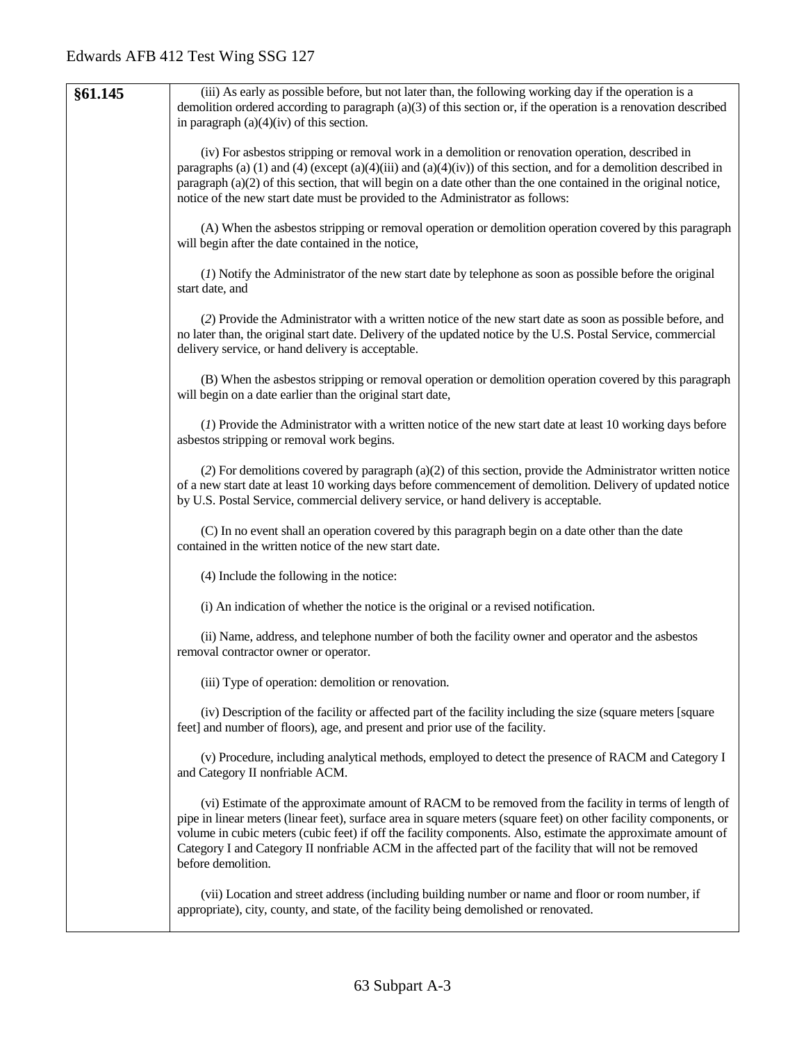| | |
|---|---|
| **§61.145** | (iii) As early as possible before, but not later than, the following working day if the operation is a demolition ordered according to paragraph (a)(3) of this section or, if the operation is a renovation described in paragraph (a)(4)(iv) of this section.<br><br>(iv) For asbestos stripping or removal work in a demolition or renovation operation, described in paragraphs (a) (1) and (4) (except (a)(4)(iii) and (a)(4)(iv)) of this section, and for a demolition described in paragraph (a)(2) of this section, that will begin on a date other than the one contained in the original notice, notice of the new start date must be provided to the Administrator as follows:<br><br>(A) When the asbestos stripping or removal operation or demolition operation covered by this paragraph will begin after the date contained in the notice,<br><br>(*1*) Notify the Administrator of the new start date by telephone as soon as possible before the original start date, and<br><br>(*2*) Provide the Administrator with a written notice of the new start date as soon as possible before, and no later than, the original start date. Delivery of the updated notice by the U.S. Postal Service, commercial delivery service, or hand delivery is acceptable.<br><br>(B) When the asbestos stripping or removal operation or demolition operation covered by this paragraph will begin on a date earlier than the original start date,<br><br>(*1*) Provide the Administrator with a written notice of the new start date at least 10 working days before asbestos stripping or removal work begins.<br><br>(*2*) For demolitions covered by paragraph (a)(2) of this section, provide the Administrator written notice of a new start date at least 10 working days before commencement of demolition. Delivery of updated notice by U.S. Postal Service, commercial delivery service, or hand delivery is acceptable.<br><br>(C) In no event shall an operation covered by this paragraph begin on a date other than the date contained in the written notice of the new start date.<br><br>(4) Include the following in the notice:<br><br>(i) An indication of whether the notice is the original or a revised notification.<br><br>(ii) Name, address, and telephone number of both the facility owner and operator and the asbestos removal contractor owner or operator.<br><br>(iii) Type of operation: demolition or renovation.<br><br>(iv) Description of the facility or affected part of the facility including the size (square meters [square feet] and number of floors), age, and present and prior use of the facility.<br><br>(v) Procedure, including analytical methods, employed to detect the presence of RACM and Category I and Category II nonfriable ACM.<br><br>(vi) Estimate of the approximate amount of RACM to be removed from the facility in terms of length of pipe in linear meters (linear feet), surface area in square meters (square feet) on other facility components, or volume in cubic meters (cubic feet) if off the facility components. Also, estimate the approximate amount of Category I and Category II nonfriable ACM in the affected part of the facility that will not be removed before demolition.<br><br>(vii) Location and street address (including building number or name and floor or room number, if appropriate), city, county, and state, of the facility being demolished or renovated. |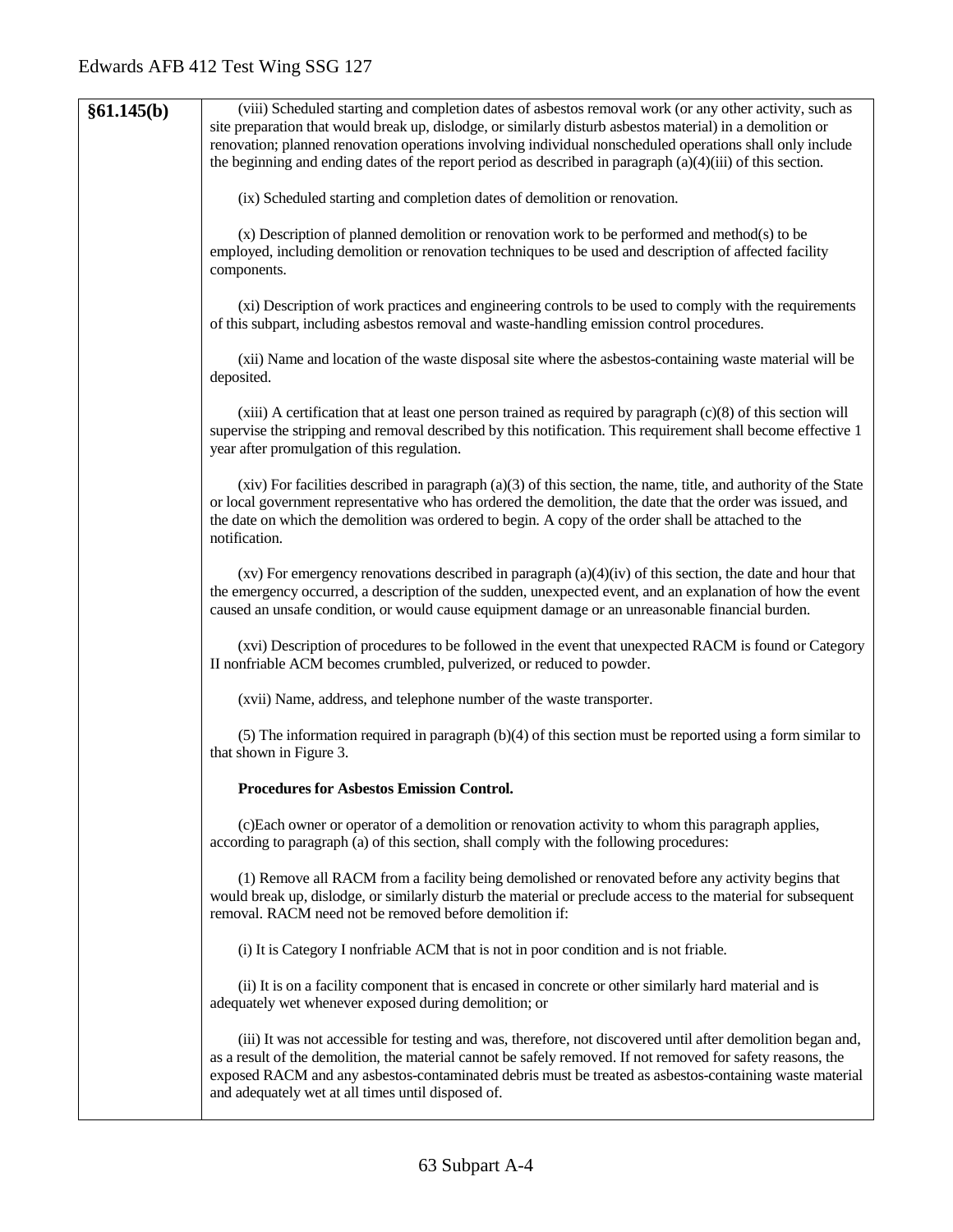| §61.145(b) | (viii) Scheduled starting and completion dates of asbestos removal work (or any other activity, such as site preparation that would break up, dislodge, or similarly disturb asbestos material) in a demolition or renovation; planned renovation operations involving individual nonscheduled operations shall only include the beginning and ending dates of the report period as described in paragraph (a)(4)(iii) of this section.<br><br>(ix) Scheduled starting and completion dates of demolition or renovation.<br><br>(x) Description of planned demolition or renovation work to be performed and method(s) to be employed, including demolition or renovation techniques to be used and description of affected facility components.<br><br>(xi) Description of work practices and engineering controls to be used to comply with the requirements of this subpart, including asbestos removal and waste-handling emission control procedures.<br><br>(xii) Name and location of the waste disposal site where the asbestos-containing waste material will be deposited.<br><br>(xiii) A certification that at least one person trained as required by paragraph (c)(8) of this section will supervise the stripping and removal described by this notification. This requirement shall become effective 1 year after promulgation of this regulation.<br><br>(xiv) For facilities described in paragraph (a)(3) of this section, the name, title, and authority of the State or local government representative who has ordered the demolition, the date that the order was issued, and the date on which the demolition was ordered to begin. A copy of the order shall be attached to the notification.<br><br>(xv) For emergency renovations described in paragraph (a)(4)(iv) of this section, the date and hour that the emergency occurred, a description of the sudden, unexpected event, and an explanation of how the event caused an unsafe condition, or would cause equipment damage or an unreasonable financial burden.<br><br>(xvi) Description of procedures to be followed in the event that unexpected RACM is found or Category II nonfriable ACM becomes crumbled, pulverized, or reduced to powder.<br><br>(xvii) Name, address, and telephone number of the waste transporter.<br><br>(5) The information required in paragraph (b)(4) of this section must be reported using a form similar to that shown in Figure 3.<br><br>**Procedures for Asbestos Emission Control.**<br><br>(c)Each owner or operator of a demolition or renovation activity to whom this paragraph applies, according to paragraph (a) of this section, shall comply with the following procedures:<br><br>(1) Remove all RACM from a facility being demolished or renovated before any activity begins that would break up, dislodge, or similarly disturb the material or preclude access to the material for subsequent removal. RACM need not be removed before demolition if:<br><br>(i) It is Category I nonfriable ACM that is not in poor condition and is not friable.<br><br>(ii) It is on a facility component that is encased in concrete or other similarly hard material and is adequately wet whenever exposed during demolition; or<br><br>(iii) It was not accessible for testing and was, therefore, not discovered until after demolition began and, as a result of the demolition, the material cannot be safely removed. If not removed for safety reasons, the exposed RACM and any asbestos-contaminated debris must be treated as asbestos-containing waste material and adequately wet at all times until disposed of. |
|---|---|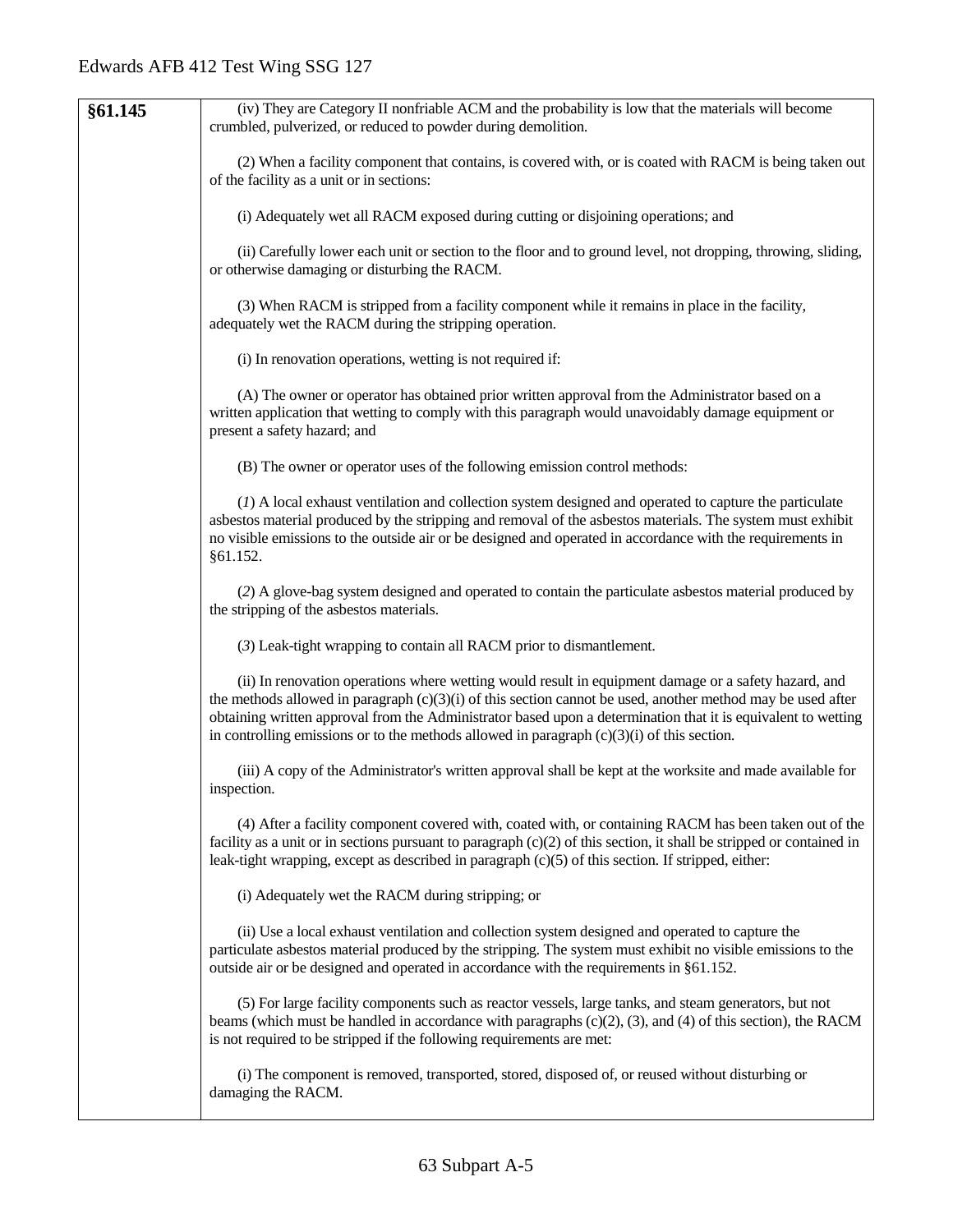| §61.145 | (iv) They are Category II nonfriable ACM and the probability is low that the materials will become crumbled, pulverized, or reduced to powder during demolition.<br><br>(2) When a facility component that contains, is covered with, or is coated with RACM is being taken out of the facility as a unit or in sections:<br><br>(i) Adequately wet all RACM exposed during cutting or disjoining operations; and<br><br>(ii) Carefully lower each unit or section to the floor and to ground level, not dropping, throwing, sliding, or otherwise damaging or disturbing the RACM.<br><br>(3) When RACM is stripped from a facility component while it remains in place in the facility, adequately wet the RACM during the stripping operation.<br><br>(i) In renovation operations, wetting is not required if:<br><br>(A) The owner or operator has obtained prior written approval from the Administrator based on a written application that wetting to comply with this paragraph would unavoidably damage equipment or present a safety hazard; and<br><br>(B) The owner or operator uses of the following emission control methods:<br><br>(*1*) A local exhaust ventilation and collection system designed and operated to capture the particulate asbestos material produced by the stripping and removal of the asbestos materials. The system must exhibit no visible emissions to the outside air or be designed and operated in accordance with the requirements in §61.152.<br><br>(*2*) A glove-bag system designed and operated to contain the particulate asbestos material produced by the stripping of the asbestos materials.<br><br>(*3*) Leak-tight wrapping to contain all RACM prior to dismantlement.<br><br>(ii) In renovation operations where wetting would result in equipment damage or a safety hazard, and the methods allowed in paragraph (c)(3)(i) of this section cannot be used, another method may be used after obtaining written approval from the Administrator based upon a determination that it is equivalent to wetting in controlling emissions or to the methods allowed in paragraph (c)(3)(i) of this section.<br><br>(iii) A copy of the Administrator's written approval shall be kept at the worksite and made available for inspection.<br><br>(4) After a facility component covered with, coated with, or containing RACM has been taken out of the facility as a unit or in sections pursuant to paragraph (c)(2) of this section, it shall be stripped or contained in leak-tight wrapping, except as described in paragraph (c)(5) of this section. If stripped, either:<br><br>(i) Adequately wet the RACM during stripping; or<br><br>(ii) Use a local exhaust ventilation and collection system designed and operated to capture the particulate asbestos material produced by the stripping. The system must exhibit no visible emissions to the outside air or be designed and operated in accordance with the requirements in §61.152.<br><br>(5) For large facility components such as reactor vessels, large tanks, and steam generators, but not beams (which must be handled in accordance with paragraphs (c)(2), (3), and (4) of this section), the RACM is not required to be stripped if the following requirements are met:<br><br>(i) The component is removed, transported, stored, disposed of, or reused without disturbing or damaging the RACM. |
|---|---|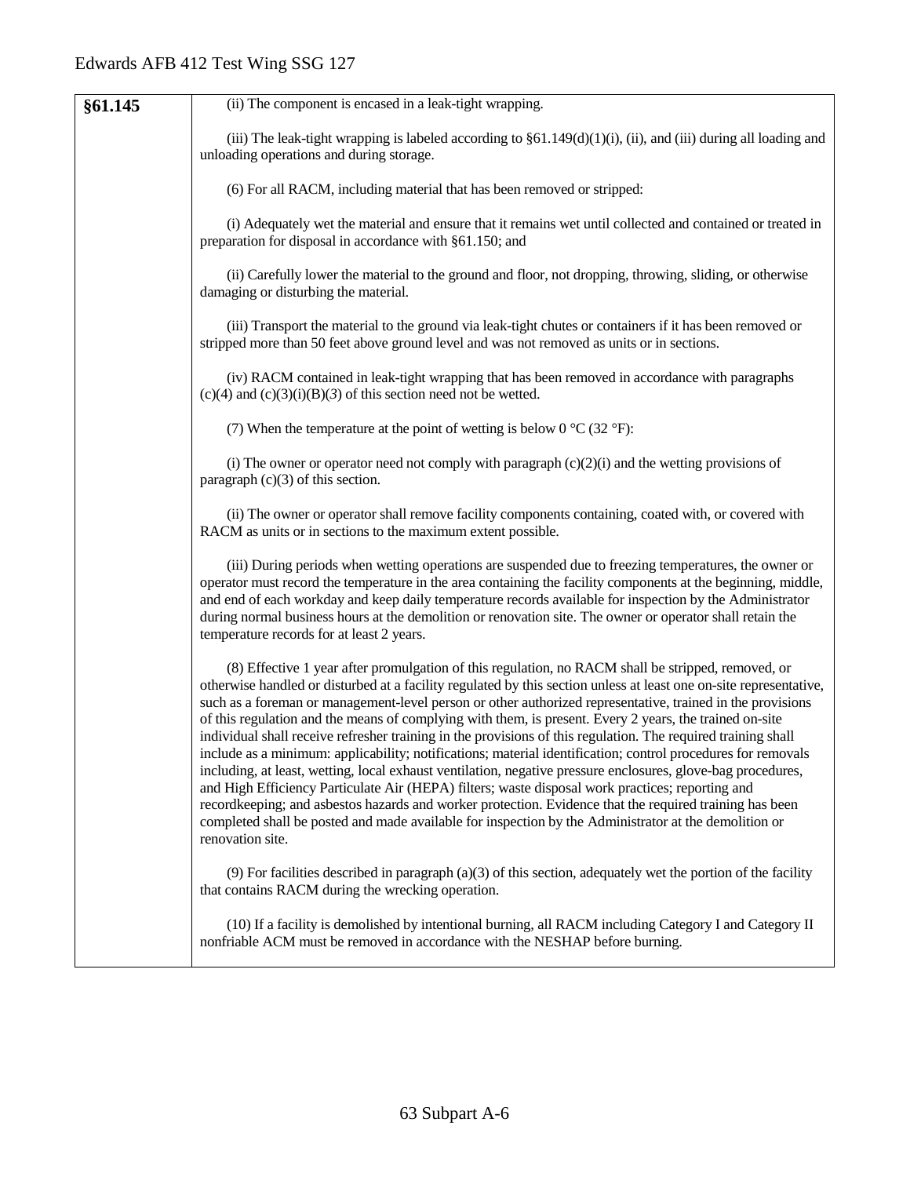| §61.145 | (ii) The component is encased in a leak-tight wrapping.<br><br>(iii) The leak-tight wrapping is labeled according to §61.149(d)(1)(i), (ii), and (iii) during all loading and unloading operations and during storage.<br><br>(6) For all RACM, including material that has been removed or stripped:<br><br>(i) Adequately wet the material and ensure that it remains wet until collected and contained or treated in preparation for disposal in accordance with §61.150; and<br><br>(ii) Carefully lower the material to the ground and floor, not dropping, throwing, sliding, or otherwise damaging or disturbing the material.<br><br>(iii) Transport the material to the ground via leak-tight chutes or containers if it has been removed or stripped more than 50 feet above ground level and was not removed as units or in sections.<br><br>(iv) RACM contained in leak-tight wrapping that has been removed in accordance with paragraphs (c)(4) and (c)(3)(i)(B)(*3*) of this section need not be wetted.<br><br>(7) When the temperature at the point of wetting is below 0 °C (32 °F):<br><br>(i) The owner or operator need not comply with paragraph (c)(2)(i) and the wetting provisions of paragraph (c)(3) of this section.<br><br>(ii) The owner or operator shall remove facility components containing, coated with, or covered with RACM as units or in sections to the maximum extent possible.<br><br>(iii) During periods when wetting operations are suspended due to freezing temperatures, the owner or operator must record the temperature in the area containing the facility components at the beginning, middle, and end of each workday and keep daily temperature records available for inspection by the Administrator during normal business hours at the demolition or renovation site. The owner or operator shall retain the temperature records for at least 2 years.<br><br>(8) Effective 1 year after promulgation of this regulation, no RACM shall be stripped, removed, or otherwise handled or disturbed at a facility regulated by this section unless at least one on-site representative, such as a foreman or management-level person or other authorized representative, trained in the provisions of this regulation and the means of complying with them, is present. Every 2 years, the trained on-site individual shall receive refresher training in the provisions of this regulation. The required training shall include as a minimum: applicability; notifications; material identification; control procedures for removals including, at least, wetting, local exhaust ventilation, negative pressure enclosures, glove-bag procedures, and High Efficiency Particulate Air (HEPA) filters; waste disposal work practices; reporting and recordkeeping; and asbestos hazards and worker protection. Evidence that the required training has been completed shall be posted and made available for inspection by the Administrator at the demolition or renovation site.<br><br>(9) For facilities described in paragraph (a)(3) of this section, adequately wet the portion of the facility that contains RACM during the wrecking operation.<br><br>(10) If a facility is demolished by intentional burning, all RACM including Category I and Category II nonfriable ACM must be removed in accordance with the NESHAP before burning. |
|---|---|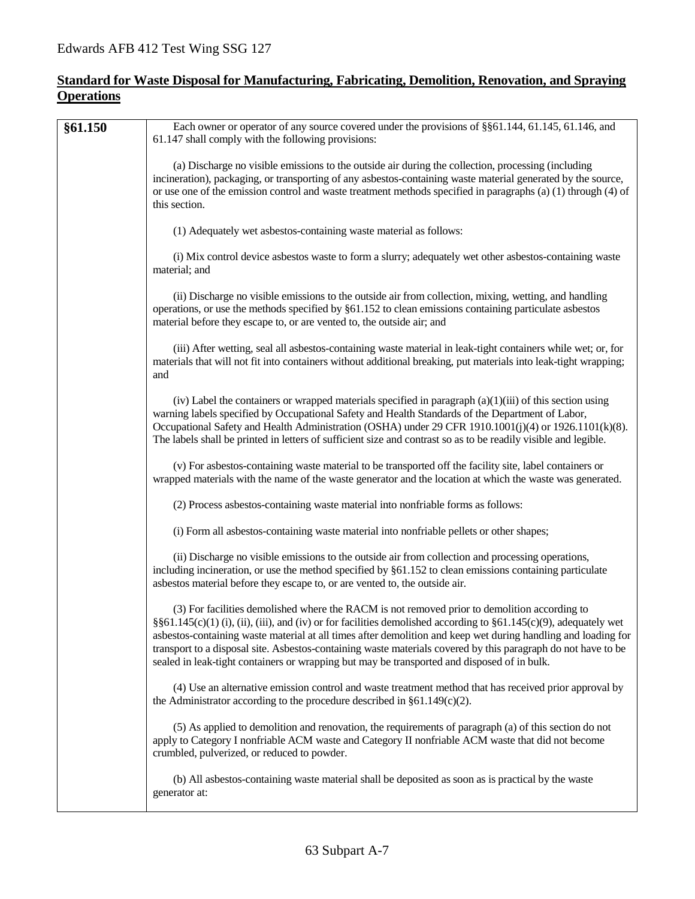## Standard for Waste Disposal for Manufacturing, Fabricating, Demolition, Renovation, and Spraying Operations

| §61.150 | Each owner or operator of any source covered under the provisions of §§61.144, 61.145, 61.146, and 61.147 shall comply with the following provisions:<br><br>(a) Discharge no visible emissions to the outside air during the collection, processing (including incineration), packaging, or transporting of any asbestos-containing waste material generated by the source, or use one of the emission control and waste treatment methods specified in paragraphs (a) (1) through (4) of this section.<br><br>(1) Adequately wet asbestos-containing waste material as follows:<br><br>(i) Mix control device asbestos waste to form a slurry; adequately wet other asbestos-containing waste material; and<br><br>(ii) Discharge no visible emissions to the outside air from collection, mixing, wetting, and handling operations, or use the methods specified by §61.152 to clean emissions containing particulate asbestos material before they escape to, or are vented to, the outside air; and<br><br>(iii) After wetting, seal all asbestos-containing waste material in leak-tight containers while wet; or, for materials that will not fit into containers without additional breaking, put materials into leak-tight wrapping; and<br><br>(iv) Label the containers or wrapped materials specified in paragraph (a)(1)(iii) of this section using warning labels specified by Occupational Safety and Health Standards of the Department of Labor, Occupational Safety and Health Administration (OSHA) under 29 CFR 1910.1001(j)(4) or 1926.1101(k)(8). The labels shall be printed in letters of sufficient size and contrast so as to be readily visible and legible.<br><br>(v) For asbestos-containing waste material to be transported off the facility site, label containers or wrapped materials with the name of the waste generator and the location at which the waste was generated.<br><br>(2) Process asbestos-containing waste material into nonfriable forms as follows:<br><br>(i) Form all asbestos-containing waste material into nonfriable pellets or other shapes;<br><br>(ii) Discharge no visible emissions to the outside air from collection and processing operations, including incineration, or use the method specified by §61.152 to clean emissions containing particulate asbestos material before they escape to, or are vented to, the outside air.<br><br>(3) For facilities demolished where the RACM is not removed prior to demolition according to §§61.145(c)(1) (i), (ii), (iii), and (iv) or for facilities demolished according to §61.145(c)(9), adequately wet asbestos-containing waste material at all times after demolition and keep wet during handling and loading for transport to a disposal site. Asbestos-containing waste materials covered by this paragraph do not have to be sealed in leak-tight containers or wrapping but may be transported and disposed of in bulk.<br><br>(4) Use an alternative emission control and waste treatment method that has received prior approval by the Administrator according to the procedure described in §61.149(c)(2).<br><br>(5) As applied to demolition and renovation, the requirements of paragraph (a) of this section do not apply to Category I nonfriable ACM waste and Category II nonfriable ACM waste that did not become crumbled, pulverized, or reduced to powder.<br><br>(b) All asbestos-containing waste material shall be deposited as soon as is practical by the waste generator at: |
|---|---|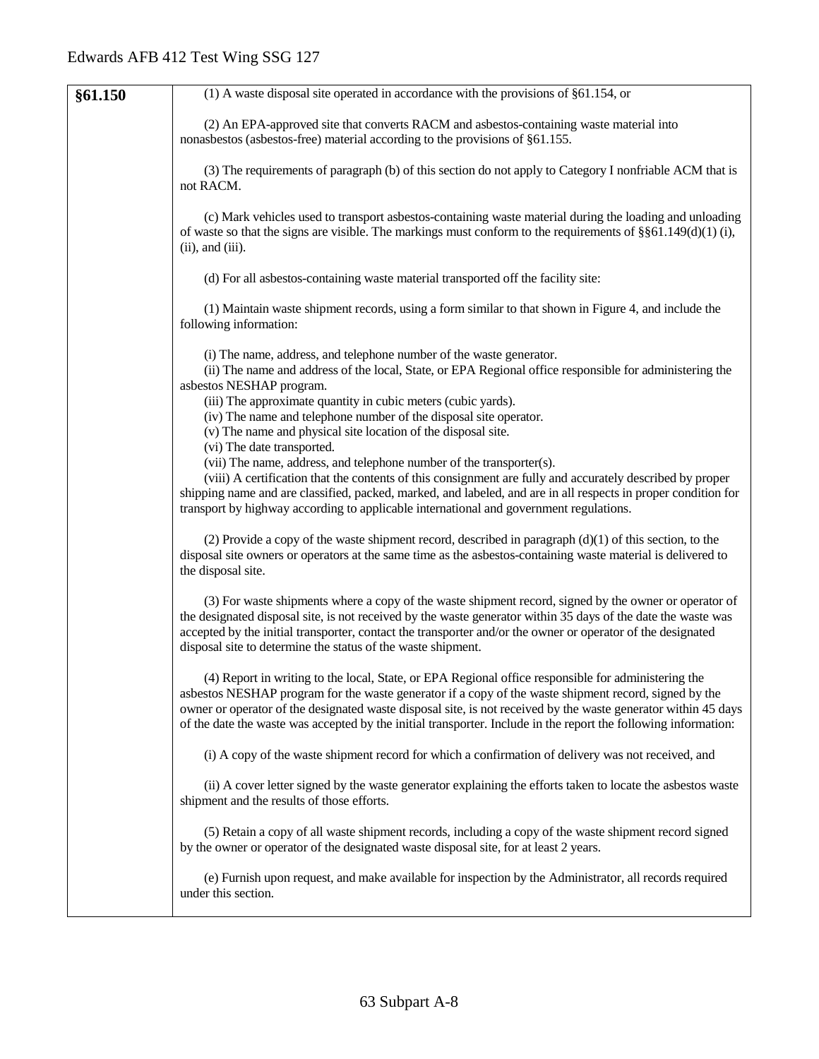| §61.150 | (1) A waste disposal site operated in accordance with the provisions of §61.154, or<br><br>(2) An EPA-approved site that converts RACM and asbestos-containing waste material into nonasbestos (asbestos-free) material according to the provisions of §61.155.<br><br>(3) The requirements of paragraph (b) of this section do not apply to Category I nonfriable ACM that is not RACM.<br><br>(c) Mark vehicles used to transport asbestos-containing waste material during the loading and unloading of waste so that the signs are visible. The markings must conform to the requirements of §§61.149(d)(1) (i), (ii), and (iii).<br><br>(d) For all asbestos-containing waste material transported off the facility site:<br><br>(1) Maintain waste shipment records, using a form similar to that shown in Figure 4, and include the following information:<br><br>(i) The name, address, and telephone number of the waste generator.<br>(ii) The name and address of the local, State, or EPA Regional office responsible for administering the asbestos NESHAP program.<br>(iii) The approximate quantity in cubic meters (cubic yards).<br>(iv) The name and telephone number of the disposal site operator.<br>(v) The name and physical site location of the disposal site.<br>(vi) The date transported.<br>(vii) The name, address, and telephone number of the transporter(s).<br>(viii) A certification that the contents of this consignment are fully and accurately described by proper shipping name and are classified, packed, marked, and labeled, and are in all respects in proper condition for transport by highway according to applicable international and government regulations.<br><br>(2) Provide a copy of the waste shipment record, described in paragraph (d)(1) of this section, to the disposal site owners or operators at the same time as the asbestos-containing waste material is delivered to the disposal site.<br><br>(3) For waste shipments where a copy of the waste shipment record, signed by the owner or operator of the designated disposal site, is not received by the waste generator within 35 days of the date the waste was accepted by the initial transporter, contact the transporter and/or the owner or operator of the designated disposal site to determine the status of the waste shipment.<br><br>(4) Report in writing to the local, State, or EPA Regional office responsible for administering the asbestos NESHAP program for the waste generator if a copy of the waste shipment record, signed by the owner or operator of the designated waste disposal site, is not received by the waste generator within 45 days of the date the waste was accepted by the initial transporter. Include in the report the following information:<br><br>(i) A copy of the waste shipment record for which a confirmation of delivery was not received, and<br><br>(ii) A cover letter signed by the waste generator explaining the efforts taken to locate the asbestos waste shipment and the results of those efforts.<br><br>(5) Retain a copy of all waste shipment records, including a copy of the waste shipment record signed by the owner or operator of the designated waste disposal site, for at least 2 years.<br><br>(e) Furnish upon request, and make available for inspection by the Administrator, all records required under this section. |
|---|---|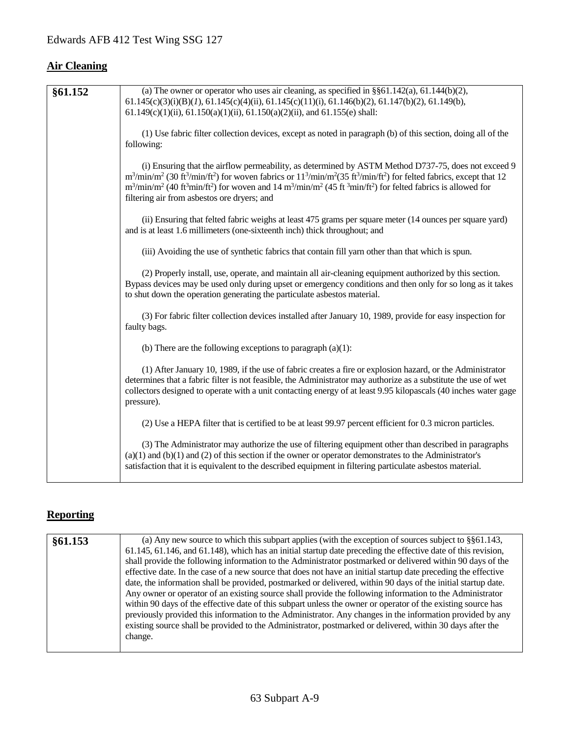## Air Cleaning

| §61.152 | (a) The owner or operator who uses air cleaning, as specified in §§61.142(a), 61.144(b)(2), 61.145(c)(3)(i)(B)(*1*), 61.145(c)(4)(ii), 61.145(c)(11)(i), 61.146(b)(2), 61.147(b)(2), 61.149(b), 61.149(c)(1)(ii), 61.150(a)(1)(ii), 61.150(a)(2)(ii), and 61.155(e) shall:<br><br>(1) Use fabric filter collection devices, except as noted in paragraph (b) of this section, doing all of the following:<br><br>(i) Ensuring that the airflow permeability, as determined by ASTM Method D737-75, does not exceed 9 $m^3/min/m^2$ (30 $ft^3/min/ft^2$) for woven fabrics or $11^3/min/m^2$(35 $ft^3/min/ft^2$) for felted fabrics, except that 12 $m^3/min/m^2$ (40 $ft^3min/ft^2$) for woven and 14 $m^3/min/m^2$ (45 $ft\ ^3min/ft^2$) for felted fabrics is allowed for filtering air from asbestos ore dryers; and<br><br>(ii) Ensuring that felted fabric weighs at least 475 grams per square meter (14 ounces per square yard) and is at least 1.6 millimeters (one-sixteenth inch) thick throughout; and<br><br>(iii) Avoiding the use of synthetic fabrics that contain fill yarn other than that which is spun.<br><br>(2) Properly install, use, operate, and maintain all air-cleaning equipment authorized by this section. Bypass devices may be used only during upset or emergency conditions and then only for so long as it takes to shut down the operation generating the particulate asbestos material.<br><br>(3) For fabric filter collection devices installed after January 10, 1989, provide for easy inspection for faulty bags.<br><br>(b) There are the following exceptions to paragraph (a)(1):<br><br>(1) After January 10, 1989, if the use of fabric creates a fire or explosion hazard, or the Administrator determines that a fabric filter is not feasible, the Administrator may authorize as a substitute the use of wet collectors designed to operate with a unit contacting energy of at least 9.95 kilopascals (40 inches water gage pressure).<br><br>(2) Use a HEPA filter that is certified to be at least 99.97 percent efficient for 0.3 micron particles.<br><br>(3) The Administrator may authorize the use of filtering equipment other than described in paragraphs (a)(1) and (b)(1) and (2) of this section if the owner or operator demonstrates to the Administrator's satisfaction that it is equivalent to the described equipment in filtering particulate asbestos material. |
|---|---|

## Reporting

| §61.153 | (a) Any new source to which this subpart applies (with the exception of sources subject to §§61.143, 61.145, 61.146, and 61.148), which has an initial startup date preceding the effective date of this revision, shall provide the following information to the Administrator postmarked or delivered within 90 days of the effective date. In the case of a new source that does not have an initial startup date preceding the effective date, the information shall be provided, postmarked or delivered, within 90 days of the initial startup date. Any owner or operator of an existing source shall provide the following information to the Administrator within 90 days of the effective date of this subpart unless the owner or operator of the existing source has previously provided this information to the Administrator. Any changes in the information provided by any existing source shall be provided to the Administrator, postmarked or delivered, within 30 days after the change. |
|---|---|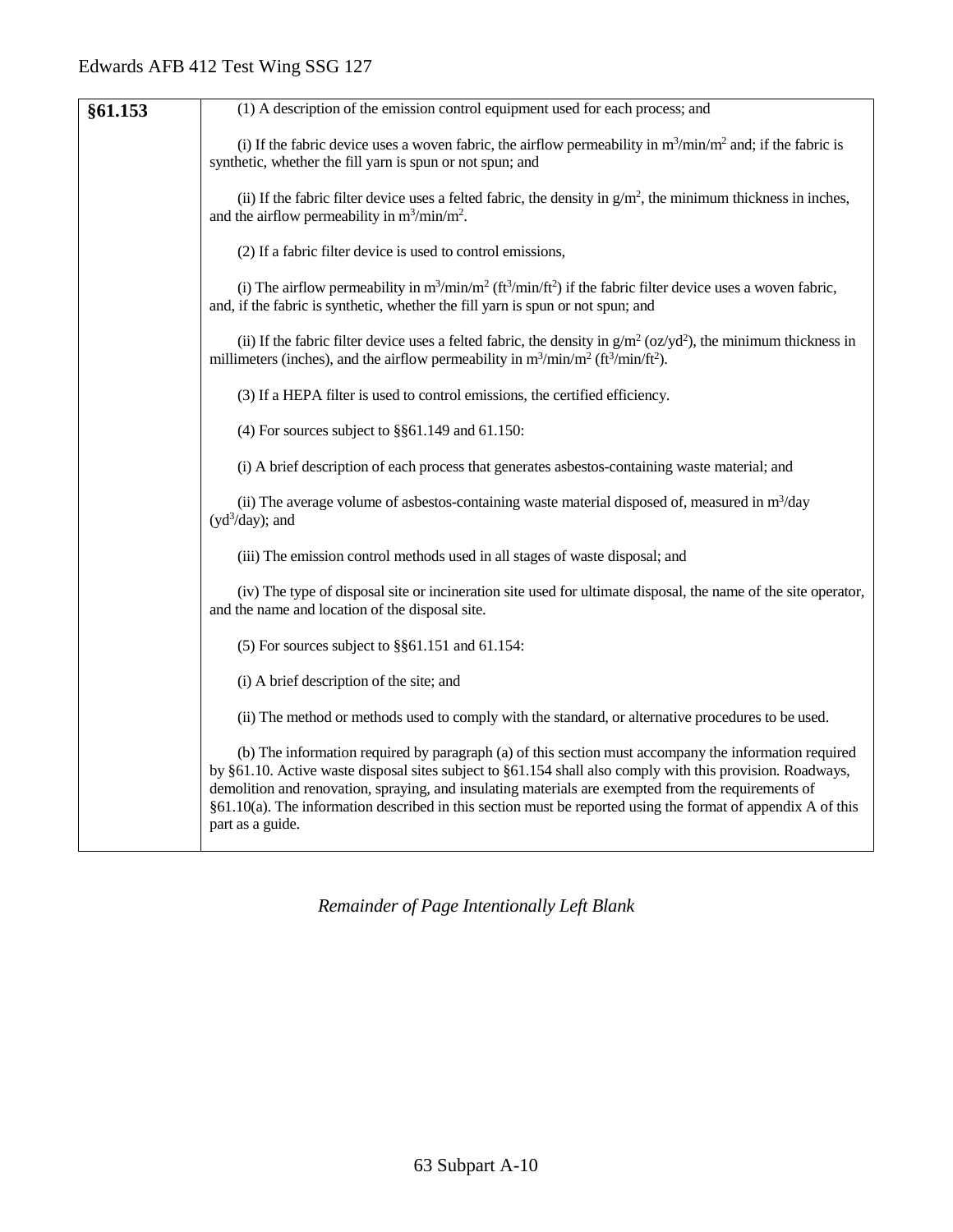| §61.153 | (1) A description of the emission control equipment used for each process; and<br><br>(i) If the fabric device uses a woven fabric, the airflow permeability in $m^3/min/m^2$ and; if the fabric is synthetic, whether the fill yarn is spun or not spun; and<br><br>(ii) If the fabric filter device uses a felted fabric, the density in $g/m^2$, the minimum thickness in inches, and the airflow permeability in $m^3/min/m^2$.<br><br>(2) If a fabric filter device is used to control emissions,<br><br>(i) The airflow permeability in $m^3/min/m^2$ ($ft^3/min/ft^2$) if the fabric filter device uses a woven fabric, and, if the fabric is synthetic, whether the fill yarn is spun or not spun; and<br><br>(ii) If the fabric filter device uses a felted fabric, the density in $g/m^2$ ($oz/yd^2$), the minimum thickness in millimeters (inches), and the airflow permeability in $m^3/min/m^2$ ($ft^3/min/ft^2$).<br><br>(3) If a HEPA filter is used to control emissions, the certified efficiency.<br><br>(4) For sources subject to §§61.149 and 61.150:<br><br>(i) A brief description of each process that generates asbestos-containing waste material; and<br><br>(ii) The average volume of asbestos-containing waste material disposed of, measured in $m^3$/day ($yd^3$/day); and<br><br>(iii) The emission control methods used in all stages of waste disposal; and<br><br>(iv) The type of disposal site or incineration site used for ultimate disposal, the name of the site operator, and the name and location of the disposal site.<br><br>(5) For sources subject to §§61.151 and 61.154:<br><br>(i) A brief description of the site; and<br><br>(ii) The method or methods used to comply with the standard, or alternative procedures to be used.<br><br>(b) The information required by paragraph (a) of this section must accompany the information required by §61.10. Active waste disposal sites subject to §61.154 shall also comply with this provision. Roadways, demolition and renovation, spraying, and insulating materials are exempted from the requirements of §61.10(a). The information described in this section must be reported using the format of appendix A of this part as a guide. |
|---|---|

*Remainder of Page Intentionally Left Blank*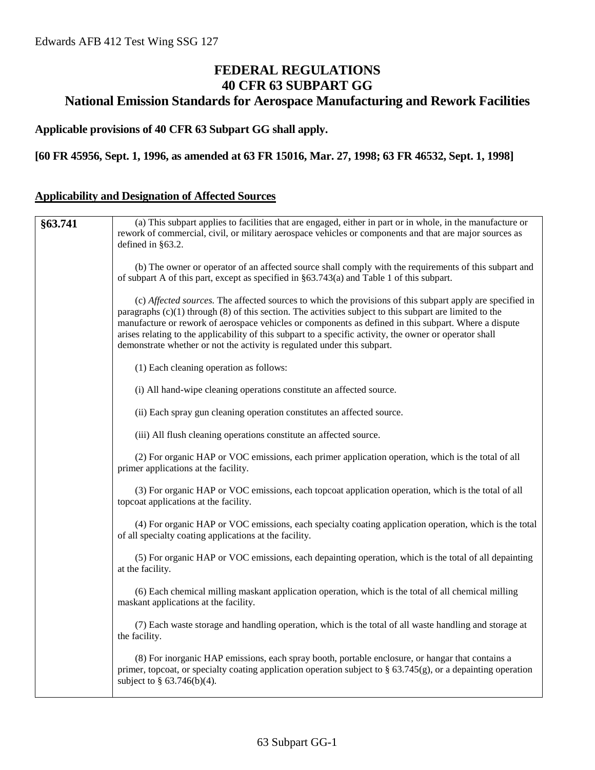# FEDERAL REGULATIONS
# 40 CFR 63 SUBPART GG
# National Emission Standards for Aerospace Manufacturing and Rework Facilities

**Applicable provisions of 40 CFR 63 Subpart GG shall apply.**

**[60 FR 45956, Sept. 1, 1996, as amended at 63 FR 15016, Mar. 27, 1998; 63 FR 46532, Sept. 1, 1998]**

## Applicability and Designation of Affected Sources

| | |
|---|---|
| **§63.741** | (a) This subpart applies to facilities that are engaged, either in part or in whole, in the manufacture or rework of commercial, civil, or military aerospace vehicles or components and that are major sources as defined in §63.2.<br><br>(b) The owner or operator of an affected source shall comply with the requirements of this subpart and of subpart A of this part, except as specified in §63.743(a) and Table 1 of this subpart.<br><br>(c) *Affected sources.* The affected sources to which the provisions of this subpart apply are specified in paragraphs (c)(1) through (8) of this section. The activities subject to this subpart are limited to the manufacture or rework of aerospace vehicles or components as defined in this subpart. Where a dispute arises relating to the applicability of this subpart to a specific activity, the owner or operator shall demonstrate whether or not the activity is regulated under this subpart.<br><br>(1) Each cleaning operation as follows:<br><br>(i) All hand-wipe cleaning operations constitute an affected source.<br><br>(ii) Each spray gun cleaning operation constitutes an affected source.<br><br>(iii) All flush cleaning operations constitute an affected source.<br><br>(2) For organic HAP or VOC emissions, each primer application operation, which is the total of all primer applications at the facility.<br><br>(3) For organic HAP or VOC emissions, each topcoat application operation, which is the total of all topcoat applications at the facility.<br><br>(4) For organic HAP or VOC emissions, each specialty coating application operation, which is the total of all specialty coating applications at the facility.<br><br>(5) For organic HAP or VOC emissions, each depainting operation, which is the total of all depainting at the facility.<br><br>(6) Each chemical milling maskant application operation, which is the total of all chemical milling maskant applications at the facility.<br><br>(7) Each waste storage and handling operation, which is the total of all waste handling and storage at the facility.<br><br>(8) For inorganic HAP emissions, each spray booth, portable enclosure, or hangar that contains a primer, topcoat, or specialty coating application operation subject to § 63.745(g), or a depainting operation subject to § 63.746(b)(4). |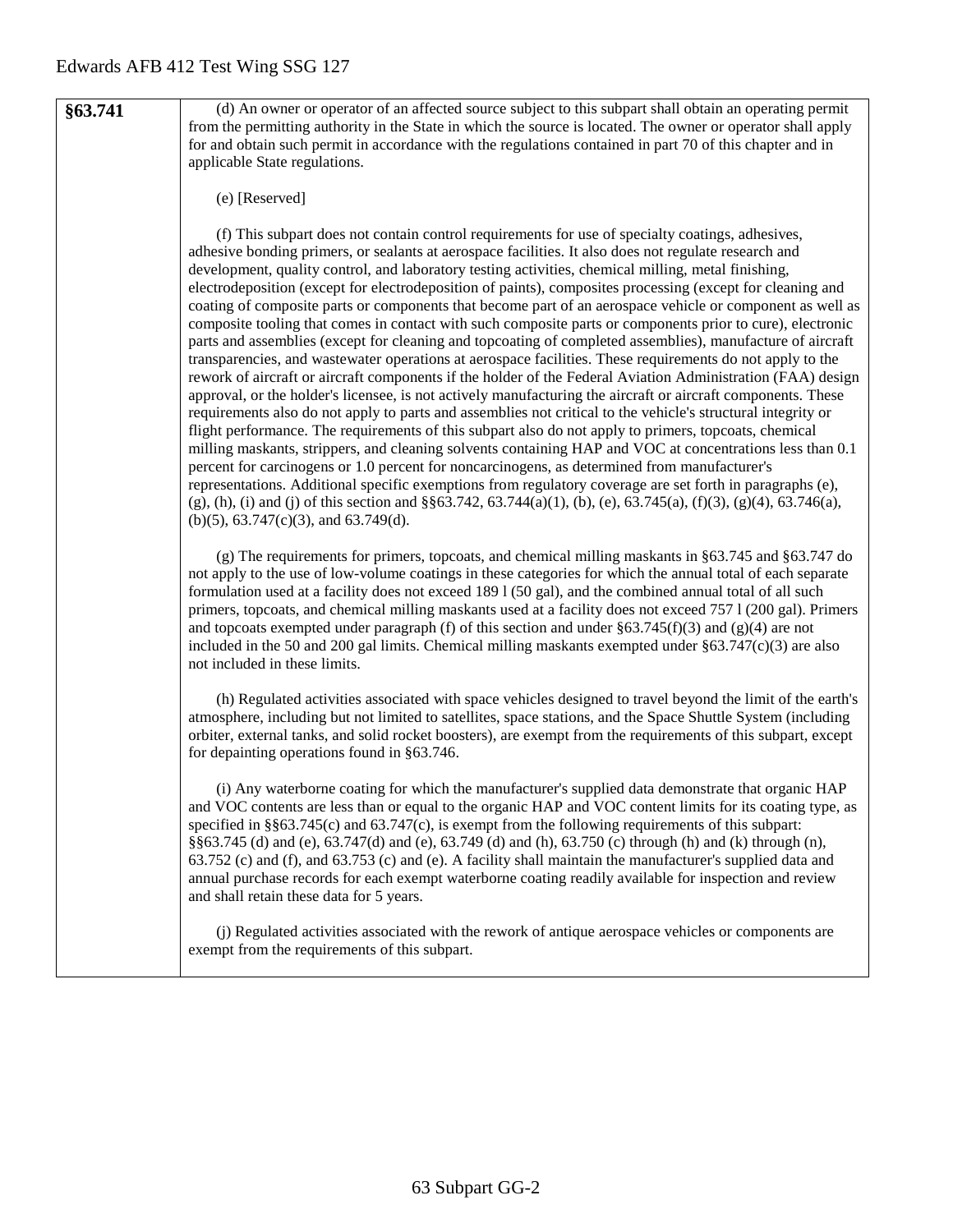| | |
|---|---|
| **§63.741** | (d) An owner or operator of an affected source subject to this subpart shall obtain an operating permit from the permitting authority in the State in which the source is located. The owner or operator shall apply for and obtain such permit in accordance with the regulations contained in part 70 of this chapter and in applicable State regulations.<br><br>(e) [Reserved]<br><br>(f) This subpart does not contain control requirements for use of specialty coatings, adhesives, adhesive bonding primers, or sealants at aerospace facilities. It also does not regulate research and development, quality control, and laboratory testing activities, chemical milling, metal finishing, electrodeposition (except for electrodeposition of paints), composites processing (except for cleaning and coating of composite parts or components that become part of an aerospace vehicle or component as well as composite tooling that comes in contact with such composite parts or components prior to cure), electronic parts and assemblies (except for cleaning and topcoating of completed assemblies), manufacture of aircraft transparencies, and wastewater operations at aerospace facilities. These requirements do not apply to the rework of aircraft or aircraft components if the holder of the Federal Aviation Administration (FAA) design approval, or the holder's licensee, is not actively manufacturing the aircraft or aircraft components. These requirements also do not apply to parts and assemblies not critical to the vehicle's structural integrity or flight performance. The requirements of this subpart also do not apply to primers, topcoats, chemical milling maskants, strippers, and cleaning solvents containing HAP and VOC at concentrations less than 0.1 percent for carcinogens or 1.0 percent for noncarcinogens, as determined from manufacturer's representations. Additional specific exemptions from regulatory coverage are set forth in paragraphs (e), (g), (h), (i) and (j) of this section and §§63.742, 63.744(a)(1), (b), (e), 63.745(a), (f)(3), (g)(4), 63.746(a), (b)(5), 63.747(c)(3), and 63.749(d).<br><br>(g) The requirements for primers, topcoats, and chemical milling maskants in §63.745 and §63.747 do not apply to the use of low-volume coatings in these categories for which the annual total of each separate formulation used at a facility does not exceed 189 l (50 gal), and the combined annual total of all such primers, topcoats, and chemical milling maskants used at a facility does not exceed 757 l (200 gal). Primers and topcoats exempted under paragraph (f) of this section and under §63.745(f)(3) and (g)(4) are not included in the 50 and 200 gal limits. Chemical milling maskants exempted under §63.747(c)(3) are also not included in these limits.<br><br>(h) Regulated activities associated with space vehicles designed to travel beyond the limit of the earth's atmosphere, including but not limited to satellites, space stations, and the Space Shuttle System (including orbiter, external tanks, and solid rocket boosters), are exempt from the requirements of this subpart, except for depainting operations found in §63.746.<br><br>(i) Any waterborne coating for which the manufacturer's supplied data demonstrate that organic HAP and VOC contents are less than or equal to the organic HAP and VOC content limits for its coating type, as specified in §§63.745(c) and 63.747(c), is exempt from the following requirements of this subpart: §§63.745 (d) and (e), 63.747(d) and (e), 63.749 (d) and (h), 63.750 (c) through (h) and (k) through (n), 63.752 (c) and (f), and 63.753 (c) and (e). A facility shall maintain the manufacturer's supplied data and annual purchase records for each exempt waterborne coating readily available for inspection and review and shall retain these data for 5 years.<br><br>(j) Regulated activities associated with the rework of antique aerospace vehicles or components are exempt from the requirements of this subpart. |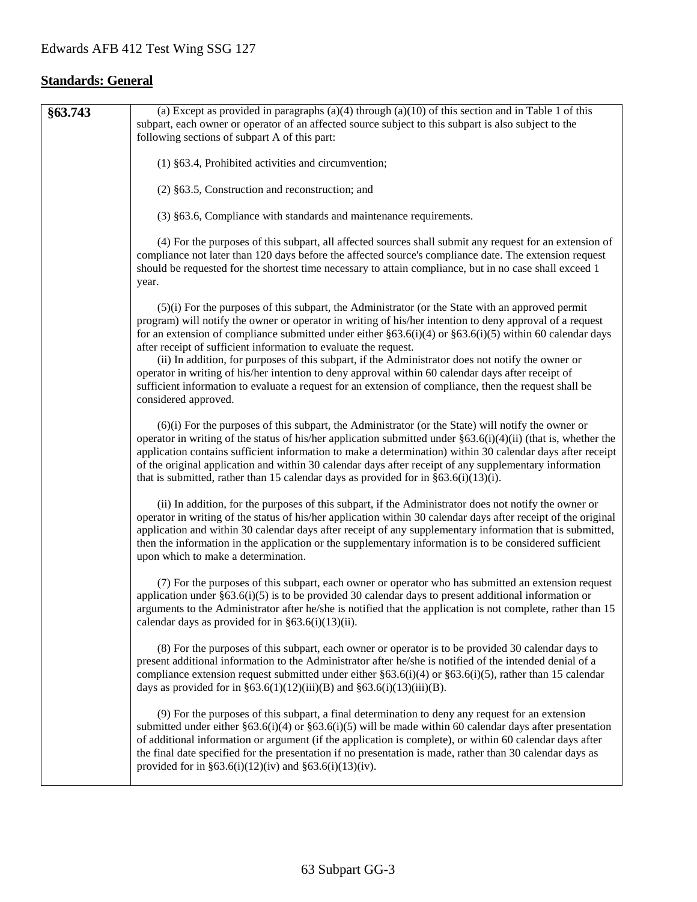Edwards AFB 412 Test Wing SSG 127

## Standards: General

| | |
|---|---|
| **§63.743** | (a) Except as provided in paragraphs (a)(4) through (a)(10) of this section and in Table 1 of this subpart, each owner or operator of an affected source subject to this subpart is also subject to the following sections of subpart A of this part:<br><br>(1) §63.4, Prohibited activities and circumvention;<br><br>(2) §63.5, Construction and reconstruction; and<br><br>(3) §63.6, Compliance with standards and maintenance requirements.<br><br>(4) For the purposes of this subpart, all affected sources shall submit any request for an extension of compliance not later than 120 days before the affected source's compliance date. The extension request should be requested for the shortest time necessary to attain compliance, but in no case shall exceed 1 year.<br><br>(5)(i) For the purposes of this subpart, the Administrator (or the State with an approved permit program) will notify the owner or operator in writing of his/her intention to deny approval of a request for an extension of compliance submitted under either §63.6(i)(4) or §63.6(i)(5) within 60 calendar days after receipt of sufficient information to evaluate the request.<br>(ii) In addition, for purposes of this subpart, if the Administrator does not notify the owner or operator in writing of his/her intention to deny approval within 60 calendar days after receipt of sufficient information to evaluate a request for an extension of compliance, then the request shall be considered approved.<br><br>(6)(i) For the purposes of this subpart, the Administrator (or the State) will notify the owner or operator in writing of the status of his/her application submitted under §63.6(i)(4)(ii) (that is, whether the application contains sufficient information to make a determination) within 30 calendar days after receipt of the original application and within 30 calendar days after receipt of any supplementary information that is submitted, rather than 15 calendar days as provided for in §63.6(i)(13)(i).<br><br>(ii) In addition, for the purposes of this subpart, if the Administrator does not notify the owner or operator in writing of the status of his/her application within 30 calendar days after receipt of the original application and within 30 calendar days after receipt of any supplementary information that is submitted, then the information in the application or the supplementary information is to be considered sufficient upon which to make a determination.<br><br>(7) For the purposes of this subpart, each owner or operator who has submitted an extension request application under §63.6(i)(5) is to be provided 30 calendar days to present additional information or arguments to the Administrator after he/she is notified that the application is not complete, rather than 15 calendar days as provided for in §63.6(i)(13)(ii).<br><br>(8) For the purposes of this subpart, each owner or operator is to be provided 30 calendar days to present additional information to the Administrator after he/she is notified of the intended denial of a compliance extension request submitted under either §63.6(i)(4) or §63.6(i)(5), rather than 15 calendar days as provided for in §63.6(1)(12)(iii)(B) and §63.6(i)(13)(iii)(B).<br><br>(9) For the purposes of this subpart, a final determination to deny any request for an extension submitted under either §63.6(i)(4) or §63.6(i)(5) will be made within 60 calendar days after presentation of additional information or argument (if the application is complete), or within 60 calendar days after the final date specified for the presentation if no presentation is made, rather than 30 calendar days as provided for in §63.6(i)(12)(iv) and §63.6(i)(13)(iv). |

63 Subpart GG-3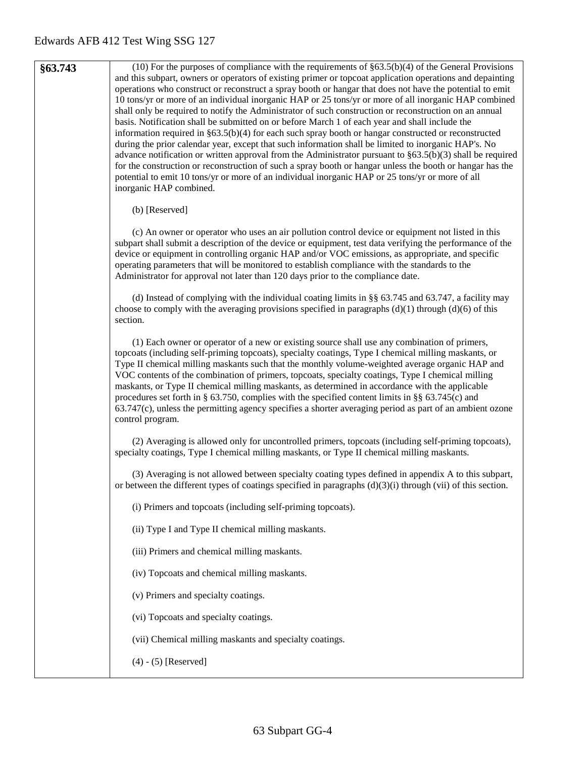| | |
|---|---|
| **§63.743** | (10) For the purposes of compliance with the requirements of §63.5(b)(4) of the General Provisions and this subpart, owners or operators of existing primer or topcoat application operations and depainting operations who construct or reconstruct a spray booth or hangar that does not have the potential to emit 10 tons/yr or more of an individual inorganic HAP or 25 tons/yr or more of all inorganic HAP combined shall only be required to notify the Administrator of such construction or reconstruction on an annual basis. Notification shall be submitted on or before March 1 of each year and shall include the information required in §63.5(b)(4) for each such spray booth or hangar constructed or reconstructed during the prior calendar year, except that such information shall be limited to inorganic HAP's. No advance notification or written approval from the Administrator pursuant to §63.5(b)(3) shall be required for the construction or reconstruction of such a spray booth or hangar unless the booth or hangar has the potential to emit 10 tons/yr or more of an individual inorganic HAP or 25 tons/yr or more of all inorganic HAP combined.<br><br>(b) [Reserved]<br><br>(c) An owner or operator who uses an air pollution control device or equipment not listed in this subpart shall submit a description of the device or equipment, test data verifying the performance of the device or equipment in controlling organic HAP and/or VOC emissions, as appropriate, and specific operating parameters that will be monitored to establish compliance with the standards to the Administrator for approval not later than 120 days prior to the compliance date.<br><br>(d) Instead of complying with the individual coating limits in §§ 63.745 and 63.747, a facility may choose to comply with the averaging provisions specified in paragraphs (d)(1) through (d)(6) of this section.<br><br>(1) Each owner or operator of a new or existing source shall use any combination of primers, topcoats (including self-priming topcoats), specialty coatings, Type I chemical milling maskants, or Type II chemical milling maskants such that the monthly volume-weighted average organic HAP and VOC contents of the combination of primers, topcoats, specialty coatings, Type I chemical milling maskants, or Type II chemical milling maskants, as determined in accordance with the applicable procedures set forth in § 63.750, complies with the specified content limits in §§ 63.745(c) and 63.747(c), unless the permitting agency specifies a shorter averaging period as part of an ambient ozone control program.<br><br>(2) Averaging is allowed only for uncontrolled primers, topcoats (including self-priming topcoats), specialty coatings, Type I chemical milling maskants, or Type II chemical milling maskants.<br><br>(3) Averaging is not allowed between specialty coating types defined in appendix A to this subpart, or between the different types of coatings specified in paragraphs (d)(3)(i) through (vii) of this section.<br><br>(i) Primers and topcoats (including self-priming topcoats).<br><br>(ii) Type I and Type II chemical milling maskants.<br><br>(iii) Primers and chemical milling maskants.<br><br>(iv) Topcoats and chemical milling maskants.<br><br>(v) Primers and specialty coatings.<br><br>(vi) Topcoats and specialty coatings.<br><br>(vii) Chemical milling maskants and specialty coatings.<br><br>(4) - (5) [Reserved] |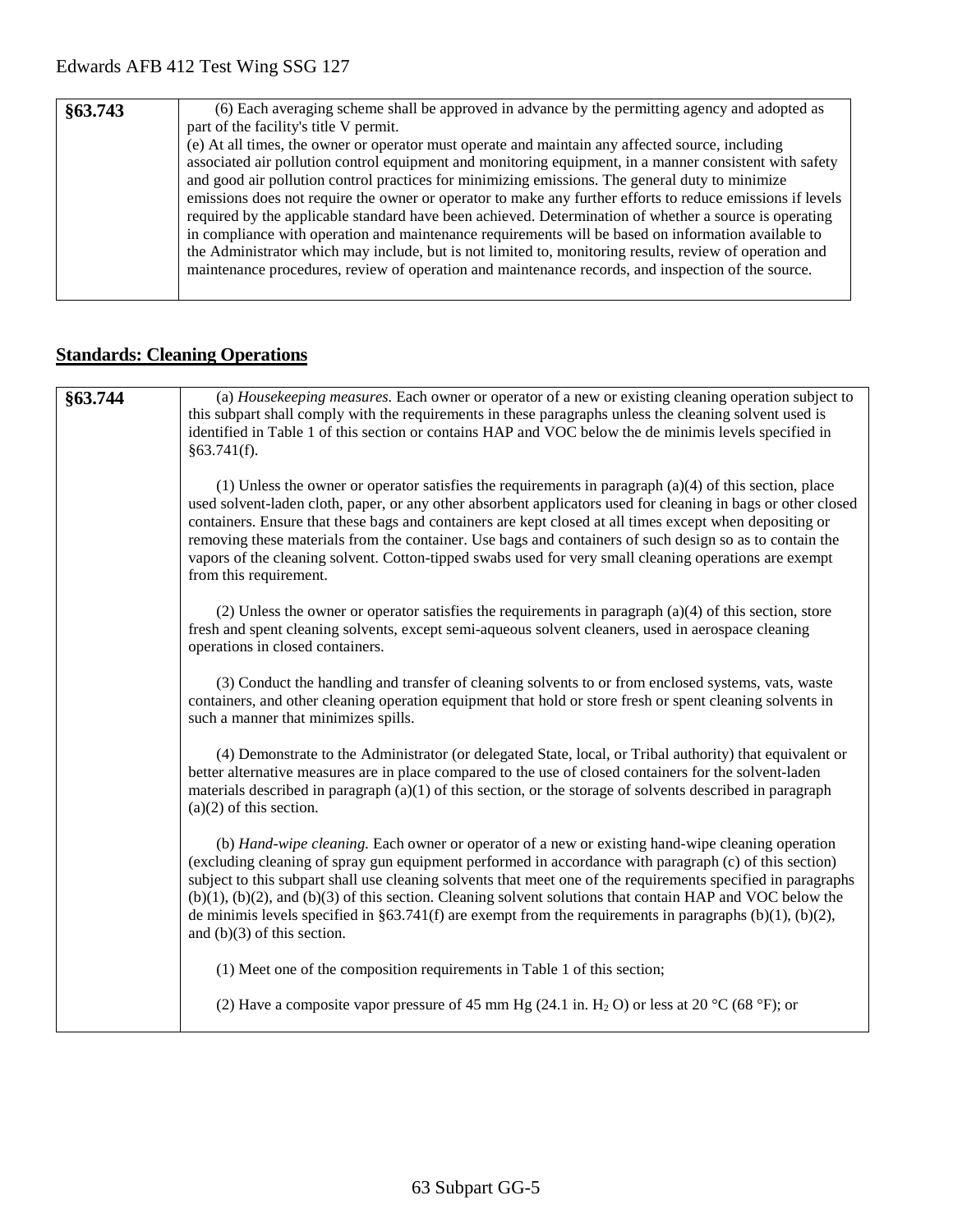| §63.743 | (6) Each averaging scheme shall be approved in advance by the permitting agency and adopted as part of the facility's title V permit. (e) At all times, the owner or operator must operate and maintain any affected source, including associated air pollution control equipment and monitoring equipment, in a manner consistent with safety and good air pollution control practices for minimizing emissions. The general duty to minimize emissions does not require the owner or operator to make any further efforts to reduce emissions if levels required by the applicable standard have been achieved. Determination of whether a source is operating in compliance with operation and maintenance requirements will be based on information available to the Administrator which may include, but is not limited to, monitoring results, review of operation and maintenance procedures, review of operation and maintenance records, and inspection of the source. |
|---|---|

## Standards: Cleaning Operations

| §63.744 | (a) *Housekeeping measures.* Each owner or operator of a new or existing cleaning operation subject to this subpart shall comply with the requirements in these paragraphs unless the cleaning solvent used is identified in Table 1 of this section or contains HAP and VOC below the de minimis levels specified in §63.741(f).<br><br>(1) Unless the owner or operator satisfies the requirements in paragraph (a)(4) of this section, place used solvent-laden cloth, paper, or any other absorbent applicators used for cleaning in bags or other closed containers. Ensure that these bags and containers are kept closed at all times except when depositing or removing these materials from the container. Use bags and containers of such design so as to contain the vapors of the cleaning solvent. Cotton-tipped swabs used for very small cleaning operations are exempt from this requirement.<br><br>(2) Unless the owner or operator satisfies the requirements in paragraph (a)(4) of this section, store fresh and spent cleaning solvents, except semi-aqueous solvent cleaners, used in aerospace cleaning operations in closed containers.<br><br>(3) Conduct the handling and transfer of cleaning solvents to or from enclosed systems, vats, waste containers, and other cleaning operation equipment that hold or store fresh or spent cleaning solvents in such a manner that minimizes spills.<br><br>(4) Demonstrate to the Administrator (or delegated State, local, or Tribal authority) that equivalent or better alternative measures are in place compared to the use of closed containers for the solvent-laden materials described in paragraph (a)(1) of this section, or the storage of solvents described in paragraph (a)(2) of this section.<br><br>(b) *Hand-wipe cleaning.* Each owner or operator of a new or existing hand-wipe cleaning operation (excluding cleaning of spray gun equipment performed in accordance with paragraph (c) of this section) subject to this subpart shall use cleaning solvents that meet one of the requirements specified in paragraphs (b)(1), (b)(2), and (b)(3) of this section. Cleaning solvent solutions that contain HAP and VOC below the de minimis levels specified in §63.741(f) are exempt from the requirements in paragraphs (b)(1), (b)(2), and (b)(3) of this section.<br><br>(1) Meet one of the composition requirements in Table 1 of this section;<br><br>(2) Have a composite vapor pressure of 45 mm Hg (24.1 in. $H_2O$) or less at 20 °C (68 °F); or |
|---|---|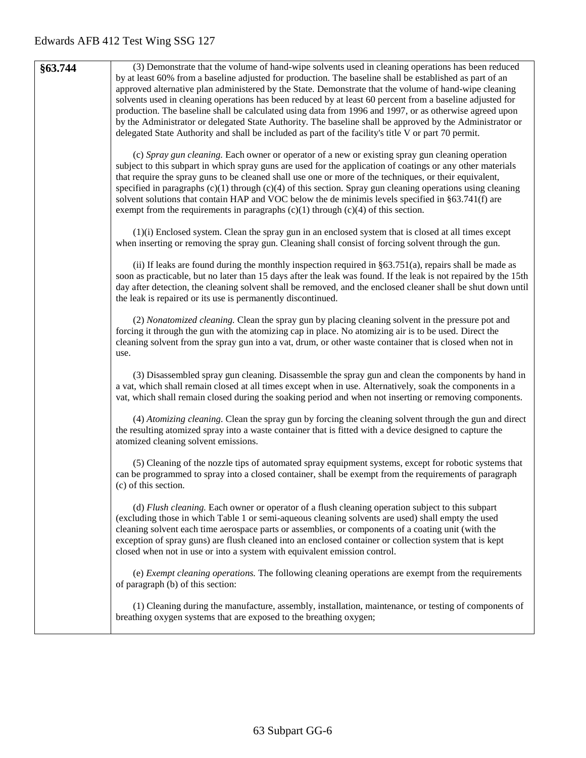| | |
|---|---|
| **§63.744** | (3) Demonstrate that the volume of hand-wipe solvents used in cleaning operations has been reduced by at least 60% from a baseline adjusted for production. The baseline shall be established as part of an approved alternative plan administered by the State. Demonstrate that the volume of hand-wipe cleaning solvents used in cleaning operations has been reduced by at least 60 percent from a baseline adjusted for production. The baseline shall be calculated using data from 1996 and 1997, or as otherwise agreed upon by the Administrator or delegated State Authority. The baseline shall be approved by the Administrator or delegated State Authority and shall be included as part of the facility's title V or part 70 permit.<br><br>(c) *Spray gun cleaning.* Each owner or operator of a new or existing spray gun cleaning operation subject to this subpart in which spray guns are used for the application of coatings or any other materials that require the spray guns to be cleaned shall use one or more of the techniques, or their equivalent, specified in paragraphs (c)(1) through (c)(4) of this section. Spray gun cleaning operations using cleaning solvent solutions that contain HAP and VOC below the de minimis levels specified in §63.741(f) are exempt from the requirements in paragraphs (c)(1) through (c)(4) of this section.<br><br>(1)(i) Enclosed system. Clean the spray gun in an enclosed system that is closed at all times except when inserting or removing the spray gun. Cleaning shall consist of forcing solvent through the gun.<br><br>(ii) If leaks are found during the monthly inspection required in §63.751(a), repairs shall be made as soon as practicable, but no later than 15 days after the leak was found. If the leak is not repaired by the 15th day after detection, the cleaning solvent shall be removed, and the enclosed cleaner shall be shut down until the leak is repaired or its use is permanently discontinued.<br><br>(2) *Nonatomized cleaning.* Clean the spray gun by placing cleaning solvent in the pressure pot and forcing it through the gun with the atomizing cap in place. No atomizing air is to be used. Direct the cleaning solvent from the spray gun into a vat, drum, or other waste container that is closed when not in use.<br><br>(3) Disassembled spray gun cleaning. Disassemble the spray gun and clean the components by hand in a vat, which shall remain closed at all times except when in use. Alternatively, soak the components in a vat, which shall remain closed during the soaking period and when not inserting or removing components.<br><br>(4) *Atomizing cleaning.* Clean the spray gun by forcing the cleaning solvent through the gun and direct the resulting atomized spray into a waste container that is fitted with a device designed to capture the atomized cleaning solvent emissions.<br><br>(5) Cleaning of the nozzle tips of automated spray equipment systems, except for robotic systems that can be programmed to spray into a closed container, shall be exempt from the requirements of paragraph (c) of this section.<br><br>(d) *Flush cleaning.* Each owner or operator of a flush cleaning operation subject to this subpart (excluding those in which Table 1 or semi-aqueous cleaning solvents are used) shall empty the used cleaning solvent each time aerospace parts or assemblies, or components of a coating unit (with the exception of spray guns) are flush cleaned into an enclosed container or collection system that is kept closed when not in use or into a system with equivalent emission control.<br><br>(e) *Exempt cleaning operations.* The following cleaning operations are exempt from the requirements of paragraph (b) of this section:<br><br>(1) Cleaning during the manufacture, assembly, installation, maintenance, or testing of components of breathing oxygen systems that are exposed to the breathing oxygen; |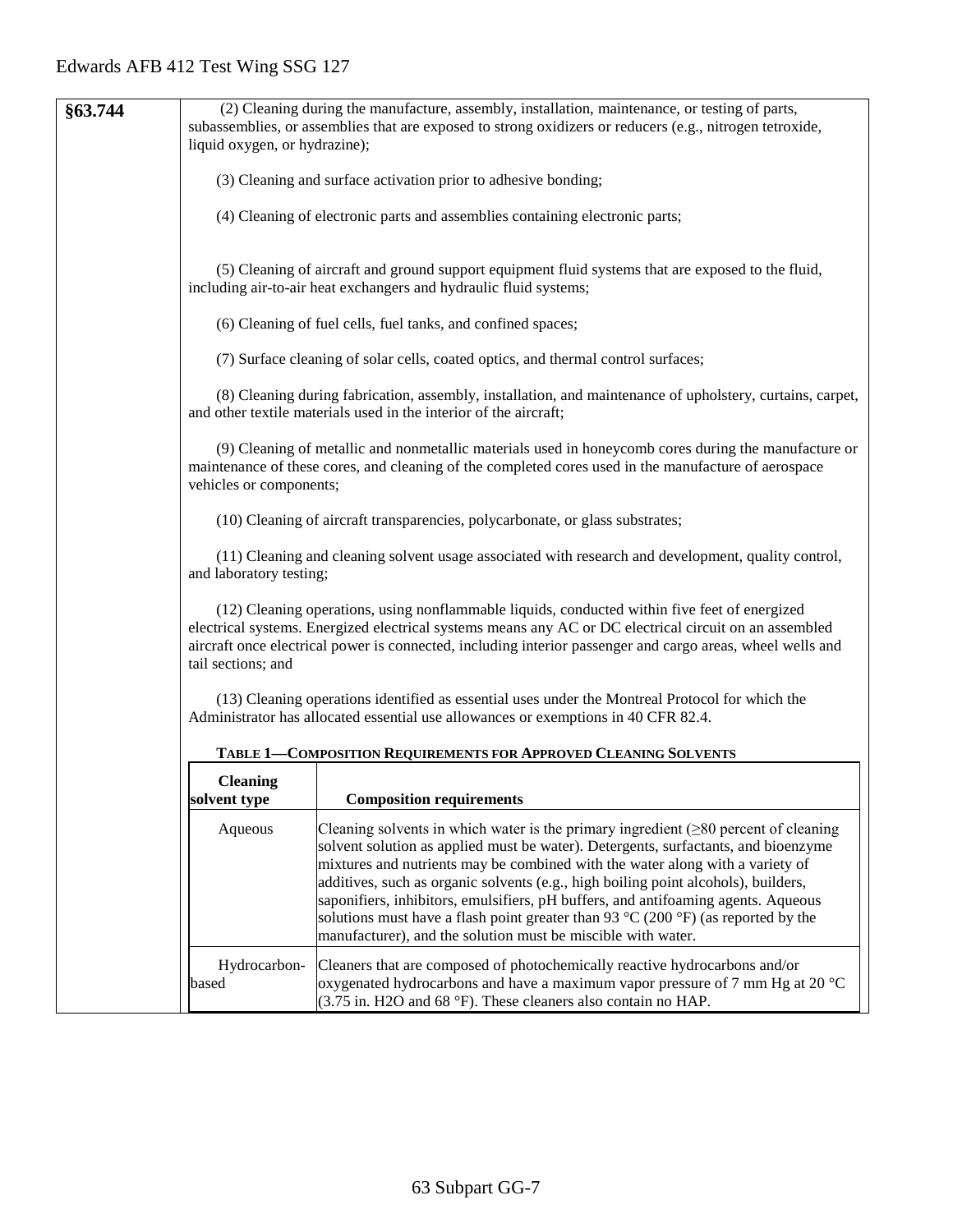**§63.744**

(2) Cleaning during the manufacture, assembly, installation, maintenance, or testing of parts, subassemblies, or assemblies that are exposed to strong oxidizers or reducers (e.g., nitrogen tetroxide, liquid oxygen, or hydrazine);

(3) Cleaning and surface activation prior to adhesive bonding;

(4) Cleaning of electronic parts and assemblies containing electronic parts;

(5) Cleaning of aircraft and ground support equipment fluid systems that are exposed to the fluid, including air-to-air heat exchangers and hydraulic fluid systems;

(6) Cleaning of fuel cells, fuel tanks, and confined spaces;

(7) Surface cleaning of solar cells, coated optics, and thermal control surfaces;

(8) Cleaning during fabrication, assembly, installation, and maintenance of upholstery, curtains, carpet, and other textile materials used in the interior of the aircraft;

(9) Cleaning of metallic and nonmetallic materials used in honeycomb cores during the manufacture or maintenance of these cores, and cleaning of the completed cores used in the manufacture of aerospace vehicles or components;

(10) Cleaning of aircraft transparencies, polycarbonate, or glass substrates;

(11) Cleaning and cleaning solvent usage associated with research and development, quality control, and laboratory testing;

(12) Cleaning operations, using nonflammable liquids, conducted within five feet of energized electrical systems. Energized electrical systems means any AC or DC electrical circuit on an assembled aircraft once electrical power is connected, including interior passenger and cargo areas, wheel wells and tail sections; and

(13) Cleaning operations identified as essential uses under the Montreal Protocol for which the Administrator has allocated essential use allowances or exemptions in 40 CFR 82.4.

**TABLE 1—COMPOSITION REQUIREMENTS FOR APPROVED CLEANING SOLVENTS**

| Cleaning solvent type | Composition requirements |
|---|---|
| Aqueous | Cleaning solvents in which water is the primary ingredient (≥80 percent of cleaning solvent solution as applied must be water). Detergents, surfactants, and bioenzyme mixtures and nutrients may be combined with the water along with a variety of additives, such as organic solvents (e.g., high boiling point alcohols), builders, saponifiers, inhibitors, emulsifiers, pH buffers, and antifoaming agents. Aqueous solutions must have a flash point greater than 93 °C (200 °F) (as reported by the manufacturer), and the solution must be miscible with water. |
| Hydrocarbon-based | Cleaners that are composed of photochemically reactive hydrocarbons and/or oxygenated hydrocarbons and have a maximum vapor pressure of 7 mm Hg at 20 °C (3.75 in. $H_2O$ and 68 °F). These cleaners also contain no HAP. |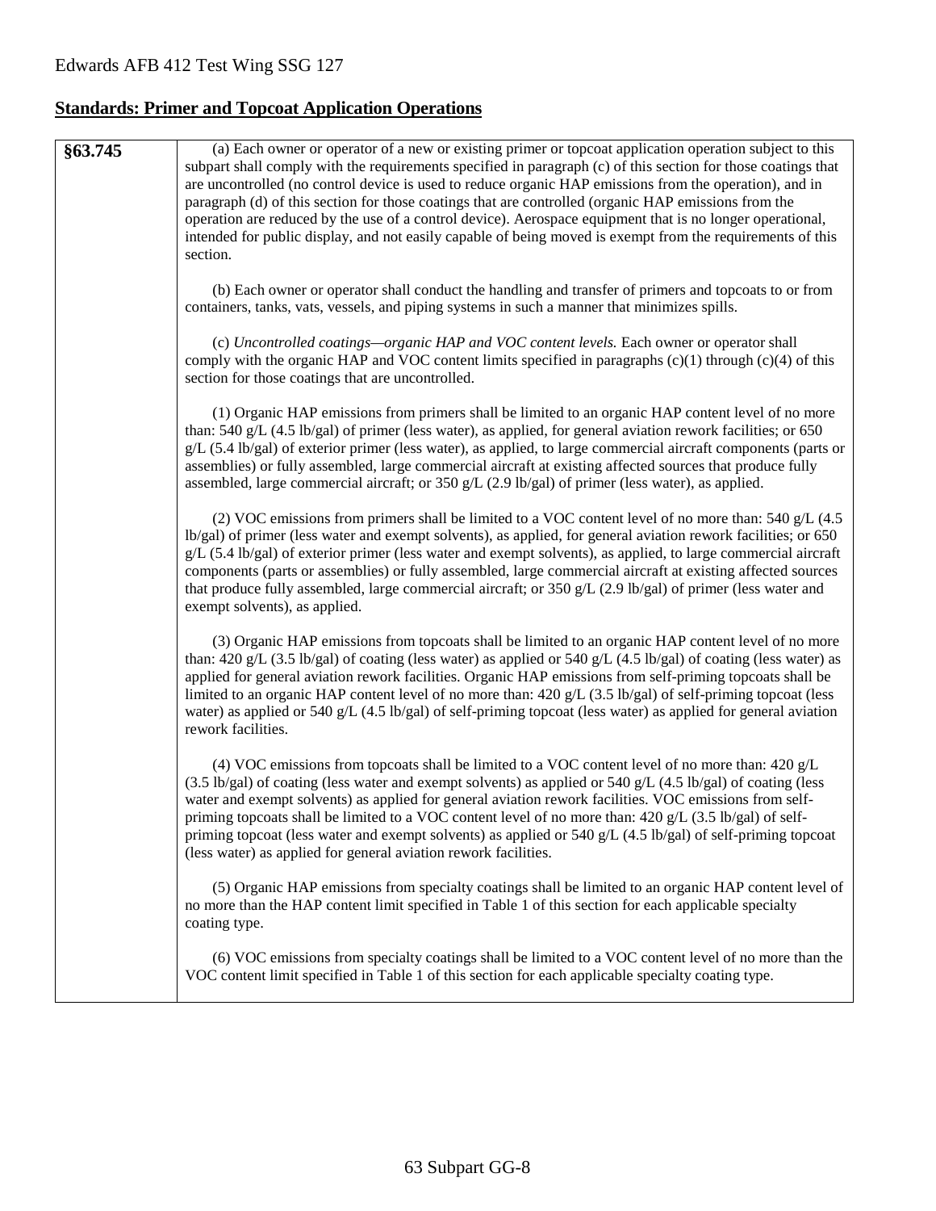## Standards: Primer and Topcoat Application Operations

| §63.745 | (a) Each owner or operator of a new or existing primer or topcoat application operation subject to this subpart shall comply with the requirements specified in paragraph (c) of this section for those coatings that are uncontrolled (no control device is used to reduce organic HAP emissions from the operation), and in paragraph (d) of this section for those coatings that are controlled (organic HAP emissions from the operation are reduced by the use of a control device). Aerospace equipment that is no longer operational, intended for public display, and not easily capable of being moved is exempt from the requirements of this section.<br><br>(b) Each owner or operator shall conduct the handling and transfer of primers and topcoats to or from containers, tanks, vats, vessels, and piping systems in such a manner that minimizes spills.<br><br>(c) *Uncontrolled coatings—organic HAP and VOC content levels.* Each owner or operator shall comply with the organic HAP and VOC content limits specified in paragraphs (c)(1) through (c)(4) of this section for those coatings that are uncontrolled.<br><br>(1) Organic HAP emissions from primers shall be limited to an organic HAP content level of no more than: 540 g/L (4.5 lb/gal) of primer (less water), as applied, for general aviation rework facilities; or 650 g/L (5.4 lb/gal) of exterior primer (less water), as applied, to large commercial aircraft components (parts or assemblies) or fully assembled, large commercial aircraft at existing affected sources that produce fully assembled, large commercial aircraft; or 350 g/L (2.9 lb/gal) of primer (less water), as applied.<br><br>(2) VOC emissions from primers shall be limited to a VOC content level of no more than: 540 g/L (4.5 lb/gal) of primer (less water and exempt solvents), as applied, for general aviation rework facilities; or 650 g/L (5.4 lb/gal) of exterior primer (less water and exempt solvents), as applied, to large commercial aircraft components (parts or assemblies) or fully assembled, large commercial aircraft at existing affected sources that produce fully assembled, large commercial aircraft; or 350 g/L (2.9 lb/gal) of primer (less water and exempt solvents), as applied.<br><br>(3) Organic HAP emissions from topcoats shall be limited to an organic HAP content level of no more than: 420 g/L (3.5 lb/gal) of coating (less water) as applied or 540 g/L (4.5 lb/gal) of coating (less water) as applied for general aviation rework facilities. Organic HAP emissions from self-priming topcoats shall be limited to an organic HAP content level of no more than: 420 g/L (3.5 lb/gal) of self-priming topcoat (less water) as applied or 540 g/L (4.5 lb/gal) of self-priming topcoat (less water) as applied for general aviation rework facilities.<br><br>(4) VOC emissions from topcoats shall be limited to a VOC content level of no more than: 420 g/L (3.5 lb/gal) of coating (less water and exempt solvents) as applied or 540 g/L (4.5 lb/gal) of coating (less water and exempt solvents) as applied for general aviation rework facilities. VOC emissions from self-priming topcoats shall be limited to a VOC content level of no more than: 420 g/L (3.5 lb/gal) of self-priming topcoat (less water and exempt solvents) as applied or 540 g/L (4.5 lb/gal) of self-priming topcoat (less water) as applied for general aviation rework facilities.<br><br>(5) Organic HAP emissions from specialty coatings shall be limited to an organic HAP content level of no more than the HAP content limit specified in Table 1 of this section for each applicable specialty coating type.<br><br>(6) VOC emissions from specialty coatings shall be limited to a VOC content level of no more than the VOC content limit specified in Table 1 of this section for each applicable specialty coating type. |
|---|---|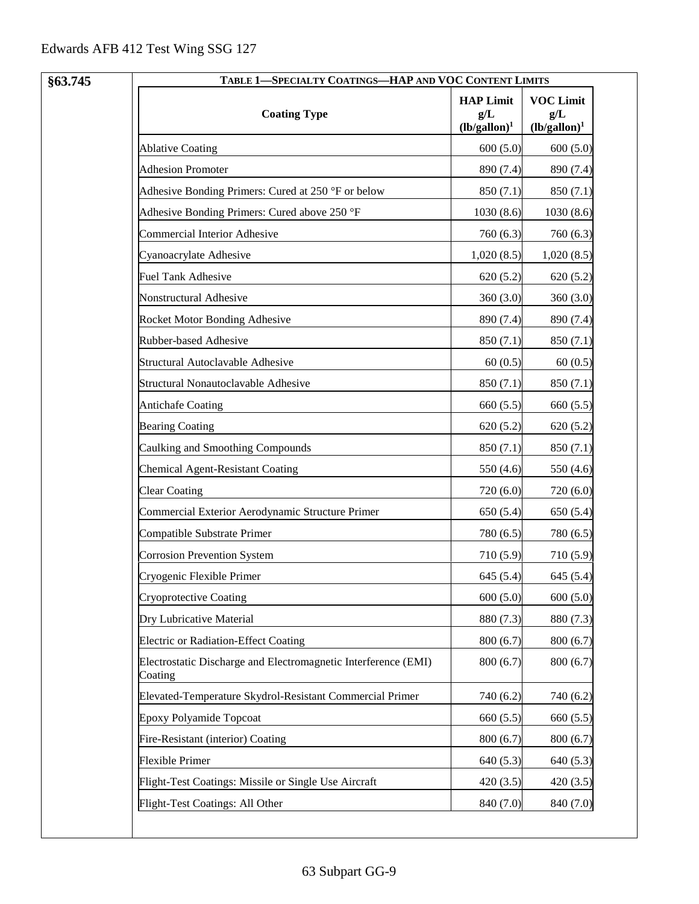§63.745

**TABLE 1—SPECIALTY COATINGS—HAP AND VOC CONTENT LIMITS**

| Coating Type | HAP Limit g/L (lb/gallon)[1] | VOC Limit g/L (lb/gallon)[1] |
|---|---|---|
| Ablative Coating | 600 (5.0) | 600 (5.0) |
| Adhesion Promoter | 890 (7.4) | 890 (7.4) |
| Adhesive Bonding Primers: Cured at 250 °F or below | 850 (7.1) | 850 (7.1) |
| Adhesive Bonding Primers: Cured above 250 °F | 1030 (8.6) | 1030 (8.6) |
| Commercial Interior Adhesive | 760 (6.3) | 760 (6.3) |
| Cyanoacrylate Adhesive | 1,020 (8.5) | 1,020 (8.5) |
| Fuel Tank Adhesive | 620 (5.2) | 620 (5.2) |
| Nonstructural Adhesive | 360 (3.0) | 360 (3.0) |
| Rocket Motor Bonding Adhesive | 890 (7.4) | 890 (7.4) |
| Rubber-based Adhesive | 850 (7.1) | 850 (7.1) |
| Structural Autoclavable Adhesive | 60 (0.5) | 60 (0.5) |
| Structural Nonautoclavable Adhesive | 850 (7.1) | 850 (7.1) |
| Antichafe Coating | 660 (5.5) | 660 (5.5) |
| Bearing Coating | 620 (5.2) | 620 (5.2) |
| Caulking and Smoothing Compounds | 850 (7.1) | 850 (7.1) |
| Chemical Agent-Resistant Coating | 550 (4.6) | 550 (4.6) |
| Clear Coating | 720 (6.0) | 720 (6.0) |
| Commercial Exterior Aerodynamic Structure Primer | 650 (5.4) | 650 (5.4) |
| Compatible Substrate Primer | 780 (6.5) | 780 (6.5) |
| Corrosion Prevention System | 710 (5.9) | 710 (5.9) |
| Cryogenic Flexible Primer | 645 (5.4) | 645 (5.4) |
| Cryoprotective Coating | 600 (5.0) | 600 (5.0) |
| Dry Lubricative Material | 880 (7.3) | 880 (7.3) |
| Electric or Radiation-Effect Coating | 800 (6.7) | 800 (6.7) |
| Electrostatic Discharge and Electromagnetic Interference (EMI) Coating | 800 (6.7) | 800 (6.7) |
| Elevated-Temperature Skydrol-Resistant Commercial Primer | 740 (6.2) | 740 (6.2) |
| Epoxy Polyamide Topcoat | 660 (5.5) | 660 (5.5) |
| Fire-Resistant (interior) Coating | 800 (6.7) | 800 (6.7) |
| Flexible Primer | 640 (5.3) | 640 (5.3) |
| Flight-Test Coatings: Missile or Single Use Aircraft | 420 (3.5) | 420 (3.5) |
| Flight-Test Coatings: All Other | 840 (7.0) | 840 (7.0) |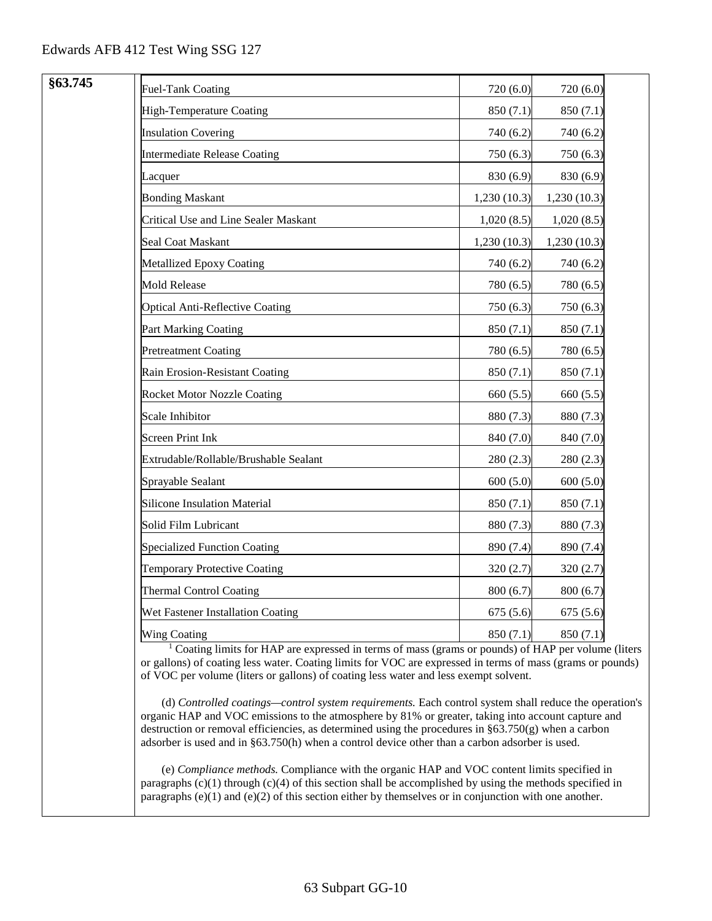**§63.745**

| Coating type | HAP limit | VOC limit |
|---|---|---|
| Fuel-Tank Coating | 720 (6.0) | 720 (6.0) |
| High-Temperature Coating | 850 (7.1) | 850 (7.1) |
| Insulation Covering | 740 (6.2) | 740 (6.2) |
| Intermediate Release Coating | 750 (6.3) | 750 (6.3) |
| Lacquer | 830 (6.9) | 830 (6.9) |
| Bonding Maskant | 1,230 (10.3) | 1,230 (10.3) |
| Critical Use and Line Sealer Maskant | 1,020 (8.5) | 1,020 (8.5) |
| Seal Coat Maskant | 1,230 (10.3) | 1,230 (10.3) |
| Metallized Epoxy Coating | 740 (6.2) | 740 (6.2) |
| Mold Release | 780 (6.5) | 780 (6.5) |
| Optical Anti-Reflective Coating | 750 (6.3) | 750 (6.3) |
| Part Marking Coating | 850 (7.1) | 850 (7.1) |
| Pretreatment Coating | 780 (6.5) | 780 (6.5) |
| Rain Erosion-Resistant Coating | 850 (7.1) | 850 (7.1) |
| Rocket Motor Nozzle Coating | 660 (5.5) | 660 (5.5) |
| Scale Inhibitor | 880 (7.3) | 880 (7.3) |
| Screen Print Ink | 840 (7.0) | 840 (7.0) |
| Extrudable/Rollable/Brushable Sealant | 280 (2.3) | 280 (2.3) |
| Sprayable Sealant | 600 (5.0) | 600 (5.0) |
| Silicone Insulation Material | 850 (7.1) | 850 (7.1) |
| Solid Film Lubricant | 880 (7.3) | 880 (7.3) |
| Specialized Function Coating | 890 (7.4) | 890 (7.4) |
| Temporary Protective Coating | 320 (2.7) | 320 (2.7) |
| Thermal Control Coating | 800 (6.7) | 800 (6.7) |
| Wet Fastener Installation Coating | 675 (5.6) | 675 (5.6) |
| Wing Coating | 850 (7.1) | 850 (7.1) |

[1] Coating limits for HAP are expressed in terms of mass (grams or pounds) of HAP per volume (liters or gallons) of coating less water. Coating limits for VOC are expressed in terms of mass (grams or pounds) of VOC per volume (liters or gallons) of coating less water and less exempt solvent.

(d) *Controlled coatings—control system requirements.* Each control system shall reduce the operation's organic HAP and VOC emissions to the atmosphere by 81% or greater, taking into account capture and destruction or removal efficiencies, as determined using the procedures in §63.750(g) when a carbon adsorber is used and in §63.750(h) when a control device other than a carbon adsorber is used.

(e) *Compliance methods.* Compliance with the organic HAP and VOC content limits specified in paragraphs (c)(1) through (c)(4) of this section shall be accomplished by using the methods specified in paragraphs (e)(1) and (e)(2) of this section either by themselves or in conjunction with one another.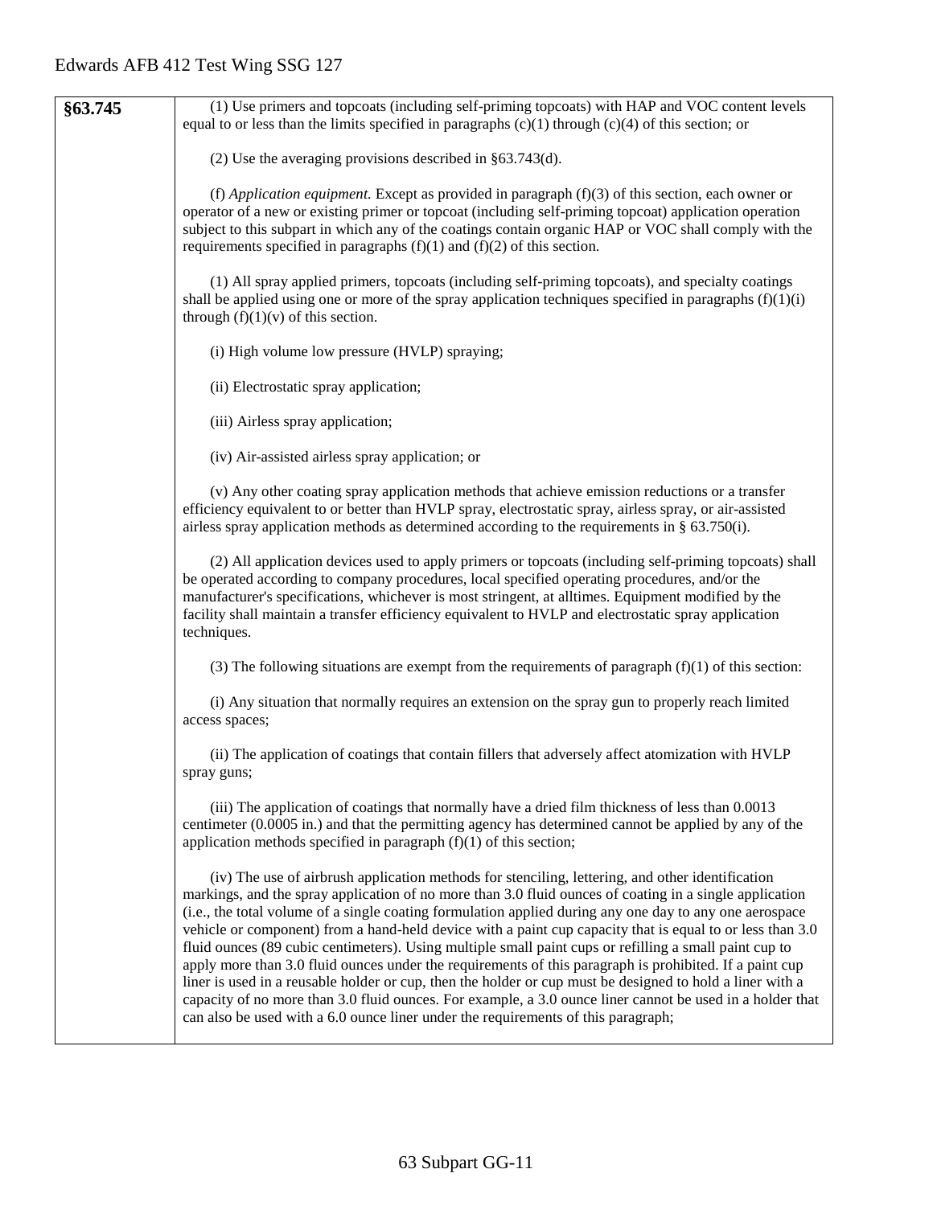| | |
|---|---|
| **§63.745** | (1) Use primers and topcoats (including self-priming topcoats) with HAP and VOC content levels equal to or less than the limits specified in paragraphs (c)(1) through (c)(4) of this section; or<br><br>(2) Use the averaging provisions described in §63.743(d).<br><br>(f) *Application equipment.* Except as provided in paragraph (f)(3) of this section, each owner or operator of a new or existing primer or topcoat (including self-priming topcoat) application operation subject to this subpart in which any of the coatings contain organic HAP or VOC shall comply with the requirements specified in paragraphs (f)(1) and (f)(2) of this section.<br><br>(1) All spray applied primers, topcoats (including self-priming topcoats), and specialty coatings shall be applied using one or more of the spray application techniques specified in paragraphs (f)(1)(i) through (f)(1)(v) of this section.<br><br>(i) High volume low pressure (HVLP) spraying;<br><br>(ii) Electrostatic spray application;<br><br>(iii) Airless spray application;<br><br>(iv) Air-assisted airless spray application; or<br><br>(v) Any other coating spray application methods that achieve emission reductions or a transfer efficiency equivalent to or better than HVLP spray, electrostatic spray, airless spray, or air-assisted airless spray application methods as determined according to the requirements in § 63.750(i).<br><br>(2) All application devices used to apply primers or topcoats (including self-priming topcoats) shall be operated according to company procedures, local specified operating procedures, and/or the manufacturer's specifications, whichever is most stringent, at alltimes. Equipment modified by the facility shall maintain a transfer efficiency equivalent to HVLP and electrostatic spray application techniques.<br><br>(3) The following situations are exempt from the requirements of paragraph (f)(1) of this section:<br><br>(i) Any situation that normally requires an extension on the spray gun to properly reach limited access spaces;<br><br>(ii) The application of coatings that contain fillers that adversely affect atomization with HVLP spray guns;<br><br>(iii) The application of coatings that normally have a dried film thickness of less than 0.0013 centimeter (0.0005 in.) and that the permitting agency has determined cannot be applied by any of the application methods specified in paragraph (f)(1) of this section;<br><br>(iv) The use of airbrush application methods for stenciling, lettering, and other identification markings, and the spray application of no more than 3.0 fluid ounces of coating in a single application (i.e., the total volume of a single coating formulation applied during any one day to any one aerospace vehicle or component) from a hand-held device with a paint cup capacity that is equal to or less than 3.0 fluid ounces (89 cubic centimeters). Using multiple small paint cups or refilling a small paint cup to apply more than 3.0 fluid ounces under the requirements of this paragraph is prohibited. If a paint cup liner is used in a reusable holder or cup, then the holder or cup must be designed to hold a liner with a capacity of no more than 3.0 fluid ounces. For example, a 3.0 ounce liner cannot be used in a holder that can also be used with a 6.0 ounce liner under the requirements of this paragraph; |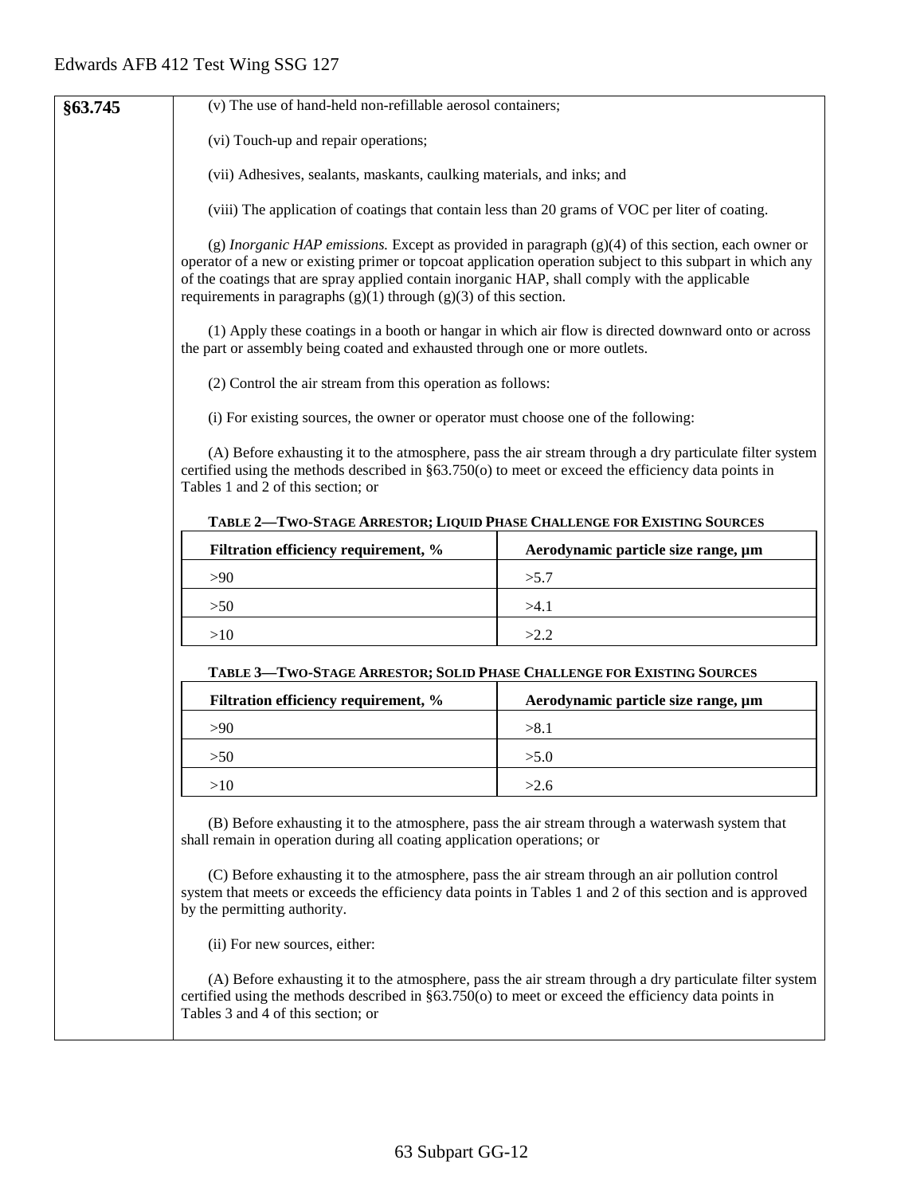**§63.745**

(v) The use of hand-held non-refillable aerosol containers;

(vi) Touch-up and repair operations;

(vii) Adhesives, sealants, maskants, caulking materials, and inks; and

(viii) The application of coatings that contain less than 20 grams of VOC per liter of coating.

(g) *Inorganic HAP emissions.* Except as provided in paragraph (g)(4) of this section, each owner or operator of a new or existing primer or topcoat application operation subject to this subpart in which any of the coatings that are spray applied contain inorganic HAP, shall comply with the applicable requirements in paragraphs (g)(1) through (g)(3) of this section.

(1) Apply these coatings in a booth or hangar in which air flow is directed downward onto or across the part or assembly being coated and exhausted through one or more outlets.

(2) Control the air stream from this operation as follows:

(i) For existing sources, the owner or operator must choose one of the following:

(A) Before exhausting it to the atmosphere, pass the air stream through a dry particulate filter system certified using the methods described in §63.750(o) to meet or exceed the efficiency data points in Tables 1 and 2 of this section; or

**TABLE 2—TWO-STAGE ARRESTOR; LIQUID PHASE CHALLENGE FOR EXISTING SOURCES**

| Filtration efficiency requirement, % | Aerodynamic particle size range, µm |
|---|---|
| >90 | >5.7 |
| >50 | >4.1 |
| >10 | >2.2 |

**TABLE 3—TWO-STAGE ARRESTOR; SOLID PHASE CHALLENGE FOR EXISTING SOURCES**

| Filtration efficiency requirement, % | Aerodynamic particle size range, µm |
|---|---|
| >90 | >8.1 |
| >50 | >5.0 |
| >10 | >2.6 |

(B) Before exhausting it to the atmosphere, pass the air stream through a waterwash system that shall remain in operation during all coating application operations; or

(C) Before exhausting it to the atmosphere, pass the air stream through an air pollution control system that meets or exceeds the efficiency data points in Tables 1 and 2 of this section and is approved by the permitting authority.

(ii) For new sources, either:

(A) Before exhausting it to the atmosphere, pass the air stream through a dry particulate filter system certified using the methods described in §63.750(o) to meet or exceed the efficiency data points in Tables 3 and 4 of this section; or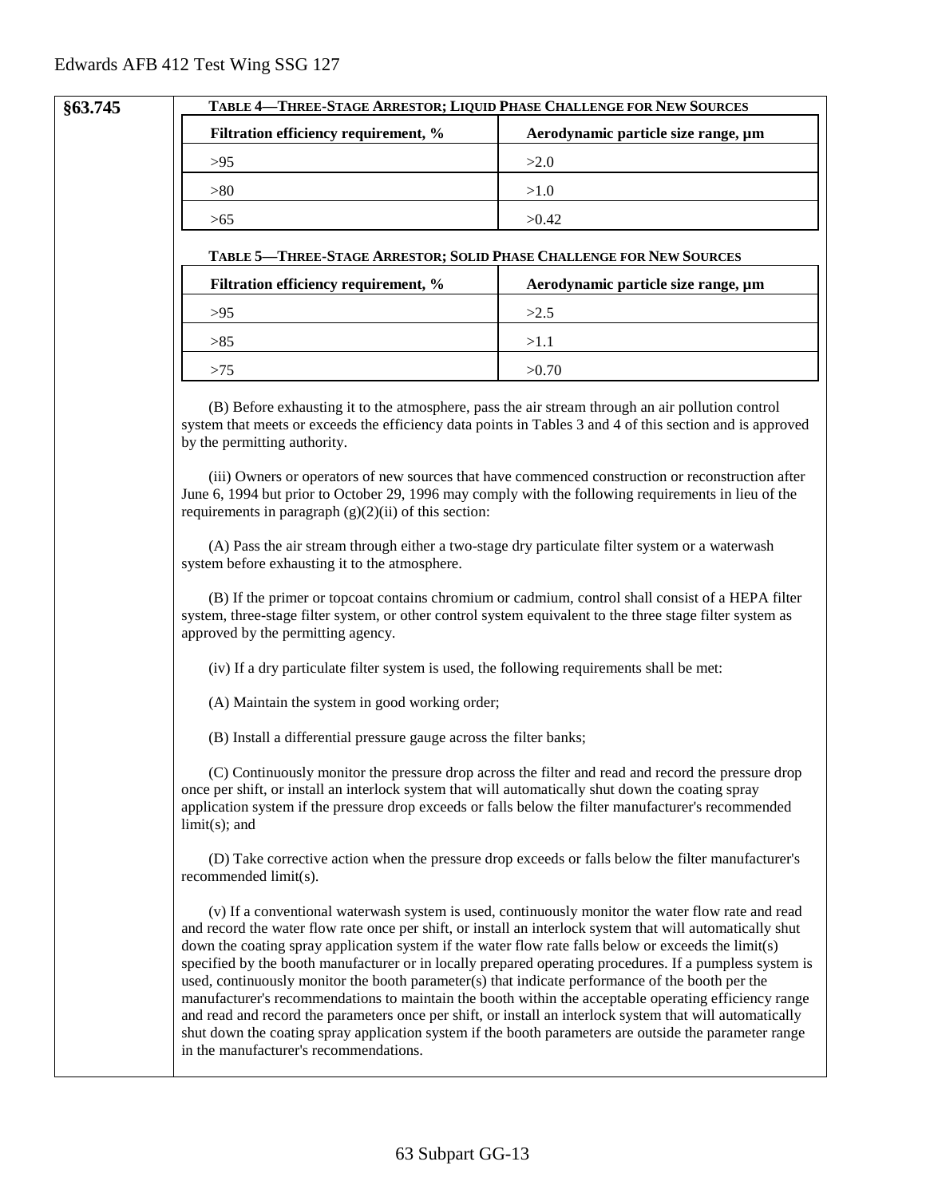§63.745

**TABLE 4—THREE-STAGE ARRESTOR; LIQUID PHASE CHALLENGE FOR NEW SOURCES**

| Filtration efficiency requirement, % | Aerodynamic particle size range, µm |
| --- | --- |
| >95 | >2.0 |
| >80 | >1.0 |
| >65 | >0.42 |

**TABLE 5—THREE-STAGE ARRESTOR; SOLID PHASE CHALLENGE FOR NEW SOURCES**

| Filtration efficiency requirement, % | Aerodynamic particle size range, µm |
| --- | --- |
| >95 | >2.5 |
| >85 | >1.1 |
| >75 | >0.70 |

(B) Before exhausting it to the atmosphere, pass the air stream through an air pollution control system that meets or exceeds the efficiency data points in Tables 3 and 4 of this section and is approved by the permitting authority.

(iii) Owners or operators of new sources that have commenced construction or reconstruction after June 6, 1994 but prior to October 29, 1996 may comply with the following requirements in lieu of the requirements in paragraph (g)(2)(ii) of this section:

(A) Pass the air stream through either a two-stage dry particulate filter system or a waterwash system before exhausting it to the atmosphere.

(B) If the primer or topcoat contains chromium or cadmium, control shall consist of a HEPA filter system, three-stage filter system, or other control system equivalent to the three stage filter system as approved by the permitting agency.

(iv) If a dry particulate filter system is used, the following requirements shall be met:

(A) Maintain the system in good working order;

(B) Install a differential pressure gauge across the filter banks;

(C) Continuously monitor the pressure drop across the filter and read and record the pressure drop once per shift, or install an interlock system that will automatically shut down the coating spray application system if the pressure drop exceeds or falls below the filter manufacturer's recommended limit(s); and

(D) Take corrective action when the pressure drop exceeds or falls below the filter manufacturer's recommended limit(s).

(v) If a conventional waterwash system is used, continuously monitor the water flow rate and read and record the water flow rate once per shift, or install an interlock system that will automatically shut down the coating spray application system if the water flow rate falls below or exceeds the limit(s) specified by the booth manufacturer or in locally prepared operating procedures. If a pumpless system is used, continuously monitor the booth parameter(s) that indicate performance of the booth per the manufacturer's recommendations to maintain the booth within the acceptable operating efficiency range and read and record the parameters once per shift, or install an interlock system that will automatically shut down the coating spray application system if the booth parameters are outside the parameter range in the manufacturer's recommendations.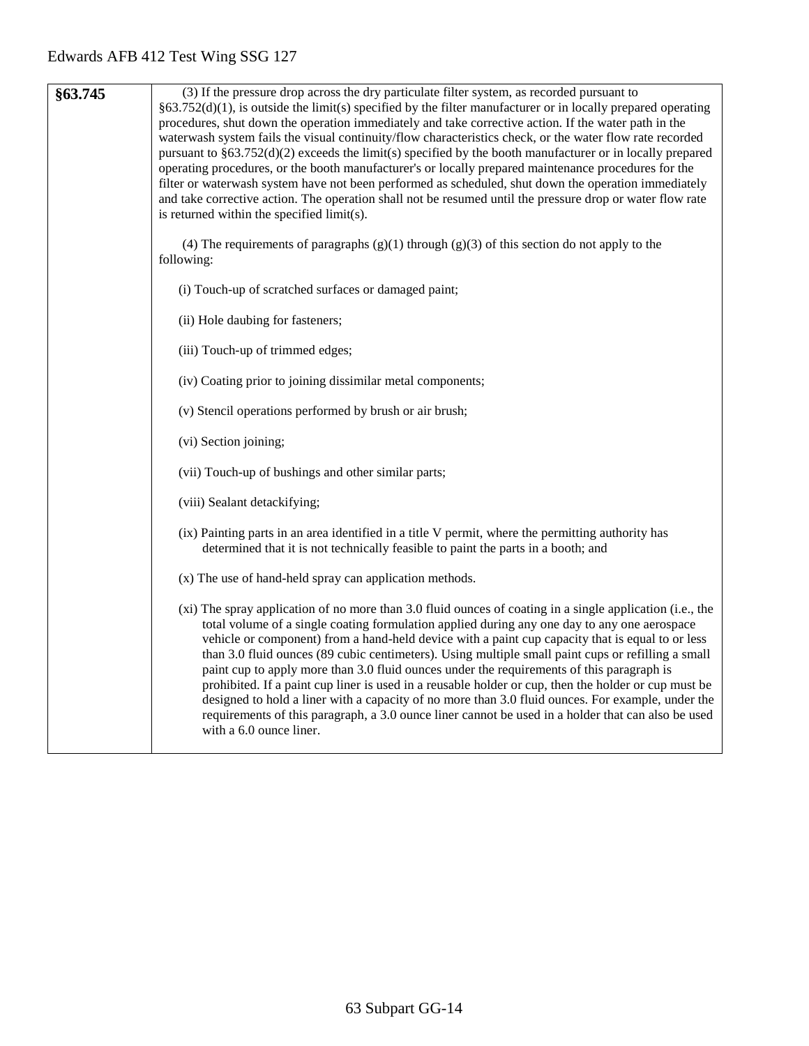| §63.745 | (3) If the pressure drop across the dry particulate filter system, as recorded pursuant to §63.752(d)(1), is outside the limit(s) specified by the filter manufacturer or in locally prepared operating procedures, shut down the operation immediately and take corrective action. If the water path in the waterwash system fails the visual continuity/flow characteristics check, or the water flow rate recorded pursuant to §63.752(d)(2) exceeds the limit(s) specified by the booth manufacturer or in locally prepared operating procedures, or the booth manufacturer's or locally prepared maintenance procedures for the filter or waterwash system have not been performed as scheduled, shut down the operation immediately and take corrective action. The operation shall not be resumed until the pressure drop or water flow rate is returned within the specified limit(s).<br><br>(4) The requirements of paragraphs (g)(1) through (g)(3) of this section do not apply to the following:<br><br>(i) Touch-up of scratched surfaces or damaged paint;<br><br>(ii) Hole daubing for fasteners;<br><br>(iii) Touch-up of trimmed edges;<br><br>(iv) Coating prior to joining dissimilar metal components;<br><br>(v) Stencil operations performed by brush or air brush;<br><br>(vi) Section joining;<br><br>(vii) Touch-up of bushings and other similar parts;<br><br>(viii) Sealant detackifying;<br><br>(ix) Painting parts in an area identified in a title V permit, where the permitting authority has determined that it is not technically feasible to paint the parts in a booth; and<br><br>(x) The use of hand-held spray can application methods.<br><br>(xi) The spray application of no more than 3.0 fluid ounces of coating in a single application (i.e., the total volume of a single coating formulation applied during any one day to any one aerospace vehicle or component) from a hand-held device with a paint cup capacity that is equal to or less than 3.0 fluid ounces (89 cubic centimeters). Using multiple small paint cups or refilling a small paint cup to apply more than 3.0 fluid ounces under the requirements of this paragraph is prohibited. If a paint cup liner is used in a reusable holder or cup, then the holder or cup must be designed to hold a liner with a capacity of no more than 3.0 fluid ounces. For example, under the requirements of this paragraph, a 3.0 ounce liner cannot be used in a holder that can also be used with a 6.0 ounce liner. |
|---|---|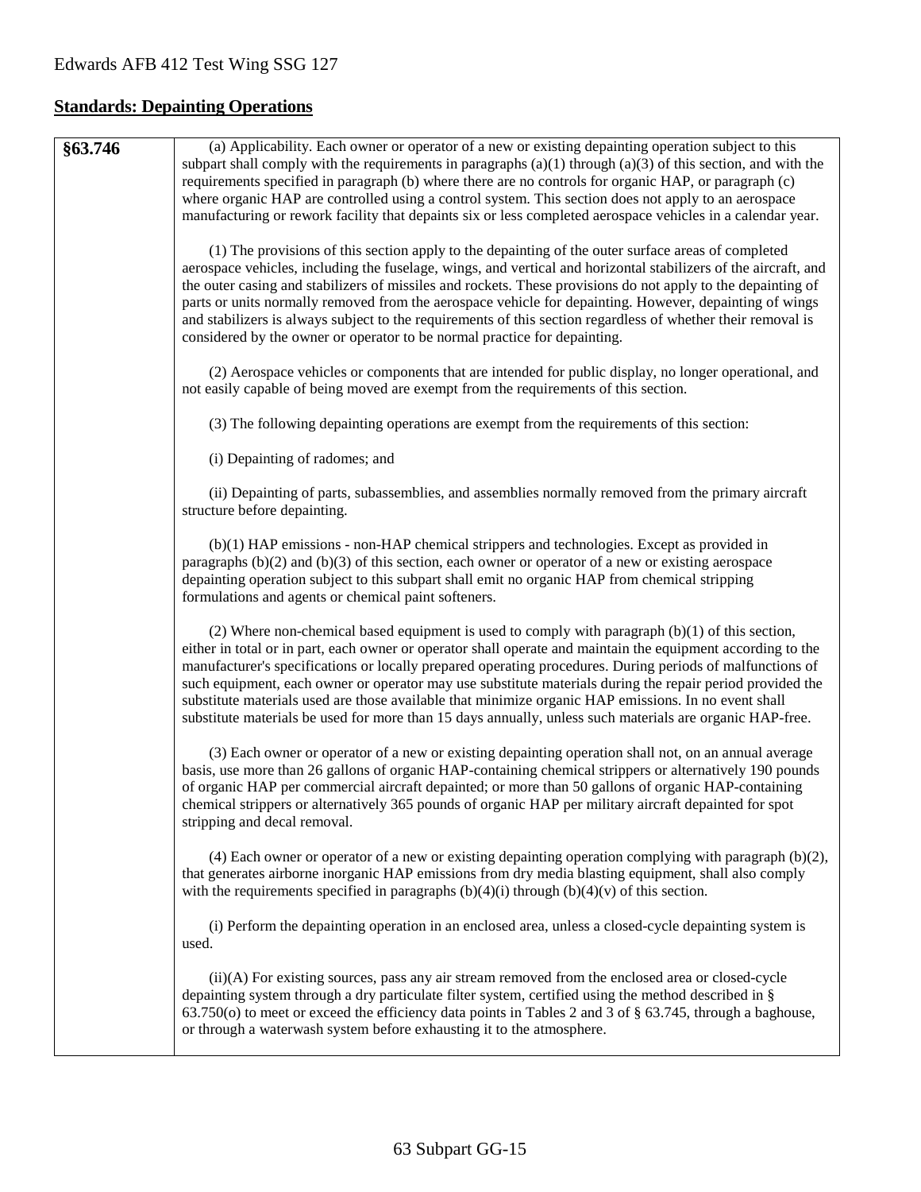## Standards: Depainting Operations

| §63.746 | (a) Applicability. Each owner or operator of a new or existing depainting operation subject to this subpart shall comply with the requirements in paragraphs (a)(1) through (a)(3) of this section, and with the requirements specified in paragraph (b) where there are no controls for organic HAP, or paragraph (c) where organic HAP are controlled using a control system. This section does not apply to an aerospace manufacturing or rework facility that depaints six or less completed aerospace vehicles in a calendar year.<br><br>(1) The provisions of this section apply to the depainting of the outer surface areas of completed aerospace vehicles, including the fuselage, wings, and vertical and horizontal stabilizers of the aircraft, and the outer casing and stabilizers of missiles and rockets. These provisions do not apply to the depainting of parts or units normally removed from the aerospace vehicle for depainting. However, depainting of wings and stabilizers is always subject to the requirements of this section regardless of whether their removal is considered by the owner or operator to be normal practice for depainting.<br><br>(2) Aerospace vehicles or components that are intended for public display, no longer operational, and not easily capable of being moved are exempt from the requirements of this section.<br><br>(3) The following depainting operations are exempt from the requirements of this section:<br><br>(i) Depainting of radomes; and<br><br>(ii) Depainting of parts, subassemblies, and assemblies normally removed from the primary aircraft structure before depainting.<br><br>(b)(1) HAP emissions - non-HAP chemical strippers and technologies. Except as provided in paragraphs (b)(2) and (b)(3) of this section, each owner or operator of a new or existing aerospace depainting operation subject to this subpart shall emit no organic HAP from chemical stripping formulations and agents or chemical paint softeners.<br><br>(2) Where non-chemical based equipment is used to comply with paragraph (b)(1) of this section, either in total or in part, each owner or operator shall operate and maintain the equipment according to the manufacturer's specifications or locally prepared operating procedures. During periods of malfunctions of such equipment, each owner or operator may use substitute materials during the repair period provided the substitute materials used are those available that minimize organic HAP emissions. In no event shall substitute materials be used for more than 15 days annually, unless such materials are organic HAP-free.<br><br>(3) Each owner or operator of a new or existing depainting operation shall not, on an annual average basis, use more than 26 gallons of organic HAP-containing chemical strippers or alternatively 190 pounds of organic HAP per commercial aircraft depainted; or more than 50 gallons of organic HAP-containing chemical strippers or alternatively 365 pounds of organic HAP per military aircraft depainted for spot stripping and decal removal.<br><br>(4) Each owner or operator of a new or existing depainting operation complying with paragraph (b)(2), that generates airborne inorganic HAP emissions from dry media blasting equipment, shall also comply with the requirements specified in paragraphs (b)(4)(i) through (b)(4)(v) of this section.<br><br>(i) Perform the depainting operation in an enclosed area, unless a closed-cycle depainting system is used.<br><br>(ii)(A) For existing sources, pass any air stream removed from the enclosed area or closed-cycle depainting system through a dry particulate filter system, certified using the method described in § 63.750(o) to meet or exceed the efficiency data points in Tables 2 and 3 of § 63.745, through a baghouse, or through a waterwash system before exhausting it to the atmosphere. |
|---|---|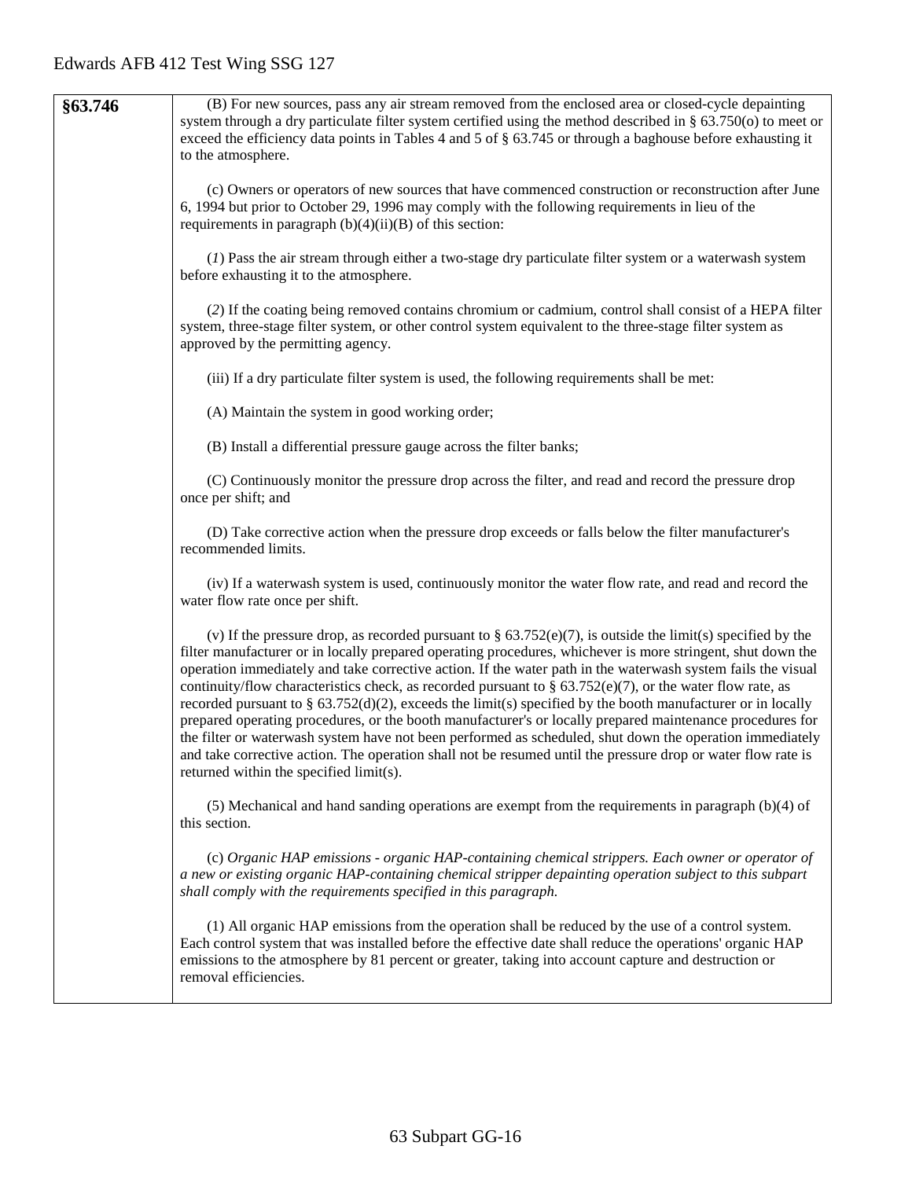| §63.746 | (B) For new sources, pass any air stream removed from the enclosed area or closed-cycle depainting system through a dry particulate filter system certified using the method described in § 63.750(o) to meet or exceed the efficiency data points in Tables 4 and 5 of § 63.745 or through a baghouse before exhausting it to the atmosphere.<br><br>(c) Owners or operators of new sources that have commenced construction or reconstruction after June 6, 1994 but prior to October 29, 1996 may comply with the following requirements in lieu of the requirements in paragraph (b)(4)(ii)(B) of this section:<br><br>(*1*) Pass the air stream through either a two-stage dry particulate filter system or a waterwash system before exhausting it to the atmosphere.<br><br>(*2*) If the coating being removed contains chromium or cadmium, control shall consist of a HEPA filter system, three-stage filter system, or other control system equivalent to the three-stage filter system as approved by the permitting agency.<br><br>(iii) If a dry particulate filter system is used, the following requirements shall be met:<br><br>(A) Maintain the system in good working order;<br><br>(B) Install a differential pressure gauge across the filter banks;<br><br>(C) Continuously monitor the pressure drop across the filter, and read and record the pressure drop once per shift; and<br><br>(D) Take corrective action when the pressure drop exceeds or falls below the filter manufacturer's recommended limits.<br><br>(iv) If a waterwash system is used, continuously monitor the water flow rate, and read and record the water flow rate once per shift.<br><br>(v) If the pressure drop, as recorded pursuant to § 63.752(e)(7), is outside the limit(s) specified by the filter manufacturer or in locally prepared operating procedures, whichever is more stringent, shut down the operation immediately and take corrective action. If the water path in the waterwash system fails the visual continuity/flow characteristics check, as recorded pursuant to § 63.752(e)(7), or the water flow rate, as recorded pursuant to § 63.752(d)(2), exceeds the limit(s) specified by the booth manufacturer or in locally prepared operating procedures, or the booth manufacturer's or locally prepared maintenance procedures for the filter or waterwash system have not been performed as scheduled, shut down the operation immediately and take corrective action. The operation shall not be resumed until the pressure drop or water flow rate is returned within the specified limit(s).<br><br>(5) Mechanical and hand sanding operations are exempt from the requirements in paragraph (b)(4) of this section.<br><br>(c) *Organic HAP emissions - organic HAP-containing chemical strippers. Each owner or operator of a new or existing organic HAP-containing chemical stripper depainting operation subject to this subpart shall comply with the requirements specified in this paragraph.*<br><br>(1) All organic HAP emissions from the operation shall be reduced by the use of a control system. Each control system that was installed before the effective date shall reduce the operations' organic HAP emissions to the atmosphere by 81 percent or greater, taking into account capture and destruction or removal efficiencies. |
|---|---|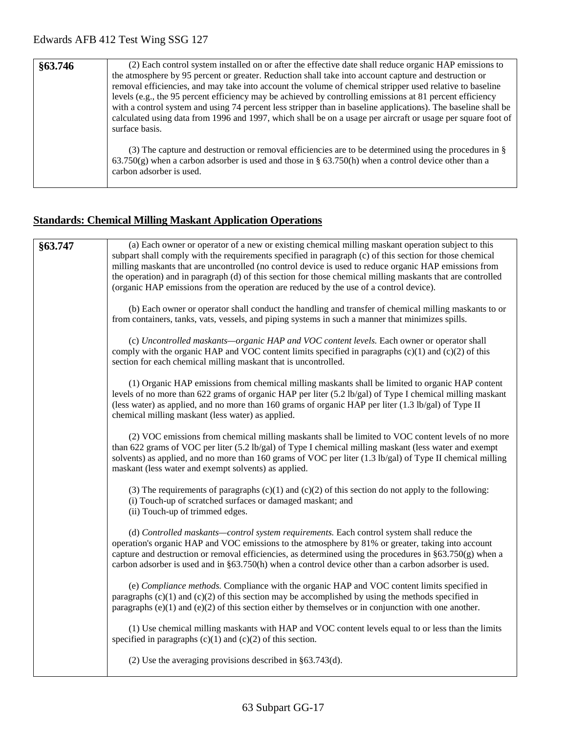| | |
|---|---|
| **§63.746** | (2) Each control system installed on or after the effective date shall reduce organic HAP emissions to the atmosphere by 95 percent or greater. Reduction shall take into account capture and destruction or removal efficiencies, and may take into account the volume of chemical stripper used relative to baseline levels (e.g., the 95 percent efficiency may be achieved by controlling emissions at 81 percent efficiency with a control system and using 74 percent less stripper than in baseline applications). The baseline shall be calculated using data from 1996 and 1997, which shall be on a usage per aircraft or usage per square foot of surface basis.<br><br>(3) The capture and destruction or removal efficiencies are to be determined using the procedures in § 63.750(g) when a carbon adsorber is used and those in § 63.750(h) when a control device other than a carbon adsorber is used. |

## Standards: Chemical Milling Maskant Application Operations

| | |
|---|---|
| **§63.747** | (a) Each owner or operator of a new or existing chemical milling maskant operation subject to this subpart shall comply with the requirements specified in paragraph (c) of this section for those chemical milling maskants that are uncontrolled (no control device is used to reduce organic HAP emissions from the operation) and in paragraph (d) of this section for those chemical milling maskants that are controlled (organic HAP emissions from the operation are reduced by the use of a control device).<br><br>(b) Each owner or operator shall conduct the handling and transfer of chemical milling maskants to or from containers, tanks, vats, vessels, and piping systems in such a manner that minimizes spills.<br><br>(c) *Uncontrolled maskants—organic HAP and VOC content levels.* Each owner or operator shall comply with the organic HAP and VOC content limits specified in paragraphs (c)(1) and (c)(2) of this section for each chemical milling maskant that is uncontrolled.<br><br>(1) Organic HAP emissions from chemical milling maskants shall be limited to organic HAP content levels of no more than 622 grams of organic HAP per liter (5.2 lb/gal) of Type I chemical milling maskant (less water) as applied, and no more than 160 grams of organic HAP per liter (1.3 lb/gal) of Type II chemical milling maskant (less water) as applied.<br><br>(2) VOC emissions from chemical milling maskants shall be limited to VOC content levels of no more than 622 grams of VOC per liter (5.2 lb/gal) of Type I chemical milling maskant (less water and exempt solvents) as applied, and no more than 160 grams of VOC per liter (1.3 lb/gal) of Type II chemical milling maskant (less water and exempt solvents) as applied.<br><br>(3) The requirements of paragraphs (c)(1) and (c)(2) of this section do not apply to the following:<br>(i) Touch-up of scratched surfaces or damaged maskant; and<br>(ii) Touch-up of trimmed edges.<br><br>(d) *Controlled maskants—control system requirements.* Each control system shall reduce the operation's organic HAP and VOC emissions to the atmosphere by 81% or greater, taking into account capture and destruction or removal efficiencies, as determined using the procedures in §63.750(g) when a carbon adsorber is used and in §63.750(h) when a control device other than a carbon adsorber is used.<br><br>(e) *Compliance methods.* Compliance with the organic HAP and VOC content limits specified in paragraphs (c)(1) and (c)(2) of this section may be accomplished by using the methods specified in paragraphs (e)(1) and (e)(2) of this section either by themselves or in conjunction with one another.<br><br>(1) Use chemical milling maskants with HAP and VOC content levels equal to or less than the limits specified in paragraphs (c)(1) and (c)(2) of this section.<br><br>(2) Use the averaging provisions described in §63.743(d). |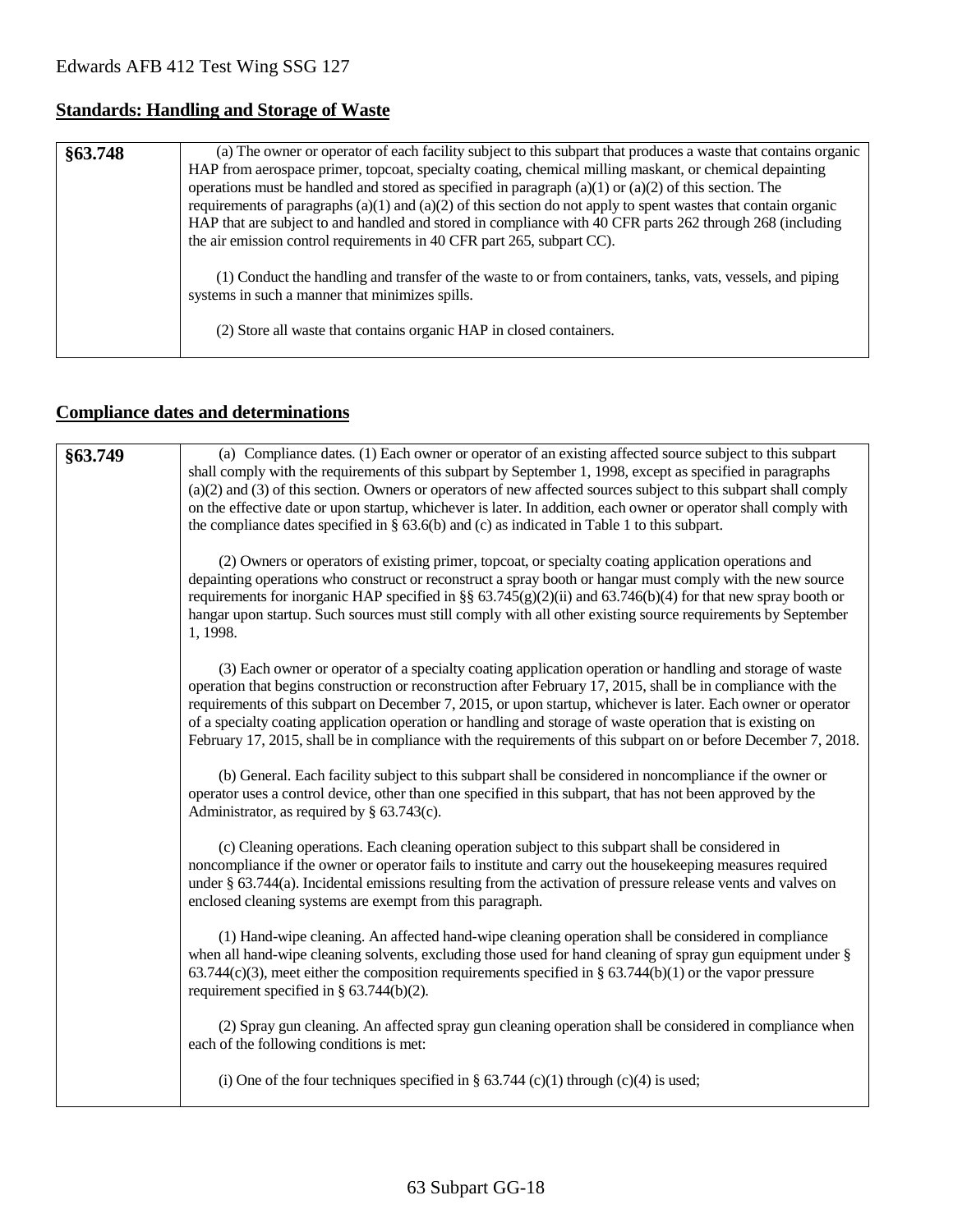## Standards: Handling and Storage of Waste

| §63.748 | (a) The owner or operator of each facility subject to this subpart that produces a waste that contains organic HAP from aerospace primer, topcoat, specialty coating, chemical milling maskant, or chemical depainting operations must be handled and stored as specified in paragraph (a)(1) or (a)(2) of this section. The requirements of paragraphs (a)(1) and (a)(2) of this section do not apply to spent wastes that contain organic HAP that are subject to and handled and stored in compliance with 40 CFR parts 262 through 268 (including the air emission control requirements in 40 CFR part 265, subpart CC).<br><br>(1) Conduct the handling and transfer of the waste to or from containers, tanks, vats, vessels, and piping systems in such a manner that minimizes spills.<br><br>(2) Store all waste that contains organic HAP in closed containers. |
|---|---|

## Compliance dates and determinations

| §63.749 | (a) Compliance dates. (1) Each owner or operator of an existing affected source subject to this subpart shall comply with the requirements of this subpart by September 1, 1998, except as specified in paragraphs (a)(2) and (3) of this section. Owners or operators of new affected sources subject to this subpart shall comply on the effective date or upon startup, whichever is later. In addition, each owner or operator shall comply with the compliance dates specified in § 63.6(b) and (c) as indicated in Table 1 to this subpart.<br><br>(2) Owners or operators of existing primer, topcoat, or specialty coating application operations and depainting operations who construct or reconstruct a spray booth or hangar must comply with the new source requirements for inorganic HAP specified in §§ 63.745(g)(2)(ii) and 63.746(b)(4) for that new spray booth or hangar upon startup. Such sources must still comply with all other existing source requirements by September 1, 1998.<br><br>(3) Each owner or operator of a specialty coating application operation or handling and storage of waste operation that begins construction or reconstruction after February 17, 2015, shall be in compliance with the requirements of this subpart on December 7, 2015, or upon startup, whichever is later. Each owner or operator of a specialty coating application operation or handling and storage of waste operation that is existing on February 17, 2015, shall be in compliance with the requirements of this subpart on or before December 7, 2018.<br><br>(b) General. Each facility subject to this subpart shall be considered in noncompliance if the owner or operator uses a control device, other than one specified in this subpart, that has not been approved by the Administrator, as required by § 63.743(c).<br><br>(c) Cleaning operations. Each cleaning operation subject to this subpart shall be considered in noncompliance if the owner or operator fails to institute and carry out the housekeeping measures required under § 63.744(a). Incidental emissions resulting from the activation of pressure release vents and valves on enclosed cleaning systems are exempt from this paragraph.<br><br>(1) Hand-wipe cleaning. An affected hand-wipe cleaning operation shall be considered in compliance when all hand-wipe cleaning solvents, excluding those used for hand cleaning of spray gun equipment under § 63.744(c)(3), meet either the composition requirements specified in § 63.744(b)(1) or the vapor pressure requirement specified in § 63.744(b)(2).<br><br>(2) Spray gun cleaning. An affected spray gun cleaning operation shall be considered in compliance when each of the following conditions is met:<br><br>(i) One of the four techniques specified in § 63.744 (c)(1) through (c)(4) is used; |
|---|---|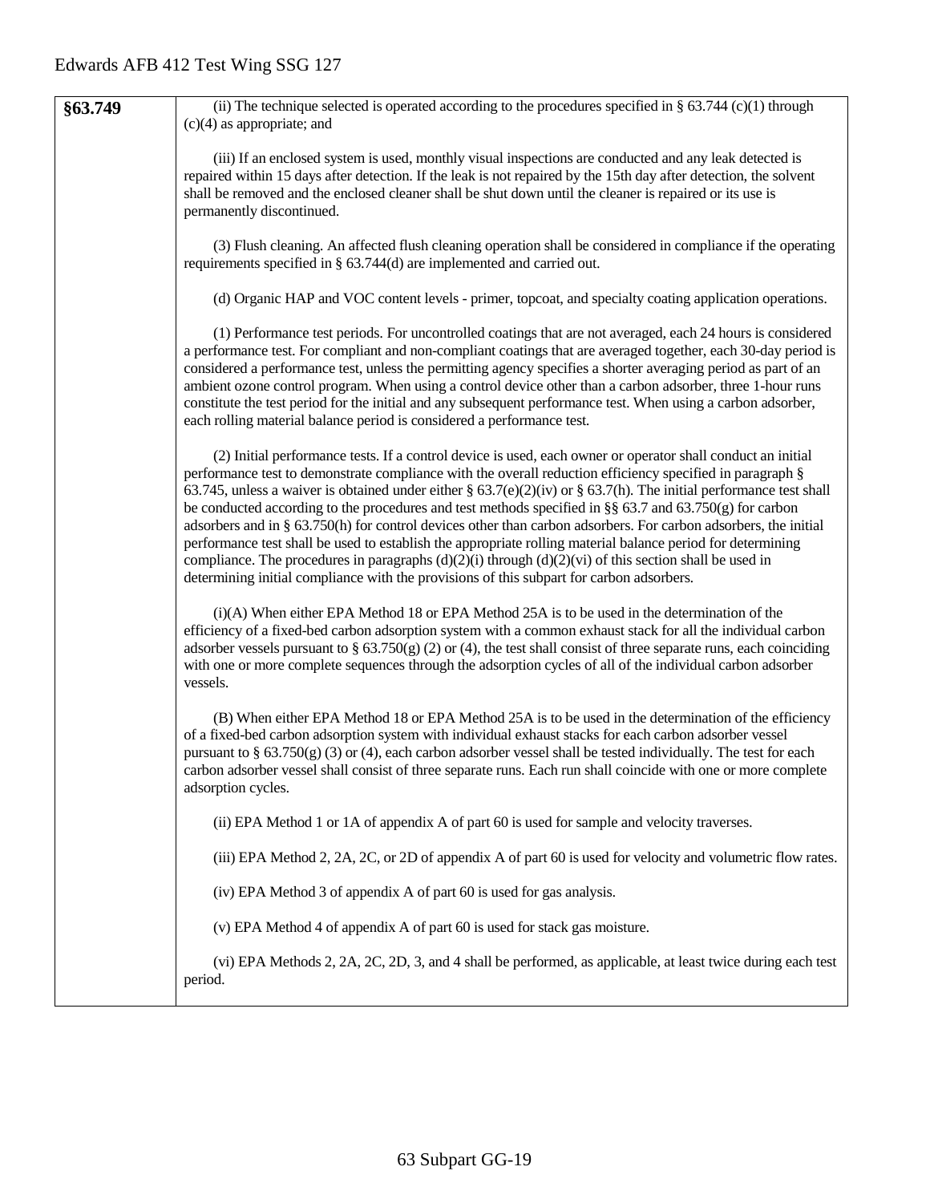| §63.749 | (ii) The technique selected is operated according to the procedures specified in § 63.744 (c)(1) through (c)(4) as appropriate; and<br><br>(iii) If an enclosed system is used, monthly visual inspections are conducted and any leak detected is repaired within 15 days after detection. If the leak is not repaired by the 15th day after detection, the solvent shall be removed and the enclosed cleaner shall be shut down until the cleaner is repaired or its use is permanently discontinued.<br><br>(3) Flush cleaning. An affected flush cleaning operation shall be considered in compliance if the operating requirements specified in § 63.744(d) are implemented and carried out.<br><br>(d) Organic HAP and VOC content levels - primer, topcoat, and specialty coating application operations.<br><br>(1) Performance test periods. For uncontrolled coatings that are not averaged, each 24 hours is considered a performance test. For compliant and non-compliant coatings that are averaged together, each 30-day period is considered a performance test, unless the permitting agency specifies a shorter averaging period as part of an ambient ozone control program. When using a control device other than a carbon adsorber, three 1-hour runs constitute the test period for the initial and any subsequent performance test. When using a carbon adsorber, each rolling material balance period is considered a performance test.<br><br>(2) Initial performance tests. If a control device is used, each owner or operator shall conduct an initial performance test to demonstrate compliance with the overall reduction efficiency specified in paragraph § 63.745, unless a waiver is obtained under either § 63.7(e)(2)(iv) or § 63.7(h). The initial performance test shall be conducted according to the procedures and test methods specified in §§ 63.7 and 63.750(g) for carbon adsorbers and in § 63.750(h) for control devices other than carbon adsorbers. For carbon adsorbers, the initial performance test shall be used to establish the appropriate rolling material balance period for determining compliance. The procedures in paragraphs (d)(2)(i) through (d)(2)(vi) of this section shall be used in determining initial compliance with the provisions of this subpart for carbon adsorbers.<br><br>(i)(A) When either EPA Method 18 or EPA Method 25A is to be used in the determination of the efficiency of a fixed-bed carbon adsorption system with a common exhaust stack for all the individual carbon adsorber vessels pursuant to § 63.750(g) (2) or (4), the test shall consist of three separate runs, each coinciding with one or more complete sequences through the adsorption cycles of all of the individual carbon adsorber vessels.<br><br>(B) When either EPA Method 18 or EPA Method 25A is to be used in the determination of the efficiency of a fixed-bed carbon adsorption system with individual exhaust stacks for each carbon adsorber vessel pursuant to § 63.750(g) (3) or (4), each carbon adsorber vessel shall be tested individually. The test for each carbon adsorber vessel shall consist of three separate runs. Each run shall coincide with one or more complete adsorption cycles.<br><br>(ii) EPA Method 1 or 1A of appendix A of part 60 is used for sample and velocity traverses.<br><br>(iii) EPA Method 2, 2A, 2C, or 2D of appendix A of part 60 is used for velocity and volumetric flow rates.<br><br>(iv) EPA Method 3 of appendix A of part 60 is used for gas analysis.<br><br>(v) EPA Method 4 of appendix A of part 60 is used for stack gas moisture.<br><br>(vi) EPA Methods 2, 2A, 2C, 2D, 3, and 4 shall be performed, as applicable, at least twice during each test period. |
|---|---|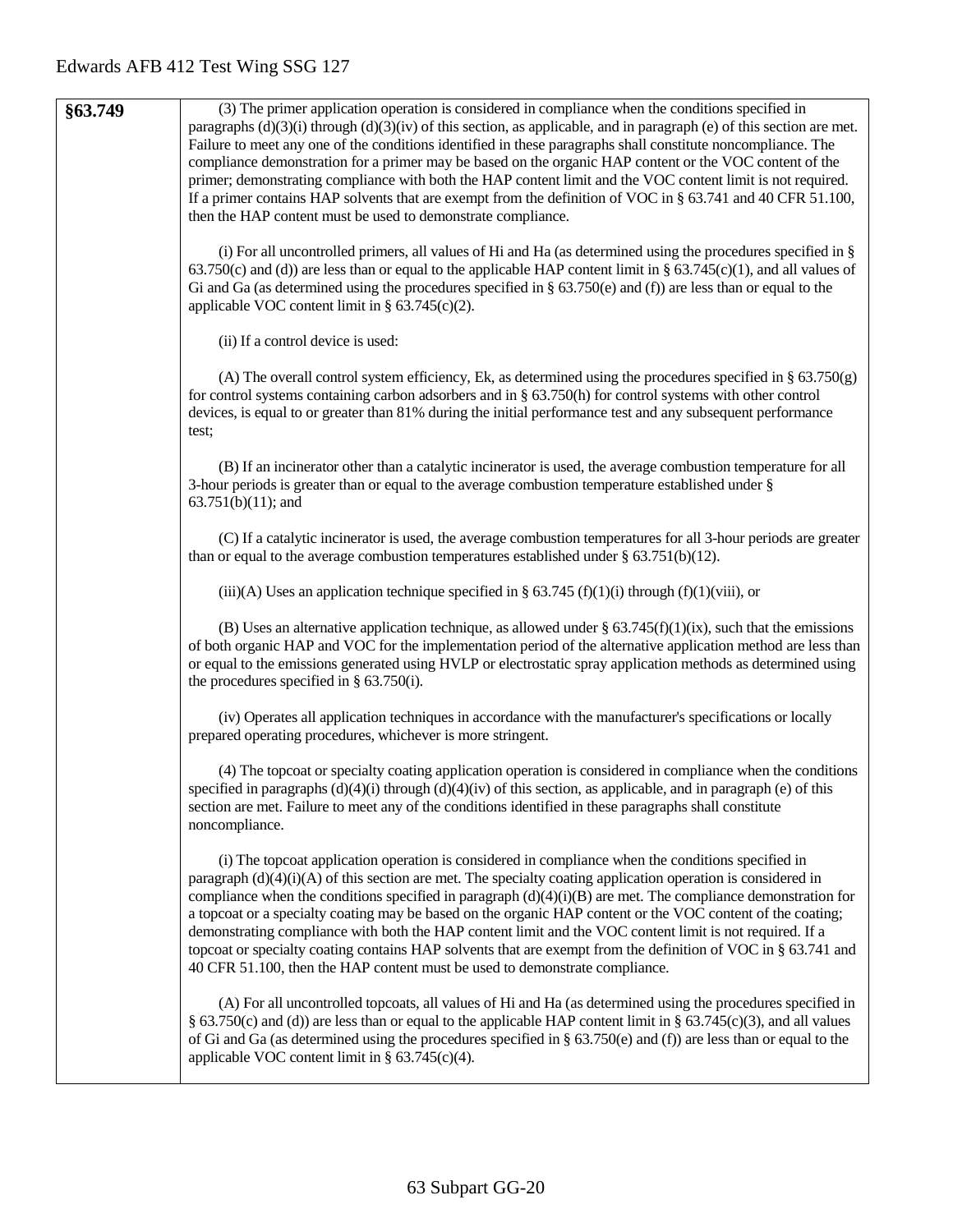| §63.749 | (3) The primer application operation is considered in compliance when the conditions specified in paragraphs (d)(3)(i) through (d)(3)(iv) of this section, as applicable, and in paragraph (e) of this section are met. Failure to meet any one of the conditions identified in these paragraphs shall constitute noncompliance. The compliance demonstration for a primer may be based on the organic HAP content or the VOC content of the primer; demonstrating compliance with both the HAP content limit and the VOC content limit is not required. If a primer contains HAP solvents that are exempt from the definition of VOC in § 63.741 and 40 CFR 51.100, then the HAP content must be used to demonstrate compliance.<br><br>(i) For all uncontrolled primers, all values of Hi and Ha (as determined using the procedures specified in § 63.750(c) and (d)) are less than or equal to the applicable HAP content limit in § 63.745(c)(1), and all values of Gi and Ga (as determined using the procedures specified in § 63.750(e) and (f)) are less than or equal to the applicable VOC content limit in § 63.745(c)(2).<br><br>(ii) If a control device is used:<br><br>(A) The overall control system efficiency, Ek, as determined using the procedures specified in § 63.750(g) for control systems containing carbon adsorbers and in § 63.750(h) for control systems with other control devices, is equal to or greater than 81% during the initial performance test and any subsequent performance test;<br><br>(B) If an incinerator other than a catalytic incinerator is used, the average combustion temperature for all 3-hour periods is greater than or equal to the average combustion temperature established under § 63.751(b)(11); and<br><br>(C) If a catalytic incinerator is used, the average combustion temperatures for all 3-hour periods are greater than or equal to the average combustion temperatures established under § 63.751(b)(12).<br><br>(iii)(A) Uses an application technique specified in § 63.745 (f)(1)(i) through (f)(1)(viii), or<br><br>(B) Uses an alternative application technique, as allowed under § 63.745(f)(1)(ix), such that the emissions of both organic HAP and VOC for the implementation period of the alternative application method are less than or equal to the emissions generated using HVLP or electrostatic spray application methods as determined using the procedures specified in § 63.750(i).<br><br>(iv) Operates all application techniques in accordance with the manufacturer's specifications or locally prepared operating procedures, whichever is more stringent.<br><br>(4) The topcoat or specialty coating application operation is considered in compliance when the conditions specified in paragraphs (d)(4)(i) through (d)(4)(iv) of this section, as applicable, and in paragraph (e) of this section are met. Failure to meet any of the conditions identified in these paragraphs shall constitute noncompliance.<br><br>(i) The topcoat application operation is considered in compliance when the conditions specified in paragraph (d)(4)(i)(A) of this section are met. The specialty coating application operation is considered in compliance when the conditions specified in paragraph (d)(4)(i)(B) are met. The compliance demonstration for a topcoat or a specialty coating may be based on the organic HAP content or the VOC content of the coating; demonstrating compliance with both the HAP content limit and the VOC content limit is not required. If a topcoat or specialty coating contains HAP solvents that are exempt from the definition of VOC in § 63.741 and 40 CFR 51.100, then the HAP content must be used to demonstrate compliance.<br><br>(A) For all uncontrolled topcoats, all values of Hi and Ha (as determined using the procedures specified in § 63.750(c) and (d)) are less than or equal to the applicable HAP content limit in § 63.745(c)(3), and all values of Gi and Ga (as determined using the procedures specified in § 63.750(e) and (f)) are less than or equal to the applicable VOC content limit in § 63.745(c)(4). |
|---|---|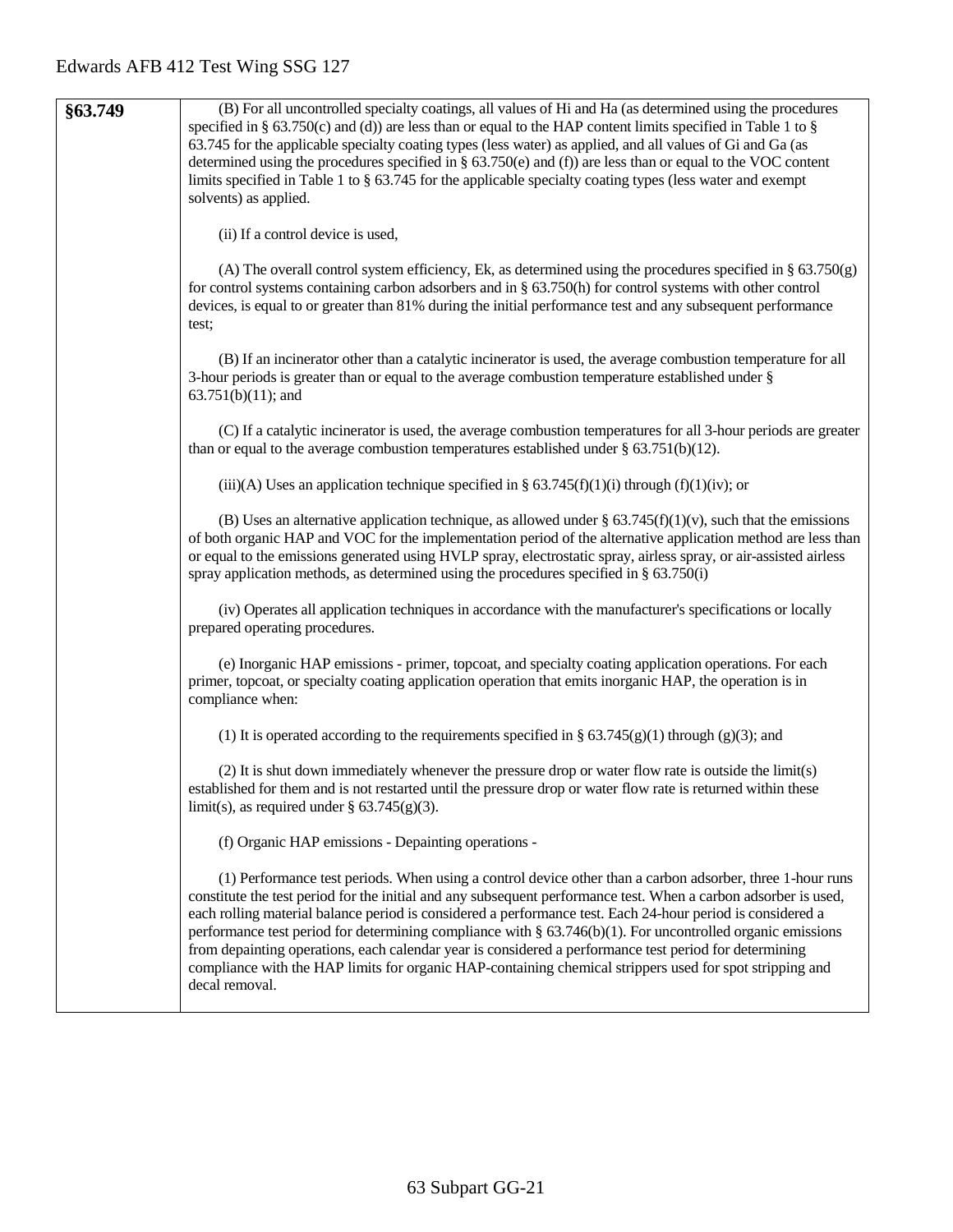| | |
|---|---|
| **§63.749** | (B) For all uncontrolled specialty coatings, all values of Hi and Ha (as determined using the procedures specified in § 63.750(c) and (d)) are less than or equal to the HAP content limits specified in Table 1 to § 63.745 for the applicable specialty coating types (less water) as applied, and all values of Gi and Ga (as determined using the procedures specified in § 63.750(e) and (f)) are less than or equal to the VOC content limits specified in Table 1 to § 63.745 for the applicable specialty coating types (less water and exempt solvents) as applied.<br><br>(ii) If a control device is used,<br><br>(A) The overall control system efficiency, Ek, as determined using the procedures specified in § 63.750(g) for control systems containing carbon adsorbers and in § 63.750(h) for control systems with other control devices, is equal to or greater than 81% during the initial performance test and any subsequent performance test;<br><br>(B) If an incinerator other than a catalytic incinerator is used, the average combustion temperature for all 3-hour periods is greater than or equal to the average combustion temperature established under § 63.751(b)(11); and<br><br>(C) If a catalytic incinerator is used, the average combustion temperatures for all 3-hour periods are greater than or equal to the average combustion temperatures established under § 63.751(b)(12).<br><br>(iii)(A) Uses an application technique specified in § 63.745(f)(1)(i) through (f)(1)(iv); or<br><br>(B) Uses an alternative application technique, as allowed under § 63.745(f)(1)(v), such that the emissions of both organic HAP and VOC for the implementation period of the alternative application method are less than or equal to the emissions generated using HVLP spray, electrostatic spray, airless spray, or air-assisted airless spray application methods, as determined using the procedures specified in § 63.750(i)<br><br>(iv) Operates all application techniques in accordance with the manufacturer's specifications or locally prepared operating procedures.<br><br>(e) Inorganic HAP emissions - primer, topcoat, and specialty coating application operations. For each primer, topcoat, or specialty coating application operation that emits inorganic HAP, the operation is in compliance when:<br><br>(1) It is operated according to the requirements specified in § 63.745(g)(1) through (g)(3); and<br><br>(2) It is shut down immediately whenever the pressure drop or water flow rate is outside the limit(s) established for them and is not restarted until the pressure drop or water flow rate is returned within these limit(s), as required under § 63.745(g)(3).<br><br>(f) Organic HAP emissions - Depainting operations -<br><br>(1) Performance test periods. When using a control device other than a carbon adsorber, three 1-hour runs constitute the test period for the initial and any subsequent performance test. When a carbon adsorber is used, each rolling material balance period is considered a performance test. Each 24-hour period is considered a performance test period for determining compliance with § 63.746(b)(1). For uncontrolled organic emissions from depainting operations, each calendar year is considered a performance test period for determining compliance with the HAP limits for organic HAP-containing chemical strippers used for spot stripping and decal removal. |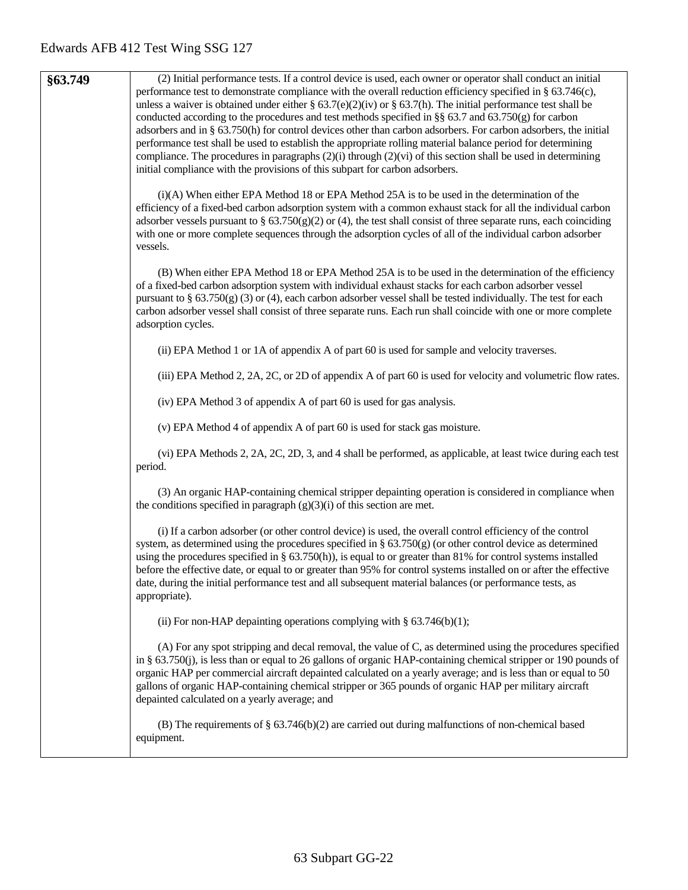| §63.749 | (2) Initial performance tests. If a control device is used, each owner or operator shall conduct an initial performance test to demonstrate compliance with the overall reduction efficiency specified in § 63.746(c), unless a waiver is obtained under either § 63.7(e)(2)(iv) or § 63.7(h). The initial performance test shall be conducted according to the procedures and test methods specified in §§ 63.7 and 63.750(g) for carbon adsorbers and in § 63.750(h) for control devices other than carbon adsorbers. For carbon adsorbers, the initial performance test shall be used to establish the appropriate rolling material balance period for determining compliance. The procedures in paragraphs (2)(i) through (2)(vi) of this section shall be used in determining initial compliance with the provisions of this subpart for carbon adsorbers.<br><br>(i)(A) When either EPA Method 18 or EPA Method 25A is to be used in the determination of the efficiency of a fixed-bed carbon adsorption system with a common exhaust stack for all the individual carbon adsorber vessels pursuant to § 63.750(g)(2) or (4), the test shall consist of three separate runs, each coinciding with one or more complete sequences through the adsorption cycles of all of the individual carbon adsorber vessels.<br><br>(B) When either EPA Method 18 or EPA Method 25A is to be used in the determination of the efficiency of a fixed-bed carbon adsorption system with individual exhaust stacks for each carbon adsorber vessel pursuant to § 63.750(g) (3) or (4), each carbon adsorber vessel shall be tested individually. The test for each carbon adsorber vessel shall consist of three separate runs. Each run shall coincide with one or more complete adsorption cycles.<br><br>(ii) EPA Method 1 or 1A of appendix A of part 60 is used for sample and velocity traverses.<br><br>(iii) EPA Method 2, 2A, 2C, or 2D of appendix A of part 60 is used for velocity and volumetric flow rates.<br><br>(iv) EPA Method 3 of appendix A of part 60 is used for gas analysis.<br><br>(v) EPA Method 4 of appendix A of part 60 is used for stack gas moisture.<br><br>(vi) EPA Methods 2, 2A, 2C, 2D, 3, and 4 shall be performed, as applicable, at least twice during each test period.<br><br>(3) An organic HAP-containing chemical stripper depainting operation is considered in compliance when the conditions specified in paragraph (g)(3)(i) of this section are met.<br><br>(i) If a carbon adsorber (or other control device) is used, the overall control efficiency of the control system, as determined using the procedures specified in § 63.750(g) (or other control device as determined using the procedures specified in § 63.750(h)), is equal to or greater than 81% for control systems installed before the effective date, or equal to or greater than 95% for control systems installed on or after the effective date, during the initial performance test and all subsequent material balances (or performance tests, as appropriate).<br><br>(ii) For non-HAP depainting operations complying with § 63.746(b)(1);<br><br>(A) For any spot stripping and decal removal, the value of C, as determined using the procedures specified in § 63.750(j), is less than or equal to 26 gallons of organic HAP-containing chemical stripper or 190 pounds of organic HAP per commercial aircraft depainted calculated on a yearly average; and is less than or equal to 50 gallons of organic HAP-containing chemical stripper or 365 pounds of organic HAP per military aircraft depainted calculated on a yearly average; and<br><br>(B) The requirements of § 63.746(b)(2) are carried out during malfunctions of non-chemical based equipment. |
|---|---|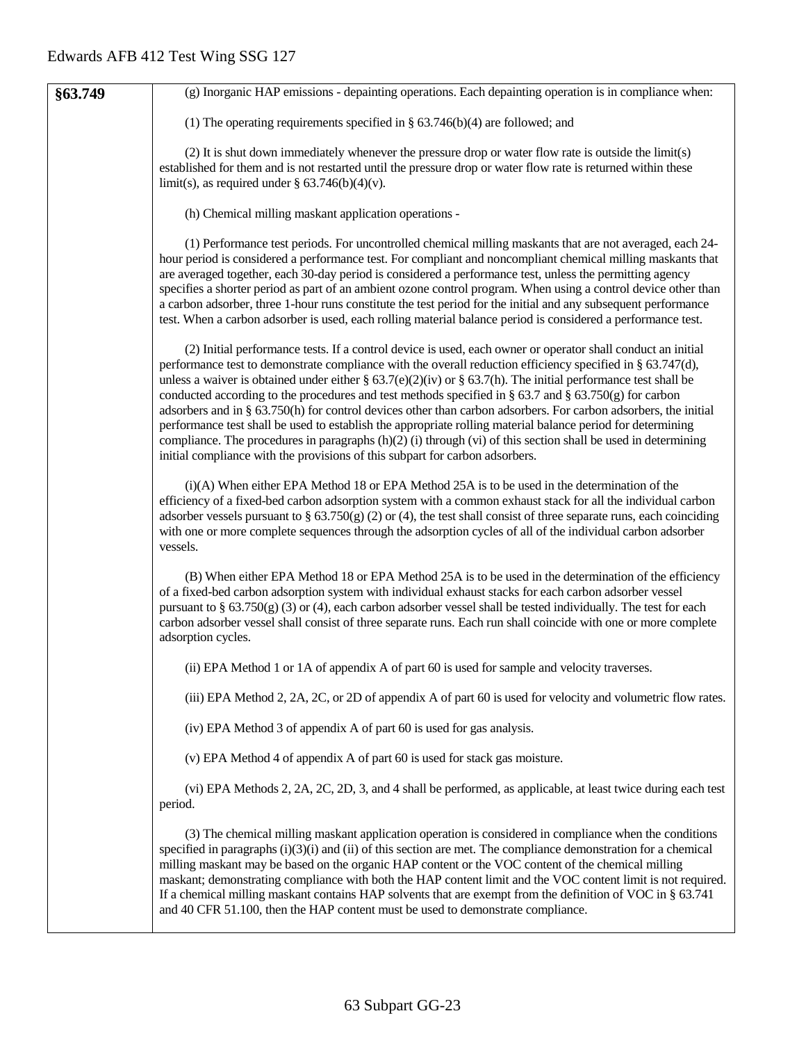| | |
|---|---|
| **§63.749** | (g) Inorganic HAP emissions - depainting operations. Each depainting operation is in compliance when:<br><br>(1) The operating requirements specified in § 63.746(b)(4) are followed; and<br><br>(2) It is shut down immediately whenever the pressure drop or water flow rate is outside the limit(s) established for them and is not restarted until the pressure drop or water flow rate is returned within these limit(s), as required under § 63.746(b)(4)(v).<br><br>(h) Chemical milling maskant application operations -<br><br>(1) Performance test periods. For uncontrolled chemical milling maskants that are not averaged, each 24-hour period is considered a performance test. For compliant and noncompliant chemical milling maskants that are averaged together, each 30-day period is considered a performance test, unless the permitting agency specifies a shorter period as part of an ambient ozone control program. When using a control device other than a carbon adsorber, three 1-hour runs constitute the test period for the initial and any subsequent performance test. When a carbon adsorber is used, each rolling material balance period is considered a performance test.<br><br>(2) Initial performance tests. If a control device is used, each owner or operator shall conduct an initial performance test to demonstrate compliance with the overall reduction efficiency specified in § 63.747(d), unless a waiver is obtained under either § 63.7(e)(2)(iv) or § 63.7(h). The initial performance test shall be conducted according to the procedures and test methods specified in § 63.7 and § 63.750(g) for carbon adsorbers and in § 63.750(h) for control devices other than carbon adsorbers. For carbon adsorbers, the initial performance test shall be used to establish the appropriate rolling material balance period for determining compliance. The procedures in paragraphs (h)(2) (i) through (vi) of this section shall be used in determining initial compliance with the provisions of this subpart for carbon adsorbers.<br><br>(i)(A) When either EPA Method 18 or EPA Method 25A is to be used in the determination of the efficiency of a fixed-bed carbon adsorption system with a common exhaust stack for all the individual carbon adsorber vessels pursuant to § 63.750(g) (2) or (4), the test shall consist of three separate runs, each coinciding with one or more complete sequences through the adsorption cycles of all of the individual carbon adsorber vessels.<br><br>(B) When either EPA Method 18 or EPA Method 25A is to be used in the determination of the efficiency of a fixed-bed carbon adsorption system with individual exhaust stacks for each carbon adsorber vessel pursuant to § 63.750(g) (3) or (4), each carbon adsorber vessel shall be tested individually. The test for each carbon adsorber vessel shall consist of three separate runs. Each run shall coincide with one or more complete adsorption cycles.<br><br>(ii) EPA Method 1 or 1A of appendix A of part 60 is used for sample and velocity traverses.<br><br>(iii) EPA Method 2, 2A, 2C, or 2D of appendix A of part 60 is used for velocity and volumetric flow rates.<br><br>(iv) EPA Method 3 of appendix A of part 60 is used for gas analysis.<br><br>(v) EPA Method 4 of appendix A of part 60 is used for stack gas moisture.<br><br>(vi) EPA Methods 2, 2A, 2C, 2D, 3, and 4 shall be performed, as applicable, at least twice during each test period.<br><br>(3) The chemical milling maskant application operation is considered in compliance when the conditions specified in paragraphs (i)(3)(i) and (ii) of this section are met. The compliance demonstration for a chemical milling maskant may be based on the organic HAP content or the VOC content of the chemical milling maskant; demonstrating compliance with both the HAP content limit and the VOC content limit is not required. If a chemical milling maskant contains HAP solvents that are exempt from the definition of VOC in § 63.741 and 40 CFR 51.100, then the HAP content must be used to demonstrate compliance. |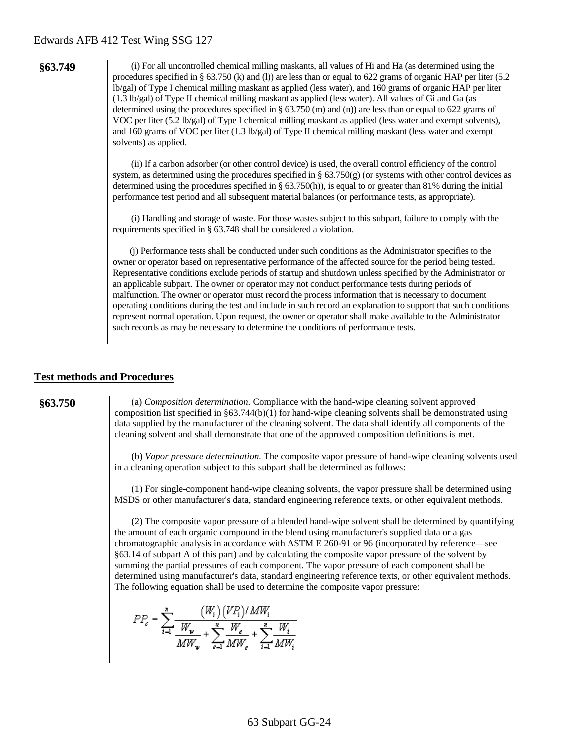| §63.749 | (i) For all uncontrolled chemical milling maskants, all values of Hi and Ha (as determined using the procedures specified in § 63.750 (k) and (l)) are less than or equal to 622 grams of organic HAP per liter (5.2 lb/gal) of Type I chemical milling maskant as applied (less water), and 160 grams of organic HAP per liter (1.3 lb/gal) of Type II chemical milling maskant as applied (less water). All values of Gi and Ga (as determined using the procedures specified in § 63.750 (m) and (n)) are less than or equal to 622 grams of VOC per liter (5.2 lb/gal) of Type I chemical milling maskant as applied (less water and exempt solvents), and 160 grams of VOC per liter (1.3 lb/gal) of Type II chemical milling maskant (less water and exempt solvents) as applied.<br><br>(ii) If a carbon adsorber (or other control device) is used, the overall control efficiency of the control system, as determined using the procedures specified in § 63.750(g) (or systems with other control devices as determined using the procedures specified in § 63.750(h)), is equal to or greater than 81% during the initial performance test period and all subsequent material balances (or performance tests, as appropriate).<br><br>(i) Handling and storage of waste. For those wastes subject to this subpart, failure to comply with the requirements specified in § 63.748 shall be considered a violation.<br><br>(j) Performance tests shall be conducted under such conditions as the Administrator specifies to the owner or operator based on representative performance of the affected source for the period being tested. Representative conditions exclude periods of startup and shutdown unless specified by the Administrator or an applicable subpart. The owner or operator may not conduct performance tests during periods of malfunction. The owner or operator must record the process information that is necessary to document operating conditions during the test and include in such record an explanation to support that such conditions represent normal operation. Upon request, the owner or operator shall make available to the Administrator such records as may be necessary to determine the conditions of performance tests. |
|---|---|

## Test methods and Procedures

| §63.750 | (a) *Composition determination*. Compliance with the hand-wipe cleaning solvent approved composition list specified in §63.744(b)(1) for hand-wipe cleaning solvents shall be demonstrated using data supplied by the manufacturer of the cleaning solvent. The data shall identify all components of the cleaning solvent and shall demonstrate that one of the approved composition definitions is met.<br><br>(b) *Vapor pressure determination.* The composite vapor pressure of hand-wipe cleaning solvents used in a cleaning operation subject to this subpart shall be determined as follows:<br><br>(1) For single-component hand-wipe cleaning solvents, the vapor pressure shall be determined using MSDS or other manufacturer's data, standard engineering reference texts, or other equivalent methods.<br><br>(2) The composite vapor pressure of a blended hand-wipe solvent shall be determined by quantifying the amount of each organic compound in the blend using manufacturer's supplied data or a gas chromatographic analysis in accordance with ASTM E 260-91 or 96 (incorporated by reference—see §63.14 of subpart A of this part) and by calculating the composite vapor pressure of the solvent by summing the partial pressures of each component. The vapor pressure of each component shall be determined using manufacturer's data, standard engineering reference texts, or other equivalent methods. The following equation shall be used to determine the composite vapor pressure:<br><br>$$PP_c = \sum_{i=1}^{n} \frac{(W_i)(VP_i)/MW_i}{\frac{W_w}{MW_w} + \sum_{e=1}^{n} \frac{W_e}{MW_e} + \sum_{i=1}^{n} \frac{W_i}{MW_i}}$$ |
|---|---|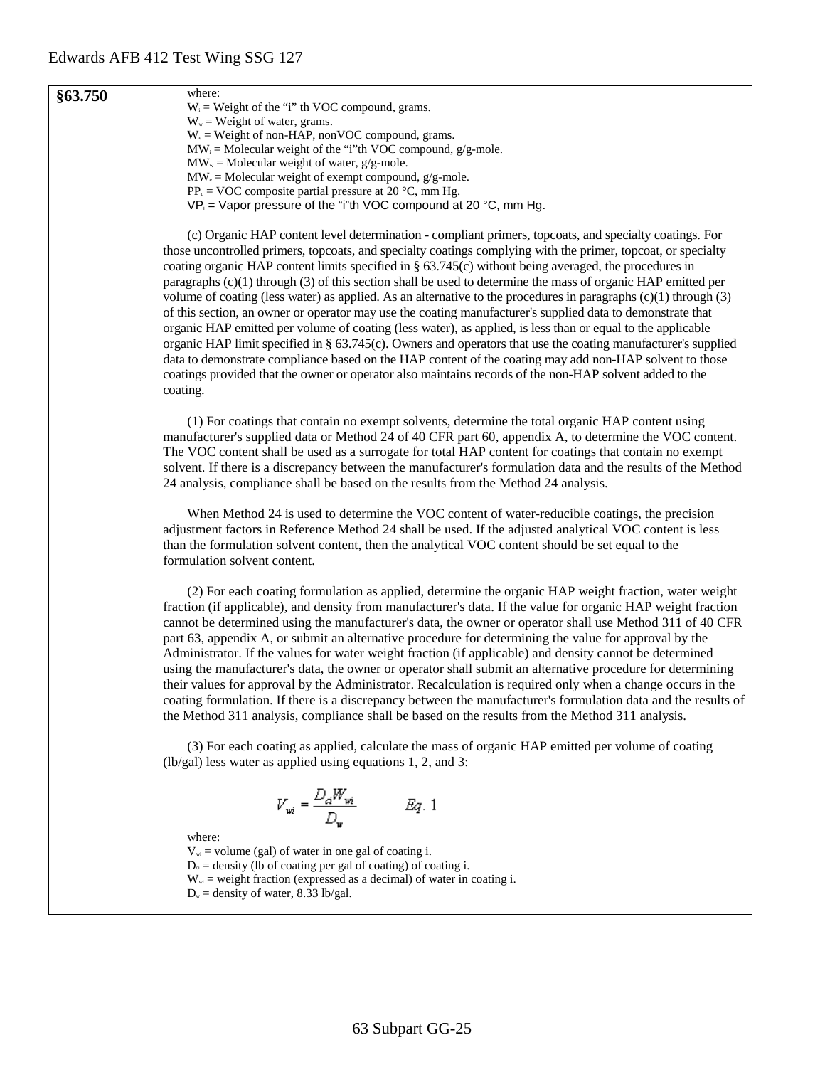**§63.750**

where:

$W_i$ = Weight of the "i" th VOC compound, grams.
$W_w$ = Weight of water, grams.
$W_e$ = Weight of non-HAP, nonVOC compound, grams.
$MW_i$ = Molecular weight of the "i"th VOC compound, g/g-mole.
$MW_w$ = Molecular weight of water, g/g-mole.
$MW_e$ = Molecular weight of exempt compound, g/g-mole.
$PP_c$ = VOC composite partial pressure at 20 °C, mm Hg.
$VP_i$ = Vapor pressure of the "i"th VOC compound at 20 °C, mm Hg.

(c) Organic HAP content level determination - compliant primers, topcoats, and specialty coatings. For those uncontrolled primers, topcoats, and specialty coatings complying with the primer, topcoat, or specialty coating organic HAP content limits specified in § 63.745(c) without being averaged, the procedures in paragraphs (c)(1) through (3) of this section shall be used to determine the mass of organic HAP emitted per volume of coating (less water) as applied. As an alternative to the procedures in paragraphs (c)(1) through (3) of this section, an owner or operator may use the coating manufacturer's supplied data to demonstrate that organic HAP emitted per volume of coating (less water), as applied, is less than or equal to the applicable organic HAP limit specified in § 63.745(c). Owners and operators that use the coating manufacturer's supplied data to demonstrate compliance based on the HAP content of the coating may add non-HAP solvent to those coatings provided that the owner or operator also maintains records of the non-HAP solvent added to the coating.

(1) For coatings that contain no exempt solvents, determine the total organic HAP content using manufacturer's supplied data or Method 24 of 40 CFR part 60, appendix A, to determine the VOC content. The VOC content shall be used as a surrogate for total HAP content for coatings that contain no exempt solvent. If there is a discrepancy between the manufacturer's formulation data and the results of the Method 24 analysis, compliance shall be based on the results from the Method 24 analysis.

When Method 24 is used to determine the VOC content of water-reducible coatings, the precision adjustment factors in Reference Method 24 shall be used. If the adjusted analytical VOC content is less than the formulation solvent content, then the analytical VOC content should be set equal to the formulation solvent content.

(2) For each coating formulation as applied, determine the organic HAP weight fraction, water weight fraction (if applicable), and density from manufacturer's data. If the value for organic HAP weight fraction cannot be determined using the manufacturer's data, the owner or operator shall use Method 311 of 40 CFR part 63, appendix A, or submit an alternative procedure for determining the value for approval by the Administrator. If the values for water weight fraction (if applicable) and density cannot be determined using the manufacturer's data, the owner or operator shall submit an alternative procedure for determining their values for approval by the Administrator. Recalculation is required only when a change occurs in the coating formulation. If there is a discrepancy between the manufacturer's formulation data and the results of the Method 311 analysis, compliance shall be based on the results from the Method 311 analysis.

(3) For each coating as applied, calculate the mass of organic HAP emitted per volume of coating (lb/gal) less water as applied using equations 1, 2, and 3:

$$V_{wi} = \frac{D_{ci} W_{wi}}{D_w} \qquad Eq.\ 1$$

where:

$V_{wi}$ = volume (gal) of water in one gal of coating i.
$D_{ci}$ = density (lb of coating per gal of coating) of coating i.
$W_{wi}$ = weight fraction (expressed as a decimal) of water in coating i.
$D_w$ = density of water, 8.33 lb/gal.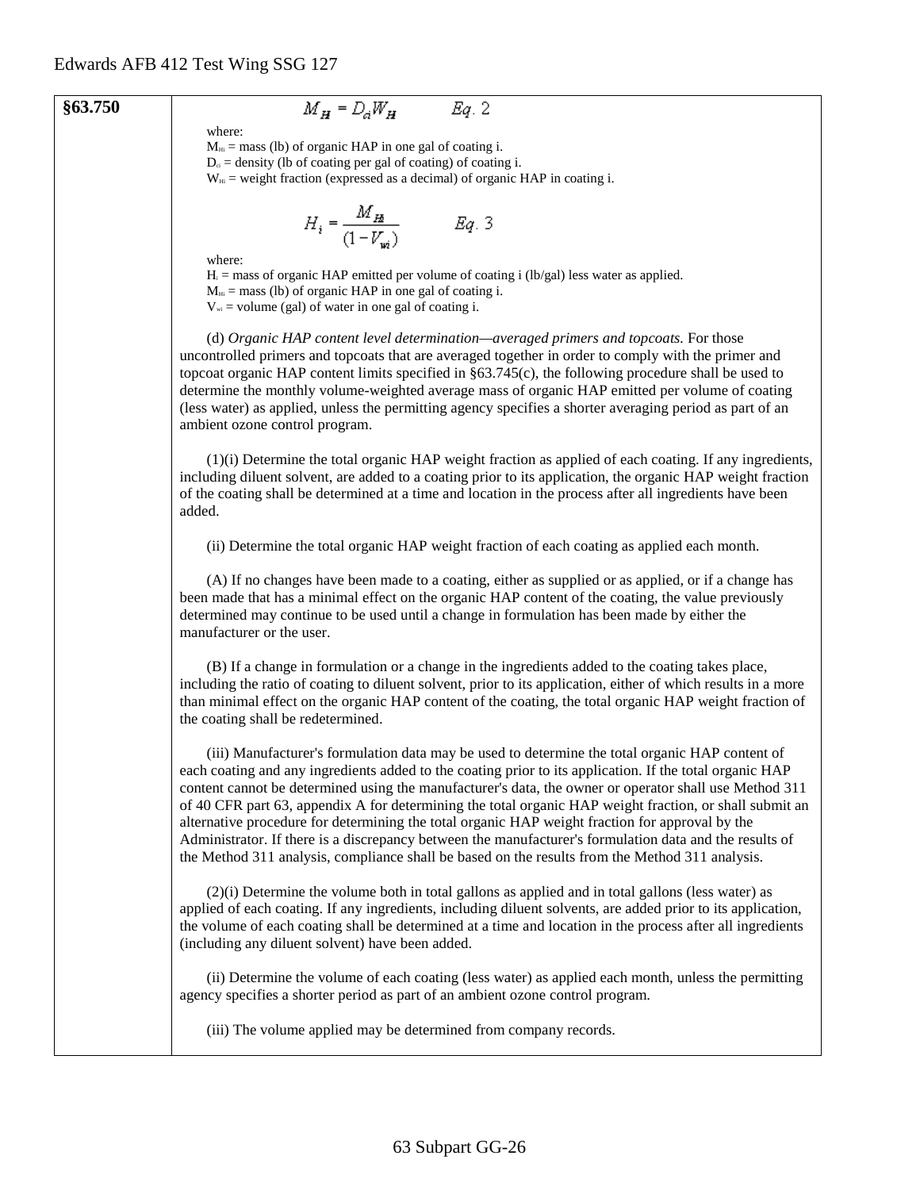| | |
|---|---|
| **§63.750** | $$M_{H} = D_{ci}W_{H} \qquad Eq.\ 2$$ where: $M_{Hi}$ = mass (lb) of organic HAP in one gal of coating i. $D_{ci}$ = density (lb of coating per gal of coating) of coating i. $W_{Hi}$ = weight fraction (expressed as a decimal) of organic HAP in coating i. $$H_{i} = \frac{M_{Hi}}{(1 - V_{wi})} \qquad Eq.\ 3$$ where: $H_i$ = mass of organic HAP emitted per volume of coating i (lb/gal) less water as applied. $M_{Hi}$ = mass (lb) of organic HAP in one gal of coating i. $V_{wi}$ = volume (gal) of water in one gal of coating i. <br><br> (d) *Organic HAP content level determination—averaged primers and topcoats.* For those uncontrolled primers and topcoats that are averaged together in order to comply with the primer and topcoat organic HAP content limits specified in §63.745(c), the following procedure shall be used to determine the monthly volume-weighted average mass of organic HAP emitted per volume of coating (less water) as applied, unless the permitting agency specifies a shorter averaging period as part of an ambient ozone control program. <br><br> (1)(i) Determine the total organic HAP weight fraction as applied of each coating. If any ingredients, including diluent solvent, are added to a coating prior to its application, the organic HAP weight fraction of the coating shall be determined at a time and location in the process after all ingredients have been added. <br><br> (ii) Determine the total organic HAP weight fraction of each coating as applied each month. <br><br> (A) If no changes have been made to a coating, either as supplied or as applied, or if a change has been made that has a minimal effect on the organic HAP content of the coating, the value previously determined may continue to be used until a change in formulation has been made by either the manufacturer or the user. <br><br> (B) If a change in formulation or a change in the ingredients added to the coating takes place, including the ratio of coating to diluent solvent, prior to its application, either of which results in a more than minimal effect on the organic HAP content of the coating, the total organic HAP weight fraction of the coating shall be redetermined. <br><br> (iii) Manufacturer's formulation data may be used to determine the total organic HAP content of each coating and any ingredients added to the coating prior to its application. If the total organic HAP content cannot be determined using the manufacturer's data, the owner or operator shall use Method 311 of 40 CFR part 63, appendix A for determining the total organic HAP weight fraction, or shall submit an alternative procedure for determining the total organic HAP weight fraction for approval by the Administrator. If there is a discrepancy between the manufacturer's formulation data and the results of the Method 311 analysis, compliance shall be based on the results from the Method 311 analysis. <br><br> (2)(i) Determine the volume both in total gallons as applied and in total gallons (less water) as applied of each coating. If any ingredients, including diluent solvents, are added prior to its application, the volume of each coating shall be determined at a time and location in the process after all ingredients (including any diluent solvent) have been added. <br><br> (ii) Determine the volume of each coating (less water) as applied each month, unless the permitting agency specifies a shorter period as part of an ambient ozone control program. <br><br> (iii) The volume applied may be determined from company records. |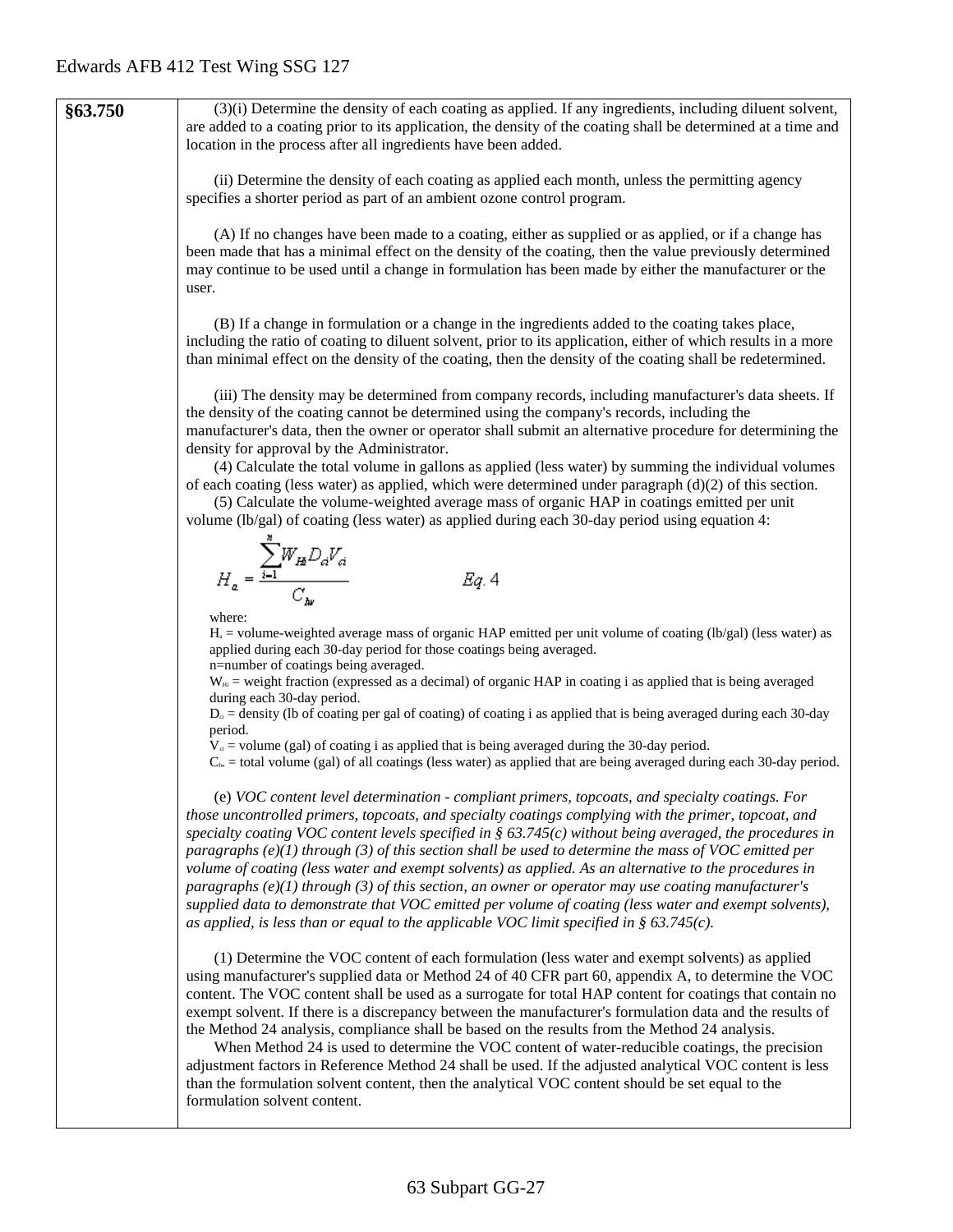| | |
|---|---|
| **§63.750** | (3)(i) Determine the density of each coating as applied. If any ingredients, including diluent solvent, are added to a coating prior to its application, the density of the coating shall be determined at a time and location in the process after all ingredients have been added.<br><br>(ii) Determine the density of each coating as applied each month, unless the permitting agency specifies a shorter period as part of an ambient ozone control program.<br><br>(A) If no changes have been made to a coating, either as supplied or as applied, or if a change has been made that has a minimal effect on the density of the coating, then the value previously determined may continue to be used until a change in formulation has been made by either the manufacturer or the user.<br><br>(B) If a change in formulation or a change in the ingredients added to the coating takes place, including the ratio of coating to diluent solvent, prior to its application, either of which results in a more than minimal effect on the density of the coating, then the density of the coating shall be redetermined.<br><br>(iii) The density may be determined from company records, including manufacturer's data sheets. If the density of the coating cannot be determined using the company's records, including the manufacturer's data, then the owner or operator shall submit an alternative procedure for determining the density for approval by the Administrator.<br>(4) Calculate the total volume in gallons as applied (less water) by summing the individual volumes of each coating (less water) as applied, which were determined under paragraph (d)(2) of this section.<br>(5) Calculate the volume-weighted average mass of organic HAP in coatings emitted per unit volume (lb/gal) of coating (less water) as applied during each 30-day period using equation 4:<br><br>$$H_a = \frac{\sum_{i=1}^{n} W_{Hi} D_{ci} V_{ci}}{C_{lw}} \qquad Eq. 4$$<br><br>where:<br>$H_a$ = volume-weighted average mass of organic HAP emitted per unit volume of coating (lb/gal) (less water) as applied during each 30-day period for those coatings being averaged.<br>n=number of coatings being averaged.<br>$W_{Hi}$ = weight fraction (expressed as a decimal) of organic HAP in coating i as applied that is being averaged during each 30-day period.<br>$D_{ci}$ = density (lb of coating per gal of coating) of coating i as applied that is being averaged during each 30-day period.<br>$V_{ci}$ = volume (gal) of coating i as applied that is being averaged during the 30-day period.<br>$C_{lw}$ = total volume (gal) of all coatings (less water) as applied that are being averaged during each 30-day period.<br><br>(e) *VOC content level determination - compliant primers, topcoats, and specialty coatings. For those uncontrolled primers, topcoats, and specialty coatings complying with the primer, topcoat, and specialty coating VOC content levels specified in § 63.745(c) without being averaged, the procedures in paragraphs (e)(1) through (3) of this section shall be used to determine the mass of VOC emitted per volume of coating (less water and exempt solvents) as applied. As an alternative to the procedures in paragraphs (e)(1) through (3) of this section, an owner or operator may use coating manufacturer's supplied data to demonstrate that VOC emitted per volume of coating (less water and exempt solvents), as applied, is less than or equal to the applicable VOC limit specified in § 63.745(c).*<br><br>(1) Determine the VOC content of each formulation (less water and exempt solvents) as applied using manufacturer's supplied data or Method 24 of 40 CFR part 60, appendix A, to determine the VOC content. The VOC content shall be used as a surrogate for total HAP content for coatings that contain no exempt solvent. If there is a discrepancy between the manufacturer's formulation data and the results of the Method 24 analysis, compliance shall be based on the results from the Method 24 analysis.<br>When Method 24 is used to determine the VOC content of water-reducible coatings, the precision adjustment factors in Reference Method 24 shall be used. If the adjusted analytical VOC content is less than the formulation solvent content, then the analytical VOC content should be set equal to the formulation solvent content. |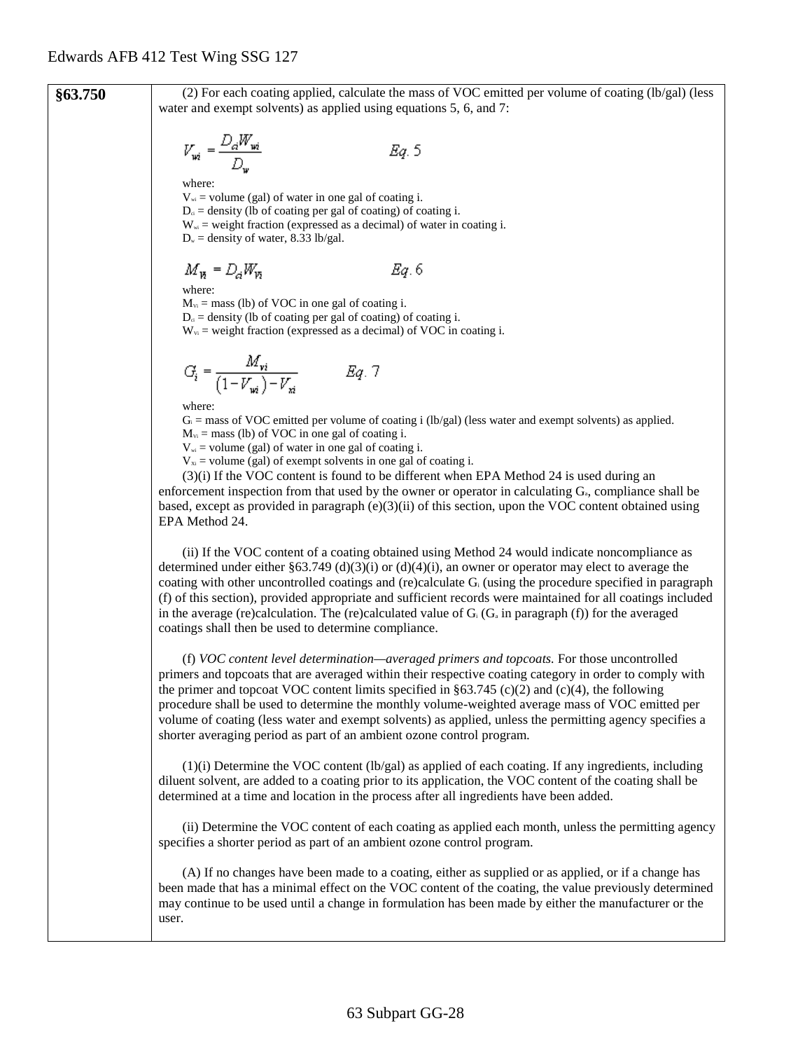**§63.750**

(2) For each coating applied, calculate the mass of VOC emitted per volume of coating (lb/gal) (less water and exempt solvents) as applied using equations 5, 6, and 7:

$$V_{wi} = \frac{D_{ci} W_{wi}}{D_w} \qquad Eq.\ 5$$

where:
$V_{wi}$ = volume (gal) of water in one gal of coating i.
$D_{ci}$ = density (lb of coating per gal of coating) of coating i.
$W_{wi}$ = weight fraction (expressed as a decimal) of water in coating i.
$D_w$ = density of water, 8.33 lb/gal.

$$M_{Vi} = D_{ci} W_{Vi} \qquad Eq.\ 6$$

where:
$M_{Vi}$ = mass (lb) of VOC in one gal of coating i.
$D_{ci}$ = density (lb of coating per gal of coating) of coating i.
$W_{Vi}$ = weight fraction (expressed as a decimal) of VOC in coating i.

$$G_i = \frac{M_{vi}}{(1 - V_{wi}) - V_{xi}} \qquad Eq.\ 7$$

where:
$G_i$ = mass of VOC emitted per volume of coating i (lb/gal) (less water and exempt solvents) as applied.
$M_{Vi}$ = mass (lb) of VOC in one gal of coating i.
$V_{wi}$ = volume (gal) of water in one gal of coating i.
$V_{xi}$ = volume (gal) of exempt solvents in one gal of coating i.

(3)(i) If the VOC content is found to be different when EPA Method 24 is used during an enforcement inspection from that used by the owner or operator in calculating $G_a$, compliance shall be based, except as provided in paragraph (e)(3)(ii) of this section, upon the VOC content obtained using EPA Method 24.

(ii) If the VOC content of a coating obtained using Method 24 would indicate noncompliance as determined under either §63.749 (d)(3)(i) or (d)(4)(i), an owner or operator may elect to average the coating with other uncontrolled coatings and (re)calculate $G_i$ (using the procedure specified in paragraph (f) of this section), provided appropriate and sufficient records were maintained for all coatings included in the average (re)calculation. The (re)calculated value of $G_i$ ($G_a$ in paragraph (f)) for the averaged coatings shall then be used to determine compliance.

(f) *VOC content level determination—averaged primers and topcoats.* For those uncontrolled primers and topcoats that are averaged within their respective coating category in order to comply with the primer and topcoat VOC content limits specified in §63.745 (c)(2) and (c)(4), the following procedure shall be used to determine the monthly volume-weighted average mass of VOC emitted per volume of coating (less water and exempt solvents) as applied, unless the permitting agency specifies a shorter averaging period as part of an ambient ozone control program.

(1)(i) Determine the VOC content (lb/gal) as applied of each coating. If any ingredients, including diluent solvent, are added to a coating prior to its application, the VOC content of the coating shall be determined at a time and location in the process after all ingredients have been added.

(ii) Determine the VOC content of each coating as applied each month, unless the permitting agency specifies a shorter period as part of an ambient ozone control program.

(A) If no changes have been made to a coating, either as supplied or as applied, or if a change has been made that has a minimal effect on the VOC content of the coating, the value previously determined may continue to be used until a change in formulation has been made by either the manufacturer or the user.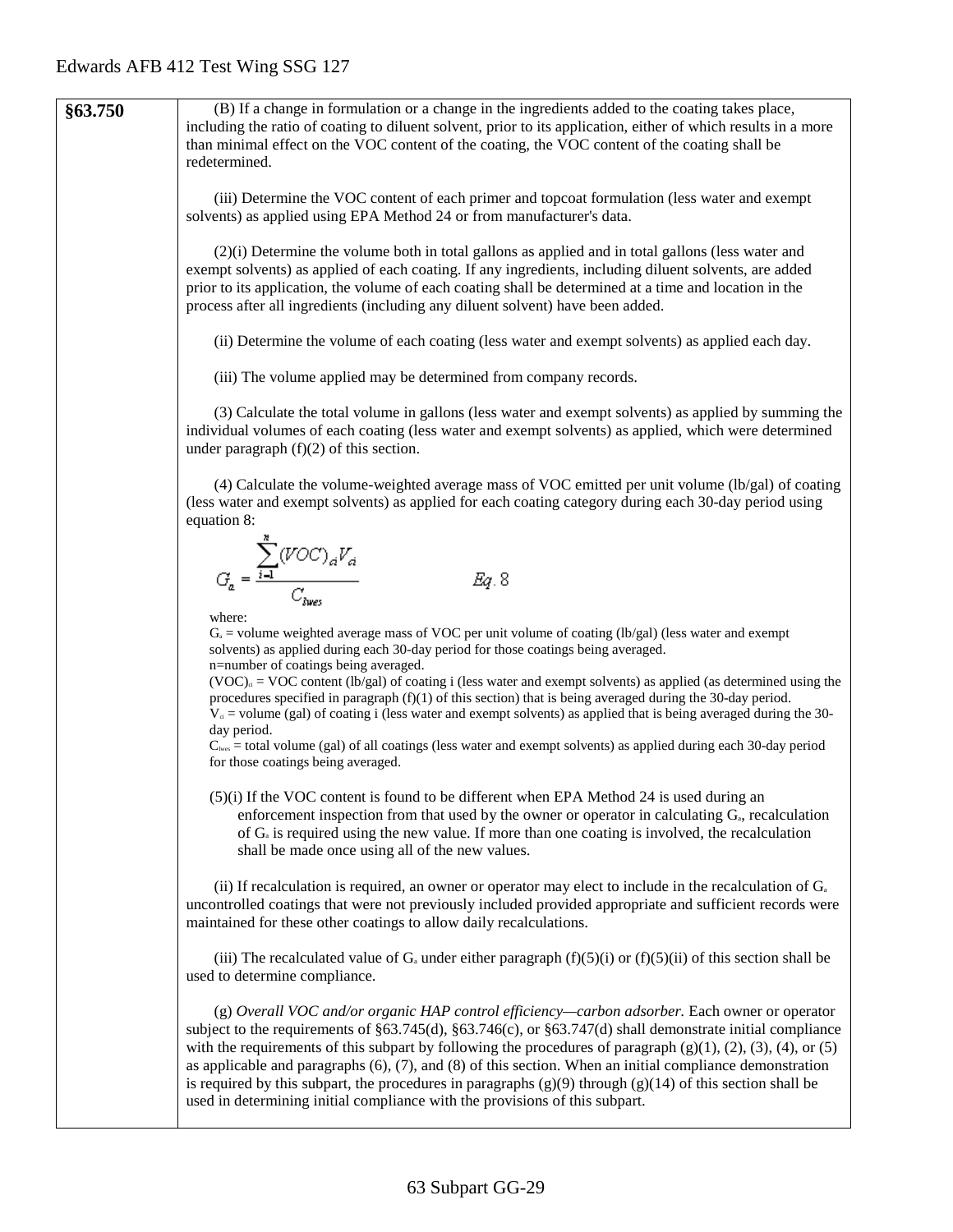| | |
|---|---|
| **§63.750** | (B) If a change in formulation or a change in the ingredients added to the coating takes place, including the ratio of coating to diluent solvent, prior to its application, either of which results in a more than minimal effect on the VOC content of the coating, the VOC content of the coating shall be redetermined.<br><br>(iii) Determine the VOC content of each primer and topcoat formulation (less water and exempt solvents) as applied using EPA Method 24 or from manufacturer's data.<br><br>(2)(i) Determine the volume both in total gallons as applied and in total gallons (less water and exempt solvents) as applied of each coating. If any ingredients, including diluent solvents, are added prior to its application, the volume of each coating shall be determined at a time and location in the process after all ingredients (including any diluent solvent) have been added.<br><br>(ii) Determine the volume of each coating (less water and exempt solvents) as applied each day.<br><br>(iii) The volume applied may be determined from company records.<br><br>(3) Calculate the total volume in gallons (less water and exempt solvents) as applied by summing the individual volumes of each coating (less water and exempt solvents) as applied, which were determined under paragraph (f)(2) of this section.<br><br>(4) Calculate the volume-weighted average mass of VOC emitted per unit volume (lb/gal) of coating (less water and exempt solvents) as applied for each coating category during each 30-day period using equation 8:<br><br>$$G_a = \frac{\sum_{i=1}^{n}(VOC)_{ai}V_{ai}}{C_{lwes}} \qquad Eq. 8$$<br><br>where:<br>$G_a$ = volume weighted average mass of VOC per unit volume of coating (lb/gal) (less water and exempt solvents) as applied during each 30-day period for those coatings being averaged.<br>n=number of coatings being averaged.<br>$(VOC)_{ai}$ = VOC content (lb/gal) of coating i (less water and exempt solvents) as applied (as determined using the procedures specified in paragraph (f)(1) of this section) that is being averaged during the 30-day period.<br>$V_{ai}$ = volume (gal) of coating i (less water and exempt solvents) as applied that is being averaged during the 30-day period.<br>$C_{lwes}$ = total volume (gal) of all coatings (less water and exempt solvents) as applied during each 30-day period for those coatings being averaged.<br><br>(5)(i) If the VOC content is found to be different when EPA Method 24 is used during an enforcement inspection from that used by the owner or operator in calculating $G_a$, recalculation of $G_a$ is required using the new value. If more than one coating is involved, the recalculation shall be made once using all of the new values.<br><br>(ii) If recalculation is required, an owner or operator may elect to include in the recalculation of $G_a$ uncontrolled coatings that were not previously included provided appropriate and sufficient records were maintained for these other coatings to allow daily recalculations.<br><br>(iii) The recalculated value of $G_a$ under either paragraph (f)(5)(i) or (f)(5)(ii) of this section shall be used to determine compliance.<br><br>(g) *Overall VOC and/or organic HAP control efficiency—carbon adsorber.* Each owner or operator subject to the requirements of §63.745(d), §63.746(c), or §63.747(d) shall demonstrate initial compliance with the requirements of this subpart by following the procedures of paragraph (g)(1), (2), (3), (4), or (5) as applicable and paragraphs (6), (7), and (8) of this section. When an initial compliance demonstration is required by this subpart, the procedures in paragraphs (g)(9) through (g)(14) of this section shall be used in determining initial compliance with the provisions of this subpart. |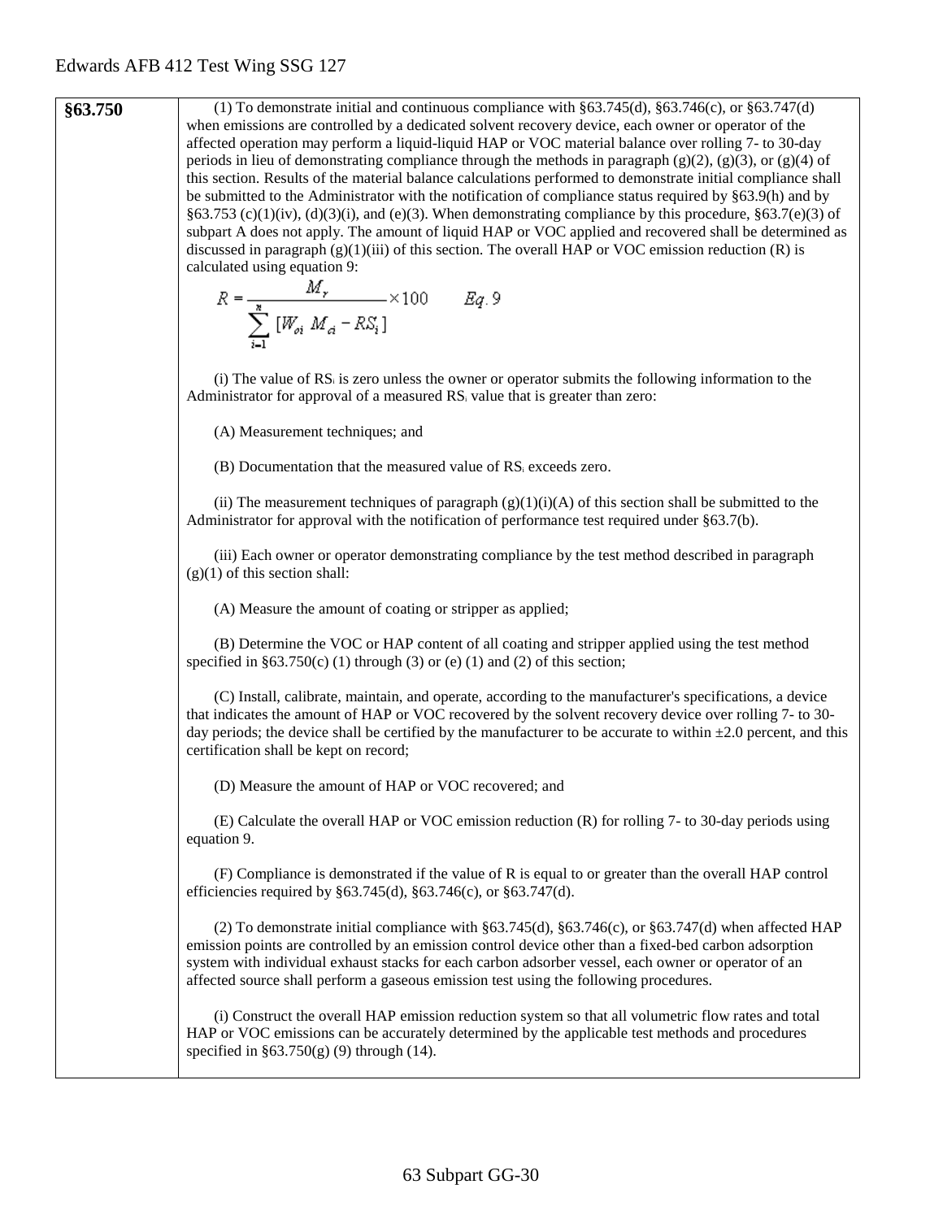| §63.750 | (1) To demonstrate initial and continuous compliance with §63.745(d), §63.746(c), or §63.747(d) when emissions are controlled by a dedicated solvent recovery device, each owner or operator of the affected operation may perform a liquid-liquid HAP or VOC material balance over rolling 7- to 30-day periods in lieu of demonstrating compliance through the methods in paragraph (g)(2), (g)(3), or (g)(4) of this section. Results of the material balance calculations performed to demonstrate initial compliance shall be submitted to the Administrator with the notification of compliance status required by §63.9(h) and by §63.753 (c)(1)(iv), (d)(3)(i), and (e)(3). When demonstrating compliance by this procedure, §63.7(e)(3) of subpart A does not apply. The amount of liquid HAP or VOC applied and recovered shall be determined as discussed in paragraph (g)(1)(iii) of this section. The overall HAP or VOC emission reduction (R) is calculated using equation 9: $$R = \frac{M_r}{\sum_{i=1}^{n} [W_{oi} \ M_{ci} - RS_i]} \times 100 \qquad Eq. 9$$ (i) The value of $RS_i$ is zero unless the owner or operator submits the following information to the Administrator for approval of a measured $RS_i$ value that is greater than zero: (A) Measurement techniques; and (B) Documentation that the measured value of $RS_i$ exceeds zero. (ii) The measurement techniques of paragraph (g)(1)(i)(A) of this section shall be submitted to the Administrator for approval with the notification of performance test required under §63.7(b). (iii) Each owner or operator demonstrating compliance by the test method described in paragraph (g)(1) of this section shall: (A) Measure the amount of coating or stripper as applied; (B) Determine the VOC or HAP content of all coating and stripper applied using the test method specified in §63.750(c) (1) through (3) or (e) (1) and (2) of this section; (C) Install, calibrate, maintain, and operate, according to the manufacturer's specifications, a device that indicates the amount of HAP or VOC recovered by the solvent recovery device over rolling 7- to 30-day periods; the device shall be certified by the manufacturer to be accurate to within ±2.0 percent, and this certification shall be kept on record; (D) Measure the amount of HAP or VOC recovered; and (E) Calculate the overall HAP or VOC emission reduction (R) for rolling 7- to 30-day periods using equation 9. (F) Compliance is demonstrated if the value of R is equal to or greater than the overall HAP control efficiencies required by §63.745(d), §63.746(c), or §63.747(d). (2) To demonstrate initial compliance with §63.745(d), §63.746(c), or §63.747(d) when affected HAP emission points are controlled by an emission control device other than a fixed-bed carbon adsorption system with individual exhaust stacks for each carbon adsorber vessel, each owner or operator of an affected source shall perform a gaseous emission test using the following procedures. (i) Construct the overall HAP emission reduction system so that all volumetric flow rates and total HAP or VOC emissions can be accurately determined by the applicable test methods and procedures specified in §63.750(g) (9) through (14). |
|---|---|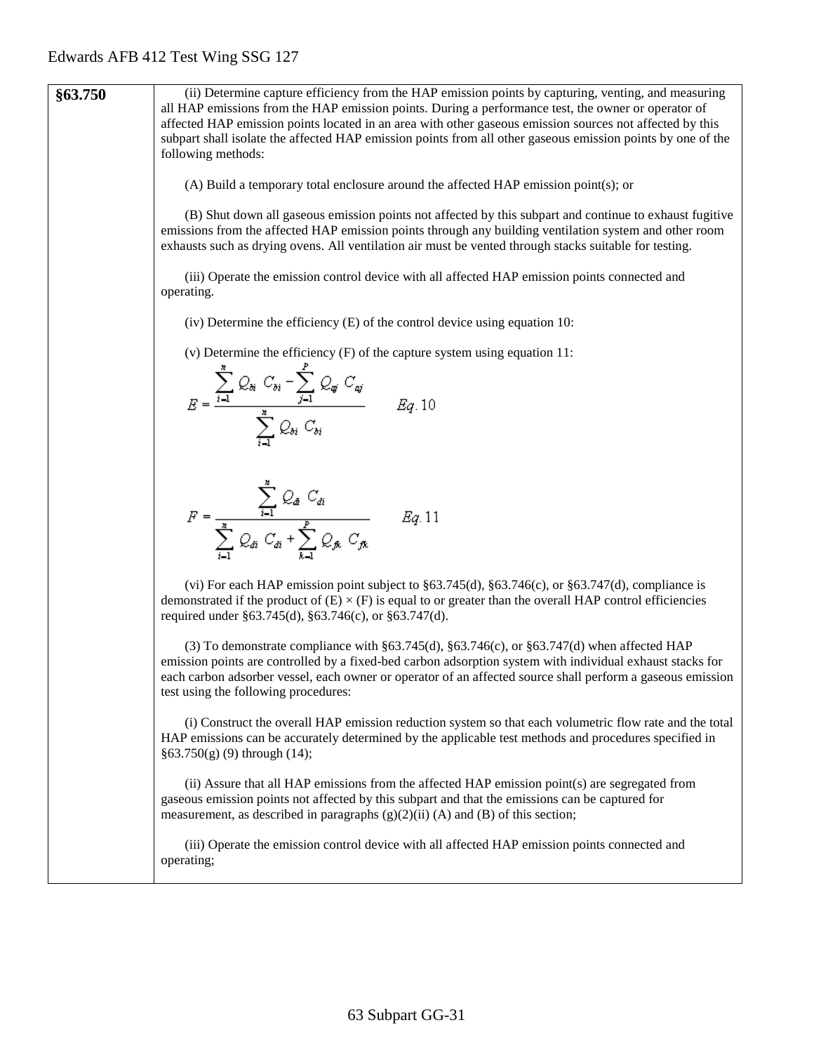| §63.750 | (ii) Determine capture efficiency from the HAP emission points by capturing, venting, and measuring all HAP emissions from the HAP emission points. During a performance test, the owner or operator of affected HAP emission points located in an area with other gaseous emission sources not affected by this subpart shall isolate the affected HAP emission points from all other gaseous emission points by one of the following methods:<br><br>(A) Build a temporary total enclosure around the affected HAP emission point(s); or<br><br>(B) Shut down all gaseous emission points not affected by this subpart and continue to exhaust fugitive emissions from the affected HAP emission points through any building ventilation system and other room exhausts such as drying ovens. All ventilation air must be vented through stacks suitable for testing.<br><br>(iii) Operate the emission control device with all affected HAP emission points connected and operating.<br><br>(iv) Determine the efficiency (E) of the control device using equation 10:<br><br>(v) Determine the efficiency (F) of the capture system using equation 11:<br><br>$$E = \frac{\sum_{i=1}^{n} Q_{bi} C_{bi} - \sum_{j=1}^{p} Q_{aj} C_{aj}}{\sum_{i=1}^{n} Q_{bi} C_{bi}} \qquad Eq. 10$$<br><br>$$F = \frac{\sum_{i=1}^{n} Q_{di} C_{di}}{\sum_{i=1}^{n} Q_{di} C_{di} + \sum_{k=1}^{p} Q_{fk} C_{fk}} \qquad Eq. 11$$<br><br>(vi) For each HAP emission point subject to §63.745(d), §63.746(c), or §63.747(d), compliance is demonstrated if the product of (E) × (F) is equal to or greater than the overall HAP control efficiencies required under §63.745(d), §63.746(c), or §63.747(d).<br><br>(3) To demonstrate compliance with §63.745(d), §63.746(c), or §63.747(d) when affected HAP emission points are controlled by a fixed-bed carbon adsorption system with individual exhaust stacks for each carbon adsorber vessel, each owner or operator of an affected source shall perform a gaseous emission test using the following procedures:<br><br>(i) Construct the overall HAP emission reduction system so that each volumetric flow rate and the total HAP emissions can be accurately determined by the applicable test methods and procedures specified in §63.750(g) (9) through (14);<br><br>(ii) Assure that all HAP emissions from the affected HAP emission point(s) are segregated from gaseous emission points not affected by this subpart and that the emissions can be captured for measurement, as described in paragraphs (g)(2)(ii) (A) and (B) of this section;<br><br>(iii) Operate the emission control device with all affected HAP emission points connected and operating; |
|---|---|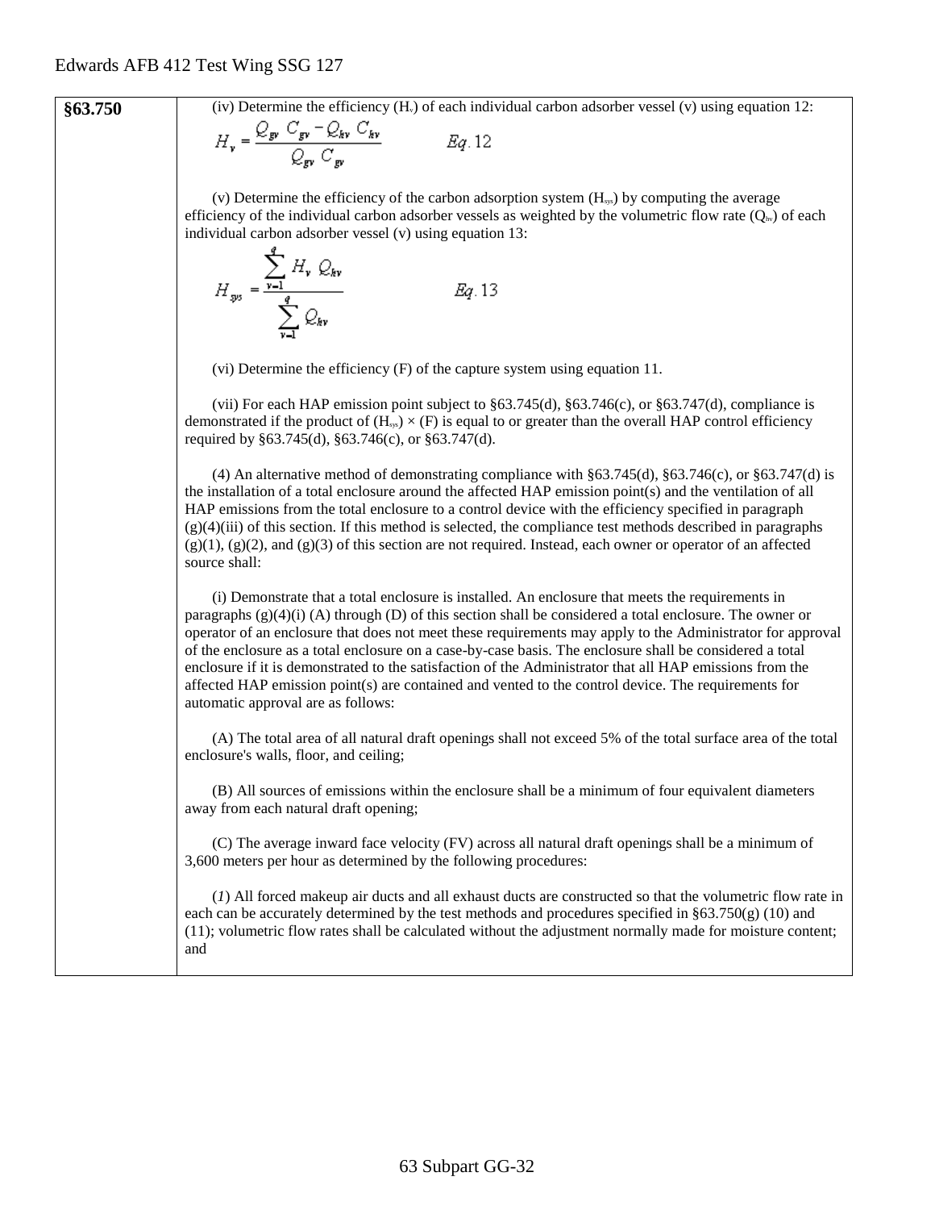| §63.750 | (iv) Determine the efficiency ($H_v$) of each individual carbon adsorber vessel (v) using equation 12: $$H_v = \frac{Q_{gv}\ C_{gv} - Q_{hv}\ C_{hv}}{Q_{gv}\ C_{gv}} \qquad Eq.\ 12$$ (v) Determine the efficiency of the carbon adsorption system ($H_{sys}$) by computing the average efficiency of the individual carbon adsorber vessels as weighted by the volumetric flow rate ($Q_{hv}$) of each individual carbon adsorber vessel (v) using equation 13: $$H_{sys} = \frac{\sum_{v=1}^{q} H_v\ Q_{hv}}{\sum_{v=1}^{q} Q_{hv}} \qquad Eq.\ 13$$ (vi) Determine the efficiency (F) of the capture system using equation 11. (vii) For each HAP emission point subject to §63.745(d), §63.746(c), or §63.747(d), compliance is demonstrated if the product of ($H_{sys}$) × (F) is equal to or greater than the overall HAP control efficiency required by §63.745(d), §63.746(c), or §63.747(d). (4) An alternative method of demonstrating compliance with §63.745(d), §63.746(c), or §63.747(d) is the installation of a total enclosure around the affected HAP emission point(s) and the ventilation of all HAP emissions from the total enclosure to a control device with the efficiency specified in paragraph (g)(4)(iii) of this section. If this method is selected, the compliance test methods described in paragraphs (g)(1), (g)(2), and (g)(3) of this section are not required. Instead, each owner or operator of an affected source shall: (i) Demonstrate that a total enclosure is installed. An enclosure that meets the requirements in paragraphs (g)(4)(i) (A) through (D) of this section shall be considered a total enclosure. The owner or operator of an enclosure that does not meet these requirements may apply to the Administrator for approval of the enclosure as a total enclosure on a case-by-case basis. The enclosure shall be considered a total enclosure if it is demonstrated to the satisfaction of the Administrator that all HAP emissions from the affected HAP emission point(s) are contained and vented to the control device. The requirements for automatic approval are as follows: (A) The total area of all natural draft openings shall not exceed 5% of the total surface area of the total enclosure's walls, floor, and ceiling; (B) All sources of emissions within the enclosure shall be a minimum of four equivalent diameters away from each natural draft opening; (C) The average inward face velocity (FV) across all natural draft openings shall be a minimum of 3,600 meters per hour as determined by the following procedures: (*1*) All forced makeup air ducts and all exhaust ducts are constructed so that the volumetric flow rate in each can be accurately determined by the test methods and procedures specified in §63.750(g) (10) and (11); volumetric flow rates shall be calculated without the adjustment normally made for moisture content; and |
|---|---|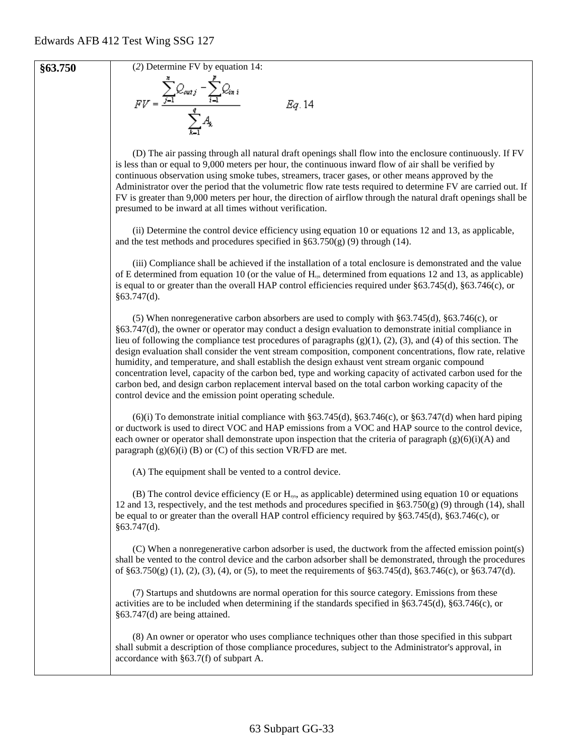**§63.750**

(*2*) Determine FV by equation 14:

$$FV = \frac{\sum_{j=1}^{n} Q_{out\,j} - \sum_{i=1}^{p} Q_{in\,i}}{\sum_{k=1}^{q} A_k} \qquad Eq.\,14$$

(D) The air passing through all natural draft openings shall flow into the enclosure continuously. If FV is less than or equal to 9,000 meters per hour, the continuous inward flow of air shall be verified by continuous observation using smoke tubes, streamers, tracer gases, or other means approved by the Administrator over the period that the volumetric flow rate tests required to determine FV are carried out. If FV is greater than 9,000 meters per hour, the direction of airflow through the natural draft openings shall be presumed to be inward at all times without verification.

(ii) Determine the control device efficiency using equation 10 or equations 12 and 13, as applicable, and the test methods and procedures specified in §63.750(g) (9) through (14).

(iii) Compliance shall be achieved if the installation of a total enclosure is demonstrated and the value of E determined from equation 10 (or the value of $H_{sys}$ determined from equations 12 and 13, as applicable) is equal to or greater than the overall HAP control efficiencies required under §63.745(d), §63.746(c), or §63.747(d).

(5) When nonregenerative carbon absorbers are used to comply with §63.745(d), §63.746(c), or §63.747(d), the owner or operator may conduct a design evaluation to demonstrate initial compliance in lieu of following the compliance test procedures of paragraphs (g)(1), (2), (3), and (4) of this section. The design evaluation shall consider the vent stream composition, component concentrations, flow rate, relative humidity, and temperature, and shall establish the design exhaust vent stream organic compound concentration level, capacity of the carbon bed, type and working capacity of activated carbon used for the carbon bed, and design carbon replacement interval based on the total carbon working capacity of the control device and the emission point operating schedule.

(6)(i) To demonstrate initial compliance with §63.745(d), §63.746(c), or §63.747(d) when hard piping or ductwork is used to direct VOC and HAP emissions from a VOC and HAP source to the control device, each owner or operator shall demonstrate upon inspection that the criteria of paragraph (g)(6)(i)(A) and paragraph (g)(6)(i) (B) or (C) of this section VR/FD are met.

(A) The equipment shall be vented to a control device.

(B) The control device efficiency (E or $H_{sys}$, as applicable) determined using equation 10 or equations 12 and 13, respectively, and the test methods and procedures specified in §63.750(g) (9) through (14), shall be equal to or greater than the overall HAP control efficiency required by §63.745(d), §63.746(c), or §63.747(d).

(C) When a nonregenerative carbon adsorber is used, the ductwork from the affected emission point(s) shall be vented to the control device and the carbon adsorber shall be demonstrated, through the procedures of §63.750(g) (1), (2), (3), (4), or (5), to meet the requirements of §63.745(d), §63.746(c), or §63.747(d).

(7) Startups and shutdowns are normal operation for this source category. Emissions from these activities are to be included when determining if the standards specified in §63.745(d), §63.746(c), or §63.747(d) are being attained.

(8) An owner or operator who uses compliance techniques other than those specified in this subpart shall submit a description of those compliance procedures, subject to the Administrator's approval, in accordance with §63.7(f) of subpart A.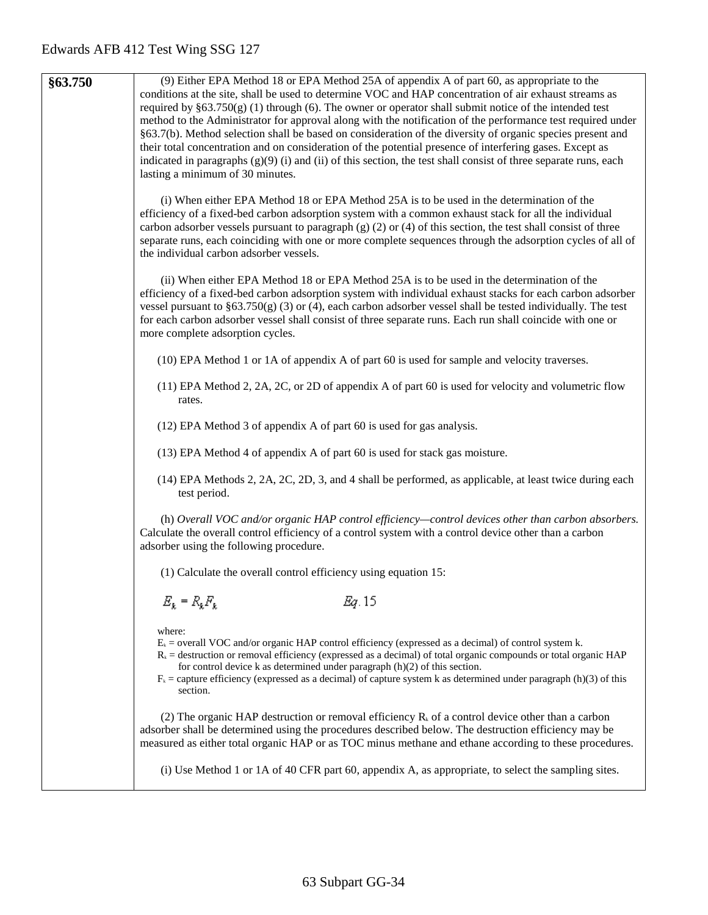| §63.750 | (9) Either EPA Method 18 or EPA Method 25A of appendix A of part 60, as appropriate to the conditions at the site, shall be used to determine VOC and HAP concentration of air exhaust streams as required by §63.750(g) (1) through (6). The owner or operator shall submit notice of the intended test method to the Administrator for approval along with the notification of the performance test required under §63.7(b). Method selection shall be based on consideration of the diversity of organic species present and their total concentration and on consideration of the potential presence of interfering gases. Except as indicated in paragraphs (g)(9) (i) and (ii) of this section, the test shall consist of three separate runs, each lasting a minimum of 30 minutes.<br><br>(i) When either EPA Method 18 or EPA Method 25A is to be used in the determination of the efficiency of a fixed-bed carbon adsorption system with a common exhaust stack for all the individual carbon adsorber vessels pursuant to paragraph (g) (2) or (4) of this section, the test shall consist of three separate runs, each coinciding with one or more complete sequences through the adsorption cycles of all of the individual carbon adsorber vessels.<br><br>(ii) When either EPA Method 18 or EPA Method 25A is to be used in the determination of the efficiency of a fixed-bed carbon adsorption system with individual exhaust stacks for each carbon adsorber vessel pursuant to §63.750(g) (3) or (4), each carbon adsorber vessel shall be tested individually. The test for each carbon adsorber vessel shall consist of three separate runs. Each run shall coincide with one or more complete adsorption cycles.<br><br>(10) EPA Method 1 or 1A of appendix A of part 60 is used for sample and velocity traverses.<br><br>(11) EPA Method 2, 2A, 2C, or 2D of appendix A of part 60 is used for velocity and volumetric flow rates.<br><br>(12) EPA Method 3 of appendix A of part 60 is used for gas analysis.<br><br>(13) EPA Method 4 of appendix A of part 60 is used for stack gas moisture.<br><br>(14) EPA Methods 2, 2A, 2C, 2D, 3, and 4 shall be performed, as applicable, at least twice during each test period.<br><br>(h) *Overall VOC and/or organic HAP control efficiency—control devices other than carbon absorbers.* Calculate the overall control efficiency of a control system with a control device other than a carbon adsorber using the following procedure.<br><br>(1) Calculate the overall control efficiency using equation 15:<br><br>$E_k = R_k F_k \qquad Eq. 15$<br><br>where:<br>$E_k$ = overall VOC and/or organic HAP control efficiency (expressed as a decimal) of control system k.<br>$R_k$ = destruction or removal efficiency (expressed as a decimal) of total organic compounds or total organic HAP for control device k as determined under paragraph (h)(2) of this section.<br>$F_k$ = capture efficiency (expressed as a decimal) of capture system k as determined under paragraph (h)(3) of this section.<br><br>(2) The organic HAP destruction or removal efficiency $R_k$ of a control device other than a carbon adsorber shall be determined using the procedures described below. The destruction efficiency may be measured as either total organic HAP or as TOC minus methane and ethane according to these procedures.<br><br>(i) Use Method 1 or 1A of 40 CFR part 60, appendix A, as appropriate, to select the sampling sites. |
|---|---|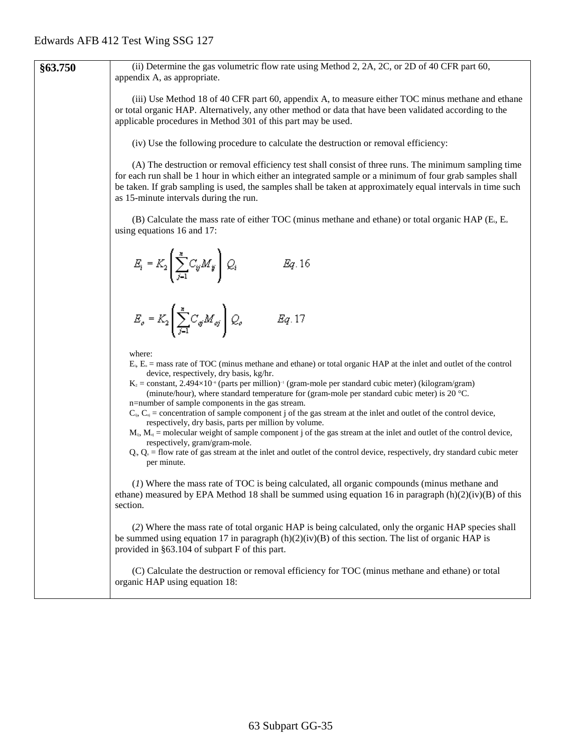| §63.750 | (ii) Determine the gas volumetric flow rate using Method 2, 2A, 2C, or 2D of 40 CFR part 60, appendix A, as appropriate.<br><br>(iii) Use Method 18 of 40 CFR part 60, appendix A, to measure either TOC minus methane and ethane or total organic HAP. Alternatively, any other method or data that have been validated according to the applicable procedures in Method 301 of this part may be used.<br><br>(iv) Use the following procedure to calculate the destruction or removal efficiency:<br><br>(A) The destruction or removal efficiency test shall consist of three runs. The minimum sampling time for each run shall be 1 hour in which either an integrated sample or a minimum of four grab samples shall be taken. If grab sampling is used, the samples shall be taken at approximately equal intervals in time such as 15-minute intervals during the run.<br><br>(B) Calculate the mass rate of either TOC (minus methane and ethane) or total organic HAP ($E_i$, $E_o$ using equations 16 and 17:<br><br>$E_i = K_2 \left( \sum_{j=1}^{n} C_{ij} M_{ij} \right) Q_i \quad Eq. 16$<br><br>$E_o = K_2 \left( \sum_{j=1}^{n} C_{oj} M_{oj} \right) Q_o \quad Eq. 17$<br><br>where:<br>$E_i$, $E_o$ = mass rate of TOC (minus methane and ethane) or total organic HAP at the inlet and outlet of the control device, respectively, dry basis, kg/hr.<br>$K_2$ = constant, $2.494 \times 10^{-6}$ (parts per million)$^{-1}$ (gram-mole per standard cubic meter) (kilogram/gram) (minute/hour), where standard temperature for (gram-mole per standard cubic meter) is 20 °C.<br>n=number of sample components in the gas stream.<br>$C_{ij}$, $C_{oj}$ = concentration of sample component j of the gas stream at the inlet and outlet of the control device, respectively, dry basis, parts per million by volume.<br>$M_{ij}$, $M_{oj}$ = molecular weight of sample component j of the gas stream at the inlet and outlet of the control device, respectively, gram/gram-mole.<br>$Q_i$, $Q_o$ = flow rate of gas stream at the inlet and outlet of the control device, respectively, dry standard cubic meter per minute.<br><br>(*1*) Where the mass rate of TOC is being calculated, all organic compounds (minus methane and ethane) measured by EPA Method 18 shall be summed using equation 16 in paragraph (h)(2)(iv)(B) of this section.<br><br>(*2*) Where the mass rate of total organic HAP is being calculated, only the organic HAP species shall be summed using equation 17 in paragraph (h)(2)(iv)(B) of this section. The list of organic HAP is provided in §63.104 of subpart F of this part.<br><br>(C) Calculate the destruction or removal efficiency for TOC (minus methane and ethane) or total organic HAP using equation 18: |
|---|---|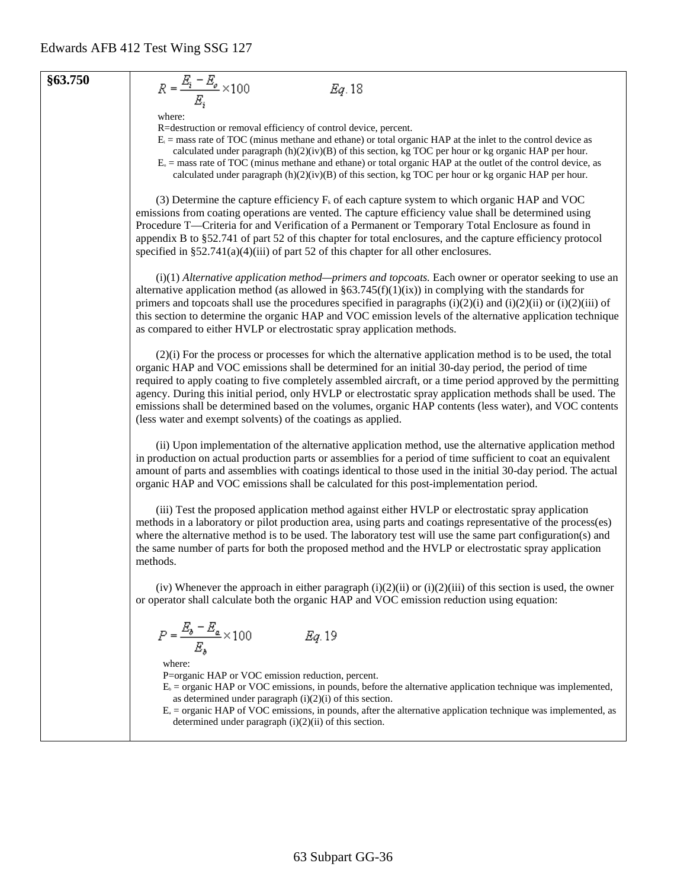**§63.750**

$$R = \frac{E_i - E_o}{E_i} \times 100 \qquad Eq. 18$$

where:

R=destruction or removal efficiency of control device, percent.

$E_i$ = mass rate of TOC (minus methane and ethane) or total organic HAP at the inlet to the control device as calculated under paragraph (h)(2)(iv)(B) of this section, kg TOC per hour or kg organic HAP per hour.

$E_o$ = mass rate of TOC (minus methane and ethane) or total organic HAP at the outlet of the control device, as calculated under paragraph (h)(2)(iv)(B) of this section, kg TOC per hour or kg organic HAP per hour.

(3) Determine the capture efficiency $F_k$ of each capture system to which organic HAP and VOC emissions from coating operations are vented. The capture efficiency value shall be determined using Procedure T—Criteria for and Verification of a Permanent or Temporary Total Enclosure as found in appendix B to §52.741 of part 52 of this chapter for total enclosures, and the capture efficiency protocol specified in §52.741(a)(4)(iii) of part 52 of this chapter for all other enclosures.

(i)(1) *Alternative application method—primers and topcoats.* Each owner or operator seeking to use an alternative application method (as allowed in §63.745(f)(1)(ix)) in complying with the standards for primers and topcoats shall use the procedures specified in paragraphs (i)(2)(i) and (i)(2)(ii) or (i)(2)(iii) of this section to determine the organic HAP and VOC emission levels of the alternative application technique as compared to either HVLP or electrostatic spray application methods.

(2)(i) For the process or processes for which the alternative application method is to be used, the total organic HAP and VOC emissions shall be determined for an initial 30-day period, the period of time required to apply coating to five completely assembled aircraft, or a time period approved by the permitting agency. During this initial period, only HVLP or electrostatic spray application methods shall be used. The emissions shall be determined based on the volumes, organic HAP contents (less water), and VOC contents (less water and exempt solvents) of the coatings as applied.

(ii) Upon implementation of the alternative application method, use the alternative application method in production on actual production parts or assemblies for a period of time sufficient to coat an equivalent amount of parts and assemblies with coatings identical to those used in the initial 30-day period. The actual organic HAP and VOC emissions shall be calculated for this post-implementation period.

(iii) Test the proposed application method against either HVLP or electrostatic spray application methods in a laboratory or pilot production area, using parts and coatings representative of the process(es) where the alternative method is to be used. The laboratory test will use the same part configuration(s) and the same number of parts for both the proposed method and the HVLP or electrostatic spray application methods.

(iv) Whenever the approach in either paragraph (i)(2)(ii) or (i)(2)(iii) of this section is used, the owner or operator shall calculate both the organic HAP and VOC emission reduction using equation:

$$P = \frac{E_b - E_a}{E_b} \times 100 \qquad Eq. 19$$

where:

P=organic HAP or VOC emission reduction, percent.

$E_b$ = organic HAP or VOC emissions, in pounds, before the alternative application technique was implemented, as determined under paragraph (i)(2)(i) of this section.

$E_a$ = organic HAP of VOC emissions, in pounds, after the alternative application technique was implemented, as determined under paragraph (i)(2)(ii) of this section.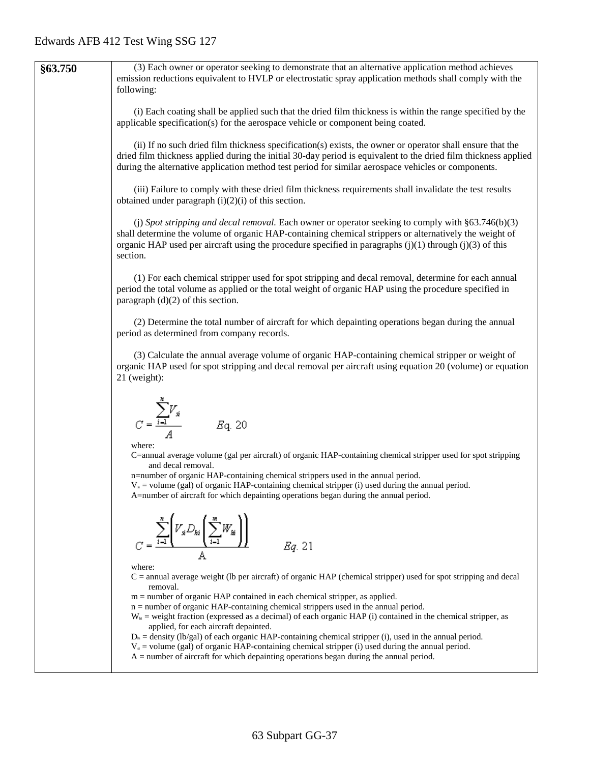| §63.750 | (3) Each owner or operator seeking to demonstrate that an alternative application method achieves emission reductions equivalent to HVLP or electrostatic spray application methods shall comply with the following: |
|---|---|

(i) Each coating shall be applied such that the dried film thickness is within the range specified by the applicable specification(s) for the aerospace vehicle or component being coated.

(ii) If no such dried film thickness specification(s) exists, the owner or operator shall ensure that the dried film thickness applied during the initial 30-day period is equivalent to the dried film thickness applied during the alternative application method test period for similar aerospace vehicles or components.

(iii) Failure to comply with these dried film thickness requirements shall invalidate the test results obtained under paragraph (i)(2)(i) of this section.

(j) *Spot stripping and decal removal.* Each owner or operator seeking to comply with §63.746(b)(3) shall determine the volume of organic HAP-containing chemical strippers or alternatively the weight of organic HAP used per aircraft using the procedure specified in paragraphs (j)(1) through (j)(3) of this section.

(1) For each chemical stripper used for spot stripping and decal removal, determine for each annual period the total volume as applied or the total weight of organic HAP using the procedure specified in paragraph (d)(2) of this section.

(2) Determine the total number of aircraft for which depainting operations began during the annual period as determined from company records.

(3) Calculate the annual average volume of organic HAP-containing chemical stripper or weight of organic HAP used for spot stripping and decal removal per aircraft using equation 20 (volume) or equation 21 (weight):

$$C = \frac{\sum_{i=1}^{n} V_{si}}{A} \qquad Eq.\ 20$$

where:

C=annual average volume (gal per aircraft) of organic HAP-containing chemical stripper used for spot stripping and decal removal.

n=number of organic HAP-containing chemical strippers used in the annual period.

$V_{si}$ = volume (gal) of organic HAP-containing chemical stripper (i) used during the annual period.

A=number of aircraft for which depainting operations began during the annual period.

$$C = \frac{\sum_{i=1}^{n} \left( V_{si} D_{hi} \left( \sum_{i=1}^{m} W_{hi} \right) \right)}{A} \qquad Eq.\ 21$$

where:

C = annual average weight (lb per aircraft) of organic HAP (chemical stripper) used for spot stripping and decal removal.

m = number of organic HAP contained in each chemical stripper, as applied.

n = number of organic HAP-containing chemical strippers used in the annual period.

$W_{hi}$ = weight fraction (expressed as a decimal) of each organic HAP (i) contained in the chemical stripper, as applied, for each aircraft depainted.

$D_{hi}$ = density (lb/gal) of each organic HAP-containing chemical stripper (i), used in the annual period.

$V_{si}$ = volume (gal) of organic HAP-containing chemical stripper (i) used during the annual period.

A = number of aircraft for which depainting operations began during the annual period.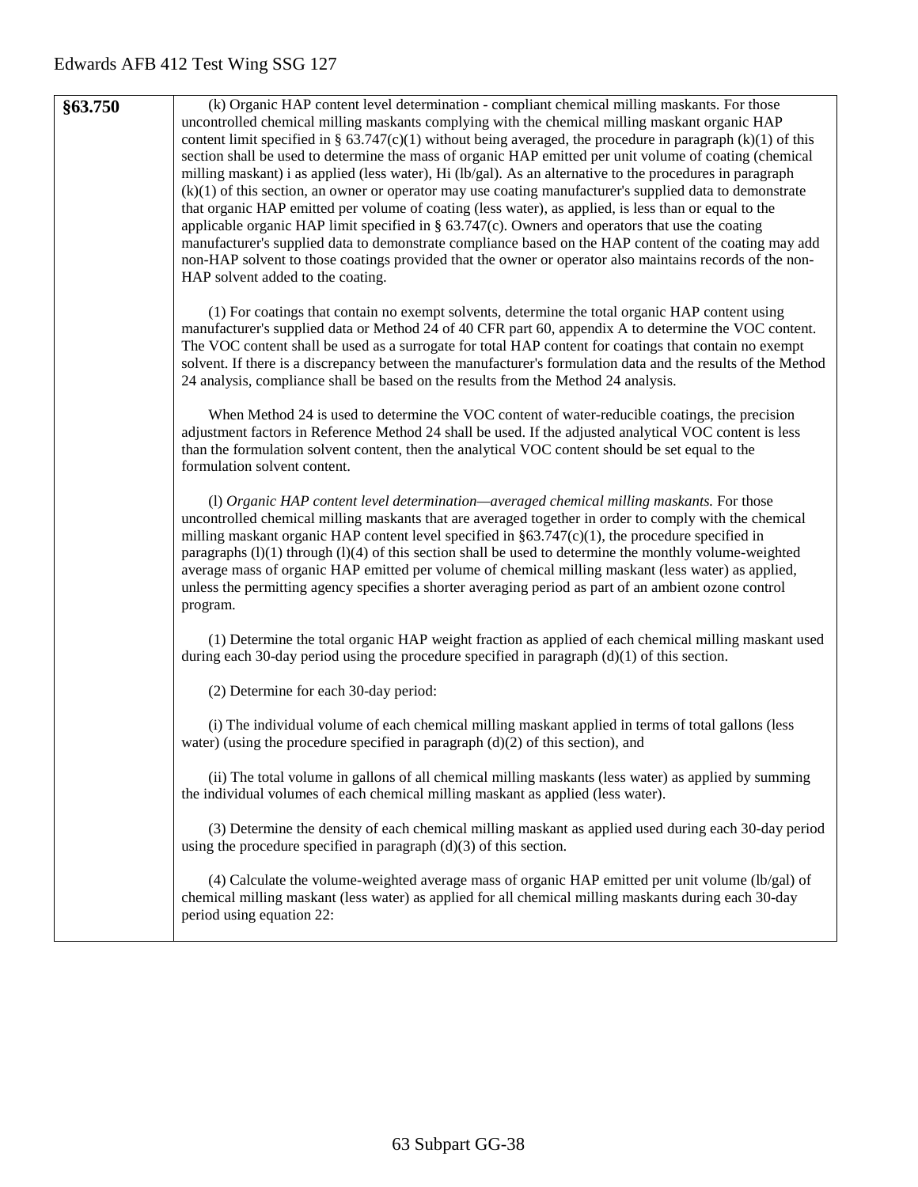| §63.750 | (k) Organic HAP content level determination - compliant chemical milling maskants. For those uncontrolled chemical milling maskants complying with the chemical milling maskant organic HAP content limit specified in § 63.747(c)(1) without being averaged, the procedure in paragraph (k)(1) of this section shall be used to determine the mass of organic HAP emitted per unit volume of coating (chemical milling maskant) i as applied (less water), Hi (lb/gal). As an alternative to the procedures in paragraph (k)(1) of this section, an owner or operator may use coating manufacturer's supplied data to demonstrate that organic HAP emitted per volume of coating (less water), as applied, is less than or equal to the applicable organic HAP limit specified in § 63.747(c). Owners and operators that use the coating manufacturer's supplied data to demonstrate compliance based on the HAP content of the coating may add non-HAP solvent to those coatings provided that the owner or operator also maintains records of the non-HAP solvent added to the coating.<br><br>(1) For coatings that contain no exempt solvents, determine the total organic HAP content using manufacturer's supplied data or Method 24 of 40 CFR part 60, appendix A to determine the VOC content. The VOC content shall be used as a surrogate for total HAP content for coatings that contain no exempt solvent. If there is a discrepancy between the manufacturer's formulation data and the results of the Method 24 analysis, compliance shall be based on the results from the Method 24 analysis.<br><br>When Method 24 is used to determine the VOC content of water-reducible coatings, the precision adjustment factors in Reference Method 24 shall be used. If the adjusted analytical VOC content is less than the formulation solvent content, then the analytical VOC content should be set equal to the formulation solvent content.<br><br>(l) *Organic HAP content level determination—averaged chemical milling maskants.* For those uncontrolled chemical milling maskants that are averaged together in order to comply with the chemical milling maskant organic HAP content level specified in §63.747(c)(1), the procedure specified in paragraphs (l)(1) through (l)(4) of this section shall be used to determine the monthly volume-weighted average mass of organic HAP emitted per volume of chemical milling maskant (less water) as applied, unless the permitting agency specifies a shorter averaging period as part of an ambient ozone control program.<br><br>(1) Determine the total organic HAP weight fraction as applied of each chemical milling maskant used during each 30-day period using the procedure specified in paragraph (d)(1) of this section.<br><br>(2) Determine for each 30-day period:<br><br>(i) The individual volume of each chemical milling maskant applied in terms of total gallons (less water) (using the procedure specified in paragraph (d)(2) of this section), and<br><br>(ii) The total volume in gallons of all chemical milling maskants (less water) as applied by summing the individual volumes of each chemical milling maskant as applied (less water).<br><br>(3) Determine the density of each chemical milling maskant as applied used during each 30-day period using the procedure specified in paragraph (d)(3) of this section.<br><br>(4) Calculate the volume-weighted average mass of organic HAP emitted per unit volume (lb/gal) of chemical milling maskant (less water) as applied for all chemical milling maskants during each 30-day period using equation 22: |
|---|---|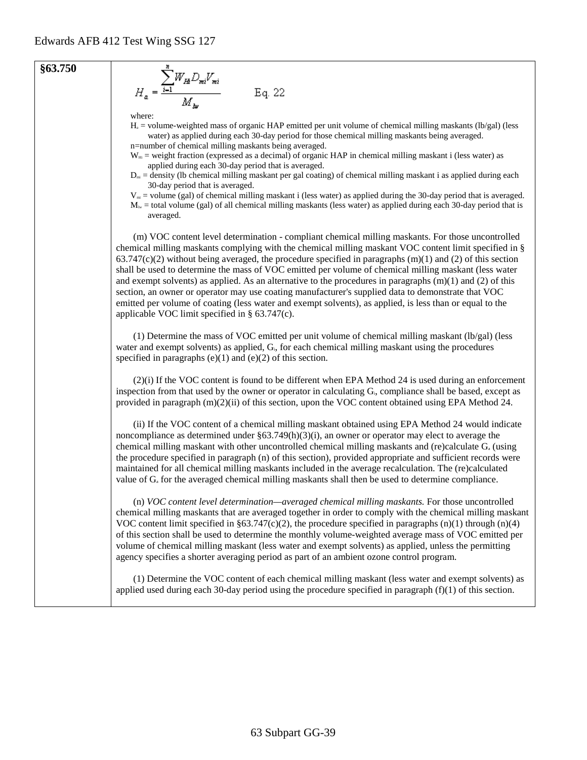**§63.750**

$$H_a = \frac{\sum_{i=1}^{n} W_{Hi} D_{mi} V_{mi}}{M_{lw}} \qquad \text{Eq. 22}$$

where:

$H_a$ = volume-weighted mass of organic HAP emitted per unit volume of chemical milling maskants (lb/gal) (less water) as applied during each 30-day period for those chemical milling maskants being averaged.

n=number of chemical milling maskants being averaged.

$W_{Hi}$ = weight fraction (expressed as a decimal) of organic HAP in chemical milling maskant i (less water) as applied during each 30-day period that is averaged.

$D_{mi}$ = density (lb chemical milling maskant per gal coating) of chemical milling maskant i as applied during each 30-day period that is averaged.

$V_{mi}$ = volume (gal) of chemical milling maskant i (less water) as applied during the 30-day period that is averaged.

$M_{lw}$ = total volume (gal) of all chemical milling maskants (less water) as applied during each 30-day period that is averaged.

(m) VOC content level determination - compliant chemical milling maskants. For those uncontrolled chemical milling maskants complying with the chemical milling maskant VOC content limit specified in § 63.747(c)(2) without being averaged, the procedure specified in paragraphs (m)(1) and (2) of this section shall be used to determine the mass of VOC emitted per volume of chemical milling maskant (less water and exempt solvents) as applied. As an alternative to the procedures in paragraphs (m)(1) and (2) of this section, an owner or operator may use coating manufacturer's supplied data to demonstrate that VOC emitted per volume of coating (less water and exempt solvents), as applied, is less than or equal to the applicable VOC limit specified in § 63.747(c).

(1) Determine the mass of VOC emitted per unit volume of chemical milling maskant (lb/gal) (less water and exempt solvents) as applied, $G_i$, for each chemical milling maskant using the procedures specified in paragraphs (e)(1) and (e)(2) of this section.

(2)(i) If the VOC content is found to be different when EPA Method 24 is used during an enforcement inspection from that used by the owner or operator in calculating $G_i$, compliance shall be based, except as provided in paragraph (m)(2)(ii) of this section, upon the VOC content obtained using EPA Method 24.

(ii) If the VOC content of a chemical milling maskant obtained using EPA Method 24 would indicate noncompliance as determined under §63.749(h)(3)(i), an owner or operator may elect to average the chemical milling maskant with other uncontrolled chemical milling maskants and (re)calculate $G_a$ (using the procedure specified in paragraph (n) of this section), provided appropriate and sufficient records were maintained for all chemical milling maskants included in the average recalculation. The (re)calculated value of $G_a$ for the averaged chemical milling maskants shall then be used to determine compliance.

(n) *VOC content level determination—averaged chemical milling maskants.* For those uncontrolled chemical milling maskants that are averaged together in order to comply with the chemical milling maskant VOC content limit specified in §63.747(c)(2), the procedure specified in paragraphs (n)(1) through (n)(4) of this section shall be used to determine the monthly volume-weighted average mass of VOC emitted per volume of chemical milling maskant (less water and exempt solvents) as applied, unless the permitting agency specifies a shorter averaging period as part of an ambient ozone control program.

(1) Determine the VOC content of each chemical milling maskant (less water and exempt solvents) as applied used during each 30-day period using the procedure specified in paragraph (f)(1) of this section.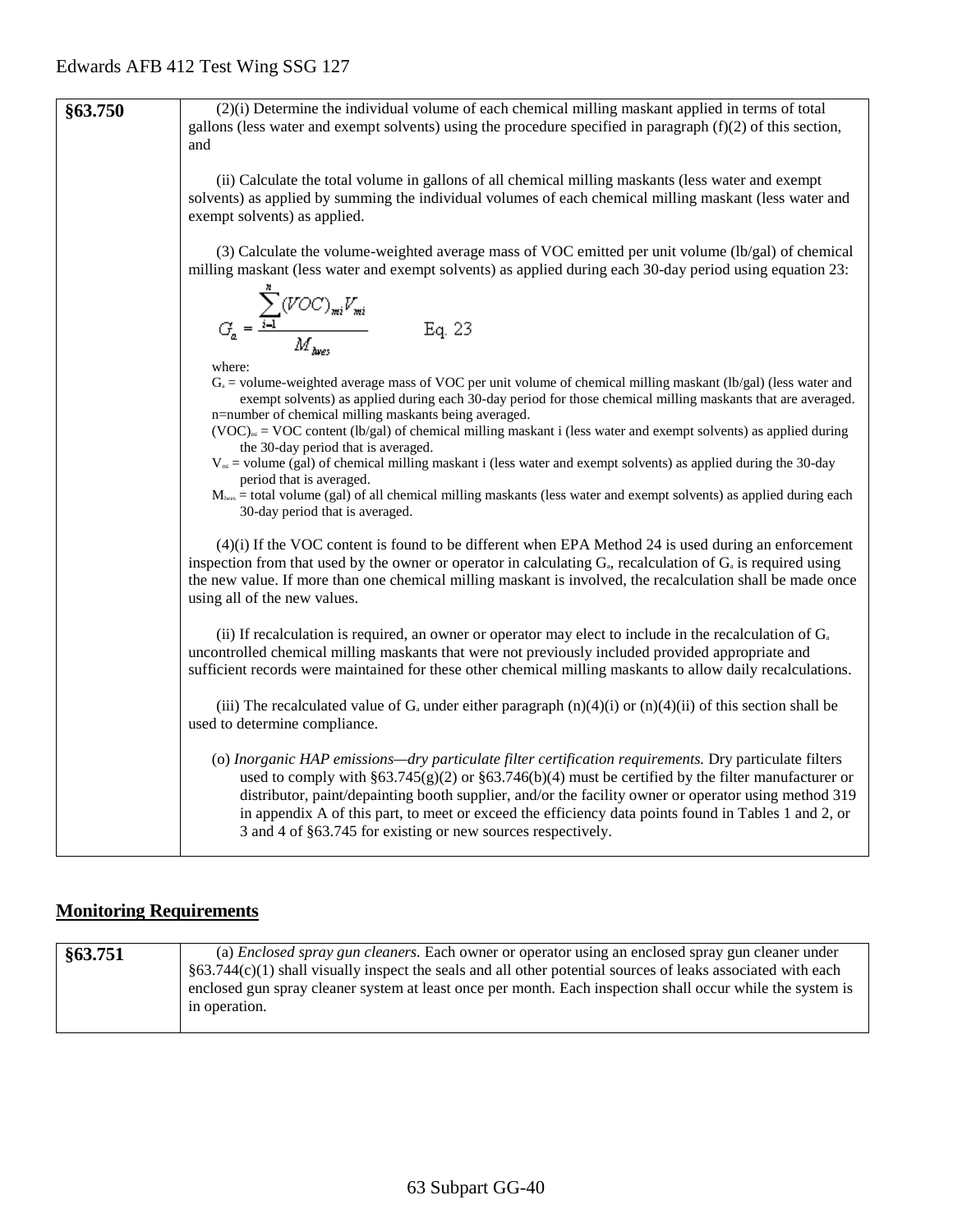| | |
|---|---|
| **§63.750** | (2)(i) Determine the individual volume of each chemical milling maskant applied in terms of total gallons (less water and exempt solvents) using the procedure specified in paragraph (f)(2) of this section, and<br><br>(ii) Calculate the total volume in gallons of all chemical milling maskants (less water and exempt solvents) as applied by summing the individual volumes of each chemical milling maskant (less water and exempt solvents) as applied.<br><br>(3) Calculate the volume-weighted average mass of VOC emitted per unit volume (lb/gal) of chemical milling maskant (less water and exempt solvents) as applied during each 30-day period using equation 23:<br><br>$$G_a = \frac{\sum_{i=1}^{n} (VOC)_{mi} V_{mi}}{M_{lwes}} \qquad \text{Eq. 23}$$<br><br>where:<br>$G_a$ = volume-weighted average mass of VOC per unit volume of chemical milling maskant (lb/gal) (less water and exempt solvents) as applied during each 30-day period for those chemical milling maskants that are averaged.<br>n=number of chemical milling maskants being averaged.<br>$(VOC)_{mi}$ = VOC content (lb/gal) of chemical milling maskant i (less water and exempt solvents) as applied during the 30-day period that is averaged.<br>$V_{mi}$ = volume (gal) of chemical milling maskant i (less water and exempt solvents) as applied during the 30-day period that is averaged.<br>$M_{lwes}$ = total volume (gal) of all chemical milling maskants (less water and exempt solvents) as applied during each 30-day period that is averaged.<br><br>(4)(i) If the VOC content is found to be different when EPA Method 24 is used during an enforcement inspection from that used by the owner or operator in calculating $G_a$, recalculation of $G_a$ is required using the new value. If more than one chemical milling maskant is involved, the recalculation shall be made once using all of the new values.<br><br>(ii) If recalculation is required, an owner or operator may elect to include in the recalculation of $G_a$ uncontrolled chemical milling maskants that were not previously included provided appropriate and sufficient records were maintained for these other chemical milling maskants to allow daily recalculations.<br><br>(iii) The recalculated value of $G_a$ under either paragraph (n)(4)(i) or (n)(4)(ii) of this section shall be used to determine compliance.<br><br>(o) *Inorganic HAP emissions—dry particulate filter certification requirements.* Dry particulate filters used to comply with §63.745(g)(2) or §63.746(b)(4) must be certified by the filter manufacturer or distributor, paint/depainting booth supplier, and/or the facility owner or operator using method 319 in appendix A of this part, to meet or exceed the efficiency data points found in Tables 1 and 2, or 3 and 4 of §63.745 for existing or new sources respectively. |

## Monitoring Requirements

| | |
|---|---|
| **§63.751** | (a) *Enclosed spray gun cleaners.* Each owner or operator using an enclosed spray gun cleaner under §63.744(c)(1) shall visually inspect the seals and all other potential sources of leaks associated with each enclosed gun spray cleaner system at least once per month. Each inspection shall occur while the system is in operation. |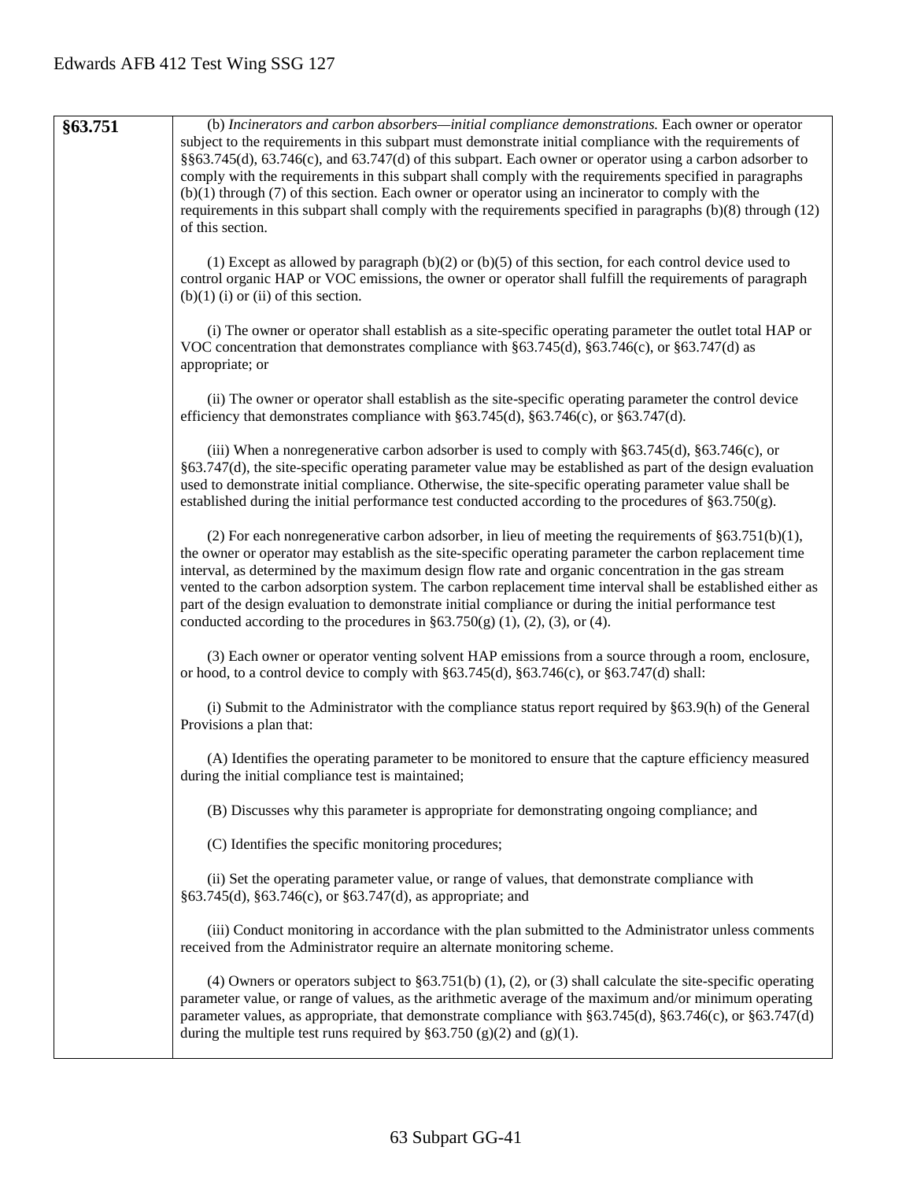| §63.751 | (b) *Incinerators and carbon absorbers—initial compliance demonstrations.* Each owner or operator subject to the requirements in this subpart must demonstrate initial compliance with the requirements of §§63.745(d), 63.746(c), and 63.747(d) of this subpart. Each owner or operator using a carbon adsorber to comply with the requirements in this subpart shall comply with the requirements specified in paragraphs (b)(1) through (7) of this section. Each owner or operator using an incinerator to comply with the requirements in this subpart shall comply with the requirements specified in paragraphs (b)(8) through (12) of this section.<br><br>(1) Except as allowed by paragraph (b)(2) or (b)(5) of this section, for each control device used to control organic HAP or VOC emissions, the owner or operator shall fulfill the requirements of paragraph (b)(1) (i) or (ii) of this section.<br><br>(i) The owner or operator shall establish as a site-specific operating parameter the outlet total HAP or VOC concentration that demonstrates compliance with §63.745(d), §63.746(c), or §63.747(d) as appropriate; or<br><br>(ii) The owner or operator shall establish as the site-specific operating parameter the control device efficiency that demonstrates compliance with §63.745(d), §63.746(c), or §63.747(d).<br><br>(iii) When a nonregenerative carbon adsorber is used to comply with §63.745(d), §63.746(c), or §63.747(d), the site-specific operating parameter value may be established as part of the design evaluation used to demonstrate initial compliance. Otherwise, the site-specific operating parameter value shall be established during the initial performance test conducted according to the procedures of §63.750(g).<br><br>(2) For each nonregenerative carbon adsorber, in lieu of meeting the requirements of §63.751(b)(1), the owner or operator may establish as the site-specific operating parameter the carbon replacement time interval, as determined by the maximum design flow rate and organic concentration in the gas stream vented to the carbon adsorption system. The carbon replacement time interval shall be established either as part of the design evaluation to demonstrate initial compliance or during the initial performance test conducted according to the procedures in §63.750(g) (1), (2), (3), or (4).<br><br>(3) Each owner or operator venting solvent HAP emissions from a source through a room, enclosure, or hood, to a control device to comply with §63.745(d), §63.746(c), or §63.747(d) shall:<br><br>(i) Submit to the Administrator with the compliance status report required by §63.9(h) of the General Provisions a plan that:<br><br>(A) Identifies the operating parameter to be monitored to ensure that the capture efficiency measured during the initial compliance test is maintained;<br><br>(B) Discusses why this parameter is appropriate for demonstrating ongoing compliance; and<br><br>(C) Identifies the specific monitoring procedures;<br><br>(ii) Set the operating parameter value, or range of values, that demonstrate compliance with §63.745(d), §63.746(c), or §63.747(d), as appropriate; and<br><br>(iii) Conduct monitoring in accordance with the plan submitted to the Administrator unless comments received from the Administrator require an alternate monitoring scheme.<br><br>(4) Owners or operators subject to §63.751(b) (1), (2), or (3) shall calculate the site-specific operating parameter value, or range of values, as the arithmetic average of the maximum and/or minimum operating parameter values, as appropriate, that demonstrate compliance with §63.745(d), §63.746(c), or §63.747(d) during the multiple test runs required by §63.750 (g)(2) and (g)(1). |
|---|---|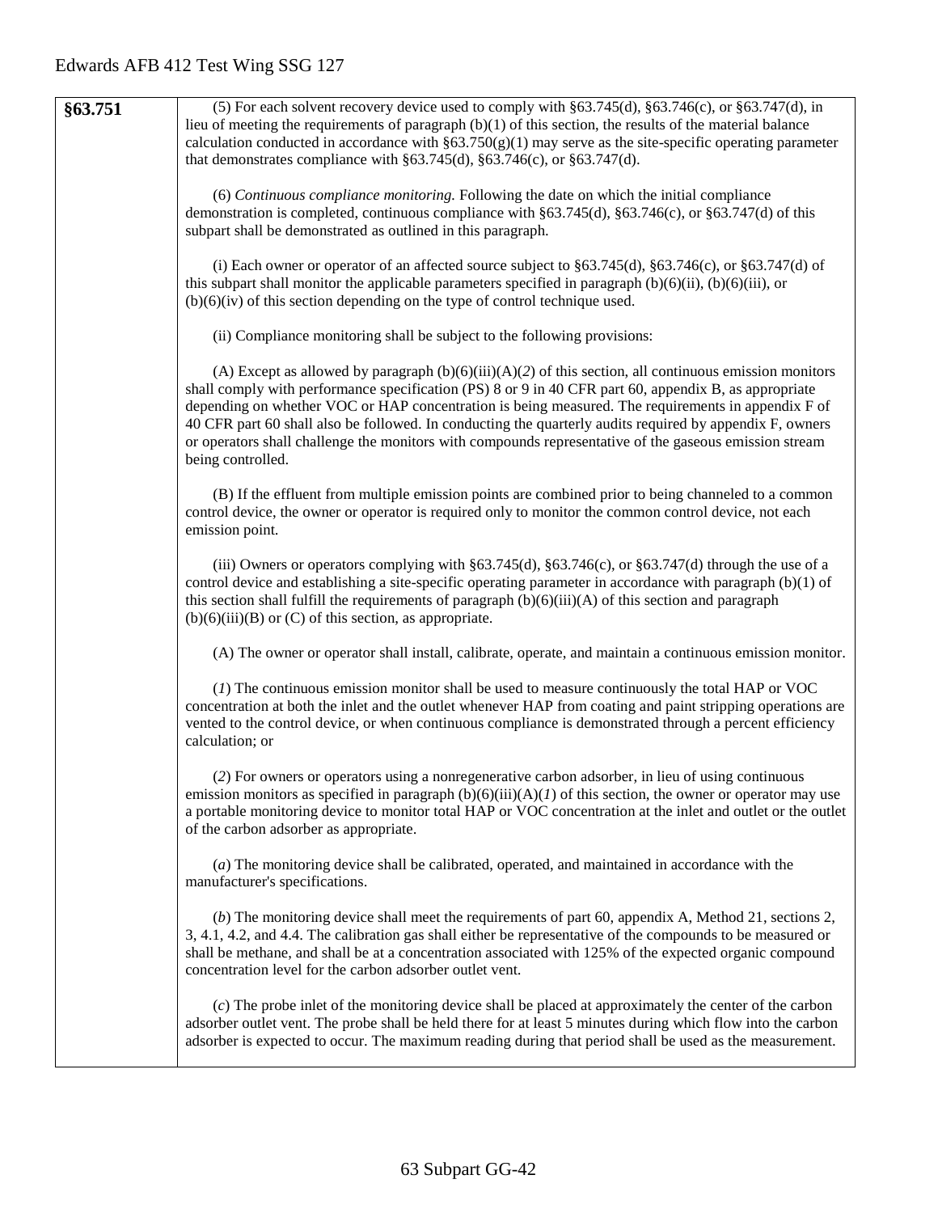| §63.751 | (5) For each solvent recovery device used to comply with §63.745(d), §63.746(c), or §63.747(d), in lieu of meeting the requirements of paragraph (b)(1) of this section, the results of the material balance calculation conducted in accordance with §63.750(g)(1) may serve as the site-specific operating parameter that demonstrates compliance with §63.745(d), §63.746(c), or §63.747(d).<br><br>(6) *Continuous compliance monitoring.* Following the date on which the initial compliance demonstration is completed, continuous compliance with §63.745(d), §63.746(c), or §63.747(d) of this subpart shall be demonstrated as outlined in this paragraph.<br><br>(i) Each owner or operator of an affected source subject to §63.745(d), §63.746(c), or §63.747(d) of this subpart shall monitor the applicable parameters specified in paragraph (b)(6)(ii), (b)(6)(iii), or (b)(6)(iv) of this section depending on the type of control technique used.<br><br>(ii) Compliance monitoring shall be subject to the following provisions:<br><br>(A) Except as allowed by paragraph (b)(6)(iii)(A)(*2*) of this section, all continuous emission monitors shall comply with performance specification (PS) 8 or 9 in 40 CFR part 60, appendix B, as appropriate depending on whether VOC or HAP concentration is being measured. The requirements in appendix F of 40 CFR part 60 shall also be followed. In conducting the quarterly audits required by appendix F, owners or operators shall challenge the monitors with compounds representative of the gaseous emission stream being controlled.<br><br>(B) If the effluent from multiple emission points are combined prior to being channeled to a common control device, the owner or operator is required only to monitor the common control device, not each emission point.<br><br>(iii) Owners or operators complying with §63.745(d), §63.746(c), or §63.747(d) through the use of a control device and establishing a site-specific operating parameter in accordance with paragraph (b)(1) of this section shall fulfill the requirements of paragraph (b)(6)(iii)(A) of this section and paragraph (b)(6)(iii)(B) or (C) of this section, as appropriate.<br><br>(A) The owner or operator shall install, calibrate, operate, and maintain a continuous emission monitor.<br><br>(*1*) The continuous emission monitor shall be used to measure continuously the total HAP or VOC concentration at both the inlet and the outlet whenever HAP from coating and paint stripping operations are vented to the control device, or when continuous compliance is demonstrated through a percent efficiency calculation; or<br><br>(*2*) For owners or operators using a nonregenerative carbon adsorber, in lieu of using continuous emission monitors as specified in paragraph (b)(6)(iii)(A)(*1*) of this section, the owner or operator may use a portable monitoring device to monitor total HAP or VOC concentration at the inlet and outlet or the outlet of the carbon adsorber as appropriate.<br><br>(*a*) The monitoring device shall be calibrated, operated, and maintained in accordance with the manufacturer's specifications.<br><br>(*b*) The monitoring device shall meet the requirements of part 60, appendix A, Method 21, sections 2, 3, 4.1, 4.2, and 4.4. The calibration gas shall either be representative of the compounds to be measured or shall be methane, and shall be at a concentration associated with 125% of the expected organic compound concentration level for the carbon adsorber outlet vent.<br><br>(*c*) The probe inlet of the monitoring device shall be placed at approximately the center of the carbon adsorber outlet vent. The probe shall be held there for at least 5 minutes during which flow into the carbon adsorber is expected to occur. The maximum reading during that period shall be used as the measurement. |
|---|---|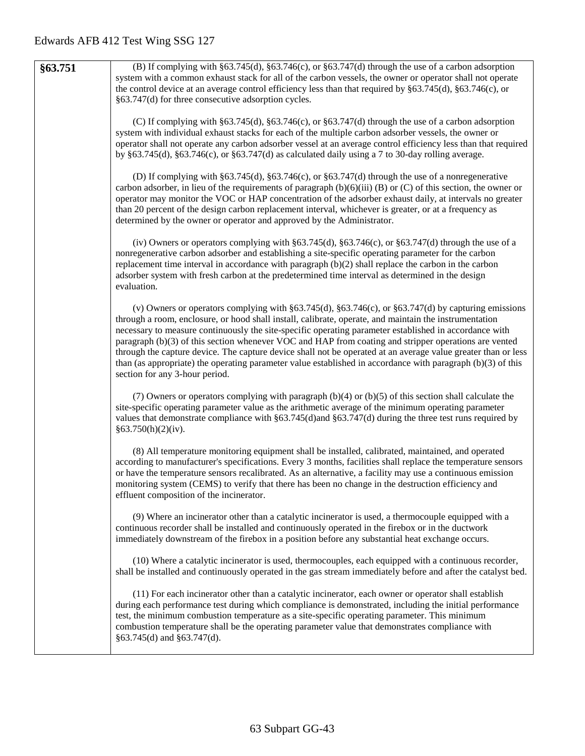| | |
|---|---|
| **§63.751** | (B) If complying with §63.745(d), §63.746(c), or §63.747(d) through the use of a carbon adsorption system with a common exhaust stack for all of the carbon vessels, the owner or operator shall not operate the control device at an average control efficiency less than that required by §63.745(d), §63.746(c), or §63.747(d) for three consecutive adsorption cycles.<br><br>(C) If complying with §63.745(d), §63.746(c), or §63.747(d) through the use of a carbon adsorption system with individual exhaust stacks for each of the multiple carbon adsorber vessels, the owner or operator shall not operate any carbon adsorber vessel at an average control efficiency less than that required by §63.745(d), §63.746(c), or §63.747(d) as calculated daily using a 7 to 30-day rolling average.<br><br>(D) If complying with §63.745(d), §63.746(c), or §63.747(d) through the use of a nonregenerative carbon adsorber, in lieu of the requirements of paragraph (b)(6)(iii) (B) or (C) of this section, the owner or operator may monitor the VOC or HAP concentration of the adsorber exhaust daily, at intervals no greater than 20 percent of the design carbon replacement interval, whichever is greater, or at a frequency as determined by the owner or operator and approved by the Administrator.<br><br>(iv) Owners or operators complying with §63.745(d), §63.746(c), or §63.747(d) through the use of a nonregenerative carbon adsorber and establishing a site-specific operating parameter for the carbon replacement time interval in accordance with paragraph (b)(2) shall replace the carbon in the carbon adsorber system with fresh carbon at the predetermined time interval as determined in the design evaluation.<br><br>(v) Owners or operators complying with §63.745(d), §63.746(c), or §63.747(d) by capturing emissions through a room, enclosure, or hood shall install, calibrate, operate, and maintain the instrumentation necessary to measure continuously the site-specific operating parameter established in accordance with paragraph (b)(3) of this section whenever VOC and HAP from coating and stripper operations are vented through the capture device. The capture device shall not be operated at an average value greater than or less than (as appropriate) the operating parameter value established in accordance with paragraph (b)(3) of this section for any 3-hour period.<br><br>(7) Owners or operators complying with paragraph (b)(4) or (b)(5) of this section shall calculate the site-specific operating parameter value as the arithmetic average of the minimum operating parameter values that demonstrate compliance with §63.745(d)and §63.747(d) during the three test runs required by §63.750(h)(2)(iv).<br><br>(8) All temperature monitoring equipment shall be installed, calibrated, maintained, and operated according to manufacturer's specifications. Every 3 months, facilities shall replace the temperature sensors or have the temperature sensors recalibrated. As an alternative, a facility may use a continuous emission monitoring system (CEMS) to verify that there has been no change in the destruction efficiency and effluent composition of the incinerator.<br><br>(9) Where an incinerator other than a catalytic incinerator is used, a thermocouple equipped with a continuous recorder shall be installed and continuously operated in the firebox or in the ductwork immediately downstream of the firebox in a position before any substantial heat exchange occurs.<br><br>(10) Where a catalytic incinerator is used, thermocouples, each equipped with a continuous recorder, shall be installed and continuously operated in the gas stream immediately before and after the catalyst bed.<br><br>(11) For each incinerator other than a catalytic incinerator, each owner or operator shall establish during each performance test during which compliance is demonstrated, including the initial performance test, the minimum combustion temperature as a site-specific operating parameter. This minimum combustion temperature shall be the operating parameter value that demonstrates compliance with §63.745(d) and §63.747(d). |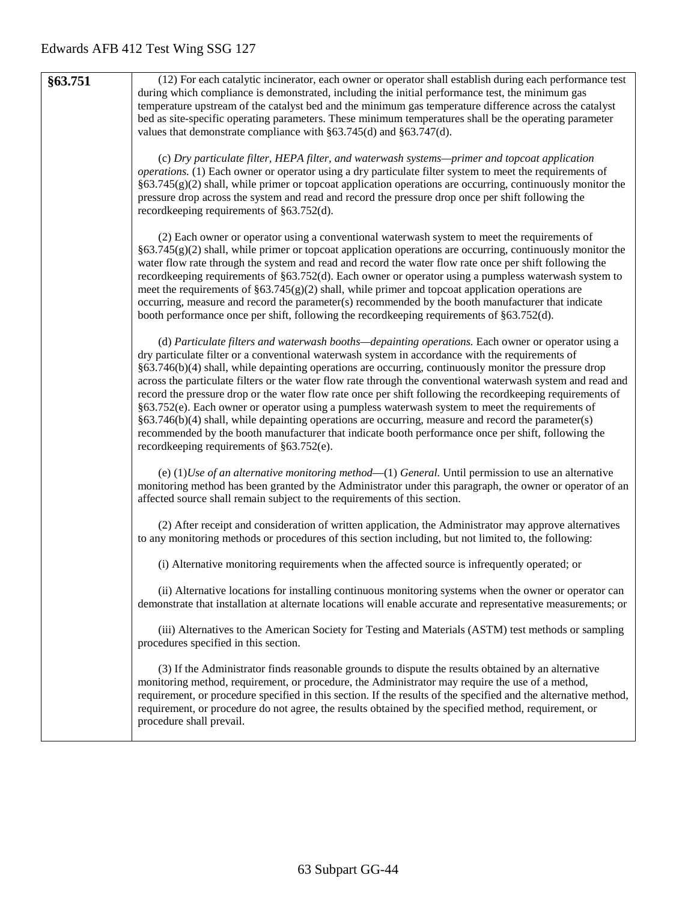| | |
|---|---|
| **§63.751** | (12) For each catalytic incinerator, each owner or operator shall establish during each performance test during which compliance is demonstrated, including the initial performance test, the minimum gas temperature upstream of the catalyst bed and the minimum gas temperature difference across the catalyst bed as site-specific operating parameters. These minimum temperatures shall be the operating parameter values that demonstrate compliance with §63.745(d) and §63.747(d).<br><br>(c) *Dry particulate filter, HEPA filter, and waterwash systems—primer and topcoat application operations.* (1) Each owner or operator using a dry particulate filter system to meet the requirements of §63.745(g)(2) shall, while primer or topcoat application operations are occurring, continuously monitor the pressure drop across the system and read and record the pressure drop once per shift following the recordkeeping requirements of §63.752(d).<br><br>(2) Each owner or operator using a conventional waterwash system to meet the requirements of §63.745(g)(2) shall, while primer or topcoat application operations are occurring, continuously monitor the water flow rate through the system and read and record the water flow rate once per shift following the recordkeeping requirements of §63.752(d). Each owner or operator using a pumpless waterwash system to meet the requirements of §63.745(g)(2) shall, while primer and topcoat application operations are occurring, measure and record the parameter(s) recommended by the booth manufacturer that indicate booth performance once per shift, following the recordkeeping requirements of §63.752(d).<br><br>(d) *Particulate filters and waterwash booths—depainting operations.* Each owner or operator using a dry particulate filter or a conventional waterwash system in accordance with the requirements of §63.746(b)(4) shall, while depainting operations are occurring, continuously monitor the pressure drop across the particulate filters or the water flow rate through the conventional waterwash system and read and record the pressure drop or the water flow rate once per shift following the recordkeeping requirements of §63.752(e). Each owner or operator using a pumpless waterwash system to meet the requirements of §63.746(b)(4) shall, while depainting operations are occurring, measure and record the parameter(s) recommended by the booth manufacturer that indicate booth performance once per shift, following the recordkeeping requirements of §63.752(e).<br><br>(e) (1)*Use of an alternative monitoring method*—(1) *General.* Until permission to use an alternative monitoring method has been granted by the Administrator under this paragraph, the owner or operator of an affected source shall remain subject to the requirements of this section.<br><br>(2) After receipt and consideration of written application, the Administrator may approve alternatives to any monitoring methods or procedures of this section including, but not limited to, the following:<br><br>(i) Alternative monitoring requirements when the affected source is infrequently operated; or<br><br>(ii) Alternative locations for installing continuous monitoring systems when the owner or operator can demonstrate that installation at alternate locations will enable accurate and representative measurements; or<br><br>(iii) Alternatives to the American Society for Testing and Materials (ASTM) test methods or sampling procedures specified in this section.<br><br>(3) If the Administrator finds reasonable grounds to dispute the results obtained by an alternative monitoring method, requirement, or procedure, the Administrator may require the use of a method, requirement, or procedure specified in this section. If the results of the specified and the alternative method, requirement, or procedure do not agree, the results obtained by the specified method, requirement, or procedure shall prevail. |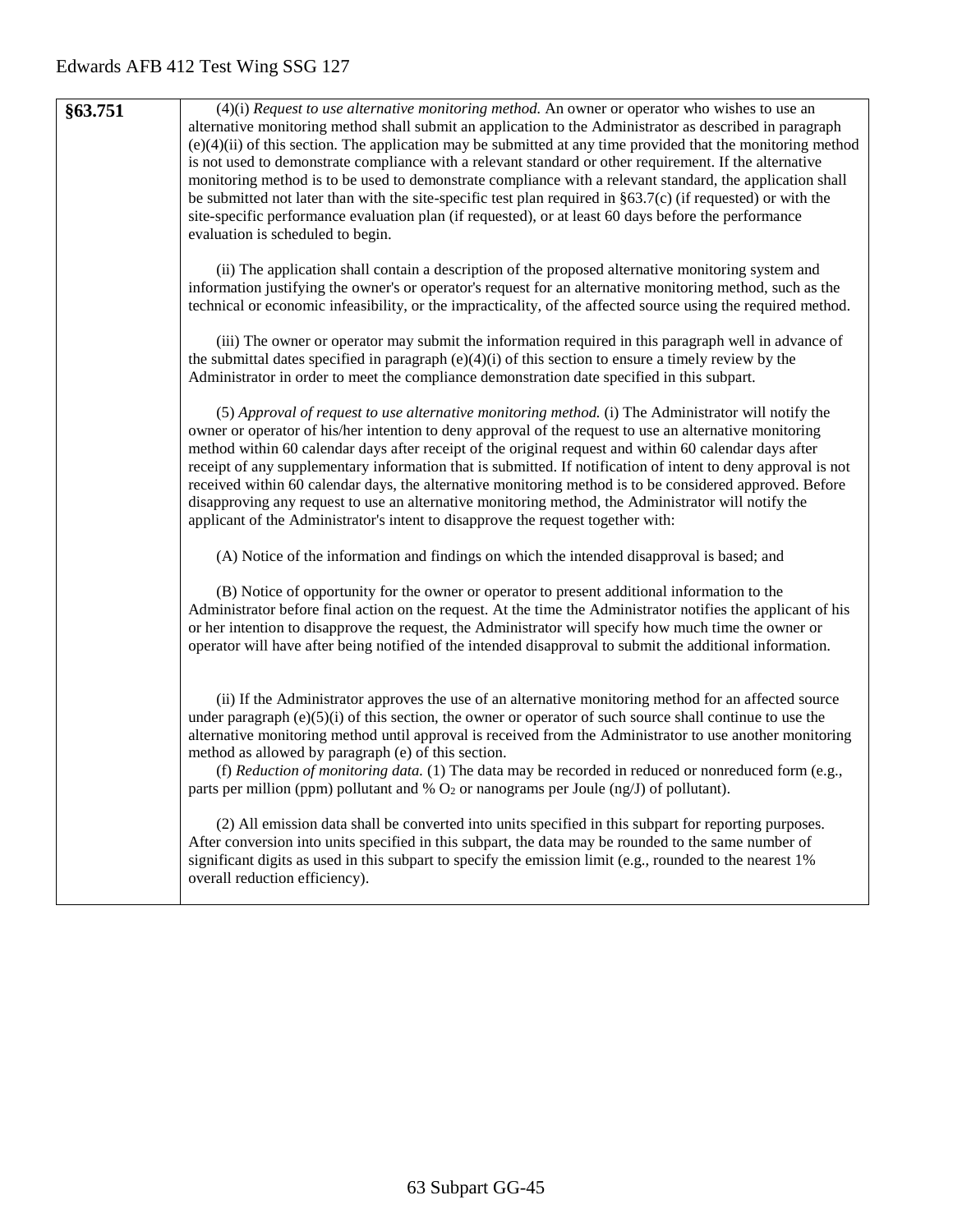| §63.751 | (4)(i) *Request to use alternative monitoring method.* An owner or operator who wishes to use an alternative monitoring method shall submit an application to the Administrator as described in paragraph (e)(4)(ii) of this section. The application may be submitted at any time provided that the monitoring method is not used to demonstrate compliance with a relevant standard or other requirement. If the alternative monitoring method is to be used to demonstrate compliance with a relevant standard, the application shall be submitted not later than with the site-specific test plan required in §63.7(c) (if requested) or with the site-specific performance evaluation plan (if requested), or at least 60 days before the performance evaluation is scheduled to begin.<br><br>(ii) The application shall contain a description of the proposed alternative monitoring system and information justifying the owner's or operator's request for an alternative monitoring method, such as the technical or economic infeasibility, or the impracticality, of the affected source using the required method.<br><br>(iii) The owner or operator may submit the information required in this paragraph well in advance of the submittal dates specified in paragraph (e)(4)(i) of this section to ensure a timely review by the Administrator in order to meet the compliance demonstration date specified in this subpart.<br><br>(5) *Approval of request to use alternative monitoring method.* (i) The Administrator will notify the owner or operator of his/her intention to deny approval of the request to use an alternative monitoring method within 60 calendar days after receipt of the original request and within 60 calendar days after receipt of any supplementary information that is submitted. If notification of intent to deny approval is not received within 60 calendar days, the alternative monitoring method is to be considered approved. Before disapproving any request to use an alternative monitoring method, the Administrator will notify the applicant of the Administrator's intent to disapprove the request together with:<br><br>(A) Notice of the information and findings on which the intended disapproval is based; and<br><br>(B) Notice of opportunity for the owner or operator to present additional information to the Administrator before final action on the request. At the time the Administrator notifies the applicant of his or her intention to disapprove the request, the Administrator will specify how much time the owner or operator will have after being notified of the intended disapproval to submit the additional information.<br><br>(ii) If the Administrator approves the use of an alternative monitoring method for an affected source under paragraph (e)(5)(i) of this section, the owner or operator of such source shall continue to use the alternative monitoring method until approval is received from the Administrator to use another monitoring method as allowed by paragraph (e) of this section.<br>(f) *Reduction of monitoring data.* (1) The data may be recorded in reduced or nonreduced form (e.g., parts per million (ppm) pollutant and % $O_2$ or nanograms per Joule (ng/J) of pollutant).<br><br>(2) All emission data shall be converted into units specified in this subpart for reporting purposes. After conversion into units specified in this subpart, the data may be rounded to the same number of significant digits as used in this subpart to specify the emission limit (e.g., rounded to the nearest 1% overall reduction efficiency). |
|---|---|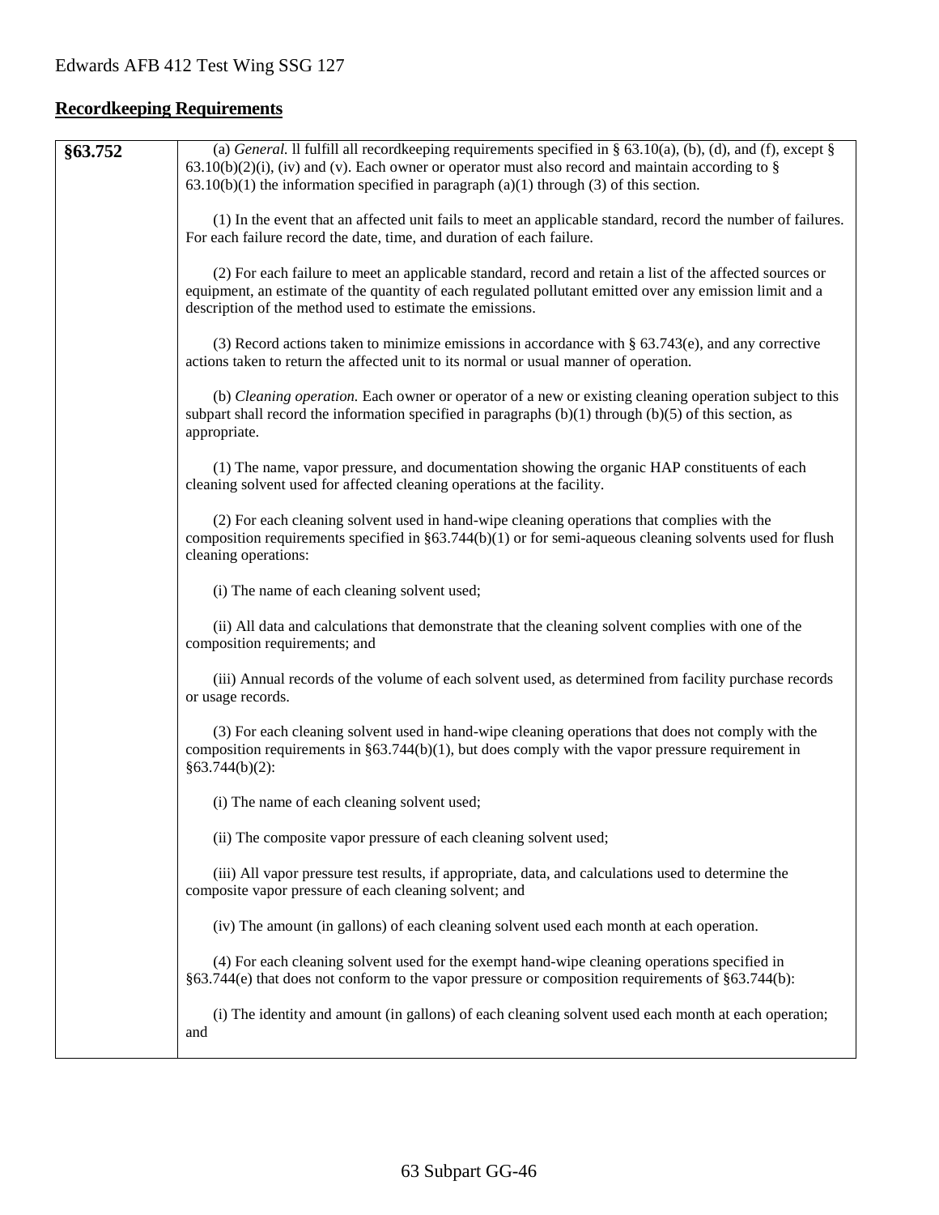## Recordkeeping Requirements

| §63.752 | (a) *General.* ll fulfill all recordkeeping requirements specified in § 63.10(a), (b), (d), and (f), except § 63.10(b)(2)(i), (iv) and (v). Each owner or operator must also record and maintain according to § 63.10(b)(1) the information specified in paragraph (a)(1) through (3) of this section.<br><br>(1) In the event that an affected unit fails to meet an applicable standard, record the number of failures. For each failure record the date, time, and duration of each failure.<br><br>(2) For each failure to meet an applicable standard, record and retain a list of the affected sources or equipment, an estimate of the quantity of each regulated pollutant emitted over any emission limit and a description of the method used to estimate the emissions.<br><br>(3) Record actions taken to minimize emissions in accordance with § 63.743(e), and any corrective actions taken to return the affected unit to its normal or usual manner of operation.<br><br>(b) *Cleaning operation.* Each owner or operator of a new or existing cleaning operation subject to this subpart shall record the information specified in paragraphs (b)(1) through (b)(5) of this section, as appropriate.<br><br>(1) The name, vapor pressure, and documentation showing the organic HAP constituents of each cleaning solvent used for affected cleaning operations at the facility.<br><br>(2) For each cleaning solvent used in hand-wipe cleaning operations that complies with the composition requirements specified in §63.744(b)(1) or for semi-aqueous cleaning solvents used for flush cleaning operations:<br><br>(i) The name of each cleaning solvent used;<br><br>(ii) All data and calculations that demonstrate that the cleaning solvent complies with one of the composition requirements; and<br><br>(iii) Annual records of the volume of each solvent used, as determined from facility purchase records or usage records.<br><br>(3) For each cleaning solvent used in hand-wipe cleaning operations that does not comply with the composition requirements in §63.744(b)(1), but does comply with the vapor pressure requirement in §63.744(b)(2):<br><br>(i) The name of each cleaning solvent used;<br><br>(ii) The composite vapor pressure of each cleaning solvent used;<br><br>(iii) All vapor pressure test results, if appropriate, data, and calculations used to determine the composite vapor pressure of each cleaning solvent; and<br><br>(iv) The amount (in gallons) of each cleaning solvent used each month at each operation.<br><br>(4) For each cleaning solvent used for the exempt hand-wipe cleaning operations specified in §63.744(e) that does not conform to the vapor pressure or composition requirements of §63.744(b):<br><br>(i) The identity and amount (in gallons) of each cleaning solvent used each month at each operation; and |
|---|---|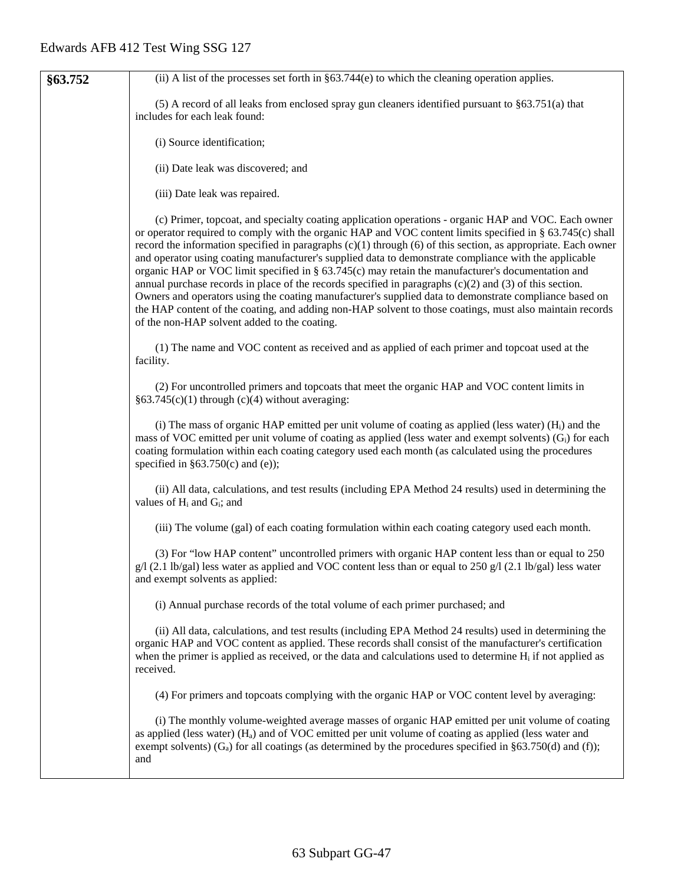| §63.752 | (ii) A list of the processes set forth in §63.744(e) to which the cleaning operation applies.<br><br>(5) A record of all leaks from enclosed spray gun cleaners identified pursuant to §63.751(a) that includes for each leak found:<br><br>(i) Source identification;<br><br>(ii) Date leak was discovered; and<br><br>(iii) Date leak was repaired.<br><br>(c) Primer, topcoat, and specialty coating application operations - organic HAP and VOC. Each owner or operator required to comply with the organic HAP and VOC content limits specified in § 63.745(c) shall record the information specified in paragraphs (c)(1) through (6) of this section, as appropriate. Each owner and operator using coating manufacturer's supplied data to demonstrate compliance with the applicable organic HAP or VOC limit specified in § 63.745(c) may retain the manufacturer's documentation and annual purchase records in place of the records specified in paragraphs (c)(2) and (3) of this section. Owners and operators using the coating manufacturer's supplied data to demonstrate compliance based on the HAP content of the coating, and adding non-HAP solvent to those coatings, must also maintain records of the non-HAP solvent added to the coating.<br><br>(1) The name and VOC content as received and as applied of each primer and topcoat used at the facility.<br><br>(2) For uncontrolled primers and topcoats that meet the organic HAP and VOC content limits in §63.745(c)(1) through (c)(4) without averaging:<br><br>(i) The mass of organic HAP emitted per unit volume of coating as applied (less water) ($H_i$) and the mass of VOC emitted per unit volume of coating as applied (less water and exempt solvents) ($G_i$) for each coating formulation within each coating category used each month (as calculated using the procedures specified in §63.750(c) and (e));<br><br>(ii) All data, calculations, and test results (including EPA Method 24 results) used in determining the values of $H_i$ and $G_i$; and<br><br>(iii) The volume (gal) of each coating formulation within each coating category used each month.<br><br>(3) For "low HAP content" uncontrolled primers with organic HAP content less than or equal to 250 g/l (2.1 lb/gal) less water as applied and VOC content less than or equal to 250 g/l (2.1 lb/gal) less water and exempt solvents as applied:<br><br>(i) Annual purchase records of the total volume of each primer purchased; and<br><br>(ii) All data, calculations, and test results (including EPA Method 24 results) used in determining the organic HAP and VOC content as applied. These records shall consist of the manufacturer's certification when the primer is applied as received, or the data and calculations used to determine $H_i$ if not applied as received.<br><br>(4) For primers and topcoats complying with the organic HAP or VOC content level by averaging:<br><br>(i) The monthly volume-weighted average masses of organic HAP emitted per unit volume of coating as applied (less water) ($H_a$) and of VOC emitted per unit volume of coating as applied (less water and exempt solvents) ($G_a$) for all coatings (as determined by the procedures specified in §63.750(d) and (f)); and |
|---|---|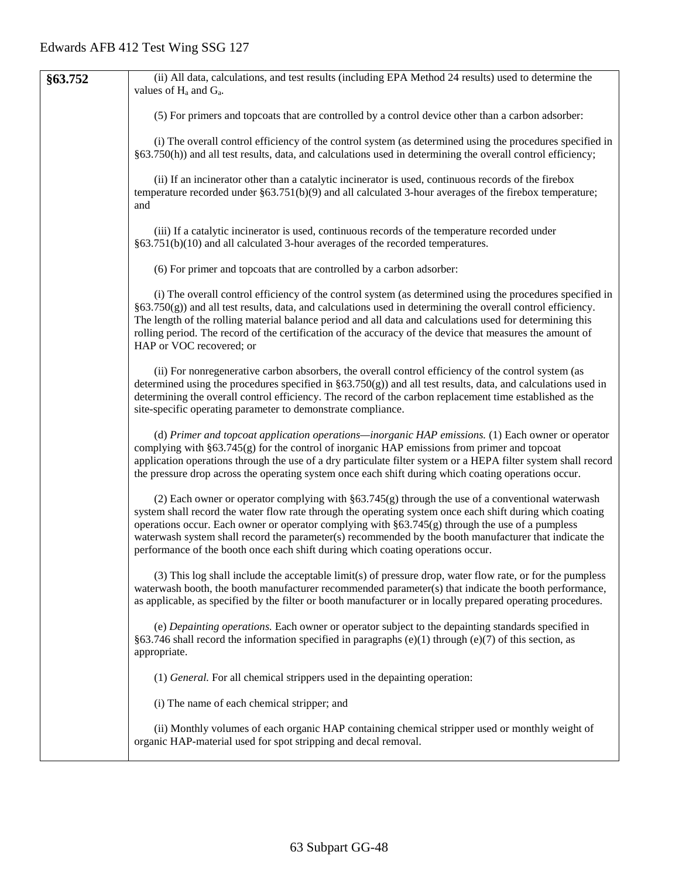| | |
|---|---|
| **§63.752** | (ii) All data, calculations, and test results (including EPA Method 24 results) used to determine the values of $H_a$ and $G_a$.<br><br>(5) For primers and topcoats that are controlled by a control device other than a carbon adsorber:<br><br>(i) The overall control efficiency of the control system (as determined using the procedures specified in §63.750(h)) and all test results, data, and calculations used in determining the overall control efficiency;<br><br>(ii) If an incinerator other than a catalytic incinerator is used, continuous records of the firebox temperature recorded under §63.751(b)(9) and all calculated 3-hour averages of the firebox temperature; and<br><br>(iii) If a catalytic incinerator is used, continuous records of the temperature recorded under §63.751(b)(10) and all calculated 3-hour averages of the recorded temperatures.<br><br>(6) For primer and topcoats that are controlled by a carbon adsorber:<br><br>(i) The overall control efficiency of the control system (as determined using the procedures specified in §63.750(g)) and all test results, data, and calculations used in determining the overall control efficiency. The length of the rolling material balance period and all data and calculations used for determining this rolling period. The record of the certification of the accuracy of the device that measures the amount of HAP or VOC recovered; or<br><br>(ii) For nonregenerative carbon absorbers, the overall control efficiency of the control system (as determined using the procedures specified in §63.750(g)) and all test results, data, and calculations used in determining the overall control efficiency. The record of the carbon replacement time established as the site-specific operating parameter to demonstrate compliance.<br><br>(d) *Primer and topcoat application operations—inorganic HAP emissions.* (1) Each owner or operator complying with §63.745(g) for the control of inorganic HAP emissions from primer and topcoat application operations through the use of a dry particulate filter system or a HEPA filter system shall record the pressure drop across the operating system once each shift during which coating operations occur.<br><br>(2) Each owner or operator complying with §63.745(g) through the use of a conventional waterwash system shall record the water flow rate through the operating system once each shift during which coating operations occur. Each owner or operator complying with §63.745(g) through the use of a pumpless waterwash system shall record the parameter(s) recommended by the booth manufacturer that indicate the performance of the booth once each shift during which coating operations occur.<br><br>(3) This log shall include the acceptable limit(s) of pressure drop, water flow rate, or for the pumpless waterwash booth, the booth manufacturer recommended parameter(s) that indicate the booth performance, as applicable, as specified by the filter or booth manufacturer or in locally prepared operating procedures.<br><br>(e) *Depainting operations.* Each owner or operator subject to the depainting standards specified in §63.746 shall record the information specified in paragraphs (e)(1) through (e)(7) of this section, as appropriate.<br><br>(1) *General.* For all chemical strippers used in the depainting operation:<br><br>(i) The name of each chemical stripper; and<br><br>(ii) Monthly volumes of each organic HAP containing chemical stripper used or monthly weight of organic HAP-material used for spot stripping and decal removal. |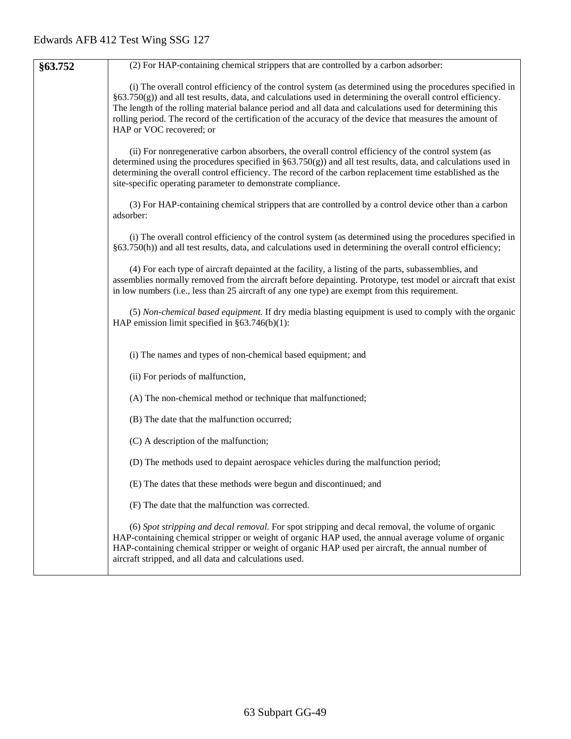| §63.752 | (2) For HAP-containing chemical strippers that are controlled by a carbon adsorber:<br><br>(i) The overall control efficiency of the control system (as determined using the procedures specified in §63.750(g)) and all test results, data, and calculations used in determining the overall control efficiency. The length of the rolling material balance period and all data and calculations used for determining this rolling period. The record of the certification of the accuracy of the device that measures the amount of HAP or VOC recovered; or<br><br>(ii) For nonregenerative carbon absorbers, the overall control efficiency of the control system (as determined using the procedures specified in §63.750(g)) and all test results, data, and calculations used in determining the overall control efficiency. The record of the carbon replacement time established as the site-specific operating parameter to demonstrate compliance.<br><br>(3) For HAP-containing chemical strippers that are controlled by a control device other than a carbon adsorber:<br><br>(i) The overall control efficiency of the control system (as determined using the procedures specified in §63.750(h)) and all test results, data, and calculations used in determining the overall control efficiency;<br><br>(4) For each type of aircraft depainted at the facility, a listing of the parts, subassemblies, and assemblies normally removed from the aircraft before depainting. Prototype, test model or aircraft that exist in low numbers (i.e., less than 25 aircraft of any one type) are exempt from this requirement.<br><br>(5) *Non-chemical based equipment.* If dry media blasting equipment is used to comply with the organic HAP emission limit specified in §63.746(b)(1):<br><br>(i) The names and types of non-chemical based equipment; and<br><br>(ii) For periods of malfunction,<br><br>(A) The non-chemical method or technique that malfunctioned;<br><br>(B) The date that the malfunction occurred;<br><br>(C) A description of the malfunction;<br><br>(D) The methods used to depaint aerospace vehicles during the malfunction period;<br><br>(E) The dates that these methods were begun and discontinued; and<br><br>(F) The date that the malfunction was corrected.<br><br>(6) *Spot stripping and decal removal.* For spot stripping and decal removal, the volume of organic HAP-containing chemical stripper or weight of organic HAP used, the annual average volume of organic HAP-containing chemical stripper or weight of organic HAP used per aircraft, the annual number of aircraft stripped, and all data and calculations used. |
|---|---|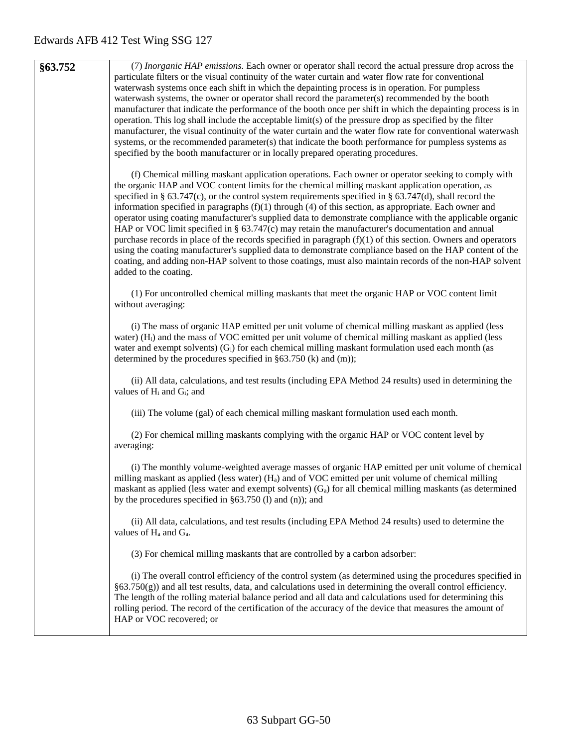| §63.752 | (7) *Inorganic HAP emissions.* Each owner or operator shall record the actual pressure drop across the particulate filters or the visual continuity of the water curtain and water flow rate for conventional waterwash systems once each shift in which the depainting process is in operation. For pumpless waterwash systems, the owner or operator shall record the parameter(s) recommended by the booth manufacturer that indicate the performance of the booth once per shift in which the depainting process is in operation. This log shall include the acceptable limit(s) of the pressure drop as specified by the filter manufacturer, the visual continuity of the water curtain and the water flow rate for conventional waterwash systems, or the recommended parameter(s) that indicate the booth performance for pumpless systems as specified by the booth manufacturer or in locally prepared operating procedures.<br><br>(f) Chemical milling maskant application operations. Each owner or operator seeking to comply with the organic HAP and VOC content limits for the chemical milling maskant application operation, as specified in § 63.747(c), or the control system requirements specified in § 63.747(d), shall record the information specified in paragraphs (f)(1) through (4) of this section, as appropriate. Each owner and operator using coating manufacturer's supplied data to demonstrate compliance with the applicable organic HAP or VOC limit specified in § 63.747(c) may retain the manufacturer's documentation and annual purchase records in place of the records specified in paragraph (f)(1) of this section. Owners and operators using the coating manufacturer's supplied data to demonstrate compliance based on the HAP content of the coating, and adding non-HAP solvent to those coatings, must also maintain records of the non-HAP solvent added to the coating.<br><br>(1) For uncontrolled chemical milling maskants that meet the organic HAP or VOC content limit without averaging:<br><br>(i) The mass of organic HAP emitted per unit volume of chemical milling maskant as applied (less water) ($H_i$) and the mass of VOC emitted per unit volume of chemical milling maskant as applied (less water and exempt solvents) ($G_i$) for each chemical milling maskant formulation used each month (as determined by the procedures specified in §63.750 (k) and (m));<br><br>(ii) All data, calculations, and test results (including EPA Method 24 results) used in determining the values of $H_i$ and $G_i$; and<br><br>(iii) The volume (gal) of each chemical milling maskant formulation used each month.<br><br>(2) For chemical milling maskants complying with the organic HAP or VOC content level by averaging:<br><br>(i) The monthly volume-weighted average masses of organic HAP emitted per unit volume of chemical milling maskant as applied (less water) ($H_a$) and of VOC emitted per unit volume of chemical milling maskant as applied (less water and exempt solvents) ($G_a$) for all chemical milling maskants (as determined by the procedures specified in §63.750 (l) and (n)); and<br><br>(ii) All data, calculations, and test results (including EPA Method 24 results) used to determine the values of $H_a$ and $G_a$.<br><br>(3) For chemical milling maskants that are controlled by a carbon adsorber:<br><br>(i) The overall control efficiency of the control system (as determined using the procedures specified in §63.750(g)) and all test results, data, and calculations used in determining the overall control efficiency. The length of the rolling material balance period and all data and calculations used for determining this rolling period. The record of the certification of the accuracy of the device that measures the amount of HAP or VOC recovered; or |
|---|---|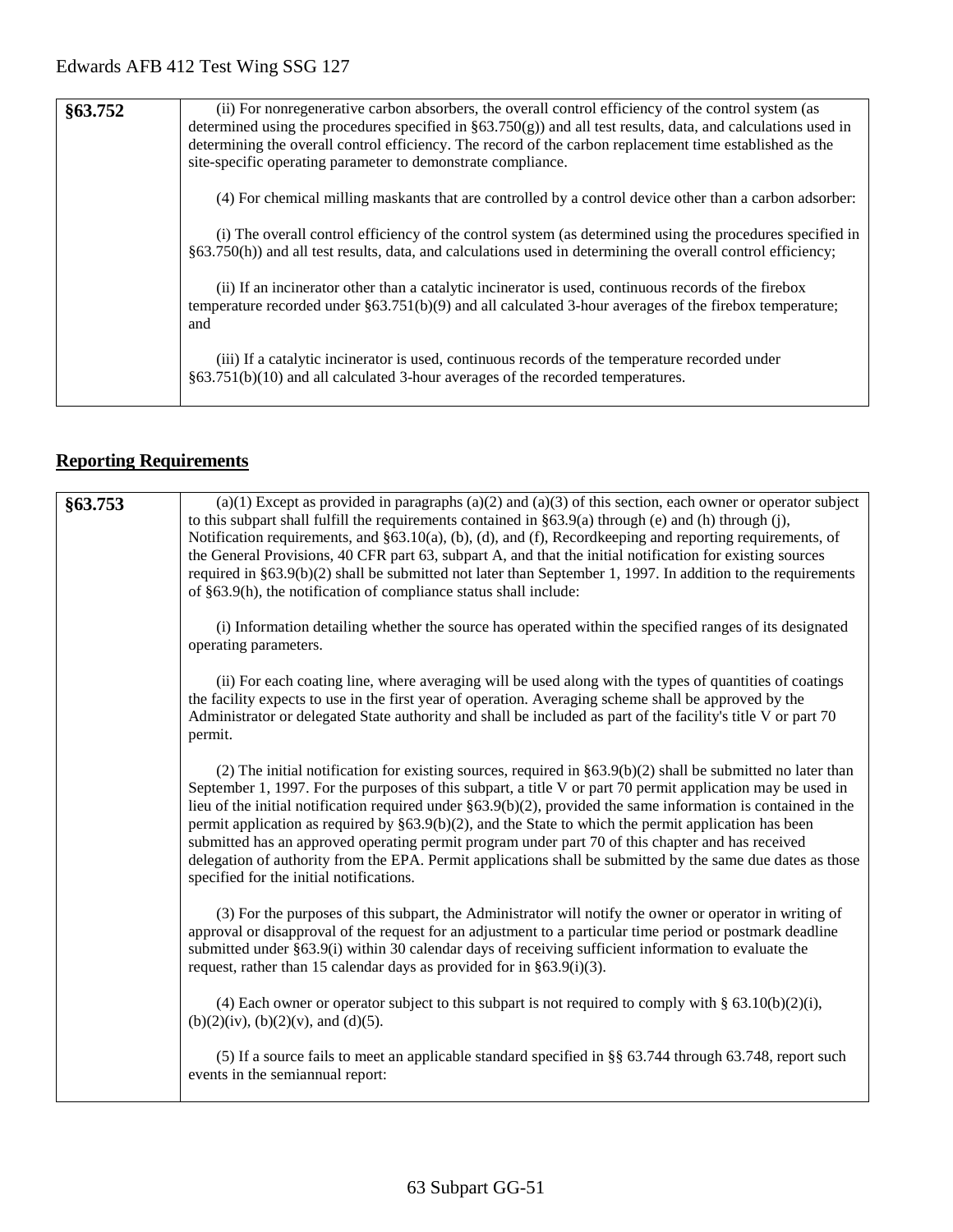| §63.752 | (ii) For nonregenerative carbon absorbers, the overall control efficiency of the control system (as determined using the procedures specified in §63.750(g)) and all test results, data, and calculations used in determining the overall control efficiency. The record of the carbon replacement time established as the site-specific operating parameter to demonstrate compliance.<br><br>(4) For chemical milling maskants that are controlled by a control device other than a carbon adsorber:<br><br>(i) The overall control efficiency of the control system (as determined using the procedures specified in §63.750(h)) and all test results, data, and calculations used in determining the overall control efficiency;<br><br>(ii) If an incinerator other than a catalytic incinerator is used, continuous records of the firebox temperature recorded under §63.751(b)(9) and all calculated 3-hour averages of the firebox temperature; and<br><br>(iii) If a catalytic incinerator is used, continuous records of the temperature recorded under §63.751(b)(10) and all calculated 3-hour averages of the recorded temperatures. |
|---|---|

## Reporting Requirements

| §63.753 | (a)(1) Except as provided in paragraphs (a)(2) and (a)(3) of this section, each owner or operator subject to this subpart shall fulfill the requirements contained in §63.9(a) through (e) and (h) through (j), Notification requirements, and §63.10(a), (b), (d), and (f), Recordkeeping and reporting requirements, of the General Provisions, 40 CFR part 63, subpart A, and that the initial notification for existing sources required in §63.9(b)(2) shall be submitted not later than September 1, 1997. In addition to the requirements of §63.9(h), the notification of compliance status shall include:<br><br>(i) Information detailing whether the source has operated within the specified ranges of its designated operating parameters.<br><br>(ii) For each coating line, where averaging will be used along with the types of quantities of coatings the facility expects to use in the first year of operation. Averaging scheme shall be approved by the Administrator or delegated State authority and shall be included as part of the facility's title V or part 70 permit.<br><br>(2) The initial notification for existing sources, required in §63.9(b)(2) shall be submitted no later than September 1, 1997. For the purposes of this subpart, a title V or part 70 permit application may be used in lieu of the initial notification required under §63.9(b)(2), provided the same information is contained in the permit application as required by §63.9(b)(2), and the State to which the permit application has been submitted has an approved operating permit program under part 70 of this chapter and has received delegation of authority from the EPA. Permit applications shall be submitted by the same due dates as those specified for the initial notifications.<br><br>(3) For the purposes of this subpart, the Administrator will notify the owner or operator in writing of approval or disapproval of the request for an adjustment to a particular time period or postmark deadline submitted under §63.9(i) within 30 calendar days of receiving sufficient information to evaluate the request, rather than 15 calendar days as provided for in §63.9(i)(3).<br><br>(4) Each owner or operator subject to this subpart is not required to comply with § 63.10(b)(2)(i), (b)(2)(iv), (b)(2)(v), and (d)(5).<br><br>(5) If a source fails to meet an applicable standard specified in §§ 63.744 through 63.748, report such events in the semiannual report: |
|---|---|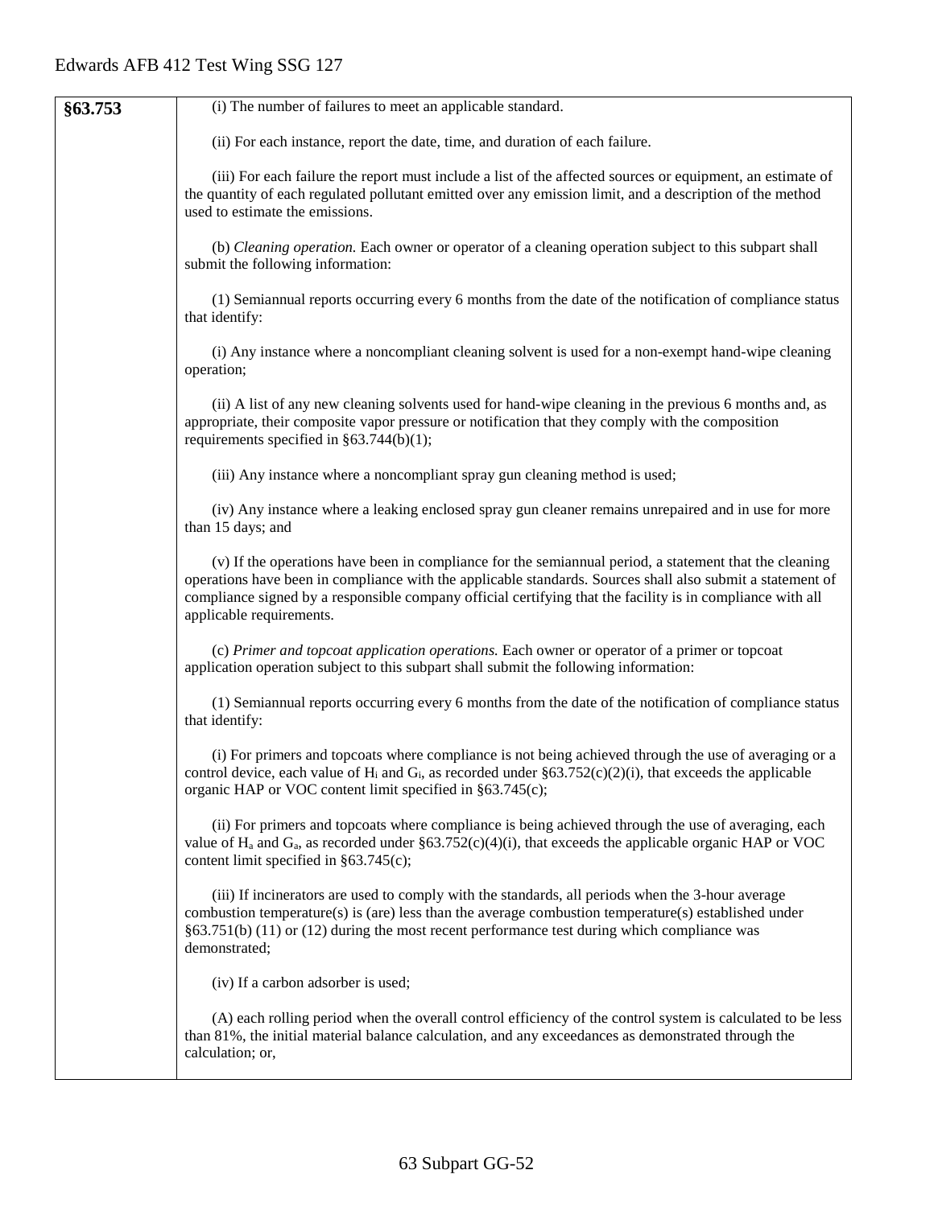| §63.753 | (i) The number of failures to meet an applicable standard.<br><br>(ii) For each instance, report the date, time, and duration of each failure.<br><br>(iii) For each failure the report must include a list of the affected sources or equipment, an estimate of the quantity of each regulated pollutant emitted over any emission limit, and a description of the method used to estimate the emissions.<br><br>(b) *Cleaning operation.* Each owner or operator of a cleaning operation subject to this subpart shall submit the following information:<br><br>(1) Semiannual reports occurring every 6 months from the date of the notification of compliance status that identify:<br><br>(i) Any instance where a noncompliant cleaning solvent is used for a non-exempt hand-wipe cleaning operation;<br><br>(ii) A list of any new cleaning solvents used for hand-wipe cleaning in the previous 6 months and, as appropriate, their composite vapor pressure or notification that they comply with the composition requirements specified in §63.744(b)(1);<br><br>(iii) Any instance where a noncompliant spray gun cleaning method is used;<br><br>(iv) Any instance where a leaking enclosed spray gun cleaner remains unrepaired and in use for more than 15 days; and<br><br>(v) If the operations have been in compliance for the semiannual period, a statement that the cleaning operations have been in compliance with the applicable standards. Sources shall also submit a statement of compliance signed by a responsible company official certifying that the facility is in compliance with all applicable requirements.<br><br>(c) *Primer and topcoat application operations.* Each owner or operator of a primer or topcoat application operation subject to this subpart shall submit the following information:<br><br>(1) Semiannual reports occurring every 6 months from the date of the notification of compliance status that identify:<br><br>(i) For primers and topcoats where compliance is not being achieved through the use of averaging or a control device, each value of $H_i$ and $G_i$, as recorded under §63.752(c)(2)(i), that exceeds the applicable organic HAP or VOC content limit specified in §63.745(c);<br><br>(ii) For primers and topcoats where compliance is being achieved through the use of averaging, each value of $H_a$ and $G_a$, as recorded under §63.752(c)(4)(i), that exceeds the applicable organic HAP or VOC content limit specified in §63.745(c);<br><br>(iii) If incinerators are used to comply with the standards, all periods when the 3-hour average combustion temperature(s) is (are) less than the average combustion temperature(s) established under §63.751(b) (11) or (12) during the most recent performance test during which compliance was demonstrated;<br><br>(iv) If a carbon adsorber is used;<br><br>(A) each rolling period when the overall control efficiency of the control system is calculated to be less than 81%, the initial material balance calculation, and any exceedances as demonstrated through the calculation; or, |
|---|---|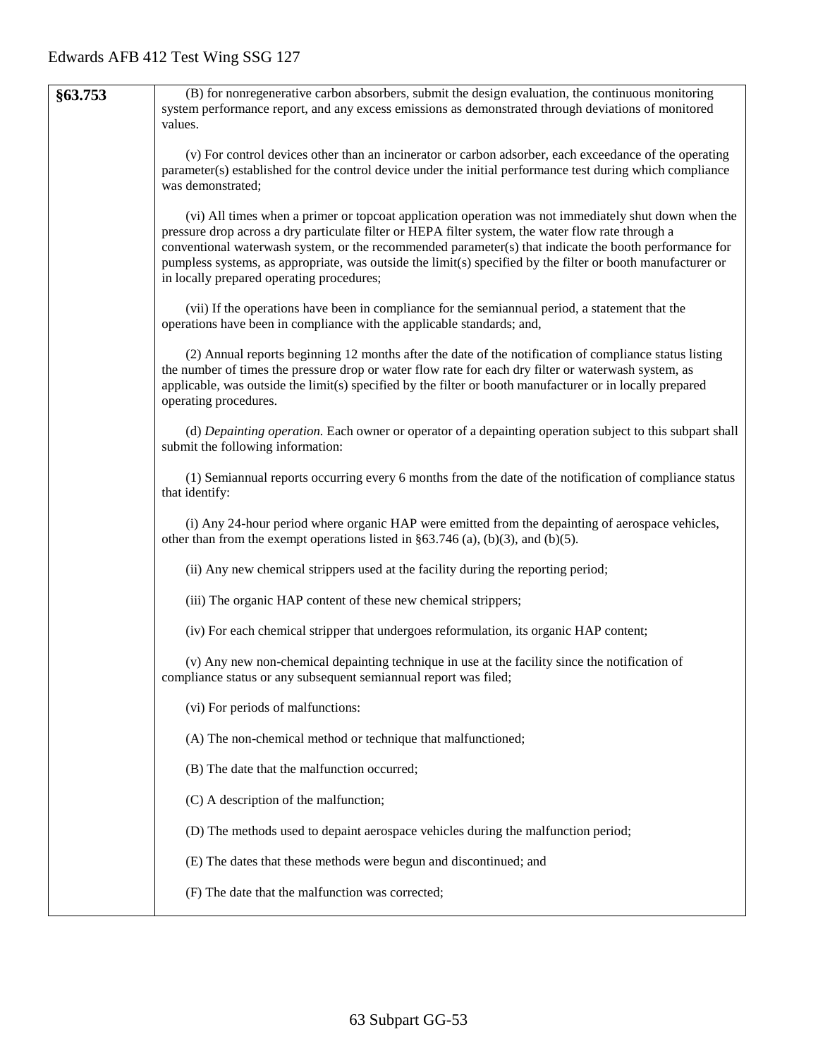| §63.753 | (B) for nonregenerative carbon absorbers, submit the design evaluation, the continuous monitoring system performance report, and any excess emissions as demonstrated through deviations of monitored values.<br><br>(v) For control devices other than an incinerator or carbon adsorber, each exceedance of the operating parameter(s) established for the control device under the initial performance test during which compliance was demonstrated;<br><br>(vi) All times when a primer or topcoat application operation was not immediately shut down when the pressure drop across a dry particulate filter or HEPA filter system, the water flow rate through a conventional waterwash system, or the recommended parameter(s) that indicate the booth performance for pumpless systems, as appropriate, was outside the limit(s) specified by the filter or booth manufacturer or in locally prepared operating procedures;<br><br>(vii) If the operations have been in compliance for the semiannual period, a statement that the operations have been in compliance with the applicable standards; and,<br><br>(2) Annual reports beginning 12 months after the date of the notification of compliance status listing the number of times the pressure drop or water flow rate for each dry filter or waterwash system, as applicable, was outside the limit(s) specified by the filter or booth manufacturer or in locally prepared operating procedures.<br><br>(d) *Depainting operation.* Each owner or operator of a depainting operation subject to this subpart shall submit the following information:<br><br>(1) Semiannual reports occurring every 6 months from the date of the notification of compliance status that identify:<br><br>(i) Any 24-hour period where organic HAP were emitted from the depainting of aerospace vehicles, other than from the exempt operations listed in §63.746 (a), (b)(3), and (b)(5).<br><br>(ii) Any new chemical strippers used at the facility during the reporting period;<br><br>(iii) The organic HAP content of these new chemical strippers;<br><br>(iv) For each chemical stripper that undergoes reformulation, its organic HAP content;<br><br>(v) Any new non-chemical depainting technique in use at the facility since the notification of compliance status or any subsequent semiannual report was filed;<br><br>(vi) For periods of malfunctions:<br><br>(A) The non-chemical method or technique that malfunctioned;<br><br>(B) The date that the malfunction occurred;<br><br>(C) A description of the malfunction;<br><br>(D) The methods used to depaint aerospace vehicles during the malfunction period;<br><br>(E) The dates that these methods were begun and discontinued; and<br><br>(F) The date that the malfunction was corrected; |
|---|---|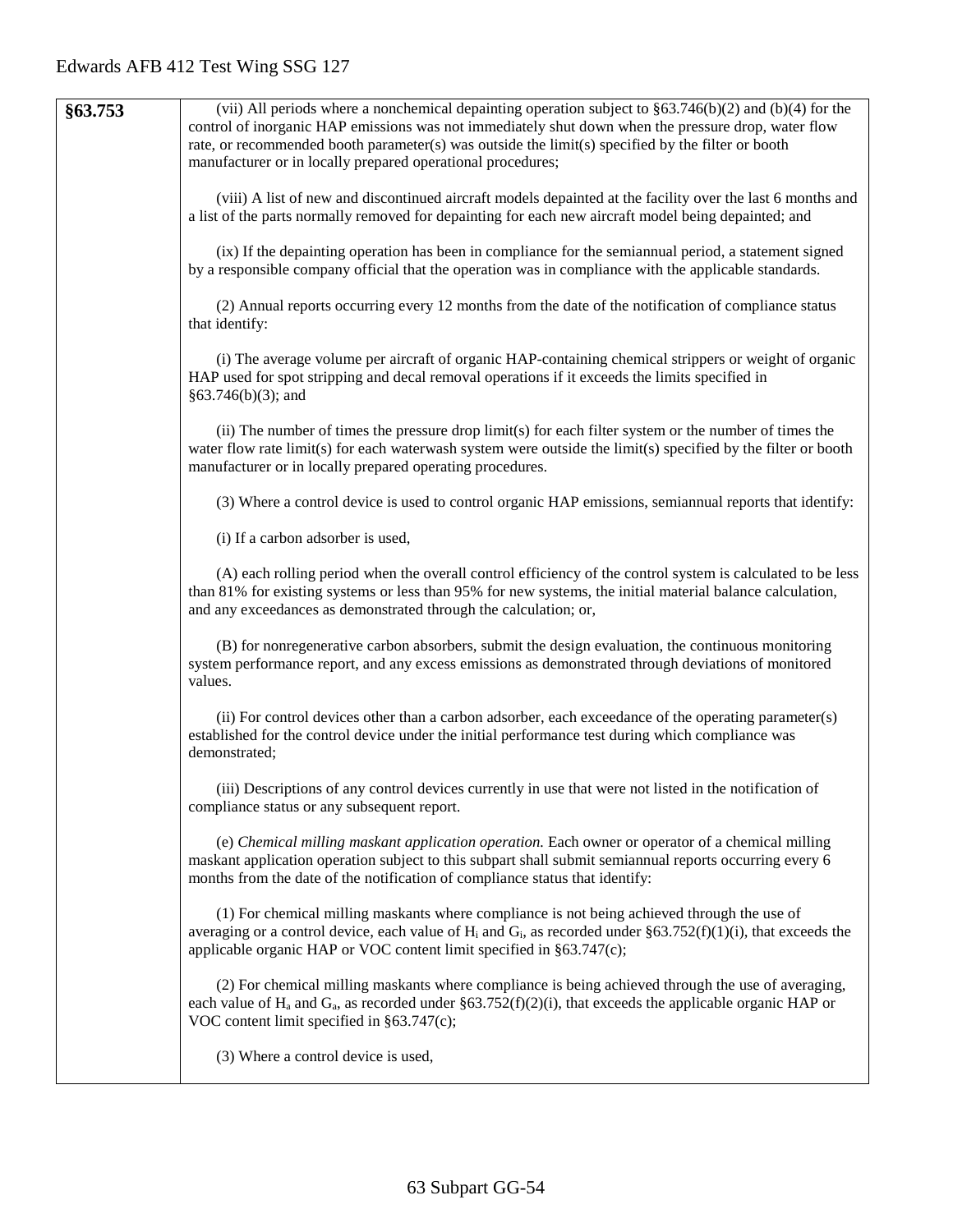| §63.753 | (vii) All periods where a nonchemical depainting operation subject to §63.746(b)(2) and (b)(4) for the control of inorganic HAP emissions was not immediately shut down when the pressure drop, water flow rate, or recommended booth parameter(s) was outside the limit(s) specified by the filter or booth manufacturer or in locally prepared operational procedures;<br><br>(viii) A list of new and discontinued aircraft models depainted at the facility over the last 6 months and a list of the parts normally removed for depainting for each new aircraft model being depainted; and<br><br>(ix) If the depainting operation has been in compliance for the semiannual period, a statement signed by a responsible company official that the operation was in compliance with the applicable standards.<br><br>(2) Annual reports occurring every 12 months from the date of the notification of compliance status that identify:<br><br>(i) The average volume per aircraft of organic HAP-containing chemical strippers or weight of organic HAP used for spot stripping and decal removal operations if it exceeds the limits specified in §63.746(b)(3); and<br><br>(ii) The number of times the pressure drop limit(s) for each filter system or the number of times the water flow rate limit(s) for each waterwash system were outside the limit(s) specified by the filter or booth manufacturer or in locally prepared operating procedures.<br><br>(3) Where a control device is used to control organic HAP emissions, semiannual reports that identify:<br><br>(i) If a carbon adsorber is used,<br><br>(A) each rolling period when the overall control efficiency of the control system is calculated to be less than 81% for existing systems or less than 95% for new systems, the initial material balance calculation, and any exceedances as demonstrated through the calculation; or,<br><br>(B) for nonregenerative carbon absorbers, submit the design evaluation, the continuous monitoring system performance report, and any excess emissions as demonstrated through deviations of monitored values.<br><br>(ii) For control devices other than a carbon adsorber, each exceedance of the operating parameter(s) established for the control device under the initial performance test during which compliance was demonstrated;<br><br>(iii) Descriptions of any control devices currently in use that were not listed in the notification of compliance status or any subsequent report.<br><br>(e) *Chemical milling maskant application operation.* Each owner or operator of a chemical milling maskant application operation subject to this subpart shall submit semiannual reports occurring every 6 months from the date of the notification of compliance status that identify:<br><br>(1) For chemical milling maskants where compliance is not being achieved through the use of averaging or a control device, each value of $H_i$ and $G_i$, as recorded under §63.752(f)(1)(i), that exceeds the applicable organic HAP or VOC content limit specified in §63.747(c);<br><br>(2) For chemical milling maskants where compliance is being achieved through the use of averaging, each value of $H_a$ and $G_a$, as recorded under §63.752(f)(2)(i), that exceeds the applicable organic HAP or VOC content limit specified in §63.747(c);<br><br>(3) Where a control device is used, |
|---|---|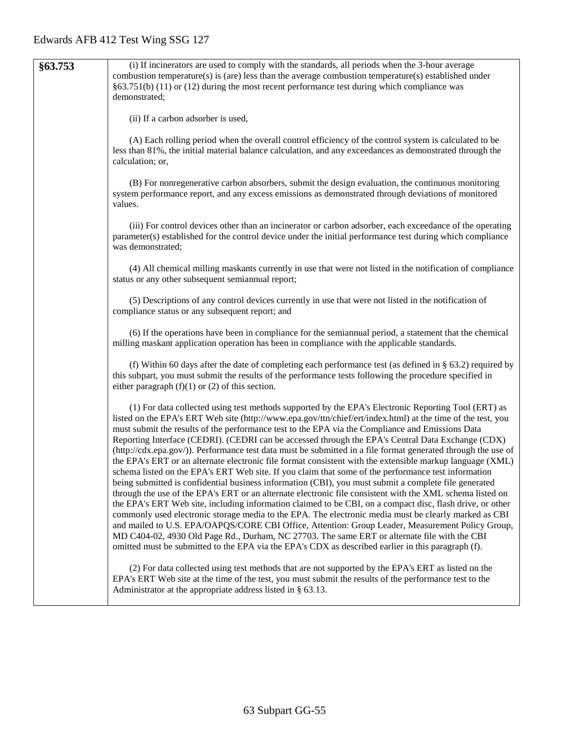| §63.753 | (i) If incinerators are used to comply with the standards, all periods when the 3-hour average combustion temperature(s) is (are) less than the average combustion temperature(s) established under §63.751(b) (11) or (12) during the most recent performance test during which compliance was demonstrated;<br><br>(ii) If a carbon adsorber is used,<br><br>(A) Each rolling period when the overall control efficiency of the control system is calculated to be less than 81%, the initial material balance calculation, and any exceedances as demonstrated through the calculation; or,<br><br>(B) For nonregenerative carbon absorbers, submit the design evaluation, the continuous monitoring system performance report, and any excess emissions as demonstrated through deviations of monitored values.<br><br>(iii) For control devices other than an incinerator or carbon adsorber, each exceedance of the operating parameter(s) established for the control device under the initial performance test during which compliance was demonstrated;<br><br>(4) All chemical milling maskants currently in use that were not listed in the notification of compliance status or any other subsequent semiannual report;<br><br>(5) Descriptions of any control devices currently in use that were not listed in the notification of compliance status or any subsequent report; and<br><br>(6) If the operations have been in compliance for the semiannual period, a statement that the chemical milling maskant application operation has been in compliance with the applicable standards.<br><br>(f) Within 60 days after the date of completing each performance test (as defined in § 63.2) required by this subpart, you must submit the results of the performance tests following the procedure specified in either paragraph (f)(1) or (2) of this section.<br><br>(1) For data collected using test methods supported by the EPA's Electronic Reporting Tool (ERT) as listed on the EPA's ERT Web site (http://www.epa.gov/ttn/chief/ert/index.html) at the time of the test, you must submit the results of the performance test to the EPA via the Compliance and Emissions Data Reporting Interface (CEDRI). (CEDRI can be accessed through the EPA's Central Data Exchange (CDX) (http://cdx.epa.gov/)). Performance test data must be submitted in a file format generated through the use of the EPA's ERT or an alternate electronic file format consistent with the extensible markup language (XML) schema listed on the EPA's ERT Web site. If you claim that some of the performance test information being submitted is confidential business information (CBI), you must submit a complete file generated through the use of the EPA's ERT or an alternate electronic file consistent with the XML schema listed on the EPA's ERT Web site, including information claimed to be CBI, on a compact disc, flash drive, or other commonly used electronic storage media to the EPA. The electronic media must be clearly marked as CBI and mailed to U.S. EPA/OAPQS/CORE CBI Office, Attention: Group Leader, Measurement Policy Group, MD C404-02, 4930 Old Page Rd., Durham, NC 27703. The same ERT or alternate file with the CBI omitted must be submitted to the EPA via the EPA's CDX as described earlier in this paragraph (f).<br><br>(2) For data collected using test methods that are not supported by the EPA's ERT as listed on the EPA's ERT Web site at the time of the test, you must submit the results of the performance test to the Administrator at the appropriate address listed in § 63.13. |
|---|---|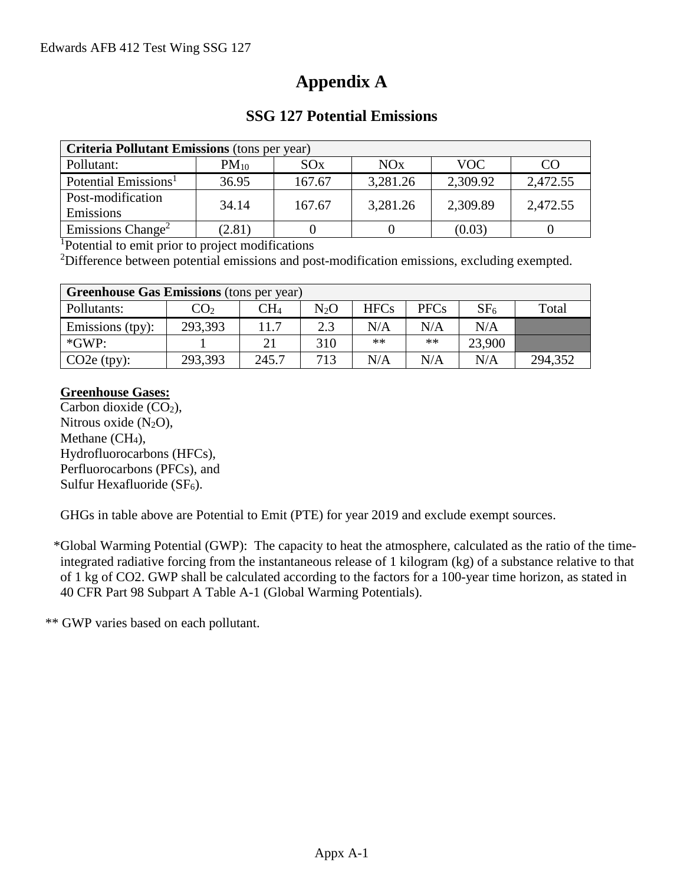# Appendix A

## SSG 127 Potential Emissions

| Criteria Pollutant Emissions (tons per year) | | | | | |
|---|---|---|---|---|---|
| Pollutant: | $PM_{10}$ | SOx | NOx | VOC | CO |
| Potential Emissions[1] | 36.95 | 167.67 | 3,281.26 | 2,309.92 | 2,472.55 |
| Post-modification Emissions | 34.14 | 167.67 | 3,281.26 | 2,309.89 | 2,472.55 |
| Emissions Change[2] | (2.81) | 0 | 0 | (0.03) | 0 |

[1]Potential to emit prior to project modifications

[2]Difference between potential emissions and post-modification emissions, excluding exempted.

| Greenhouse Gas Emissions (tons per year) | | | | | | | |
|---|---|---|---|---|---|---|---|
| Pollutants: | $CO_2$ | $CH_4$ | $N_2O$ | HFCs | PFCs | $SF_6$ | Total |
| Emissions (tpy): | 293,393 | 11.7 | 2.3 | N/A | N/A | N/A | |
| *GWP: | 1 | 21 | 310 | ** | ** | 23,900 | |
| CO2e (tpy): | 293,393 | 245.7 | 713 | N/A | N/A | N/A | 294,352 |

**Greenhouse Gases:**

Carbon dioxide ($CO_2$),
Nitrous oxide ($N_2O$),
Methane ($CH_4$),
Hydrofluorocarbons (HFCs),
Perfluorocarbons (PFCs), and
Sulfur Hexafluoride ($SF_6$).

GHGs in table above are Potential to Emit (PTE) for year 2019 and exclude exempt sources.

*Global Warming Potential (GWP): The capacity to heat the atmosphere, calculated as the ratio of the time-integrated radiative forcing from the instantaneous release of 1 kilogram (kg) of a substance relative to that of 1 kg of CO2. GWP shall be calculated according to the factors for a 100-year time horizon, as stated in 40 CFR Part 98 Subpart A Table A-1 (Global Warming Potentials).

** GWP varies based on each pollutant.